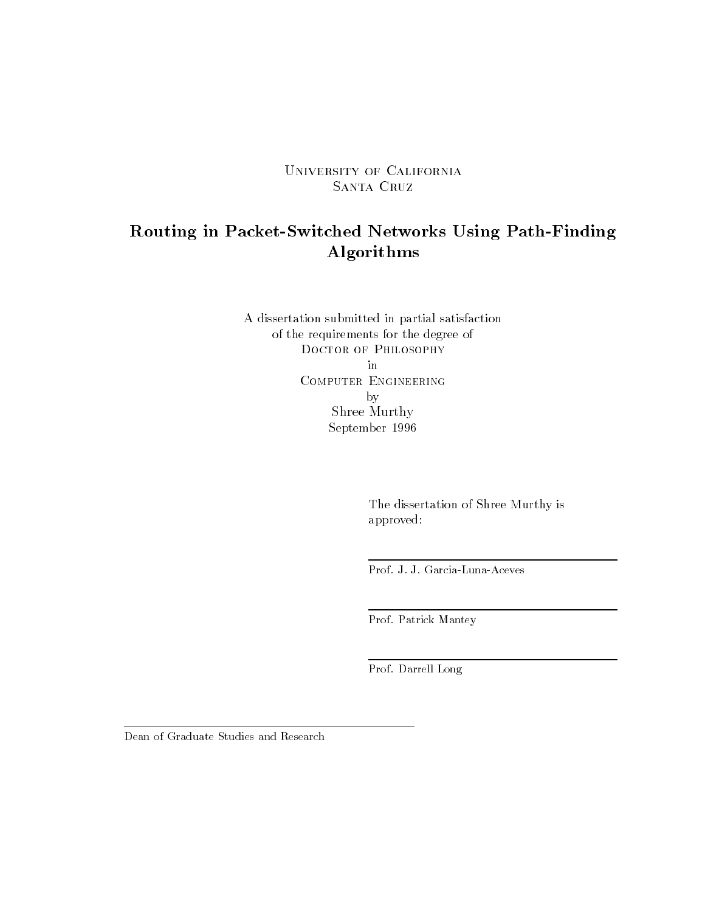University of California
Santa Cruz

# Routing in Packet-Switched Networks Using Path-Finding Algorithms

A dissertation submitted in partial satisfaction
of the requirements for the degree of
Doctor of Philosophy
in
Computer Engineering
by
Shree Murthy
September 1996

The dissertation of Shree Murthy is
approved:

Prof. J. J. Garcia-Luna-Aceves

Prof. Patrick Mantey

Prof. Darrell Long

Dean of Graduate Studies and Research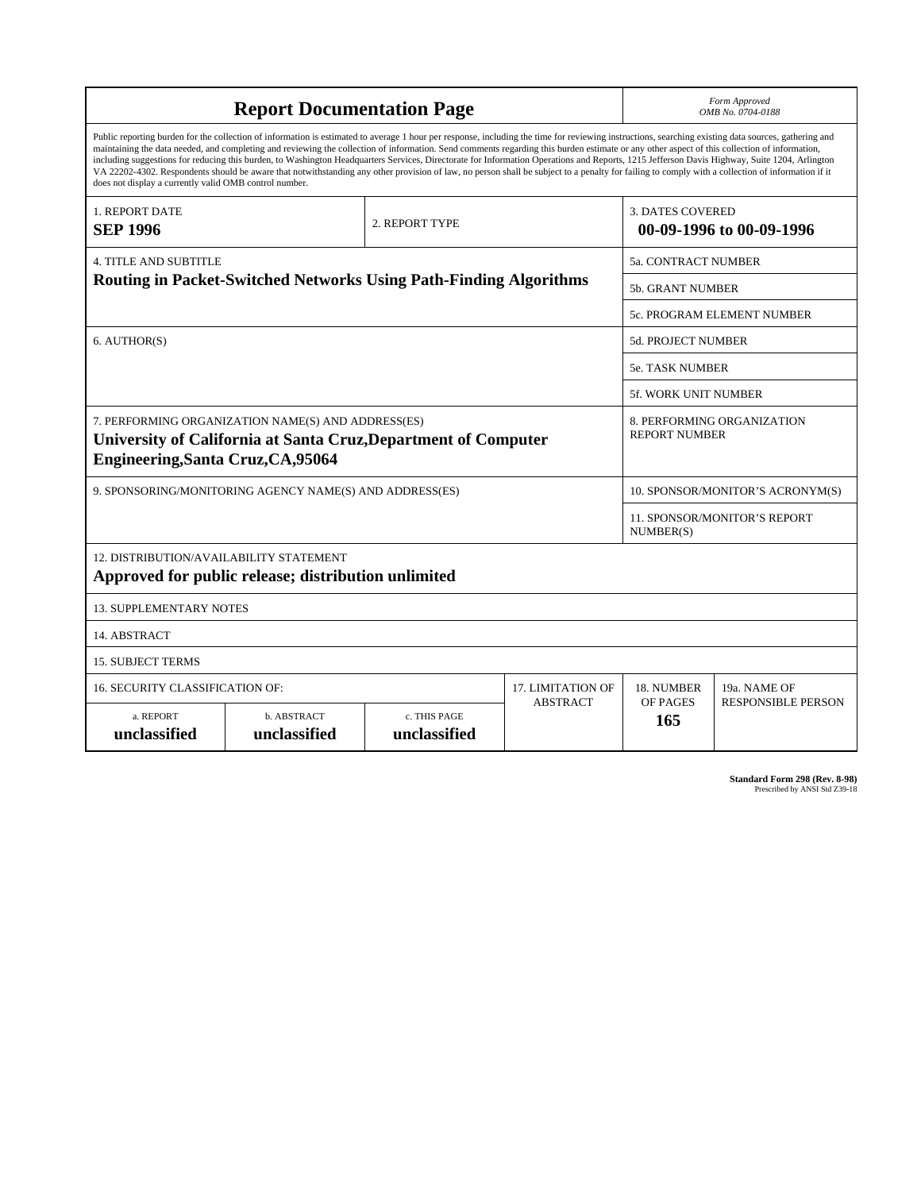# Report Documentation Page

*Form Approved*
*OMB No. 0704-0188*

Public reporting burden for the collection of information is estimated to average 1 hour per response, including the time for reviewing instructions, searching existing data sources, gathering and maintaining the data needed, and completing and reviewing the collection of information. Send comments regarding this burden estimate or any other aspect of this collection of information, including suggestions for reducing this burden, to Washington Headquarters Services, Directorate for Information Operations and Reports, 1215 Jefferson Davis Highway, Suite 1204, Arlington VA 22202-4302. Respondents should be aware that notwithstanding any other provision of law, no person shall be subject to a penalty for failing to comply with a collection of information if it does not display a currently valid OMB control number.

| | | |
|---|---|---|
| 1. REPORT DATE<br>**SEP 1996** | 2. REPORT TYPE | 3. DATES COVERED<br>**00-09-1996 to 00-09-1996** |

| | |
|---|---|
| 4. TITLE AND SUBTITLE<br>**Routing in Packet-Switched Networks Using Path-Finding Algorithms** | 5a. CONTRACT NUMBER |
| | 5b. GRANT NUMBER |
| | 5c. PROGRAM ELEMENT NUMBER |
| 6. AUTHOR(S) | 5d. PROJECT NUMBER |
| | 5e. TASK NUMBER |
| | 5f. WORK UNIT NUMBER |
| 7. PERFORMING ORGANIZATION NAME(S) AND ADDRESS(ES)<br>**University of California at Santa Cruz,Department of Computer Engineering,Santa Cruz,CA,95064** | 8. PERFORMING ORGANIZATION REPORT NUMBER |
| 9. SPONSORING/MONITORING AGENCY NAME(S) AND ADDRESS(ES) | 10. SPONSOR/MONITOR'S ACRONYM(S) |
| | 11. SPONSOR/MONITOR'S REPORT NUMBER(S) |

12. DISTRIBUTION/AVAILABILITY STATEMENT
**Approved for public release; distribution unlimited**

13. SUPPLEMENTARY NOTES

14. ABSTRACT

15. SUBJECT TERMS

| 16. SECURITY CLASSIFICATION OF: | | | 17. LIMITATION OF ABSTRACT | 18. NUMBER OF PAGES | 19a. NAME OF RESPONSIBLE PERSON |
|---|---|---|---|---|---|
| a. REPORT<br>**unclassified** | b. ABSTRACT<br>**unclassified** | c. THIS PAGE<br>**unclassified** | | **165** | |

**Standard Form 298 (Rev. 8-98)**
Prescribed by ANSI Std Z39-18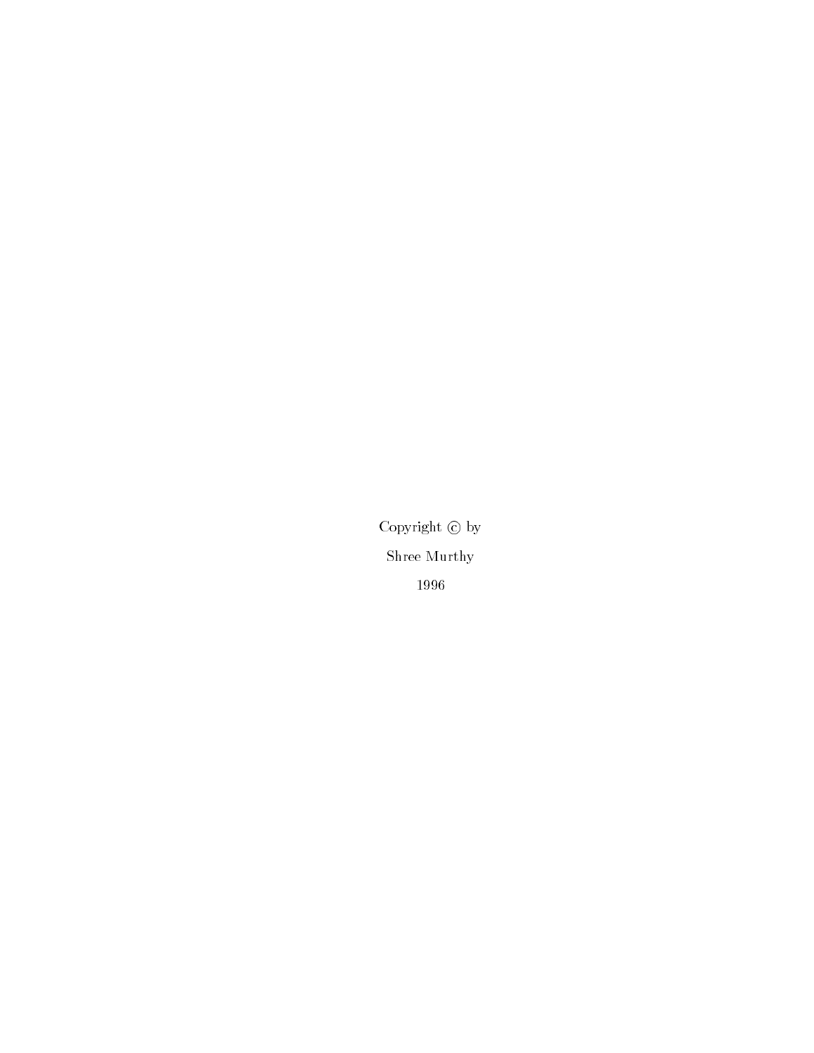Copyright © by

Shree Murthy

1996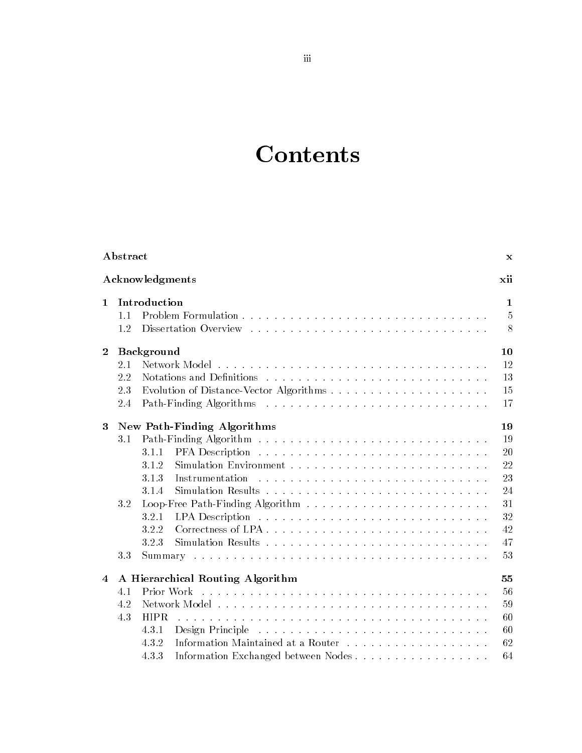# Contents

| | | |
|---|---|---|
| **Abstract** | | **x** |
| **Acknowledgments** | | **xii** |
| **1** | **Introduction** | **1** |
| 1.1 | Problem Formulation | 5 |
| 1.2 | Dissertation Overview | 8 |
| **2** | **Background** | **10** |
| 2.1 | Network Model | 12 |
| 2.2 | Notations and Definitions | 13 |
| 2.3 | Evolution of Distance-Vector Algorithms | 15 |
| 2.4 | Path-Finding Algorithms | 17 |
| **3** | **New Path-Finding Algorithms** | **19** |
| 3.1 | Path-Finding Algorithm | 19 |
| 3.1.1 | PFA Description | 20 |
| 3.1.2 | Simulation Environment | 22 |
| 3.1.3 | Instrumentation | 23 |
| 3.1.4 | Simulation Results | 24 |
| 3.2 | Loop-Free Path-Finding Algorithm | 31 |
| 3.2.1 | LPA Description | 32 |
| 3.2.2 | Correctness of LPA | 42 |
| 3.2.3 | Simulation Results | 47 |
| 3.3 | Summary | 53 |
| **4** | **A Hierarchical Routing Algorithm** | **55** |
| 4.1 | Prior Work | 56 |
| 4.2 | Network Model | 59 |
| 4.3 | HIPR | 60 |
| 4.3.1 | Design Principle | 60 |
| 4.3.2 | Information Maintained at a Router | 62 |
| 4.3.3 | Information Exchanged between Nodes | 64 |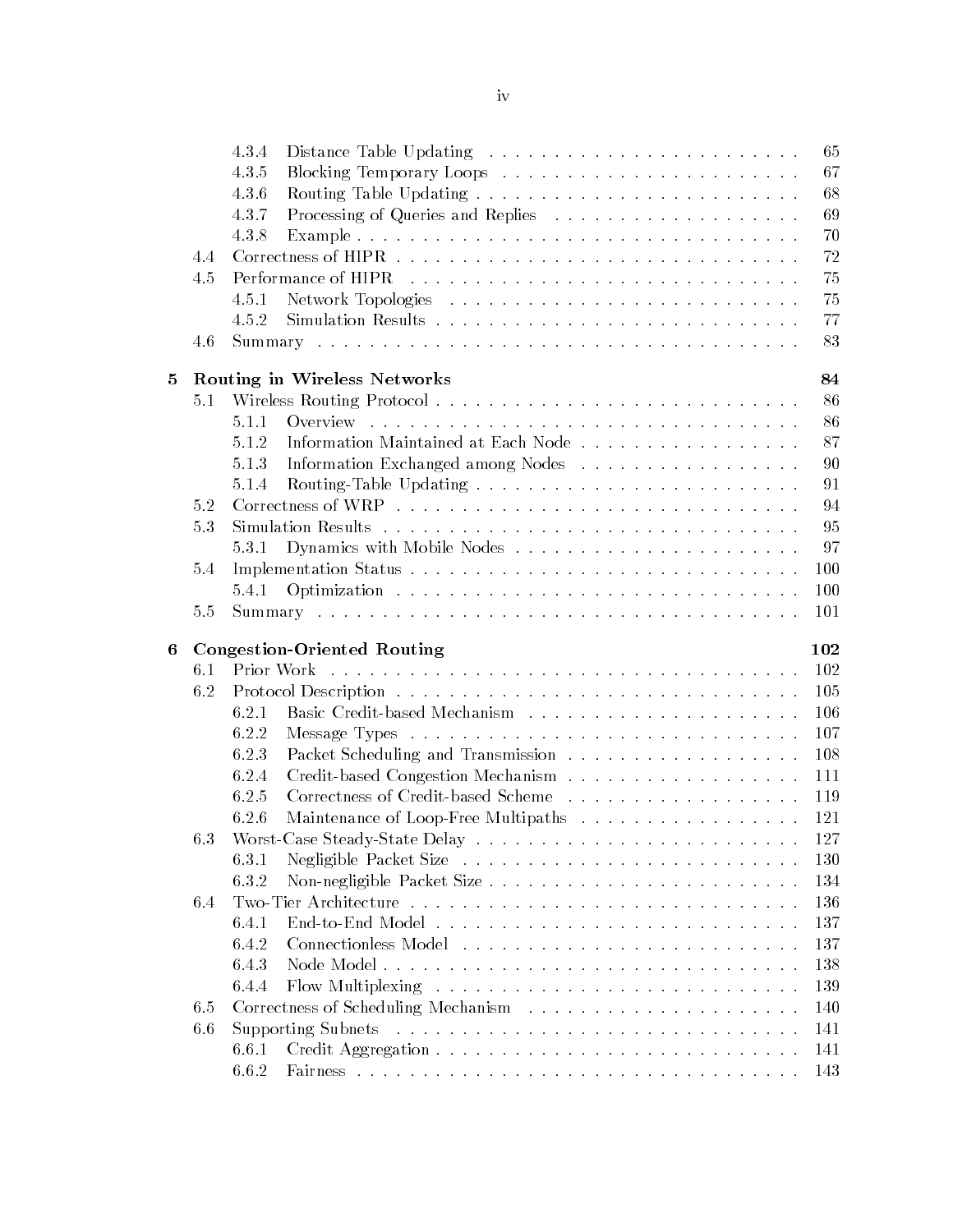| | | | |
|---|---|---|---|
| | 4.3.4 | Distance Table Updating | 65 |
| | 4.3.5 | Blocking Temporary Loops | 67 |
| | 4.3.6 | Routing Table Updating | 68 |
| | 4.3.7 | Processing of Queries and Replies | 69 |
| | 4.3.8 | Example | 70 |
| 4.4 | Correctness of HIPR | | 72 |
| 4.5 | Performance of HIPR | | 75 |
| | 4.5.1 | Network Topologies | 75 |
| | 4.5.2 | Simulation Results | 77 |
| 4.6 | Summary | | 83 |
| **5** | **Routing in Wireless Networks** | | **84** |
| 5.1 | Wireless Routing Protocol | | 86 |
| | 5.1.1 | Overview | 86 |
| | 5.1.2 | Information Maintained at Each Node | 87 |
| | 5.1.3 | Information Exchanged among Nodes | 90 |
| | 5.1.4 | Routing-Table Updating | 91 |
| 5.2 | Correctness of WRP | | 94 |
| 5.3 | Simulation Results | | 95 |
| | 5.3.1 | Dynamics with Mobile Nodes | 97 |
| 5.4 | Implementation Status | | 100 |
| | 5.4.1 | Optimization | 100 |
| 5.5 | Summary | | 101 |
| **6** | **Congestion-Oriented Routing** | | **102** |
| 6.1 | Prior Work | | 102 |
| 6.2 | Protocol Description | | 105 |
| | 6.2.1 | Basic Credit-based Mechanism | 106 |
| | 6.2.2 | Message Types | 107 |
| | 6.2.3 | Packet Scheduling and Transmission | 108 |
| | 6.2.4 | Credit-based Congestion Mechanism | 111 |
| | 6.2.5 | Correctness of Credit-based Scheme | 119 |
| | 6.2.6 | Maintenance of Loop-Free Multipaths | 121 |
| 6.3 | Worst-Case Steady-State Delay | | 127 |
| | 6.3.1 | Negligible Packet Size | 130 |
| | 6.3.2 | Non-negligible Packet Size | 134 |
| 6.4 | Two-Tier Architecture | | 136 |
| | 6.4.1 | End-to-End Model | 137 |
| | 6.4.2 | Connectionless Model | 137 |
| | 6.4.3 | Node Model | 138 |
| | 6.4.4 | Flow Multiplexing | 139 |
| 6.5 | Correctness of Scheduling Mechanism | | 140 |
| 6.6 | Supporting Subnets | | 141 |
| | 6.6.1 | Credit Aggregation | 141 |
| | 6.6.2 | Fairness | 143 |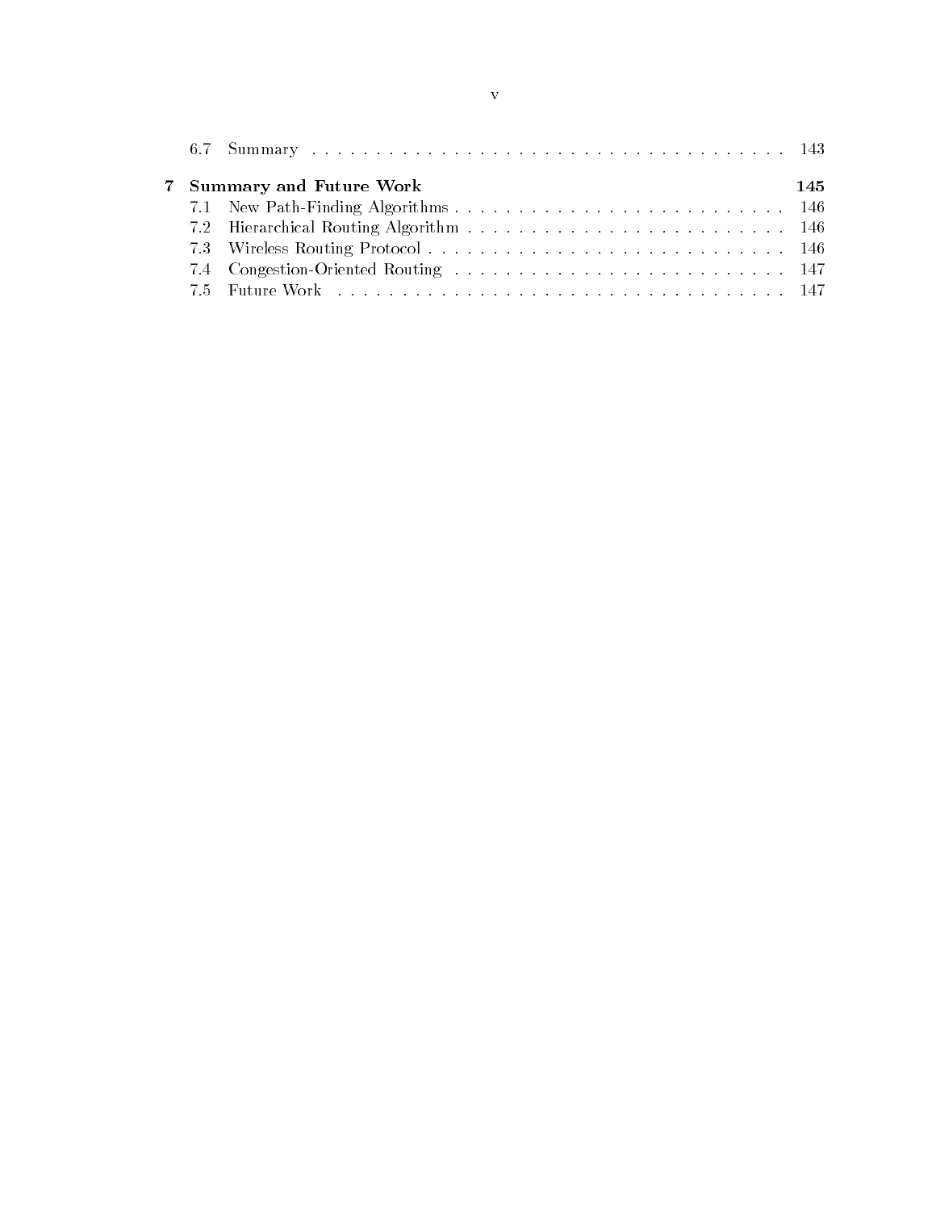6.7 Summary . . . . . . . . . . . . . . . . . . . . . . . . . . . . . . . . . . . . 143

**7 Summary and Future Work** **145**

7.1 New Path-Finding Algorithms . . . . . . . . . . . . . . . . . . . . . . . . . . 146

7.2 Hierarchical Routing Algorithm . . . . . . . . . . . . . . . . . . . . . . . . . 146

7.3 Wireless Routing Protocol . . . . . . . . . . . . . . . . . . . . . . . . . . . . 146

7.4 Congestion-Oriented Routing . . . . . . . . . . . . . . . . . . . . . . . . . . 147

7.5 Future Work . . . . . . . . . . . . . . . . . . . . . . . . . . . . . . . . . . 147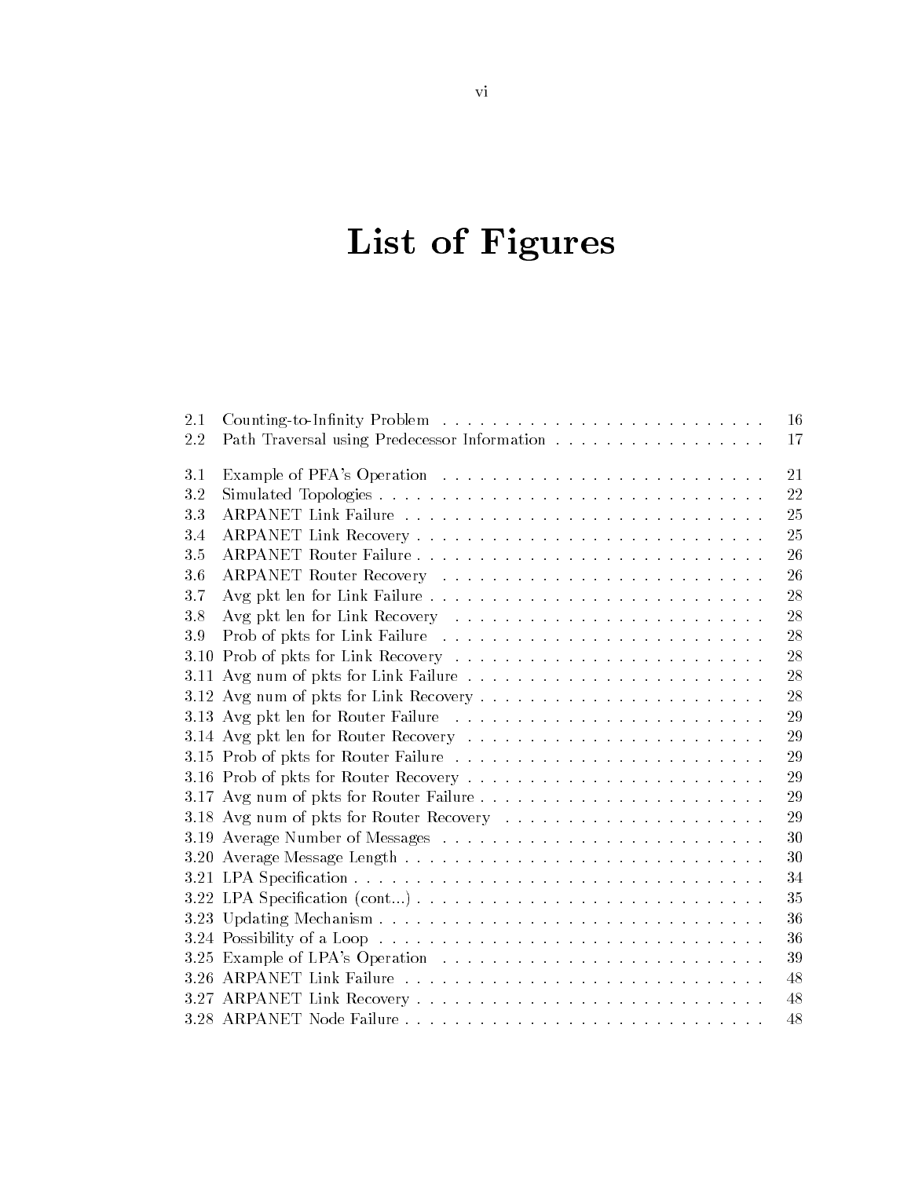# List of Figures

| | | |
|---|---|---|
| 2.1 | Counting-to-Infinity Problem | 16 |
| 2.2 | Path Traversal using Predecessor Information | 17 |
| 3.1 | Example of PFA's Operation | 21 |
| 3.2 | Simulated Topologies | 22 |
| 3.3 | ARPANET Link Failure | 25 |
| 3.4 | ARPANET Link Recovery | 25 |
| 3.5 | ARPANET Router Failure | 26 |
| 3.6 | ARPANET Router Recovery | 26 |
| 3.7 | Avg pkt len for Link Failure | 28 |
| 3.8 | Avg pkt len for Link Recovery | 28 |
| 3.9 | Prob of pkts for Link Failure | 28 |
| 3.10 | Prob of pkts for Link Recovery | 28 |
| 3.11 | Avg num of pkts for Link Failure | 28 |
| 3.12 | Avg num of pkts for Link Recovery | 28 |
| 3.13 | Avg pkt len for Router Failure | 29 |
| 3.14 | Avg pkt len for Router Recovery | 29 |
| 3.15 | Prob of pkts for Router Failure | 29 |
| 3.16 | Prob of pkts for Router Recovery | 29 |
| 3.17 | Avg num of pkts for Router Failure | 29 |
| 3.18 | Avg num of pkts for Router Recovery | 29 |
| 3.19 | Average Number of Messages | 30 |
| 3.20 | Average Message Length | 30 |
| 3.21 | LPA Specification | 34 |
| 3.22 | LPA Specification (cont...) | 35 |
| 3.23 | Updating Mechanism | 36 |
| 3.24 | Possibility of a Loop | 36 |
| 3.25 | Example of LPA's Operation | 39 |
| 3.26 | ARPANET Link Failure | 48 |
| 3.27 | ARPANET Link Recovery | 48 |
| 3.28 | ARPANET Node Failure | 48 |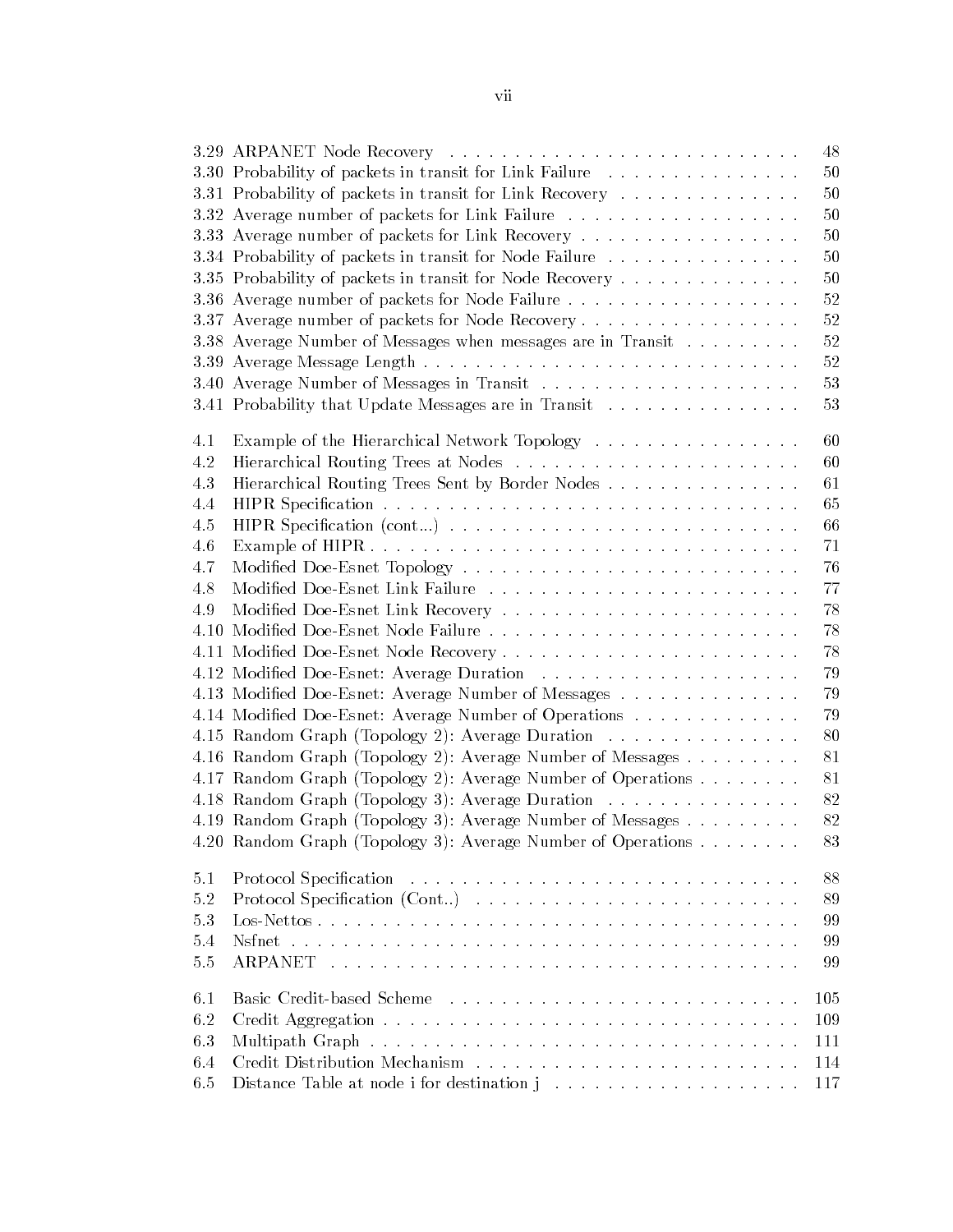3.29 ARPANET Node Recovery . . . . . . . . . . . . . . . . . . . . . . . . . . 48
3.30 Probability of packets in transit for Link Failure . . . . . . . . . . . . . . . 50
3.31 Probability of packets in transit for Link Recovery . . . . . . . . . . . . . . 50
3.32 Average number of packets for Link Failure . . . . . . . . . . . . . . . . . . 50
3.33 Average number of packets for Link Recovery . . . . . . . . . . . . . . . . . 50
3.34 Probability of packets in transit for Node Failure . . . . . . . . . . . . . . . 50
3.35 Probability of packets in transit for Node Recovery . . . . . . . . . . . . . . 50
3.36 Average number of packets for Node Failure . . . . . . . . . . . . . . . . . . 52
3.37 Average number of packets for Node Recovery . . . . . . . . . . . . . . . . . 52
3.38 Average Number of Messages when messages are in Transit . . . . . . . . . 52
3.39 Average Message Length . . . . . . . . . . . . . . . . . . . . . . . . . . . . 52
3.40 Average Number of Messages in Transit . . . . . . . . . . . . . . . . . . . . 53
3.41 Probability that Update Messages are in Transit . . . . . . . . . . . . . . . 53

4.1 Example of the Hierarchical Network Topology . . . . . . . . . . . . . . . . 60
4.2 Hierarchical Routing Trees at Nodes . . . . . . . . . . . . . . . . . . . . . . 60
4.3 Hierarchical Routing Trees Sent by Border Nodes . . . . . . . . . . . . . . . 61
4.4 HIPR Specification . . . . . . . . . . . . . . . . . . . . . . . . . . . . . . . 65
4.5 HIPR Specification (cont...) . . . . . . . . . . . . . . . . . . . . . . . . . . 66
4.6 Example of HIPR . . . . . . . . . . . . . . . . . . . . . . . . . . . . . . . . 71
4.7 Modified Doe-Esnet Topology . . . . . . . . . . . . . . . . . . . . . . . . . 76
4.8 Modified Doe-Esnet Link Failure . . . . . . . . . . . . . . . . . . . . . . . . 77
4.9 Modified Doe-Esnet Link Recovery . . . . . . . . . . . . . . . . . . . . . . . 78
4.10 Modified Doe-Esnet Node Failure . . . . . . . . . . . . . . . . . . . . . . . . 78
4.11 Modified Doe-Esnet Node Recovery . . . . . . . . . . . . . . . . . . . . . . . 78
4.12 Modified Doe-Esnet: Average Duration . . . . . . . . . . . . . . . . . . . . 79
4.13 Modified Doe-Esnet: Average Number of Messages . . . . . . . . . . . . . . 79
4.14 Modified Doe-Esnet: Average Number of Operations . . . . . . . . . . . . . 79
4.15 Random Graph (Topology 2): Average Duration . . . . . . . . . . . . . . . 80
4.16 Random Graph (Topology 2): Average Number of Messages . . . . . . . . . 81
4.17 Random Graph (Topology 2): Average Number of Operations . . . . . . . . 81
4.18 Random Graph (Topology 3): Average Duration . . . . . . . . . . . . . . . 82
4.19 Random Graph (Topology 3): Average Number of Messages . . . . . . . . . 82
4.20 Random Graph (Topology 3): Average Number of Operations . . . . . . . . 83

5.1 Protocol Specification . . . . . . . . . . . . . . . . . . . . . . . . . . . . . 88
5.2 Protocol Specification (Cont..) . . . . . . . . . . . . . . . . . . . . . . . . . 89
5.3 Los-Nettos . . . . . . . . . . . . . . . . . . . . . . . . . . . . . . . . . . . 99
5.4 Nsfnet . . . . . . . . . . . . . . . . . . . . . . . . . . . . . . . . . . . . . 99
5.5 ARPANET . . . . . . . . . . . . . . . . . . . . . . . . . . . . . . . . . . . 99

6.1 Basic Credit-based Scheme . . . . . . . . . . . . . . . . . . . . . . . . . . . 105
6.2 Credit Aggregation . . . . . . . . . . . . . . . . . . . . . . . . . . . . . . . 109
6.3 Multipath Graph . . . . . . . . . . . . . . . . . . . . . . . . . . . . . . . . 111
6.4 Credit Distribution Mechanism . . . . . . . . . . . . . . . . . . . . . . . . . 114
6.5 Distance Table at node i for destination j . . . . . . . . . . . . . . . . . . . 117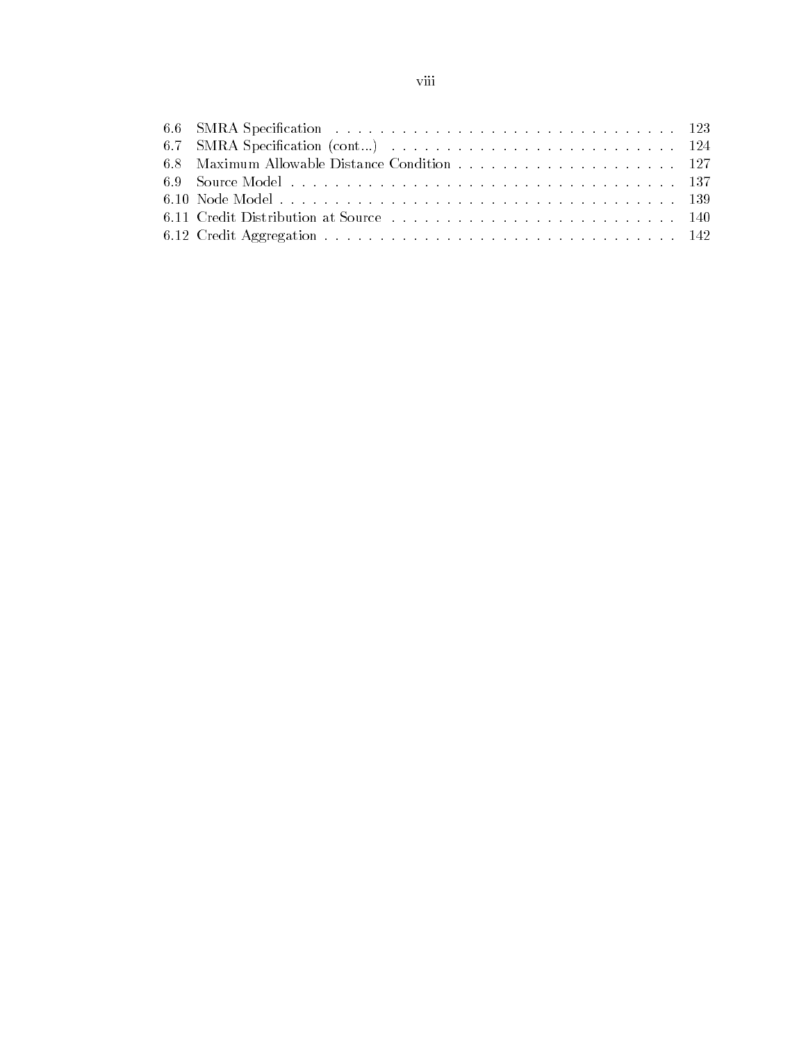6.6 SMRA Specification . . . . . . . . . . . . . . . . . . . . . . . . . . . . . . . 123
6.7 SMRA Specification (cont...) . . . . . . . . . . . . . . . . . . . . . . . . . . 124
6.8 Maximum Allowable Distance Condition . . . . . . . . . . . . . . . . . . . . . 127
6.9 Source Model . . . . . . . . . . . . . . . . . . . . . . . . . . . . . . . . . . . 137
6.10 Node Model . . . . . . . . . . . . . . . . . . . . . . . . . . . . . . . . . . . . 139
6.11 Credit Distribution at Source . . . . . . . . . . . . . . . . . . . . . . . . . . 140
6.12 Credit Aggregation . . . . . . . . . . . . . . . . . . . . . . . . . . . . . . . . 142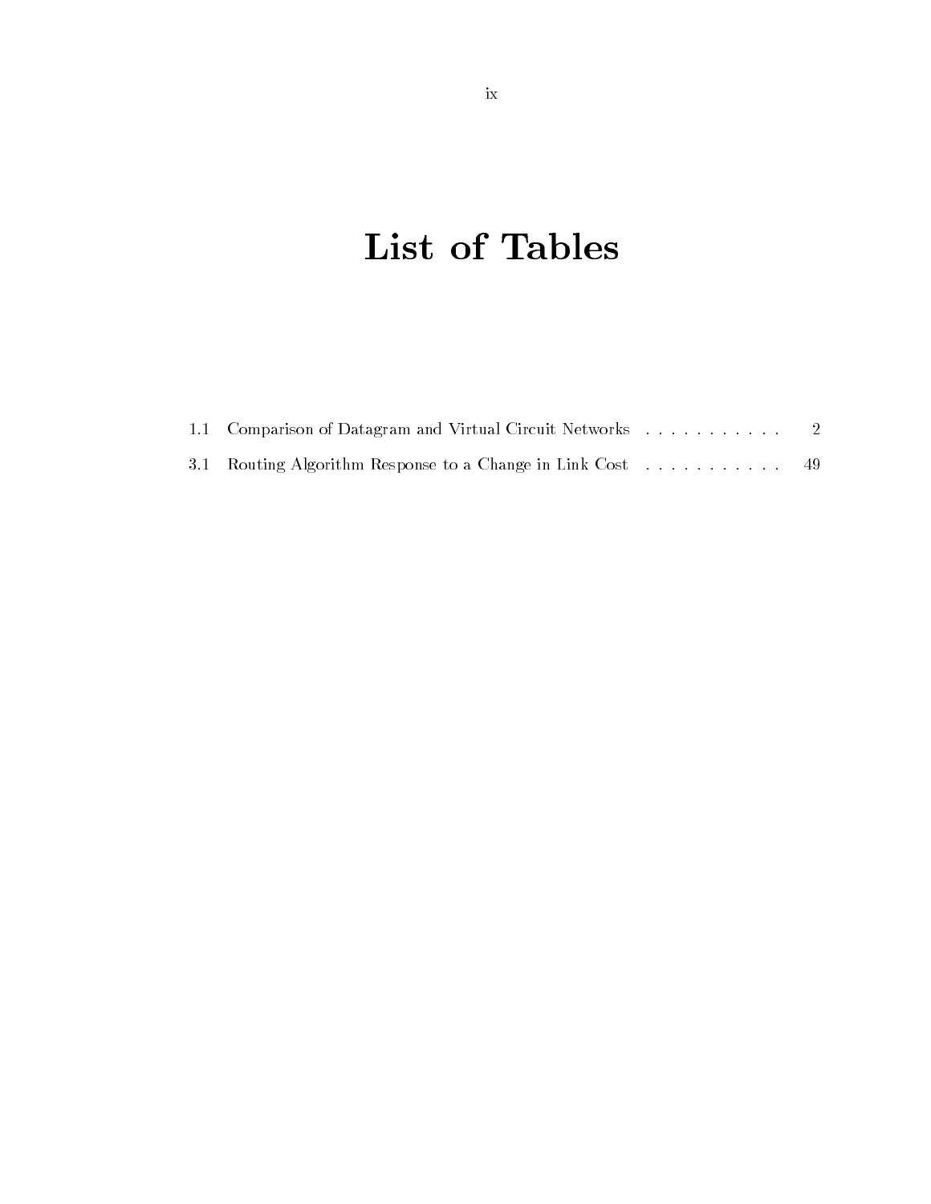# List of Tables

1.1 Comparison of Datagram and Virtual Circuit Networks . . . . . . . . . . . . 2

3.1 Routing Algorithm Response to a Change in Link Cost . . . . . . . . . . . . 49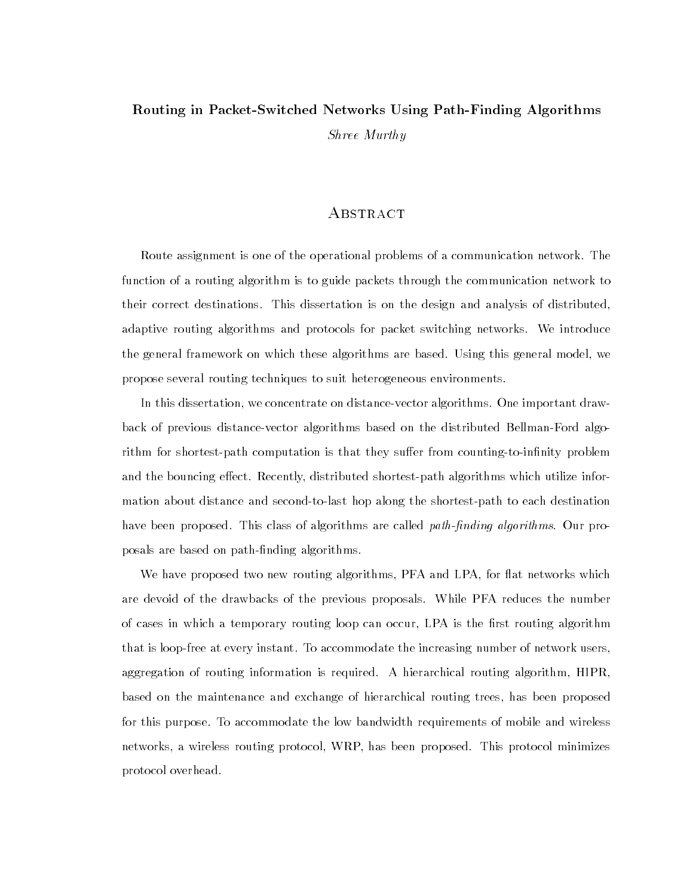**Routing in Packet-Switched Networks Using Path-Finding Algorithms**

*Shree Murthy*

# Abstract

Route assignment is one of the operational problems of a communication network. The function of a routing algorithm is to guide packets through the communication network to their correct destinations. This dissertation is on the design and analysis of distributed, adaptive routing algorithms and protocols for packet switching networks. We introduce the general framework on which these algorithms are based. Using this general model, we propose several routing techniques to suit heterogeneous environments.

In this dissertation, we concentrate on distance-vector algorithms. One important drawback of previous distance-vector algorithms based on the distributed Bellman-Ford algorithm for shortest-path computation is that they suffer from counting-to-infinity problem and the bouncing effect. Recently, distributed shortest-path algorithms which utilize information about distance and second-to-last hop along the shortest-path to each destination have been proposed. This class of algorithms are called *path-finding algorithms*. Our proposals are based on path-finding algorithms.

We have proposed two new routing algorithms, PFA and LPA, for flat networks which are devoid of the drawbacks of the previous proposals. While PFA reduces the number of cases in which a temporary routing loop can occur, LPA is the first routing algorithm that is loop-free at every instant. To accommodate the increasing number of network users, aggregation of routing information is required. A hierarchical routing algorithm, HIPR, based on the maintenance and exchange of hierarchical routing trees, has been proposed for this purpose. To accommodate the low bandwidth requirements of mobile and wireless networks, a wireless routing protocol, WRP, has been proposed. This protocol minimizes protocol overhead.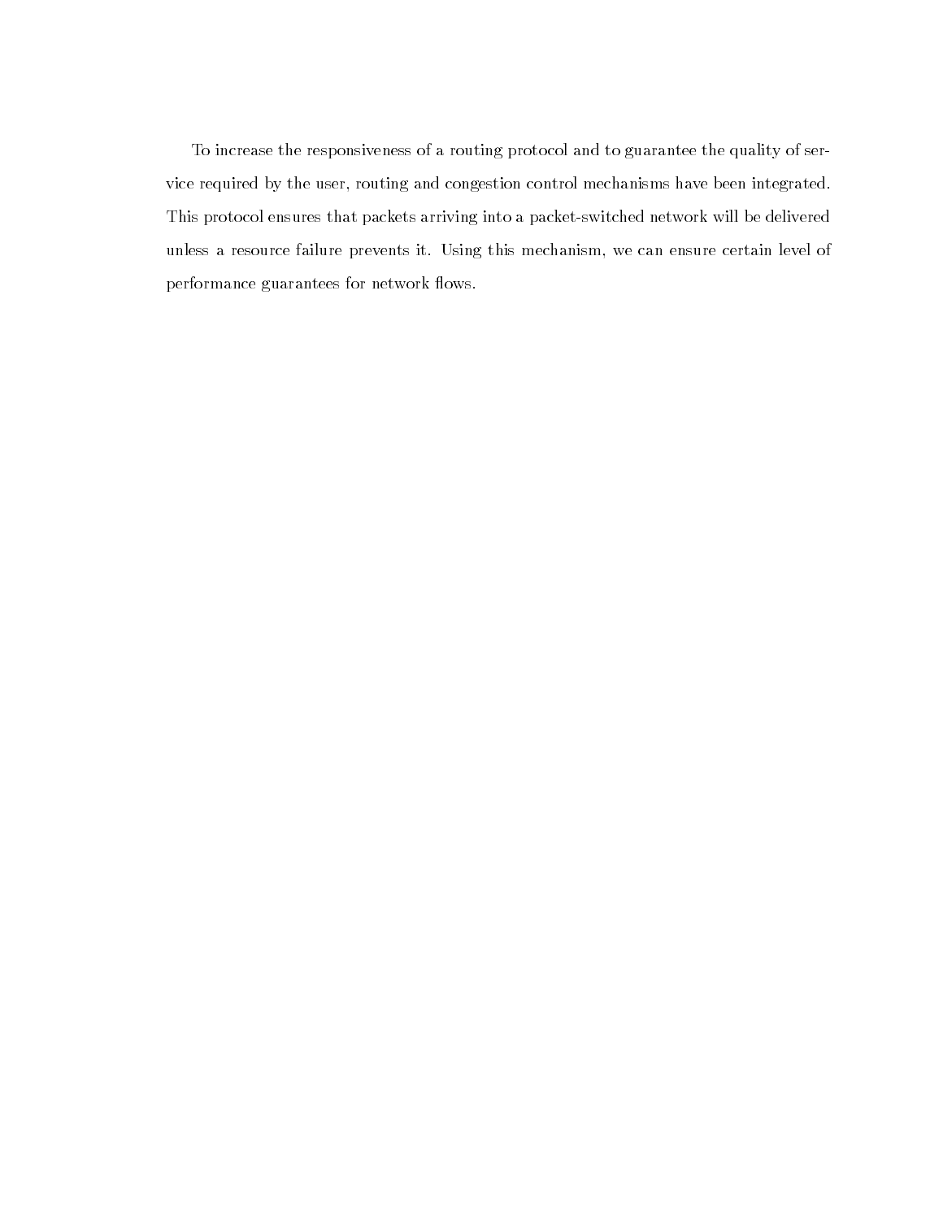To increase the responsiveness of a routing protocol and to guarantee the quality of service required by the user, routing and congestion control mechanisms have been integrated. This protocol ensures that packets arriving into a packet-switched network will be delivered unless a resource failure prevents it. Using this mechanism, we can ensure certain level of performance guarantees for network flows.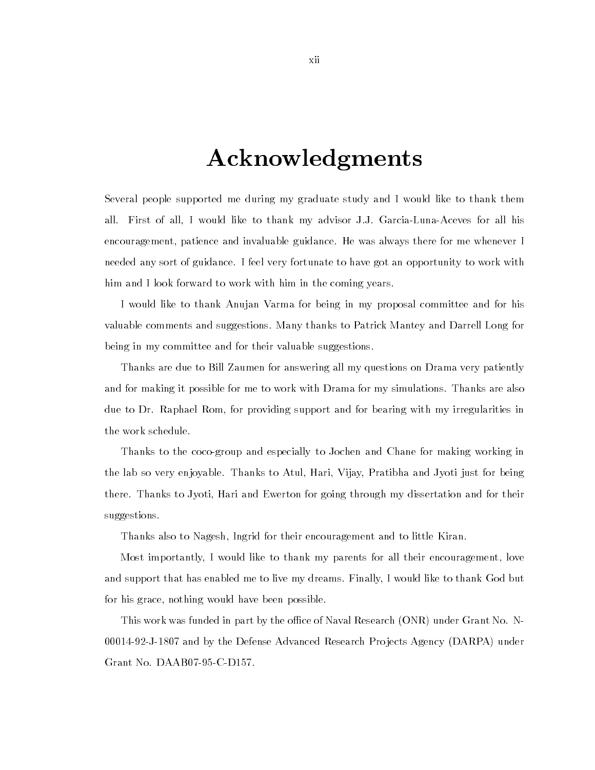# Acknowledgments

Several people supported me during my graduate study and I would like to thank them all. First of all, I would like to thank my advisor J.J. Garcia-Luna-Aceves for all his encouragement, patience and invaluable guidance. He was always there for me whenever I needed any sort of guidance. I feel very fortunate to have got an opportunity to work with him and I look forward to work with him in the coming years.

I would like to thank Anujan Varma for being in my proposal committee and for his valuable comments and suggestions. Many thanks to Patrick Mantey and Darrell Long for being in my committee and for their valuable suggestions.

Thanks are due to Bill Zaumen for answering all my questions on Drama very patiently and for making it possible for me to work with Drama for my simulations. Thanks are also due to Dr. Raphael Rom, for providing support and for bearing with my irregularities in the work schedule.

Thanks to the coco-group and especially to Jochen and Chane for making working in the lab so very enjoyable. Thanks to Atul, Hari, Vijay, Pratibha and Jyoti just for being there. Thanks to Jyoti, Hari and Ewerton for going through my dissertation and for their suggestions.

Thanks also to Nagesh, Ingrid for their encouragement and to little Kiran.

Most importantly, I would like to thank my parents for all their encouragement, love and support that has enabled me to live my dreams. Finally, I would like to thank God but for his grace, nothing would have been possible.

This work was funded in part by the office of Naval Research (ONR) under Grant No. N-00014-92-J-1807 and by the Defense Advanced Research Projects Agency (DARPA) under Grant No. DAAB07-95-C-D157.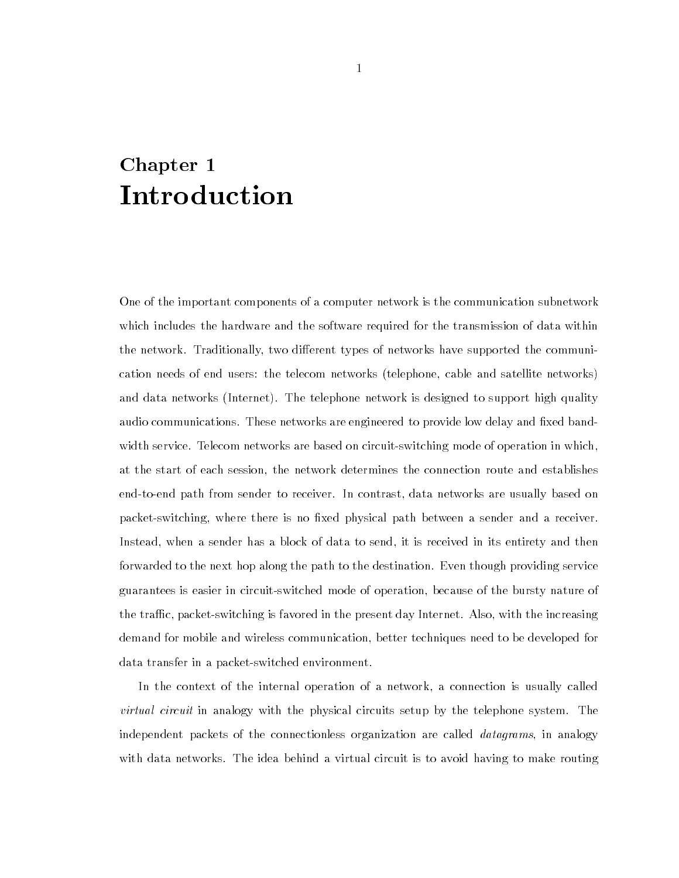# Chapter 1
# Introduction

One of the important components of a computer network is the communication subnetwork which includes the hardware and the software required for the transmission of data within the network. Traditionally, two different types of networks have supported the communication needs of end users: the telecom networks (telephone, cable and satellite networks) and data networks (Internet). The telephone network is designed to support high quality audio communications. These networks are engineered to provide low delay and fixed bandwidth service. Telecom networks are based on circuit-switching mode of operation in which, at the start of each session, the network determines the connection route and establishes end-to-end path from sender to receiver. In contrast, data networks are usually based on packet-switching, where there is no fixed physical path between a sender and a receiver. Instead, when a sender has a block of data to send, it is received in its entirety and then forwarded to the next hop along the path to the destination. Even though providing service guarantees is easier in circuit-switched mode of operation, because of the bursty nature of the traffic, packet-switching is favored in the present day Internet. Also, with the increasing demand for mobile and wireless communication, better techniques need to be developed for data transfer in a packet-switched environment.

In the context of the internal operation of a network, a connection is usually called *virtual circuit* in analogy with the physical circuits setup by the telephone system. The independent packets of the connectionless organization are called *datagrams*, in analogy with data networks. The idea behind a virtual circuit is to avoid having to make routing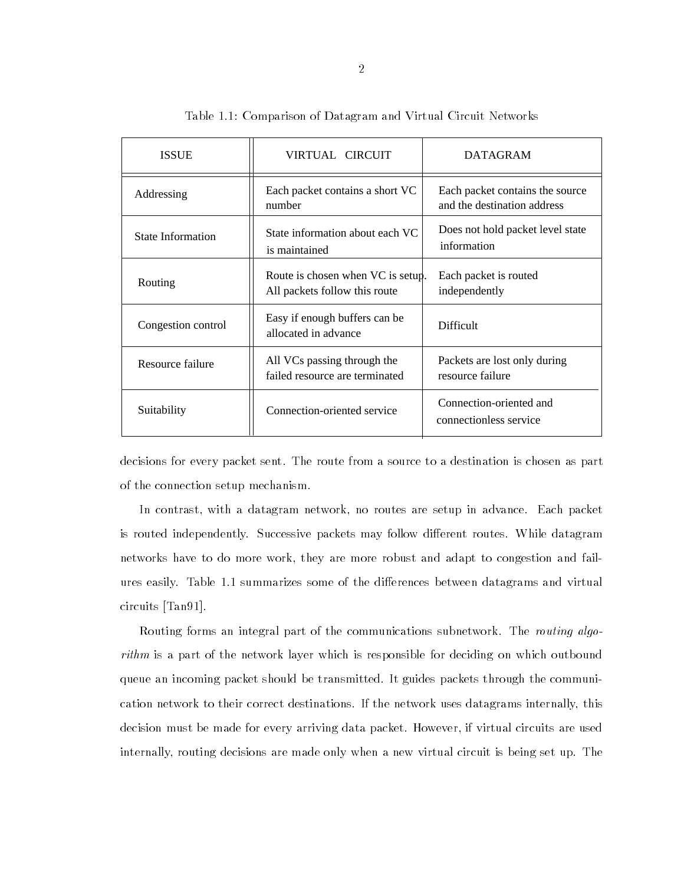Table 1.1: Comparison of Datagram and Virtual Circuit Networks

| ISSUE | VIRTUAL CIRCUIT | DATAGRAM |
|---|---|---|
| Addressing | Each packet contains a short VC number | Each packet contains the source and the destination address |
| State Information | State information about each VC is maintained | Does not hold packet level state information |
| Routing | Route is chosen when VC is setup. All packets follow this route | Each packet is routed independently |
| Congestion control | Easy if enough buffers can be allocated in advance | Difficult |
| Resource failure | All VCs passing through the failed resource are terminated | Packets are lost only during resource failure |
| Suitability | Connection-oriented service | Connection-oriented and connectionless service |

decisions for every packet sent. The route from a source to a destination is chosen as part of the connection setup mechanism.

In contrast, with a datagram network, no routes are setup in advance. Each packet is routed independently. Successive packets may follow different routes. While datagram networks have to do more work, they are more robust and adapt to congestion and failures easily. Table 1.1 summarizes some of the differences between datagrams and virtual circuits [Tan91].

Routing forms an integral part of the communications subnetwork. The *routing algorithm* is a part of the network layer which is responsible for deciding on which outbound queue an incoming packet should be transmitted. It guides packets through the communication network to their correct destinations. If the network uses datagrams internally, this decision must be made for every arriving data packet. However, if virtual circuits are used internally, routing decisions are made only when a new virtual circuit is being set up. The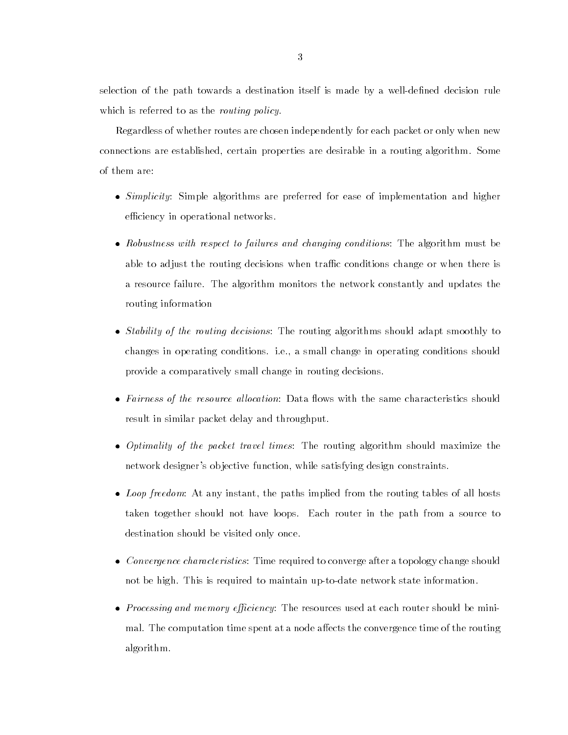selection of the path towards a destination itself is made by a well-defined decision rule which is referred to as the *routing policy*.

Regardless of whether routes are chosen independently for each packet or only when new connections are established, certain properties are desirable in a routing algorithm. Some of them are:

- *Simplicity*: Simple algorithms are preferred for ease of implementation and higher efficiency in operational networks.
- *Robustness with respect to failures and changing conditions*: The algorithm must be able to adjust the routing decisions when traffic conditions change or when there is a resource failure. The algorithm monitors the network constantly and updates the routing information
- *Stability of the routing decisions*: The routing algorithms should adapt smoothly to changes in operating conditions. i.e., a small change in operating conditions should provide a comparatively small change in routing decisions.
- *Fairness of the resource allocation*: Data flows with the same characteristics should result in similar packet delay and throughput.
- *Optimality of the packet travel times*: The routing algorithm should maximize the network designer's objective function, while satisfying design constraints.
- *Loop freedom*: At any instant, the paths implied from the routing tables of all hosts taken together should not have loops. Each router in the path from a source to destination should be visited only once.
- *Convergence characteristics*: Time required to converge after a topology change should not be high. This is required to maintain up-to-date network state information.
- *Processing and memory efficiency*: The resources used at each router should be minimal. The computation time spent at a node affects the convergence time of the routing algorithm.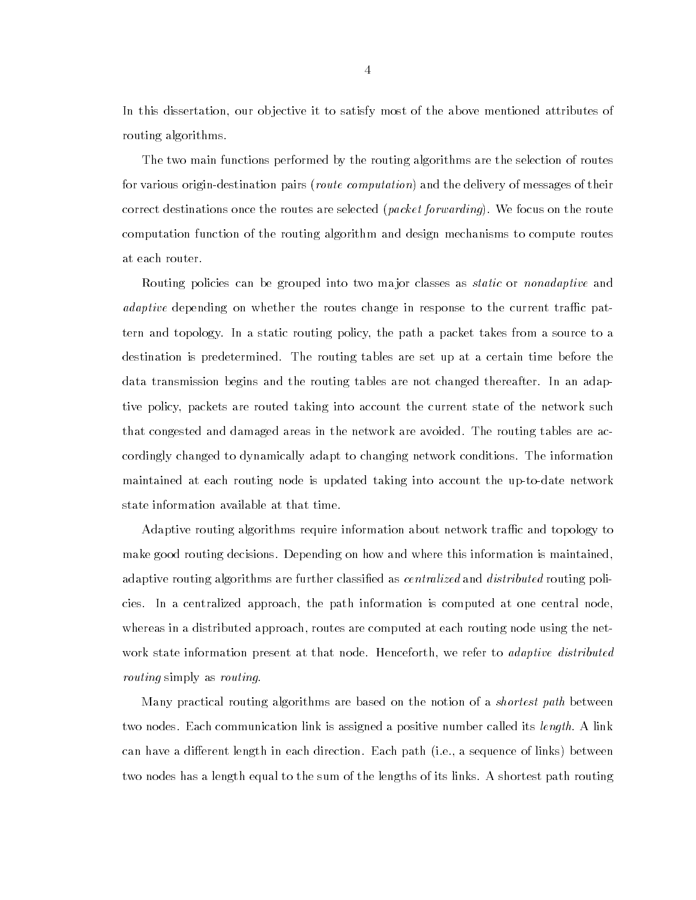In this dissertation, our objective it to satisfy most of the above mentioned attributes of routing algorithms.

The two main functions performed by the routing algorithms are the selection of routes for various origin-destination pairs (*route computation*) and the delivery of messages of their correct destinations once the routes are selected (*packet forwarding*). We focus on the route computation function of the routing algorithm and design mechanisms to compute routes at each router.

Routing policies can be grouped into two major classes as *static* or *nonadaptive* and *adaptive* depending on whether the routes change in response to the current traffic pattern and topology. In a static routing policy, the path a packet takes from a source to a destination is predetermined. The routing tables are set up at a certain time before the data transmission begins and the routing tables are not changed thereafter. In an adaptive policy, packets are routed taking into account the current state of the network such that congested and damaged areas in the network are avoided. The routing tables are accordingly changed to dynamically adapt to changing network conditions. The information maintained at each routing node is updated taking into account the up-to-date network state information available at that time.

Adaptive routing algorithms require information about network traffic and topology to make good routing decisions. Depending on how and where this information is maintained, adaptive routing algorithms are further classified as *centralized* and *distributed* routing policies. In a centralized approach, the path information is computed at one central node, whereas in a distributed approach, routes are computed at each routing node using the network state information present at that node. Henceforth, we refer to *adaptive distributed routing* simply as *routing*.

Many practical routing algorithms are based on the notion of a *shortest path* between two nodes. Each communication link is assigned a positive number called its *length*. A link can have a different length in each direction. Each path (i.e., a sequence of links) between two nodes has a length equal to the sum of the lengths of its links. A shortest path routing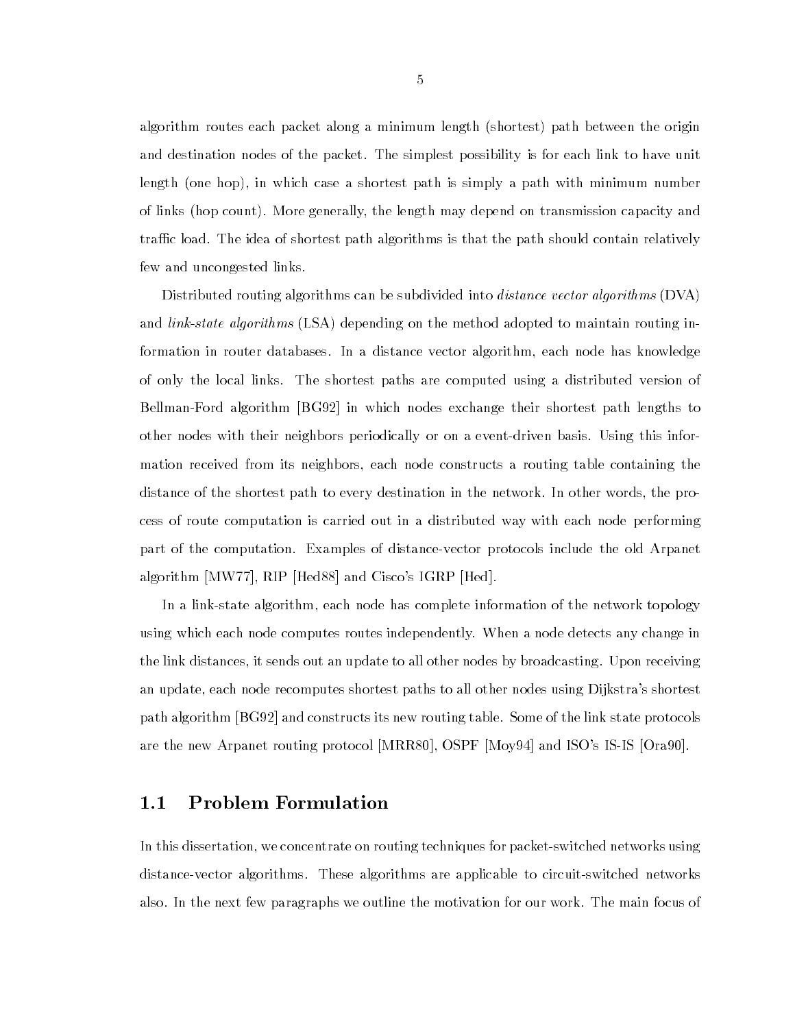algorithm routes each packet along a minimum length (shortest) path between the origin and destination nodes of the packet. The simplest possibility is for each link to have unit length (one hop), in which case a shortest path is simply a path with minimum number of links (hop count). More generally, the length may depend on transmission capacity and traffic load. The idea of shortest path algorithms is that the path should contain relatively few and uncongested links.

Distributed routing algorithms can be subdivided into *distance vector algorithms* (DVA) and *link-state algorithms* (LSA) depending on the method adopted to maintain routing information in router databases. In a distance vector algorithm, each node has knowledge of only the local links. The shortest paths are computed using a distributed version of Bellman-Ford algorithm [BG92] in which nodes exchange their shortest path lengths to other nodes with their neighbors periodically or on a event-driven basis. Using this information received from its neighbors, each node constructs a routing table containing the distance of the shortest path to every destination in the network. In other words, the process of route computation is carried out in a distributed way with each node performing part of the computation. Examples of distance-vector protocols include the old Arpanet algorithm [MW77], RIP [Hed88] and Cisco's IGRP [Hed].

In a link-state algorithm, each node has complete information of the network topology using which each node computes routes independently. When a node detects any change in the link distances, it sends out an update to all other nodes by broadcasting. Upon receiving an update, each node recomputes shortest paths to all other nodes using Dijkstra's shortest path algorithm [BG92] and constructs its new routing table. Some of the link state protocols are the new Arpanet routing protocol [MRR80], OSPF [Moy94] and ISO's IS-IS [Ora90].

## 1.1 Problem Formulation

In this dissertation, we concentrate on routing techniques for packet-switched networks using distance-vector algorithms. These algorithms are applicable to circuit-switched networks also. In the next few paragraphs we outline the motivation for our work. The main focus of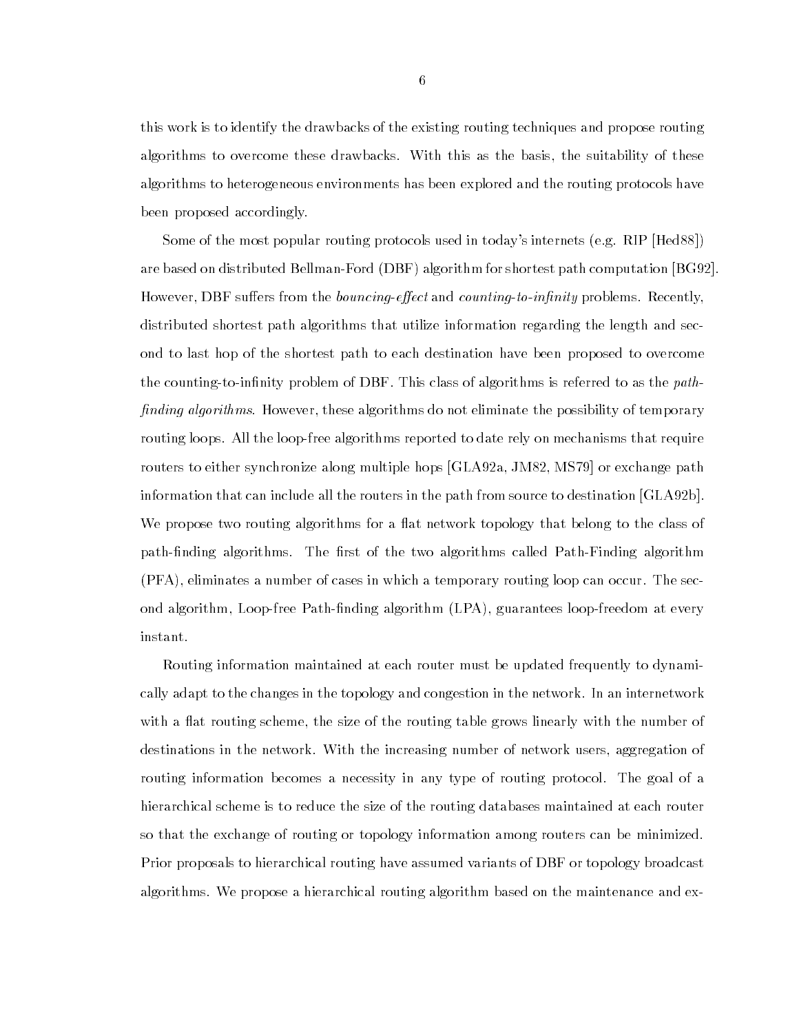this work is to identify the drawbacks of the existing routing techniques and propose routing algorithms to overcome these drawbacks. With this as the basis, the suitability of these algorithms to heterogeneous environments has been explored and the routing protocols have been proposed accordingly.

Some of the most popular routing protocols used in today's internets (e.g. RIP [Hed88]) are based on distributed Bellman-Ford (DBF) algorithm for shortest path computation [BG92]. However, DBF suffers from the *bouncing-effect* and *counting-to-infinity* problems. Recently, distributed shortest path algorithms that utilize information regarding the length and second to last hop of the shortest path to each destination have been proposed to overcome the counting-to-infinity problem of DBF. This class of algorithms is referred to as the *path-finding algorithms*. However, these algorithms do not eliminate the possibility of temporary routing loops. All the loop-free algorithms reported to date rely on mechanisms that require routers to either synchronize along multiple hops [GLA92a, JM82, MS79] or exchange path information that can include all the routers in the path from source to destination [GLA92b]. We propose two routing algorithms for a flat network topology that belong to the class of path-finding algorithms. The first of the two algorithms called Path-Finding algorithm (PFA), eliminates a number of cases in which a temporary routing loop can occur. The second algorithm, Loop-free Path-finding algorithm (LPA), guarantees loop-freedom at every instant.

Routing information maintained at each router must be updated frequently to dynamically adapt to the changes in the topology and congestion in the network. In an internetwork with a flat routing scheme, the size of the routing table grows linearly with the number of destinations in the network. With the increasing number of network users, aggregation of routing information becomes a necessity in any type of routing protocol. The goal of a hierarchical scheme is to reduce the size of the routing databases maintained at each router so that the exchange of routing or topology information among routers can be minimized. Prior proposals to hierarchical routing have assumed variants of DBF or topology broadcast algorithms. We propose a hierarchical routing algorithm based on the maintenance and ex-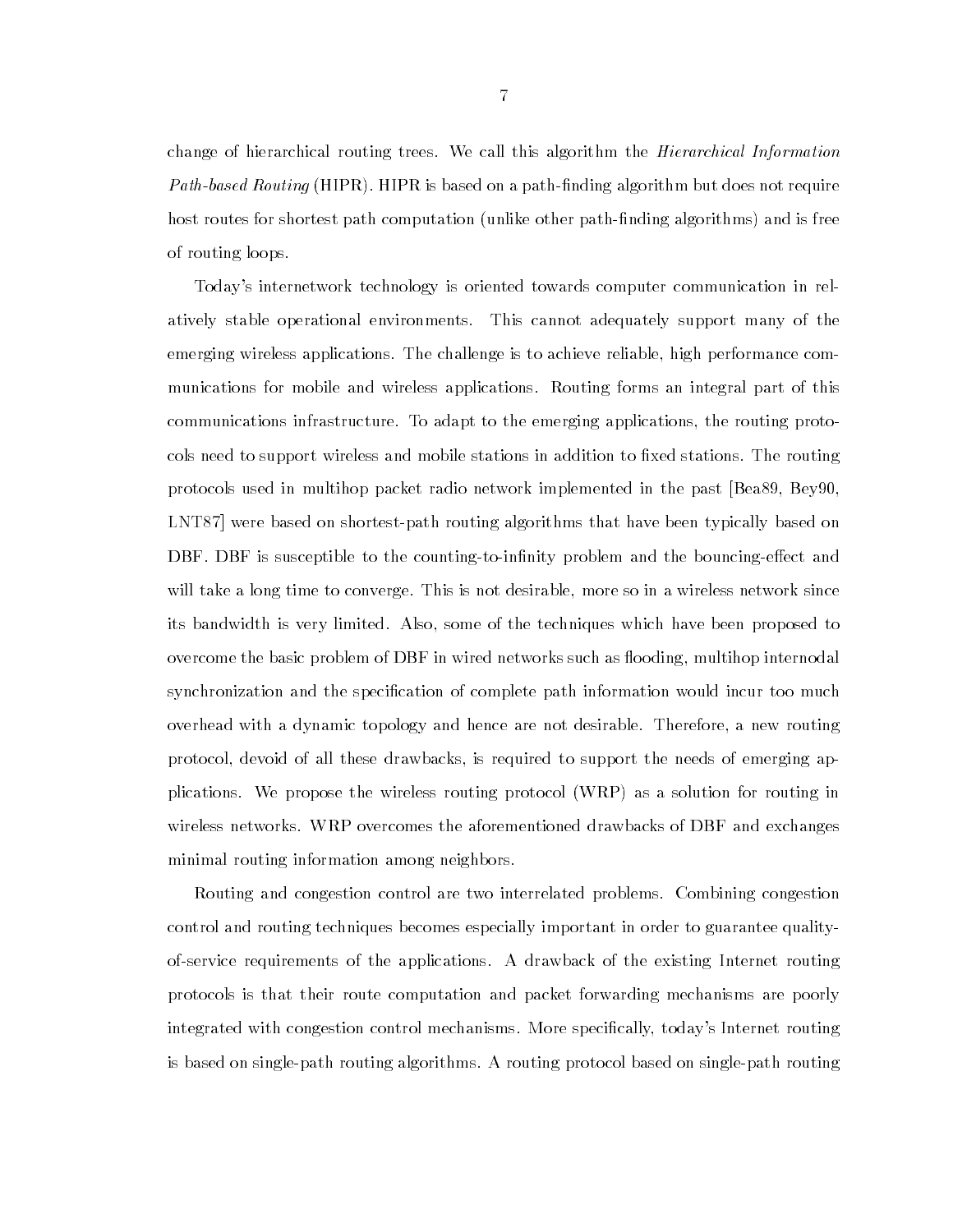change of hierarchical routing trees. We call this algorithm the *Hierarchical Information Path-based Routing* (HIPR). HIPR is based on a path-finding algorithm but does not require host routes for shortest path computation (unlike other path-finding algorithms) and is free of routing loops.

Today's internetwork technology is oriented towards computer communication in relatively stable operational environments. This cannot adequately support many of the emerging wireless applications. The challenge is to achieve reliable, high performance communications for mobile and wireless applications. Routing forms an integral part of this communications infrastructure. To adapt to the emerging applications, the routing protocols need to support wireless and mobile stations in addition to fixed stations. The routing protocols used in multihop packet radio network implemented in the past [Bea89, Bey90, LNT87] were based on shortest-path routing algorithms that have been typically based on DBF. DBF is susceptible to the counting-to-infinity problem and the bouncing-effect and will take a long time to converge. This is not desirable, more so in a wireless network since its bandwidth is very limited. Also, some of the techniques which have been proposed to overcome the basic problem of DBF in wired networks such as flooding, multihop internodal synchronization and the specification of complete path information would incur too much overhead with a dynamic topology and hence are not desirable. Therefore, a new routing protocol, devoid of all these drawbacks, is required to support the needs of emerging applications. We propose the wireless routing protocol (WRP) as a solution for routing in wireless networks. WRP overcomes the aforementioned drawbacks of DBF and exchanges minimal routing information among neighbors.

Routing and congestion control are two interrelated problems. Combining congestion control and routing techniques becomes especially important in order to guarantee quality-of-service requirements of the applications. A drawback of the existing Internet routing protocols is that their route computation and packet forwarding mechanisms are poorly integrated with congestion control mechanisms. More specifically, today's Internet routing is based on single-path routing algorithms. A routing protocol based on single-path routing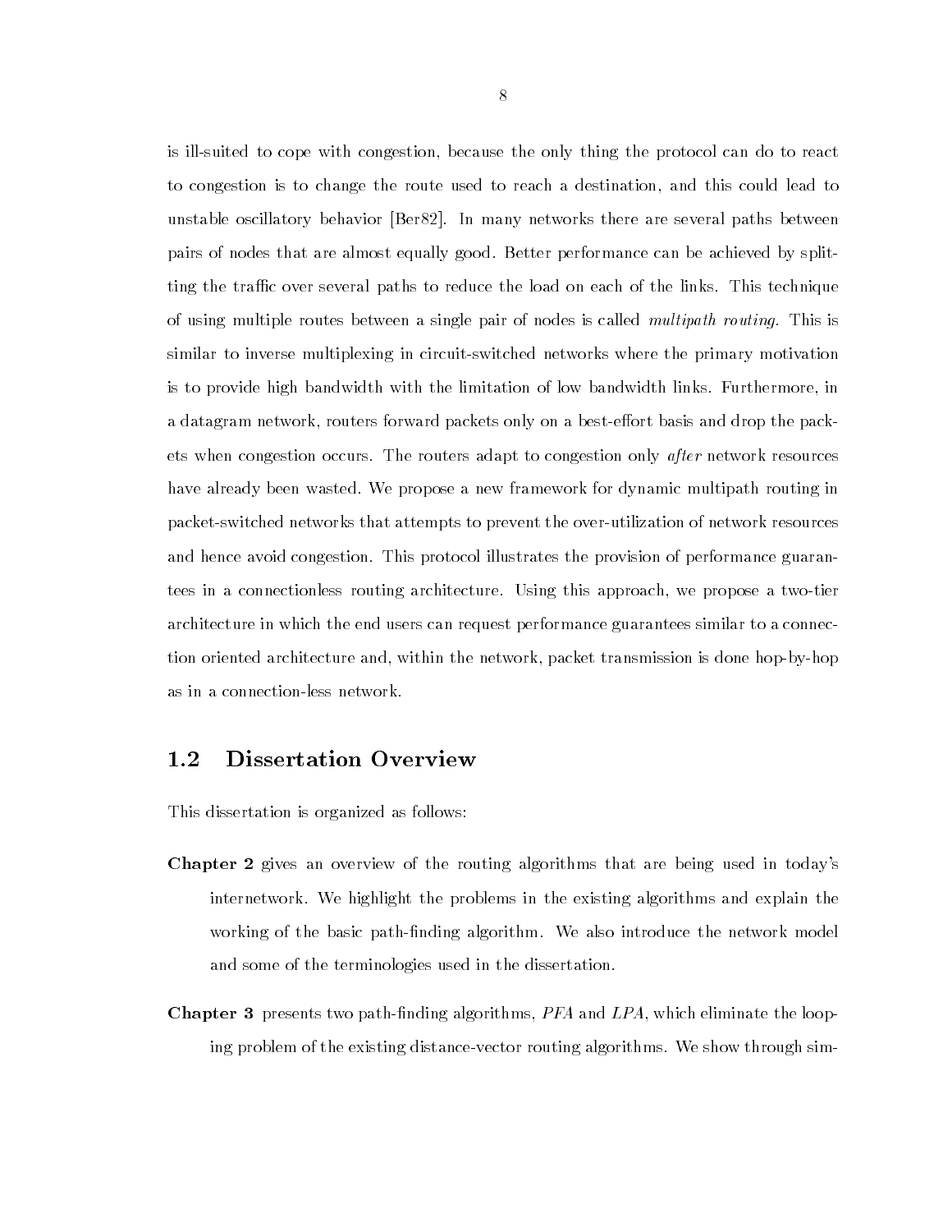is ill-suited to cope with congestion, because the only thing the protocol can do to react to congestion is to change the route used to reach a destination, and this could lead to unstable oscillatory behavior [Ber82]. In many networks there are several paths between pairs of nodes that are almost equally good. Better performance can be achieved by splitting the traffic over several paths to reduce the load on each of the links. This technique of using multiple routes between a single pair of nodes is called *multipath routing*. This is similar to inverse multiplexing in circuit-switched networks where the primary motivation is to provide high bandwidth with the limitation of low bandwidth links. Furthermore, in a datagram network, routers forward packets only on a best-effort basis and drop the packets when congestion occurs. The routers adapt to congestion only *after* network resources have already been wasted. We propose a new framework for dynamic multipath routing in packet-switched networks that attempts to prevent the over-utilization of network resources and hence avoid congestion. This protocol illustrates the provision of performance guarantees in a connectionless routing architecture. Using this approach, we propose a two-tier architecture in which the end users can request performance guarantees similar to a connection oriented architecture and, within the network, packet transmission is done hop-by-hop as in a connection-less network.

## 1.2 Dissertation Overview

This dissertation is organized as follows:

**Chapter 2** gives an overview of the routing algorithms that are being used in today's internetwork. We highlight the problems in the existing algorithms and explain the working of the basic path-finding algorithm. We also introduce the network model and some of the terminologies used in the dissertation.

**Chapter 3** presents two path-finding algorithms, *PFA* and *LPA*, which eliminate the looping problem of the existing distance-vector routing algorithms. We show through sim-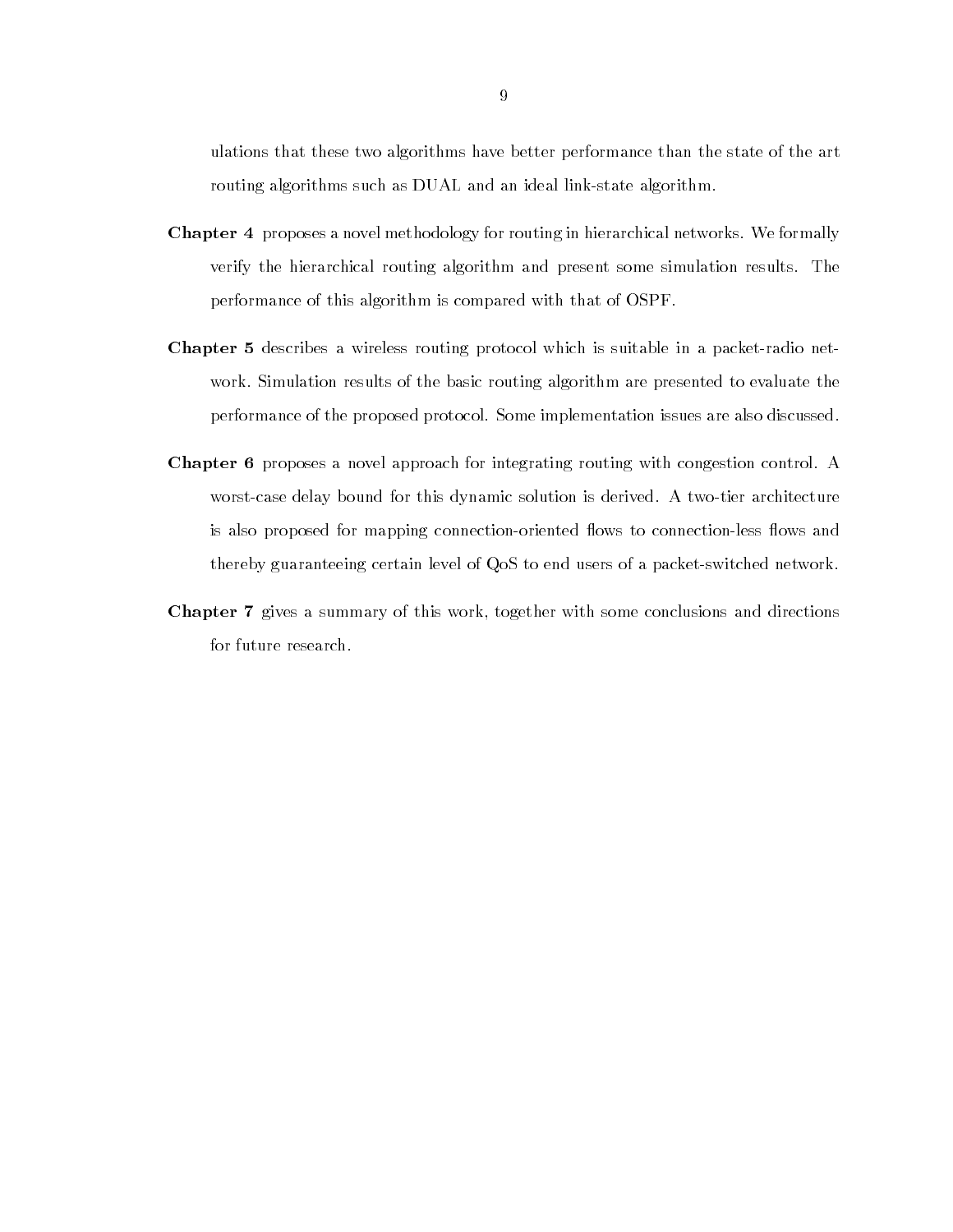ulations that these two algorithms have better performance than the state of the art routing algorithms such as DUAL and an ideal link-state algorithm.

**Chapter 4** proposes a novel methodology for routing in hierarchical networks. We formally verify the hierarchical routing algorithm and present some simulation results. The performance of this algorithm is compared with that of OSPF.

**Chapter 5** describes a wireless routing protocol which is suitable in a packet-radio network. Simulation results of the basic routing algorithm are presented to evaluate the performance of the proposed protocol. Some implementation issues are also discussed.

**Chapter 6** proposes a novel approach for integrating routing with congestion control. A worst-case delay bound for this dynamic solution is derived. A two-tier architecture is also proposed for mapping connection-oriented flows to connection-less flows and thereby guaranteeing certain level of QoS to end users of a packet-switched network.

**Chapter 7** gives a summary of this work, together with some conclusions and directions for future research.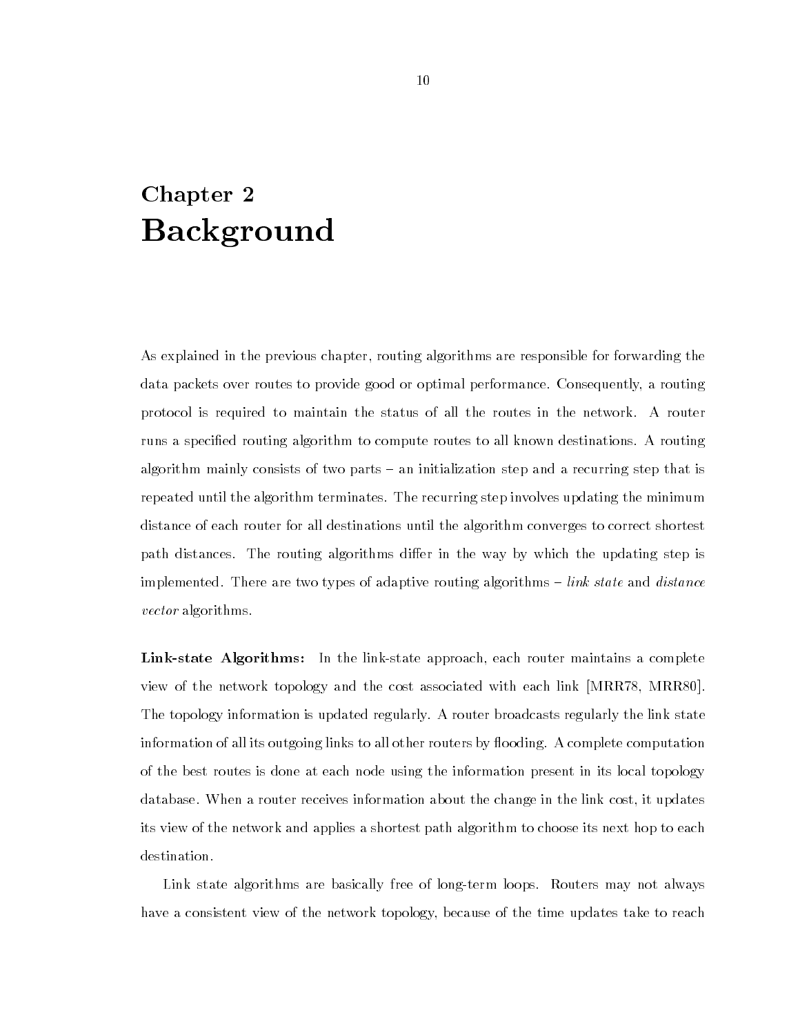# Chapter 2
# Background

As explained in the previous chapter, routing algorithms are responsible for forwarding the data packets over routes to provide good or optimal performance. Consequently, a routing protocol is required to maintain the status of all the routes in the network. A router runs a specified routing algorithm to compute routes to all known destinations. A routing algorithm mainly consists of two parts – an initialization step and a recurring step that is repeated until the algorithm terminates. The recurring step involves updating the minimum distance of each router for all destinations until the algorithm converges to correct shortest path distances. The routing algorithms differ in the way by which the updating step is implemented. There are two types of adaptive routing algorithms – *link state* and *distance vector* algorithms.

**Link-state Algorithms:** In the link-state approach, each router maintains a complete view of the network topology and the cost associated with each link [MRR78, MRR80]. The topology information is updated regularly. A router broadcasts regularly the link state information of all its outgoing links to all other routers by flooding. A complete computation of the best routes is done at each node using the information present in its local topology database. When a router receives information about the change in the link cost, it updates its view of the network and applies a shortest path algorithm to choose its next hop to each destination.

Link state algorithms are basically free of long-term loops. Routers may not always have a consistent view of the network topology, because of the time updates take to reach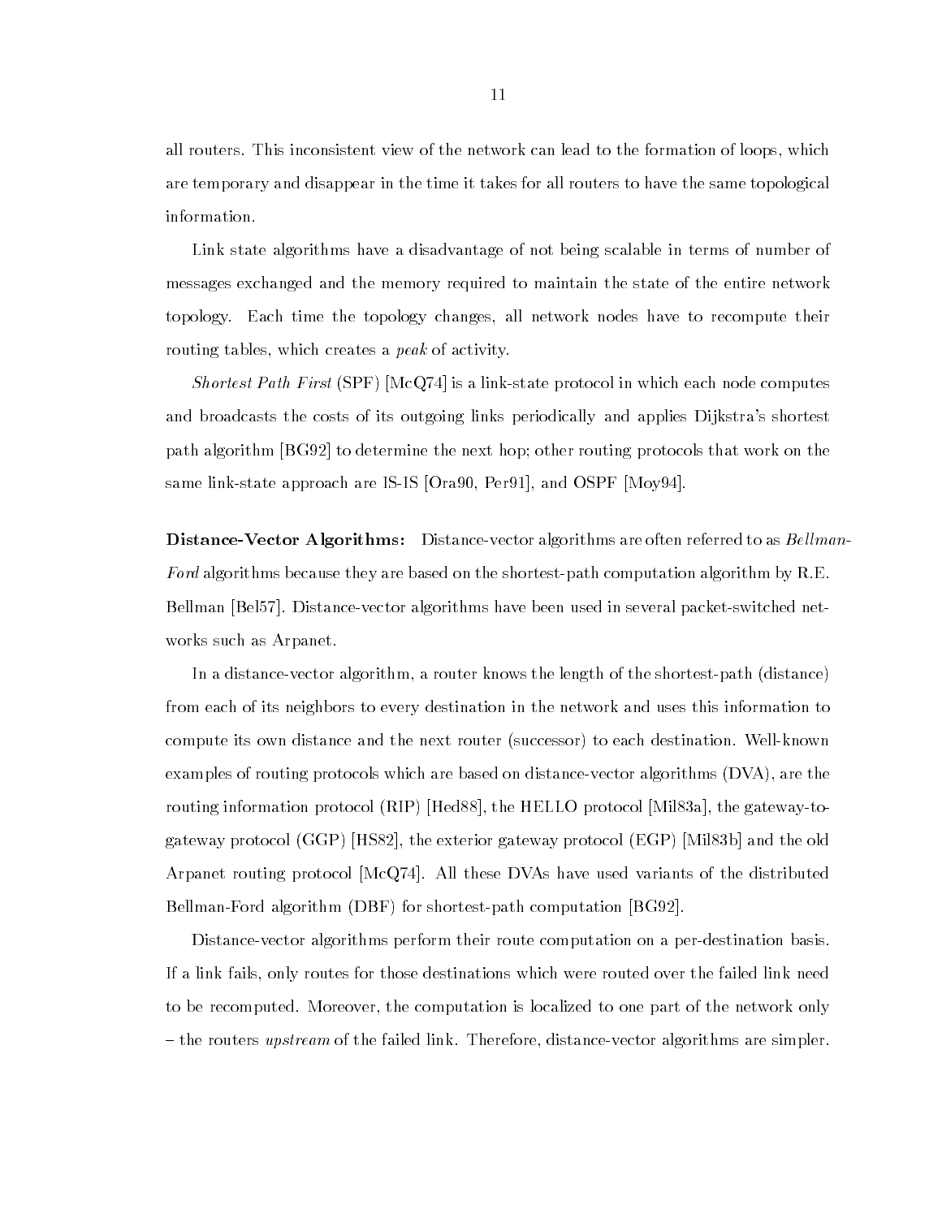all routers. This inconsistent view of the network can lead to the formation of loops, which are temporary and disappear in the time it takes for all routers to have the same topological information.

Link state algorithms have a disadvantage of not being scalable in terms of number of messages exchanged and the memory required to maintain the state of the entire network topology. Each time the topology changes, all network nodes have to recompute their routing tables, which creates a *peak* of activity.

*Shortest Path First* (SPF) [McQ74] is a link-state protocol in which each node computes and broadcasts the costs of its outgoing links periodically and applies Dijkstra's shortest path algorithm [BG92] to determine the next hop; other routing protocols that work on the same link-state approach are IS-IS [Ora90, Per91], and OSPF [Moy94].

**Distance-Vector Algorithms:** Distance-vector algorithms are often referred to as *Bellman-Ford* algorithms because they are based on the shortest-path computation algorithm by R.E. Bellman [Bel57]. Distance-vector algorithms have been used in several packet-switched networks such as Arpanet.

In a distance-vector algorithm, a router knows the length of the shortest-path (distance) from each of its neighbors to every destination in the network and uses this information to compute its own distance and the next router (successor) to each destination. Well-known examples of routing protocols which are based on distance-vector algorithms (DVA), are the routing information protocol (RIP) [Hed88], the HELLO protocol [Mil83a], the gateway-to-gateway protocol (GGP) [HS82], the exterior gateway protocol (EGP) [Mil83b] and the old Arpanet routing protocol [McQ74]. All these DVAs have used variants of the distributed Bellman-Ford algorithm (DBF) for shortest-path computation [BG92].

Distance-vector algorithms perform their route computation on a per-destination basis. If a link fails, only routes for those destinations which were routed over the failed link need to be recomputed. Moreover, the computation is localized to one part of the network only – the routers *upstream* of the failed link. Therefore, distance-vector algorithms are simpler.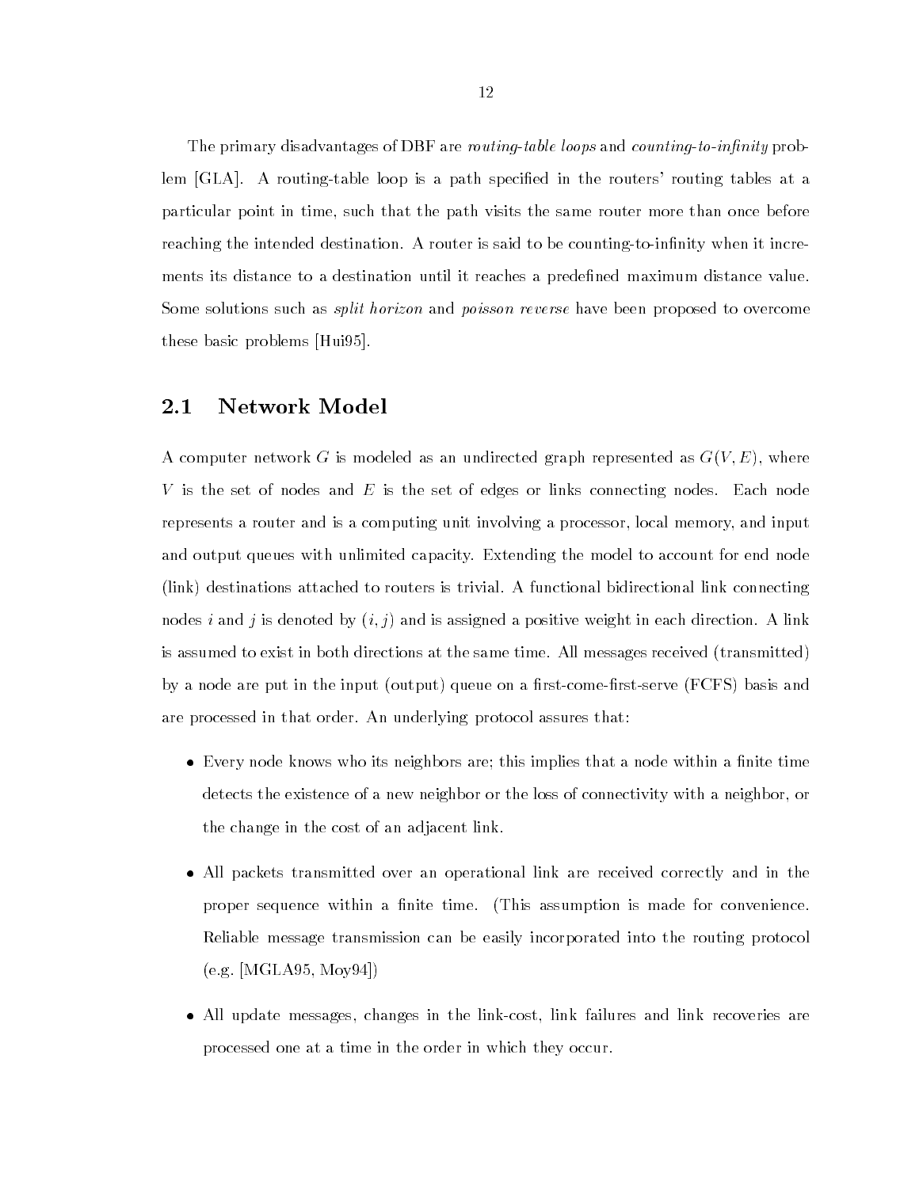The primary disadvantages of DBF are *routing-table loops* and *counting-to-infinity* problem [GLA]. A routing-table loop is a path specified in the routers' routing tables at a particular point in time, such that the path visits the same router more than once before reaching the intended destination. A router is said to be counting-to-infinity when it increments its distance to a destination until it reaches a predefined maximum distance value. Some solutions such as *split horizon* and *poisson reverse* have been proposed to overcome these basic problems [Hui95].

## 2.1 Network Model

A computer network $G$ is modeled as an undirected graph represented as $G(V, E)$, where $V$ is the set of nodes and $E$ is the set of edges or links connecting nodes. Each node represents a router and is a computing unit involving a processor, local memory, and input and output queues with unlimited capacity. Extending the model to account for end node (link) destinations attached to routers is trivial. A functional bidirectional link connecting nodes $i$ and $j$ is denoted by $(i, j)$ and is assigned a positive weight in each direction. A link is assumed to exist in both directions at the same time. All messages received (transmitted) by a node are put in the input (output) queue on a first-come-first-serve (FCFS) basis and are processed in that order. An underlying protocol assures that:

- Every node knows who its neighbors are; this implies that a node within a finite time detects the existence of a new neighbor or the loss of connectivity with a neighbor, or the change in the cost of an adjacent link.
- All packets transmitted over an operational link are received correctly and in the proper sequence within a finite time. (This assumption is made for convenience. Reliable message transmission can be easily incorporated into the routing protocol (e.g. [MGLA95, Moy94])
- All update messages, changes in the link-cost, link failures and link recoveries are processed one at a time in the order in which they occur.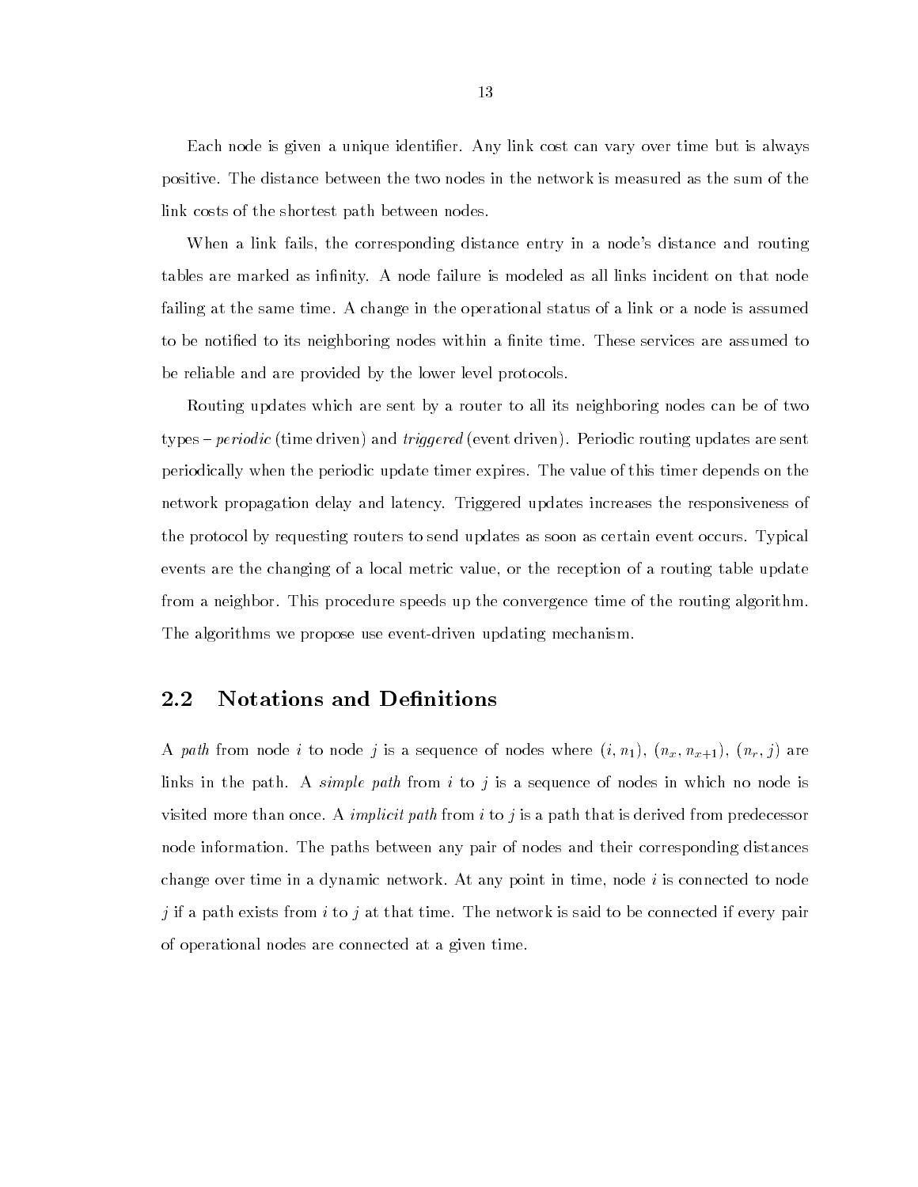Each node is given a unique identifier. Any link cost can vary over time but is always positive. The distance between the two nodes in the network is measured as the sum of the link costs of the shortest path between nodes.

When a link fails, the corresponding distance entry in a node's distance and routing tables are marked as infinity. A node failure is modeled as all links incident on that node failing at the same time. A change in the operational status of a link or a node is assumed to be notified to its neighboring nodes within a finite time. These services are assumed to be reliable and are provided by the lower level protocols.

Routing updates which are sent by a router to all its neighboring nodes can be of two types – *periodic* (time driven) and *triggered* (event driven). Periodic routing updates are sent periodically when the periodic update timer expires. The value of this timer depends on the network propagation delay and latency. Triggered updates increases the responsiveness of the protocol by requesting routers to send updates as soon as certain event occurs. Typical events are the changing of a local metric value, or the reception of a routing table update from a neighbor. This procedure speeds up the convergence time of the routing algorithm. The algorithms we propose use event-driven updating mechanism.

## 2.2 Notations and Definitions

A *path* from node $i$ to node $j$ is a sequence of nodes where $(i, n_1)$, $(n_x, n_{x+1})$, $(n_r, j)$ are links in the path. A *simple path* from $i$ to $j$ is a sequence of nodes in which no node is visited more than once. A *implicit path* from $i$ to $j$ is a path that is derived from predecessor node information. The paths between any pair of nodes and their corresponding distances change over time in a dynamic network. At any point in time, node $i$ is connected to node $j$ if a path exists from $i$ to $j$ at that time. The network is said to be connected if every pair of operational nodes are connected at a given time.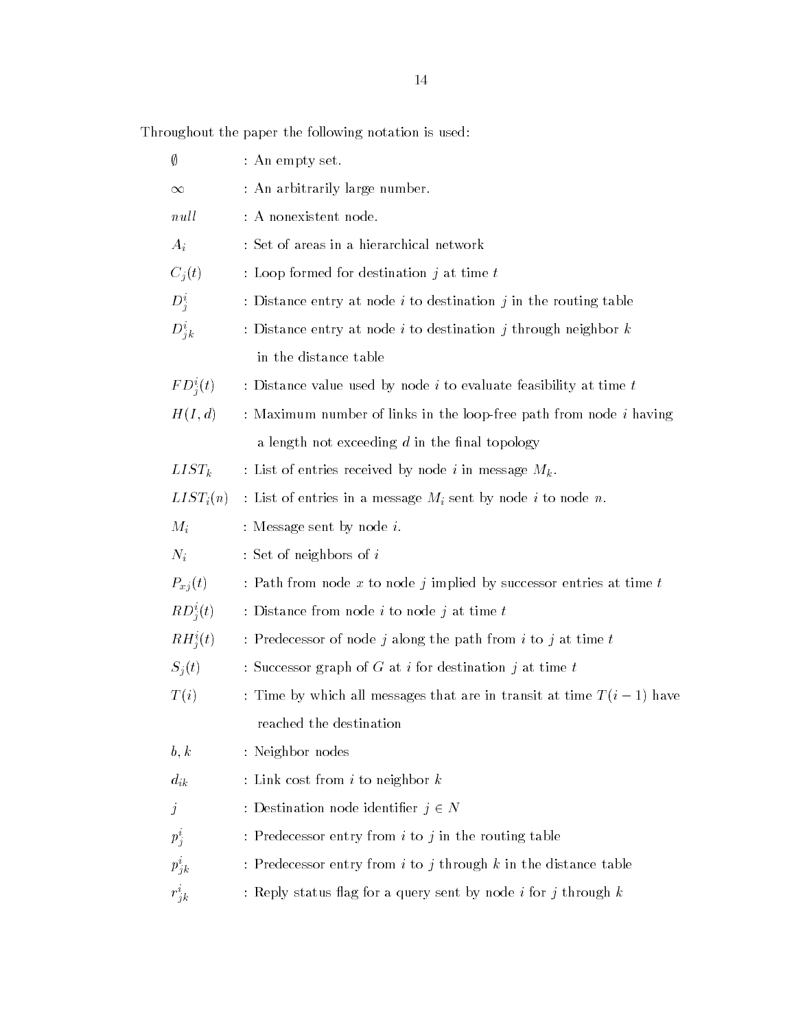Throughout the paper the following notation is used:

| | |
|---|---|
| $\emptyset$ | : An empty set. |
| $\infty$ | : An arbitrarily large number. |
| $null$ | : A nonexistent node. |
| $A_i$ | : Set of areas in a hierarchical network |
| $C_j(t)$ | : Loop formed for destination $j$ at time $t$ |
| $D^i_j$ | : Distance entry at node $i$ to destination $j$ in the routing table |
| $D^i_{jk}$ | : Distance entry at node $i$ to destination $j$ through neighbor $k$ in the distance table |
| $FD^i_j(t)$ | : Distance value used by node $i$ to evaluate feasibility at time $t$ |
| $H(I,d)$ | : Maximum number of links in the loop-free path from node $i$ having a length not exceeding $d$ in the final topology |
| $LIST_k$ | : List of entries received by node $i$ in message $M_k$. |
| $LIST_i(n)$ | : List of entries in a message $M_i$ sent by node $i$ to node $n$. |
| $M_i$ | : Message sent by node $i$. |
| $N_i$ | : Set of neighbors of $i$ |
| $P_{xj}(t)$ | : Path from node $x$ to node $j$ implied by successor entries at time $t$ |
| $RD^i_j(t)$ | : Distance from node $i$ to node $j$ at time $t$ |
| $RH^i_j(t)$ | : Predecessor of node $j$ along the path from $i$ to $j$ at time $t$ |
| $S_j(t)$ | : Successor graph of $G$ at $i$ for destination $j$ at time $t$ |
| $T(i)$ | : Time by which all messages that are in transit at time $T(i-1)$ have reached the destination |
| $b, k$ | : Neighbor nodes |
| $d_{ik}$ | : Link cost from $i$ to neighbor $k$ |
| $j$ | : Destination node identifier $j \in N$ |
| $p^i_j$ | : Predecessor entry from $i$ to $j$ in the routing table |
| $p^i_{jk}$ | : Predecessor entry from $i$ to $j$ through $k$ in the distance table |
| $r^i_{jk}$ | : Reply status flag for a query sent by node $i$ for $j$ through $k$ |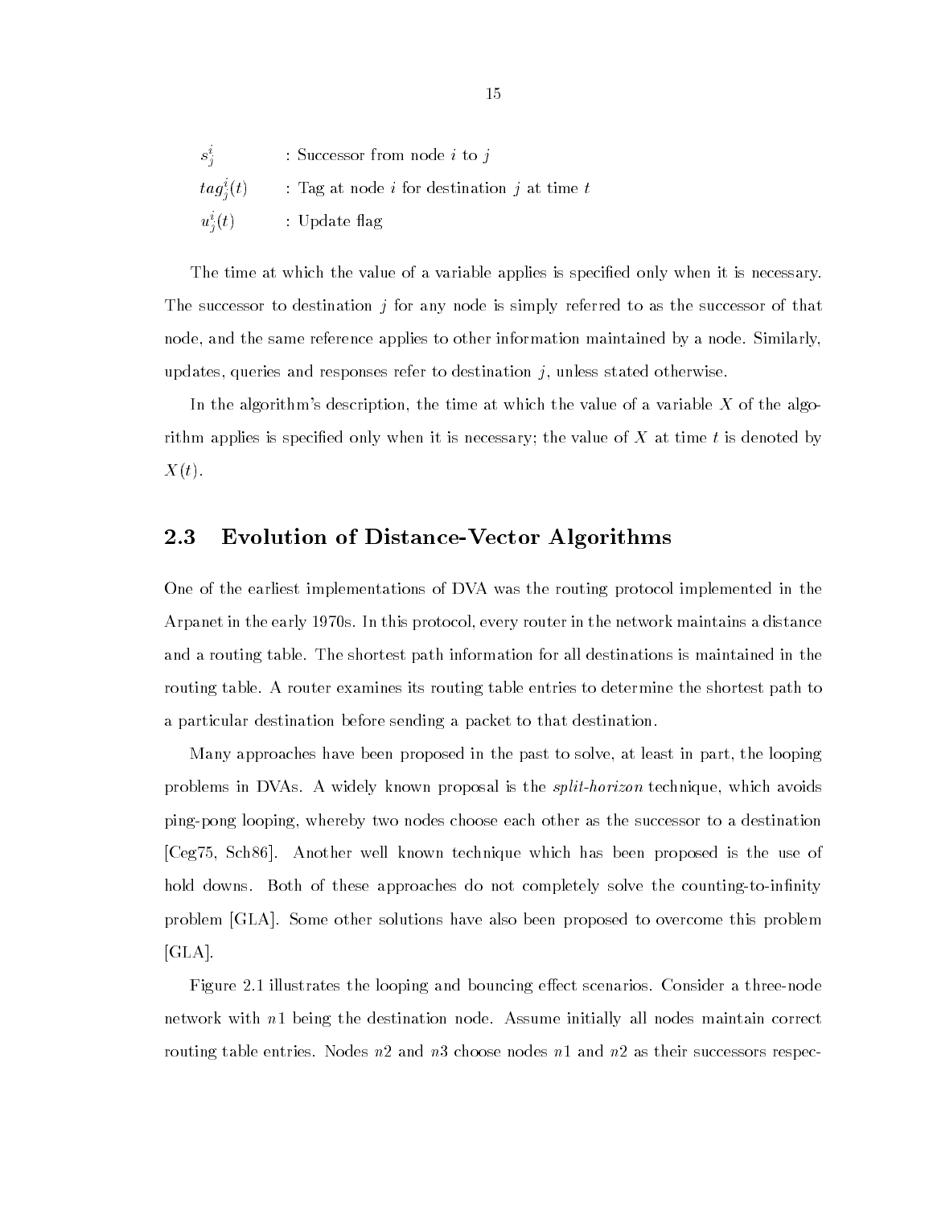$s_j^i$ : Successor from node $i$ to $j$

$tag_j^i(t)$ : Tag at node $i$ for destination $j$ at time $t$

$u_j^i(t)$ : Update flag

The time at which the value of a variable applies is specified only when it is necessary. The successor to destination $j$ for any node is simply referred to as the successor of that node, and the same reference applies to other information maintained by a node. Similarly, updates, queries and responses refer to destination $j$, unless stated otherwise.

In the algorithm's description, the time at which the value of a variable $X$ of the algorithm applies is specified only when it is necessary; the value of $X$ at time $t$ is denoted by $X(t)$.

## 2.3 Evolution of Distance-Vector Algorithms

One of the earliest implementations of DVA was the routing protocol implemented in the Arpanet in the early 1970s. In this protocol, every router in the network maintains a distance and a routing table. The shortest path information for all destinations is maintained in the routing table. A router examines its routing table entries to determine the shortest path to a particular destination before sending a packet to that destination.

Many approaches have been proposed in the past to solve, at least in part, the looping problems in DVAs. A widely known proposal is the *split-horizon* technique, which avoids ping-pong looping, whereby two nodes choose each other as the successor to a destination [Ceg75, Sch86]. Another well known technique which has been proposed is the use of hold downs. Both of these approaches do not completely solve the counting-to-infinity problem [GLA]. Some other solutions have also been proposed to overcome this problem [GLA].

Figure 2.1 illustrates the looping and bouncing effect scenarios. Consider a three-node network with $n1$ being the destination node. Assume initially all nodes maintain correct routing table entries. Nodes $n2$ and $n3$ choose nodes $n1$ and $n2$ as their successors respec-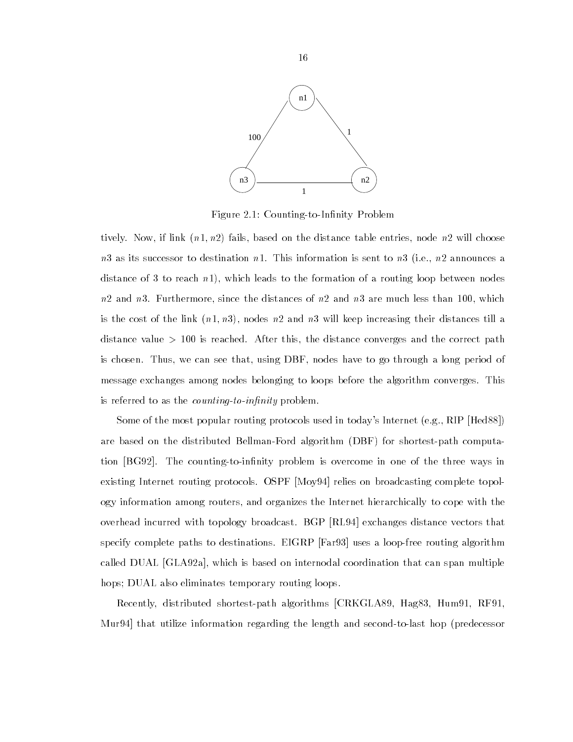Figure 2.1: Counting-to-Infinity Problem

tively. Now, if link $(n1, n2)$ fails, based on the distance table entries, node $n2$ will choose $n3$ as its successor to destination $n1$. This information is sent to $n3$ (i.e., $n2$ announces a distance of 3 to reach $n1$), which leads to the formation of a routing loop between nodes $n2$ and $n3$. Furthermore, since the distances of $n2$ and $n3$ are much less than 100, which is the cost of the link $(n1, n3)$, nodes $n2$ and $n3$ will keep increasing their distances till a distance value $> 100$ is reached. After this, the distance converges and the correct path is chosen. Thus, we can see that, using DBF, nodes have to go through a long period of message exchanges among nodes belonging to loops before the algorithm converges. This is referred to as the *counting-to-infinity* problem.

Some of the most popular routing protocols used in today's Internet (e.g., RIP [Hed88]) are based on the distributed Bellman-Ford algorithm (DBF) for shortest-path computation [BG92]. The counting-to-infinity problem is overcome in one of the three ways in existing Internet routing protocols. OSPF [Moy94] relies on broadcasting complete topology information among routers, and organizes the Internet hierarchically to cope with the overhead incurred with topology broadcast. BGP [RL94] exchanges distance vectors that specify complete paths to destinations. EIGRP [Far93] uses a loop-free routing algorithm called DUAL [GLA92a], which is based on internodal coordination that can span multiple hops; DUAL also eliminates temporary routing loops.

Recently, distributed shortest-path algorithms [CRKGLA89, Hag83, Hum91, RF91, Mur94] that utilize information regarding the length and second-to-last hop (predecessor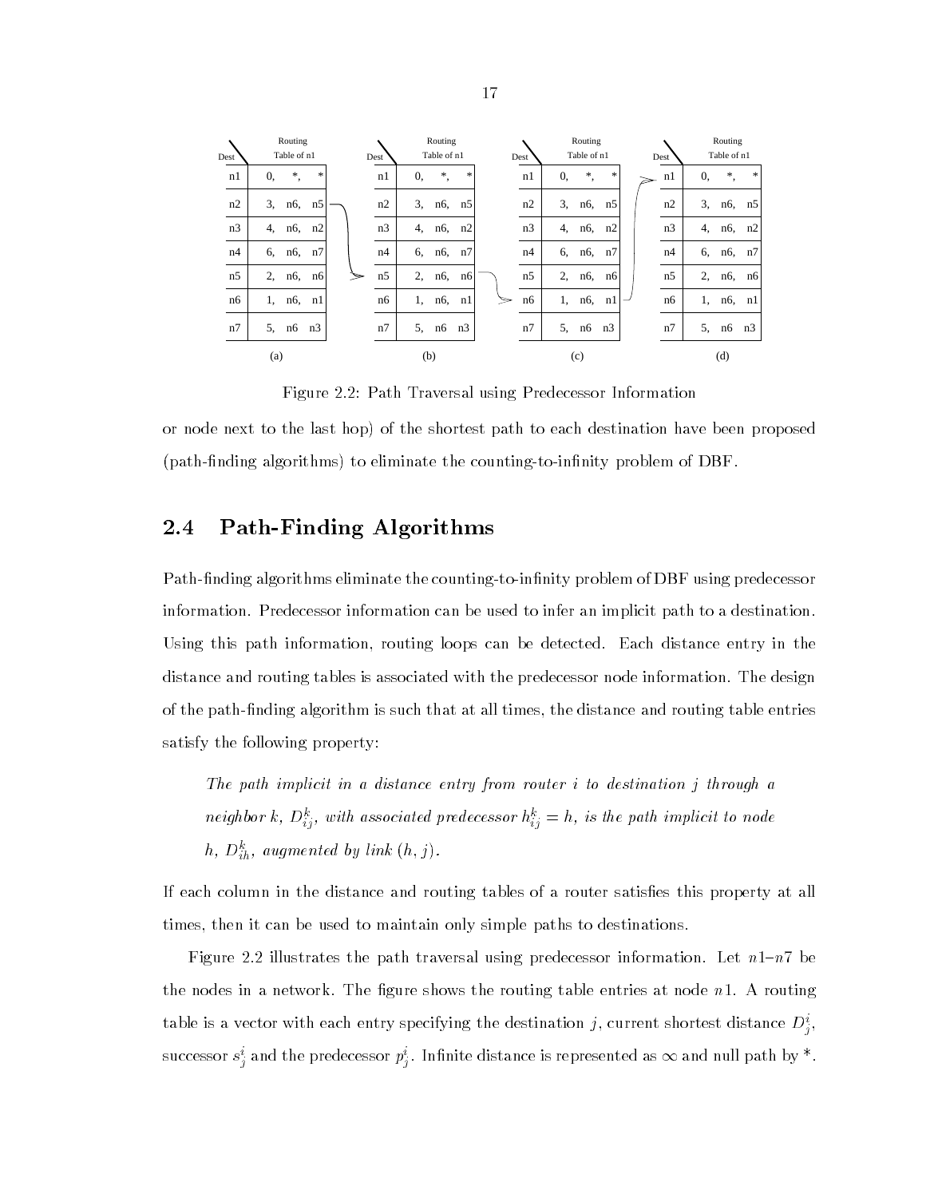| Dest | Routing Table of n1 |
| --- | --- |
| n1 | 0, *, * |
| n2 | 3, n6, n5 |
| n3 | 4, n6, n2 |
| n4 | 6, n6, n7 |
| n5 | 2, n6, n6 |
| n6 | 1, n6, n1 |
| n7 | 5, n6 n3 |

(a)

| Dest | Routing Table of n1 |
| --- | --- |
| n1 | 0, *, * |
| n2 | 3, n6, n5 |
| n3 | 4, n6, n2 |
| n4 | 6, n6, n7 |
| n5 | 2, n6, n6 |
| n6 | 1, n6, n1 |
| n7 | 5, n6 n3 |

(b)

| Dest | Routing Table of n1 |
| --- | --- |
| n1 | 0, *, * |
| n2 | 3, n6, n5 |
| n3 | 4, n6, n2 |
| n4 | 6, n6, n7 |
| n5 | 2, n6, n6 |
| n6 | 1, n6, n1 |
| n7 | 5, n6 n3 |

(c)

| Dest | Routing Table of n1 |
| --- | --- |
| n1 | 0, *, * |
| n2 | 3, n6, n5 |
| n3 | 4, n6, n2 |
| n4 | 6, n6, n7 |
| n5 | 2, n6, n6 |
| n6 | 1, n6, n1 |
| n7 | 5, n6 n3 |

(d)

Figure 2.2: Path Traversal using Predecessor Information

or node next to the last hop) of the shortest path to each destination have been proposed (path-finding algorithms) to eliminate the counting-to-infinity problem of DBF.

## 2.4 Path-Finding Algorithms

Path-finding algorithms eliminate the counting-to-infinity problem of DBF using predecessor information. Predecessor information can be used to infer an implicit path to a destination. Using this path information, routing loops can be detected. Each distance entry in the distance and routing tables is associated with the predecessor node information. The design of the path-finding algorithm is such that at all times, the distance and routing table entries satisfy the following property:

> *The path implicit in a distance entry from router $i$ to destination $j$ through a neighbor $k$, $D^k_{ij}$, with associated predecessor $h^k_{ij} = h$, is the path implicit to node $h$, $D^k_{ih}$, augmented by link $(h, j)$.*

If each column in the distance and routing tables of a router satisfies this property at all times, then it can be used to maintain only simple paths to destinations.

Figure 2.2 illustrates the path traversal using predecessor information. Let $n1$–$n7$ be the nodes in a network. The figure shows the routing table entries at node $n1$. A routing table is a vector with each entry specifying the destination $j$, current shortest distance $D^i_j$, successor $s^i_j$ and the predecessor $p^i_j$. Infinite distance is represented as $\infty$ and null path by *.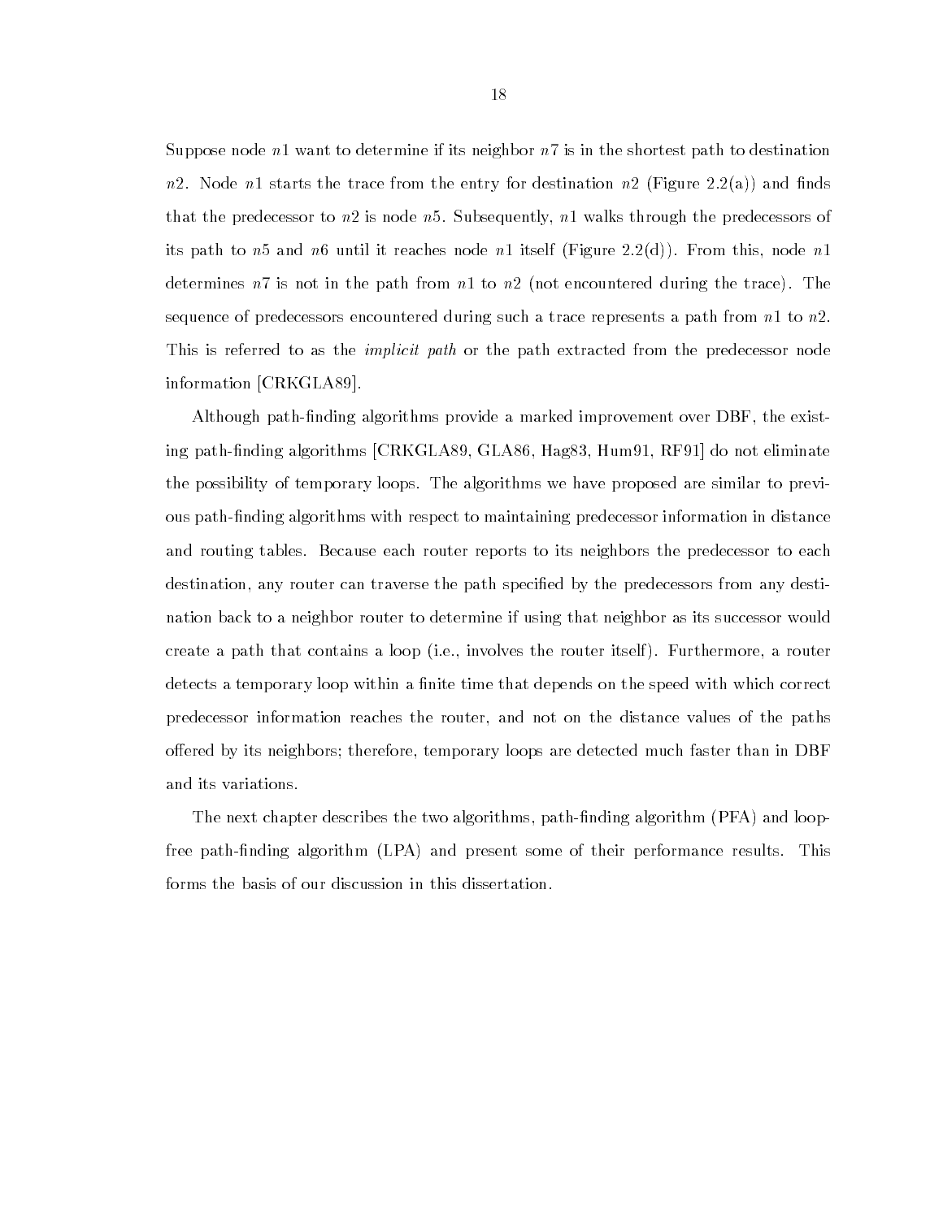Suppose node $n1$ want to determine if its neighbor $n7$ is in the shortest path to destination $n2$. Node $n1$ starts the trace from the entry for destination $n2$ (Figure 2.2(a)) and finds that the predecessor to $n2$ is node $n5$. Subsequently, $n1$ walks through the predecessors of its path to $n5$ and $n6$ until it reaches node $n1$ itself (Figure 2.2(d)). From this, node $n1$ determines $n7$ is not in the path from $n1$ to $n2$ (not encountered during the trace). The sequence of predecessors encountered during such a trace represents a path from $n1$ to $n2$. This is referred to as the *implicit path* or the path extracted from the predecessor node information [CRKGLA89].

Although path-finding algorithms provide a marked improvement over DBF, the existing path-finding algorithms [CRKGLA89, GLA86, Hag83, Hum91, RF91] do not eliminate the possibility of temporary loops. The algorithms we have proposed are similar to previous path-finding algorithms with respect to maintaining predecessor information in distance and routing tables. Because each router reports to its neighbors the predecessor to each destination, any router can traverse the path specified by the predecessors from any destination back to a neighbor router to determine if using that neighbor as its successor would create a path that contains a loop (i.e., involves the router itself). Furthermore, a router detects a temporary loop within a finite time that depends on the speed with which correct predecessor information reaches the router, and not on the distance values of the paths offered by its neighbors; therefore, temporary loops are detected much faster than in DBF and its variations.

The next chapter describes the two algorithms, path-finding algorithm (PFA) and loop-free path-finding algorithm (LPA) and present some of their performance results. This forms the basis of our discussion in this dissertation.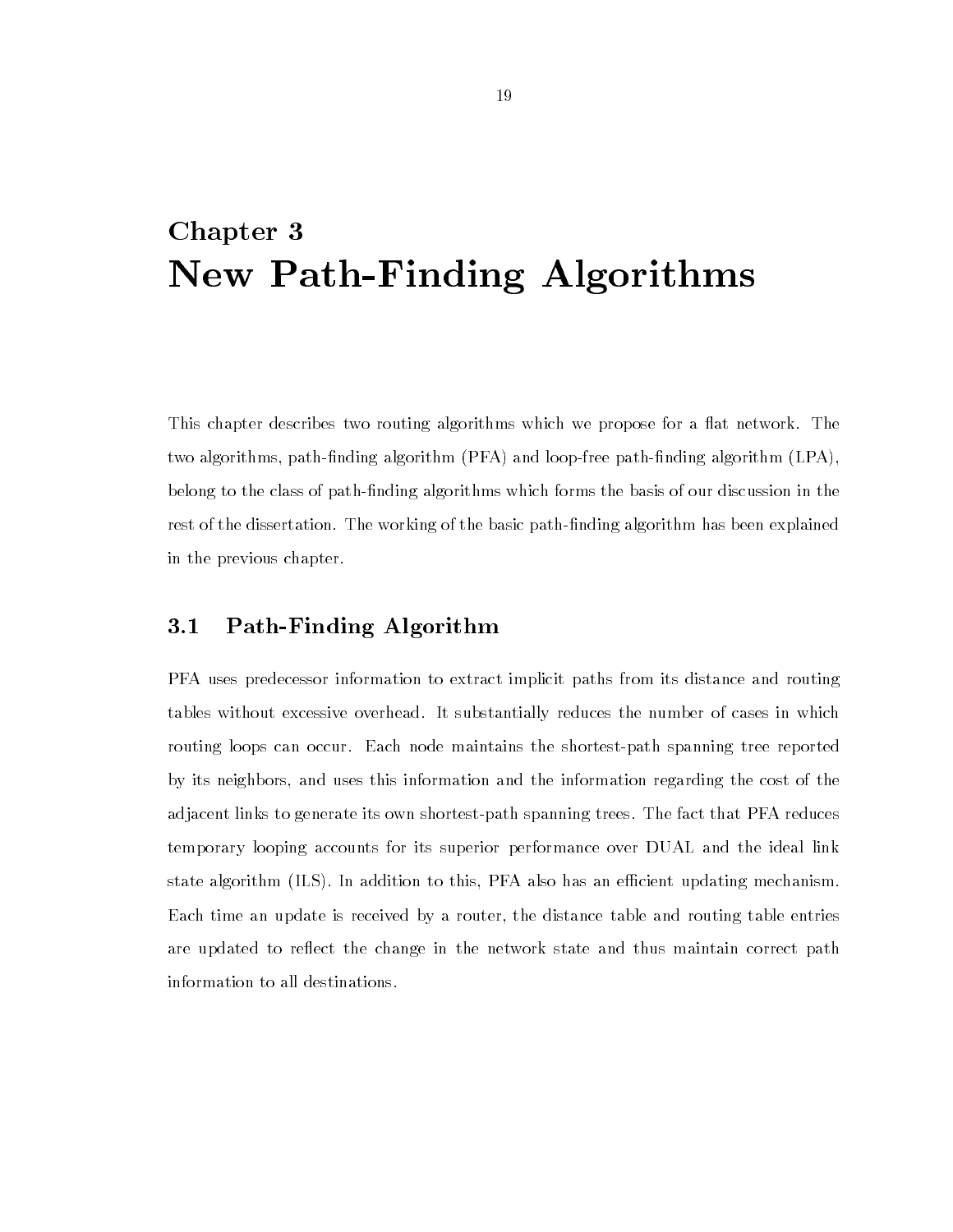# Chapter 3

# New Path-Finding Algorithms

This chapter describes two routing algorithms which we propose for a flat network. The two algorithms, path-finding algorithm (PFA) and loop-free path-finding algorithm (LPA), belong to the class of path-finding algorithms which forms the basis of our discussion in the rest of the dissertation. The working of the basic path-finding algorithm has been explained in the previous chapter.

## 3.1 Path-Finding Algorithm

PFA uses predecessor information to extract implicit paths from its distance and routing tables without excessive overhead. It substantially reduces the number of cases in which routing loops can occur. Each node maintains the shortest-path spanning tree reported by its neighbors, and uses this information and the information regarding the cost of the adjacent links to generate its own shortest-path spanning trees. The fact that PFA reduces temporary looping accounts for its superior performance over DUAL and the ideal link state algorithm (ILS). In addition to this, PFA also has an efficient updating mechanism. Each time an update is received by a router, the distance table and routing table entries are updated to reflect the change in the network state and thus maintain correct path information to all destinations.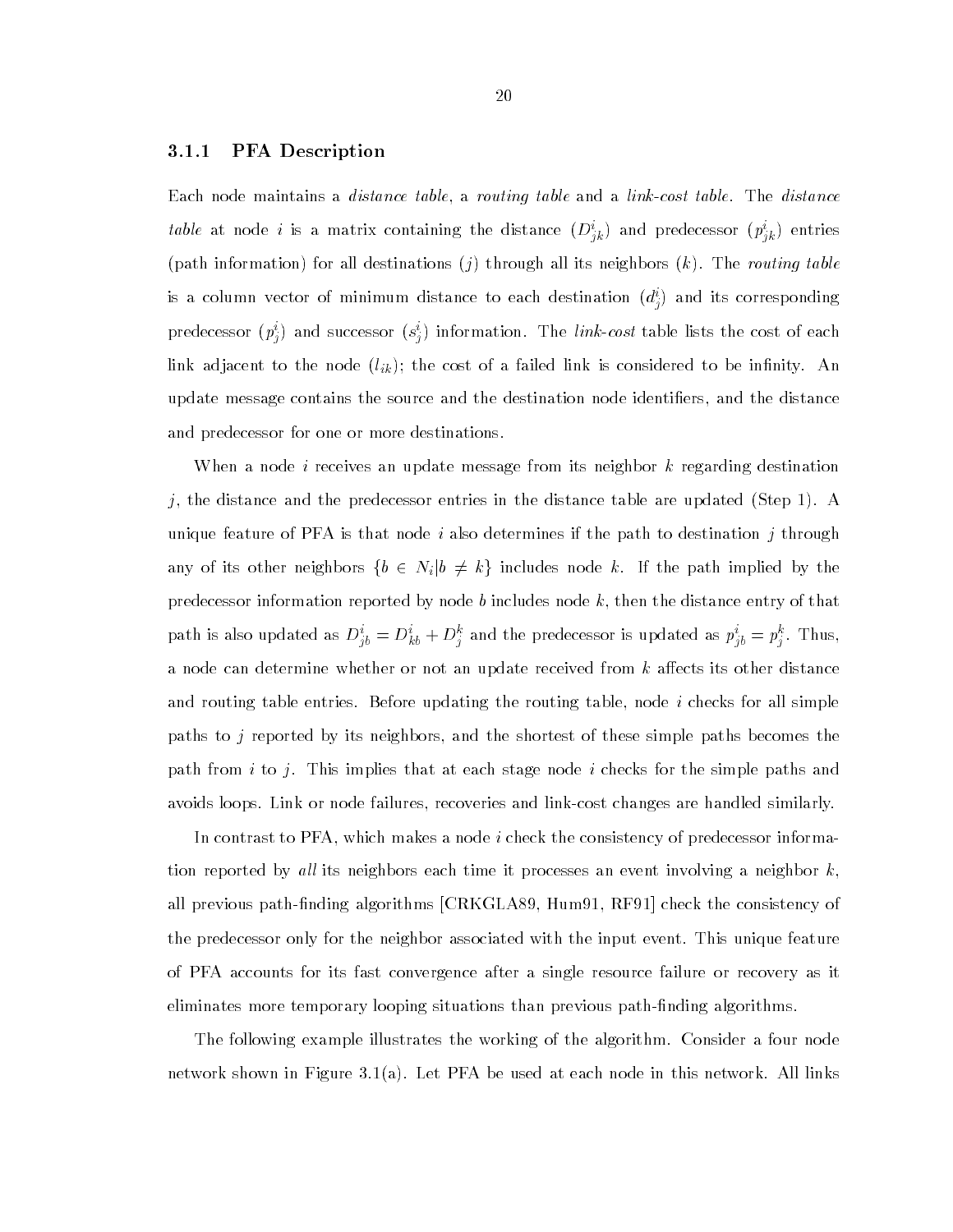### 3.1.1 PFA Description

Each node maintains a *distance table*, a *routing table* and a *link-cost table*. The *distance table* at node $i$ is a matrix containing the distance ($D^i_{jk}$) and predecessor ($p^i_{jk}$) entries (path information) for all destinations ($j$) through all its neighbors ($k$). The *routing table* is a column vector of minimum distance to each destination ($d^i_j$) and its corresponding predecessor ($p^i_j$) and successor ($s^i_j$) information. The *link-cost* table lists the cost of each link adjacent to the node ($l_{ik}$); the cost of a failed link is considered to be infinity. An update message contains the source and the destination node identifiers, and the distance and predecessor for one or more destinations.

When a node $i$ receives an update message from its neighbor $k$ regarding destination $j$, the distance and the predecessor entries in the distance table are updated (Step 1). A unique feature of PFA is that node $i$ also determines if the path to destination $j$ through any of its other neighbors $\{b \in N_i | b \neq k\}$ includes node $k$. If the path implied by the predecessor information reported by node $b$ includes node $k$, then the distance entry of that path is also updated as $D^i_{jb} = D^i_{kb} + D^k_j$ and the predecessor is updated as $p^i_{jb} = p^k_j$. Thus, a node can determine whether or not an update received from $k$ affects its other distance and routing table entries. Before updating the routing table, node $i$ checks for all simple paths to $j$ reported by its neighbors, and the shortest of these simple paths becomes the path from $i$ to $j$. This implies that at each stage node $i$ checks for the simple paths and avoids loops. Link or node failures, recoveries and link-cost changes are handled similarly.

In contrast to PFA, which makes a node $i$ check the consistency of predecessor information reported by *all* its neighbors each time it processes an event involving a neighbor $k$, all previous path-finding algorithms [CRKGLA89, Hum91, RF91] check the consistency of the predecessor only for the neighbor associated with the input event. This unique feature of PFA accounts for its fast convergence after a single resource failure or recovery as it eliminates more temporary looping situations than previous path-finding algorithms.

The following example illustrates the working of the algorithm. Consider a four node network shown in Figure 3.1(a). Let PFA be used at each node in this network. All links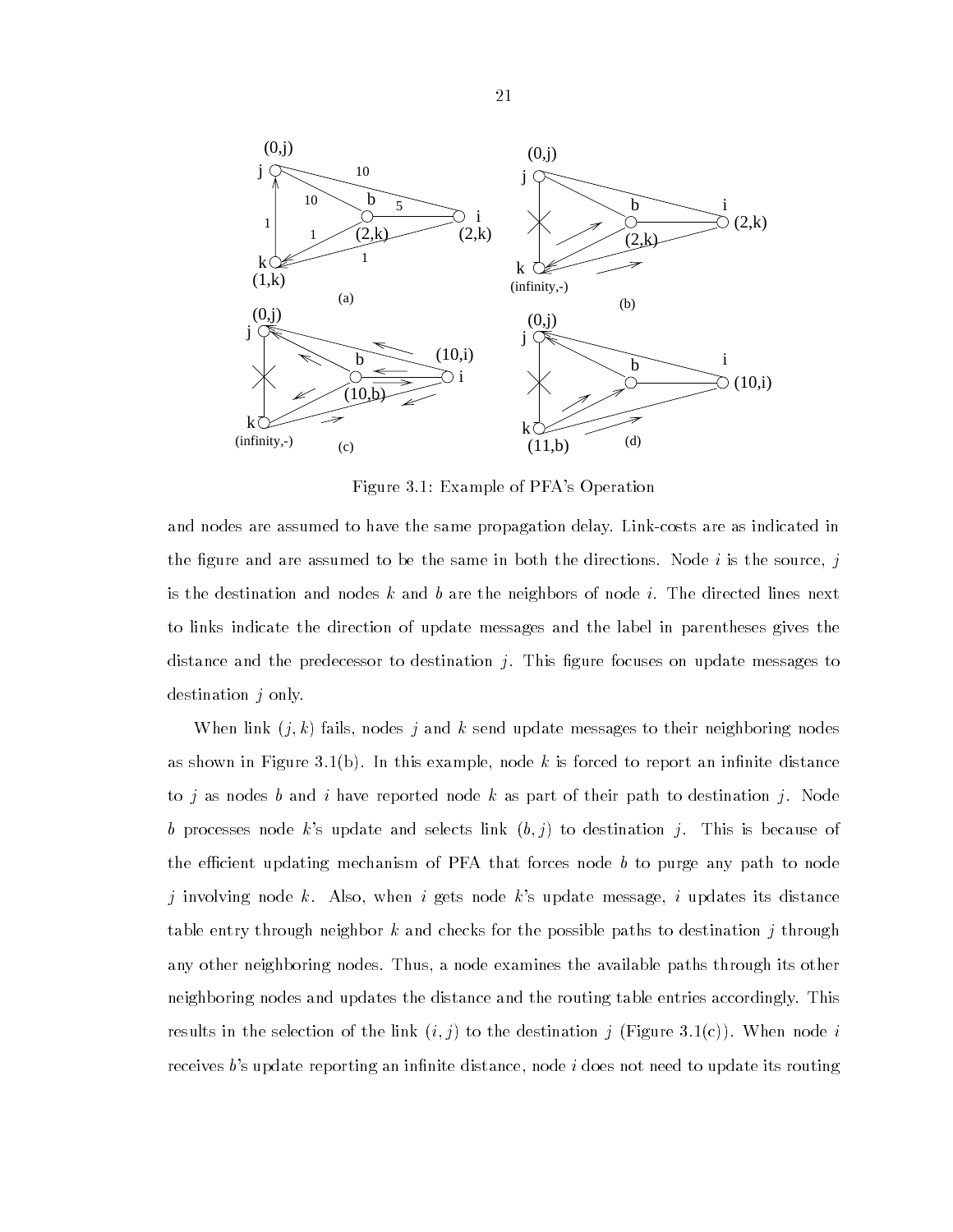Figure 3.1: Example of PFA's Operation

and nodes are assumed to have the same propagation delay. Link-costs are as indicated in the figure and are assumed to be the same in both the directions. Node $i$ is the source, $j$ is the destination and nodes $k$ and $b$ are the neighbors of node $i$. The directed lines next to links indicate the direction of update messages and the label in parentheses gives the distance and the predecessor to destination $j$. This figure focuses on update messages to destination $j$ only.

When link $(j, k)$ fails, nodes $j$ and $k$ send update messages to their neighboring nodes as shown in Figure 3.1(b). In this example, node $k$ is forced to report an infinite distance to $j$ as nodes $b$ and $i$ have reported node $k$ as part of their path to destination $j$. Node $b$ processes node $k$'s update and selects link $(b, j)$ to destination $j$. This is because of the efficient updating mechanism of PFA that forces node $b$ to purge any path to node $j$ involving node $k$. Also, when $i$ gets node $k$'s update message, $i$ updates its distance table entry through neighbor $k$ and checks for the possible paths to destination $j$ through any other neighboring nodes. Thus, a node examines the available paths through its other neighboring nodes and updates the distance and the routing table entries accordingly. This results in the selection of the link $(i, j)$ to the destination $j$ (Figure 3.1(c)). When node $i$ receives $b$'s update reporting an infinite distance, node $i$ does not need to update its routing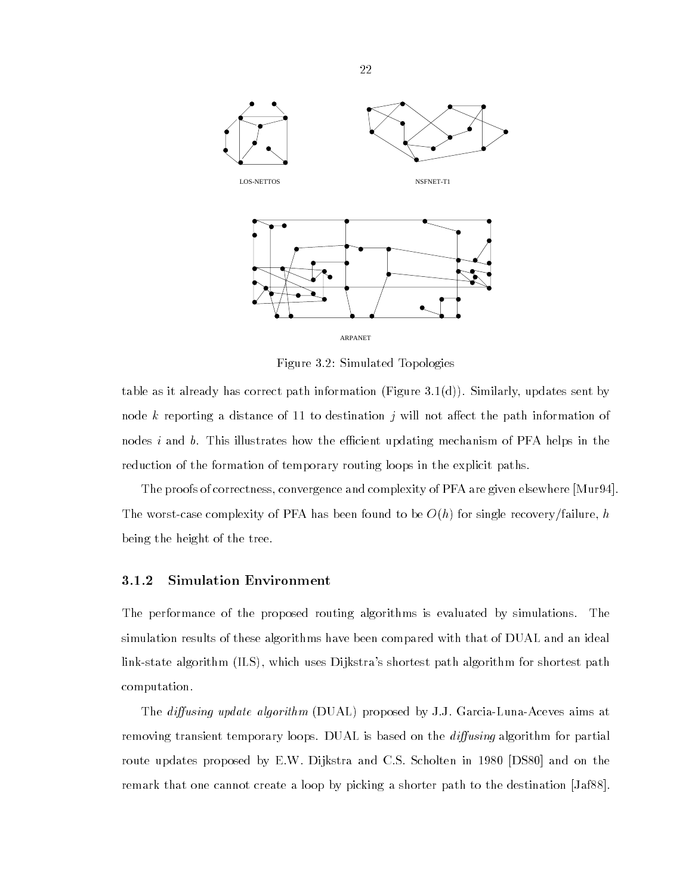LOS-NETTOS

NSFNET-T1

ARPANET

Figure 3.2: Simulated Topologies

table as it already has correct path information (Figure 3.1(d)). Similarly, updates sent by node $k$ reporting a distance of 11 to destination $j$ will not affect the path information of nodes $i$ and $b$. This illustrates how the efficient updating mechanism of PFA helps in the reduction of the formation of temporary routing loops in the explicit paths.

The proofs of correctness, convergence and complexity of PFA are given elsewhere [Mur94]. The worst-case complexity of PFA has been found to be $O(h)$ for single recovery/failure, $h$ being the height of the tree.

### 3.1.2 Simulation Environment

The performance of the proposed routing algorithms is evaluated by simulations. The simulation results of these algorithms have been compared with that of DUAL and an ideal link-state algorithm (ILS), which uses Dijkstra's shortest path algorithm for shortest path computation.

The *diffusing update algorithm* (DUAL) proposed by J.J. Garcia-Luna-Aceves aims at removing transient temporary loops. DUAL is based on the *diffusing* algorithm for partial route updates proposed by E.W. Dijkstra and C.S. Scholten in 1980 [DS80] and on the remark that one cannot create a loop by picking a shorter path to the destination [Jaf88].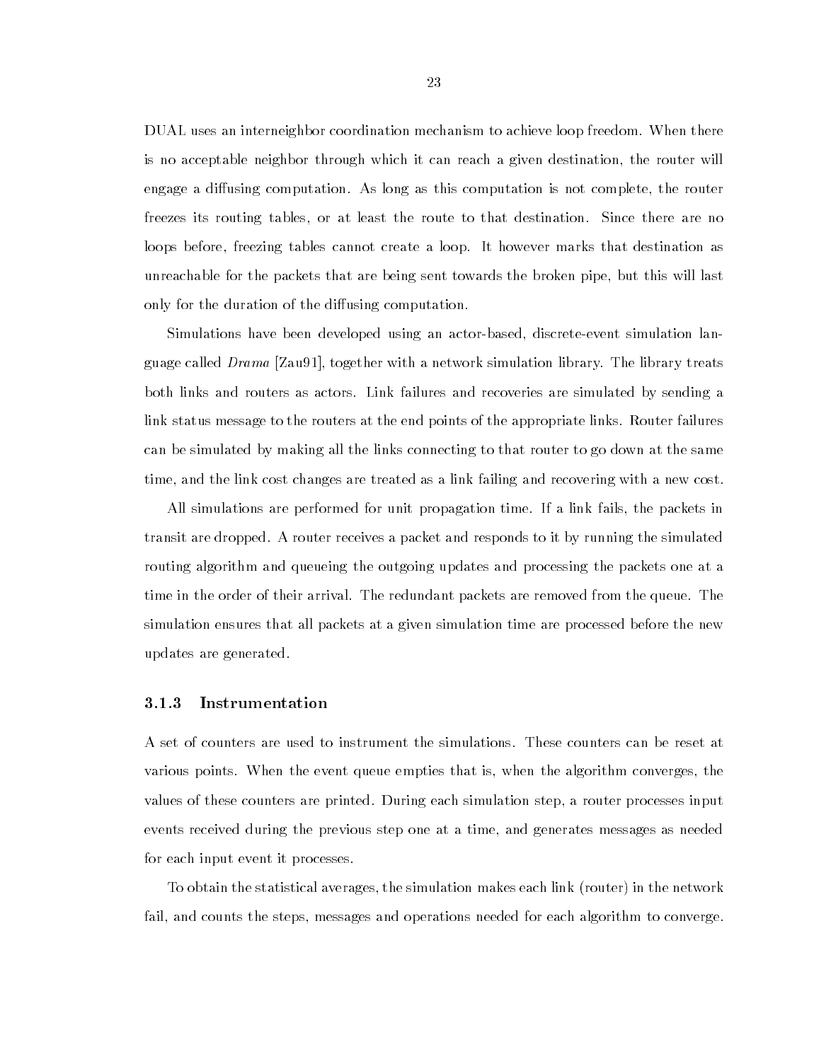DUAL uses an interneighbor coordination mechanism to achieve loop freedom. When there is no acceptable neighbor through which it can reach a given destination, the router will engage a diffusing computation. As long as this computation is not complete, the router freezes its routing tables, or at least the route to that destination. Since there are no loops before, freezing tables cannot create a loop. It however marks that destination as unreachable for the packets that are being sent towards the broken pipe, but this will last only for the duration of the diffusing computation.

Simulations have been developed using an actor-based, discrete-event simulation language called *Drama* [Zau91], together with a network simulation library. The library treats both links and routers as actors. Link failures and recoveries are simulated by sending a link status message to the routers at the end points of the appropriate links. Router failures can be simulated by making all the links connecting to that router to go down at the same time, and the link cost changes are treated as a link failing and recovering with a new cost.

All simulations are performed for unit propagation time. If a link fails, the packets in transit are dropped. A router receives a packet and responds to it by running the simulated routing algorithm and queueing the outgoing updates and processing the packets one at a time in the order of their arrival. The redundant packets are removed from the queue. The simulation ensures that all packets at a given simulation time are processed before the new updates are generated.

### 3.1.3 Instrumentation

A set of counters are used to instrument the simulations. These counters can be reset at various points. When the event queue empties that is, when the algorithm converges, the values of these counters are printed. During each simulation step, a router processes input events received during the previous step one at a time, and generates messages as needed for each input event it processes.

To obtain the statistical averages, the simulation makes each link (router) in the network fail, and counts the steps, messages and operations needed for each algorithm to converge.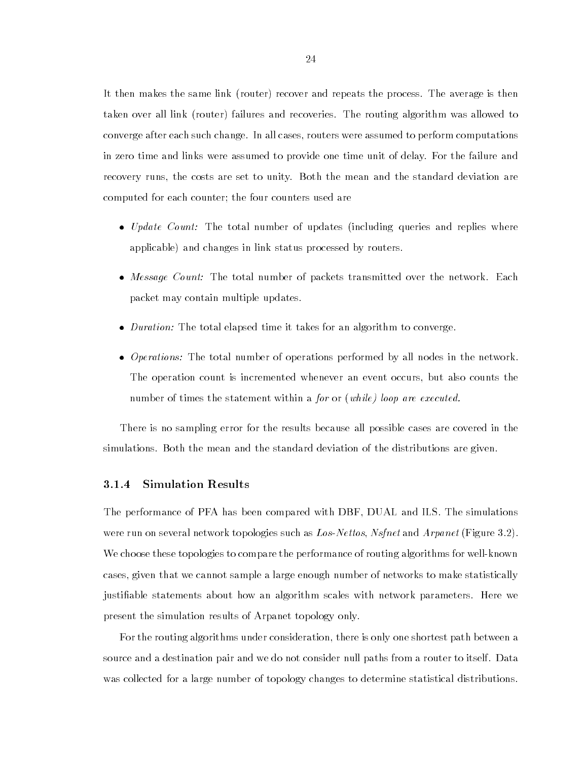It then makes the same link (router) recover and repeats the process. The average is then taken over all link (router) failures and recoveries. The routing algorithm was allowed to converge after each such change. In all cases, routers were assumed to perform computations in zero time and links were assumed to provide one time unit of delay. For the failure and recovery runs, the costs are set to unity. Both the mean and the standard deviation are computed for each counter; the four counters used are

- *Update Count:* The total number of updates (including queries and replies where applicable) and changes in link status processed by routers.
- *Message Count:* The total number of packets transmitted over the network. Each packet may contain multiple updates.
- *Duration:* The total elapsed time it takes for an algorithm to converge.
- *Operations:* The total number of operations performed by all nodes in the network. The operation count is incremented whenever an event occurs, but also counts the number of times the statement within a *for* or (*while) loop are executed.*

There is no sampling error for the results because all possible cases are covered in the simulations. Both the mean and the standard deviation of the distributions are given.

### 3.1.4 Simulation Results

The performance of PFA has been compared with DBF, DUAL and ILS. The simulations were run on several network topologies such as *Los-Nettos*, *Nsfnet* and *Arpanet* (Figure 3.2). We choose these topologies to compare the performance of routing algorithms for well-known cases, given that we cannot sample a large enough number of networks to make statistically justifiable statements about how an algorithm scales with network parameters. Here we present the simulation results of Arpanet topology only.

For the routing algorithms under consideration, there is only one shortest path between a source and a destination pair and we do not consider null paths from a router to itself. Data was collected for a large number of topology changes to determine statistical distributions.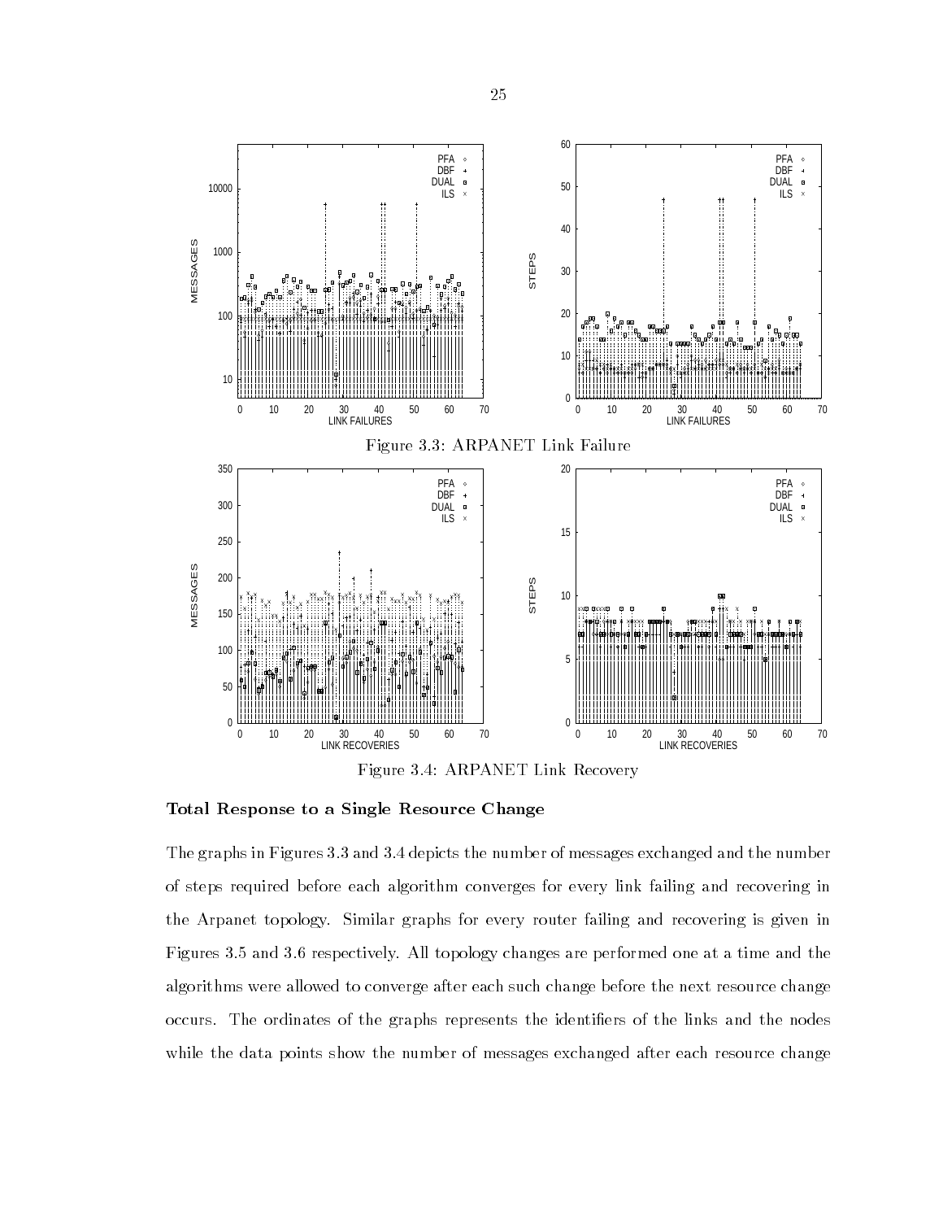Figure 3.3: ARPANET Link Failure

Figure 3.4: ARPANET Link Recovery

### Total Response to a Single Resource Change

The graphs in Figures 3.3 and 3.4 depicts the number of messages exchanged and the number of steps required before each algorithm converges for every link failing and recovering in the Arpanet topology. Similar graphs for every router failing and recovering is given in Figures 3.5 and 3.6 respectively. All topology changes are performed one at a time and the algorithms were allowed to converge after each such change before the next resource change occurs. The ordinates of the graphs represents the identifiers of the links and the nodes while the data points show the number of messages exchanged after each resource change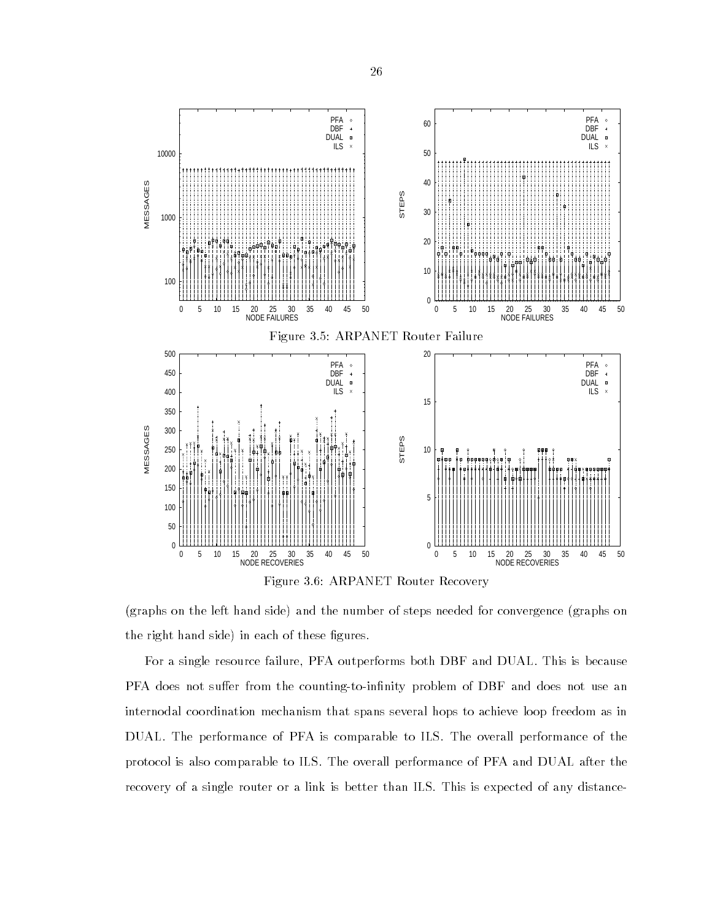Figure 3.5: ARPANET Router Failure

Figure 3.6: ARPANET Router Recovery

(graphs on the left hand side) and the number of steps needed for convergence (graphs on the right hand side) in each of these figures.

For a single resource failure, PFA outperforms both DBF and DUAL. This is because PFA does not suffer from the counting-to-infinity problem of DBF and does not use an internodal coordination mechanism that spans several hops to achieve loop freedom as in DUAL. The performance of PFA is comparable to ILS. The overall performance of the protocol is also comparable to ILS. The overall performance of PFA and DUAL after the recovery of a single router or a link is better than ILS. This is expected of any distance-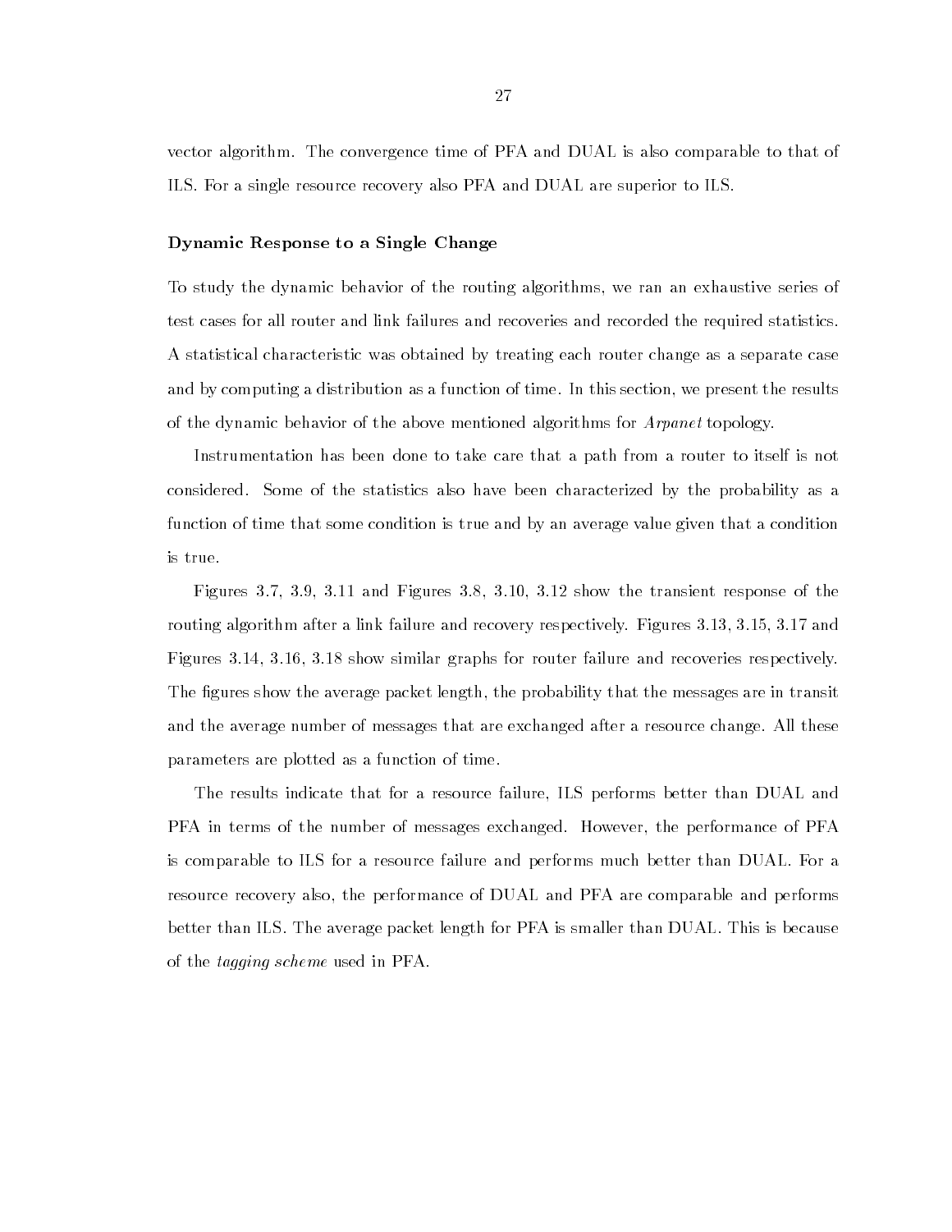vector algorithm. The convergence time of PFA and DUAL is also comparable to that of ILS. For a single resource recovery also PFA and DUAL are superior to ILS.

### Dynamic Response to a Single Change

To study the dynamic behavior of the routing algorithms, we ran an exhaustive series of test cases for all router and link failures and recoveries and recorded the required statistics. A statistical characteristic was obtained by treating each router change as a separate case and by computing a distribution as a function of time. In this section, we present the results of the dynamic behavior of the above mentioned algorithms for *Arpanet* topology.

Instrumentation has been done to take care that a path from a router to itself is not considered. Some of the statistics also have been characterized by the probability as a function of time that some condition is true and by an average value given that a condition is true.

Figures 3.7, 3.9, 3.11 and Figures 3.8, 3.10, 3.12 show the transient response of the routing algorithm after a link failure and recovery respectively. Figures 3.13, 3.15, 3.17 and Figures 3.14, 3.16, 3.18 show similar graphs for router failure and recoveries respectively. The figures show the average packet length, the probability that the messages are in transit and the average number of messages that are exchanged after a resource change. All these parameters are plotted as a function of time.

The results indicate that for a resource failure, ILS performs better than DUAL and PFA in terms of the number of messages exchanged. However, the performance of PFA is comparable to ILS for a resource failure and performs much better than DUAL. For a resource recovery also, the performance of DUAL and PFA are comparable and performs better than ILS. The average packet length for PFA is smaller than DUAL. This is because of the *tagging scheme* used in PFA.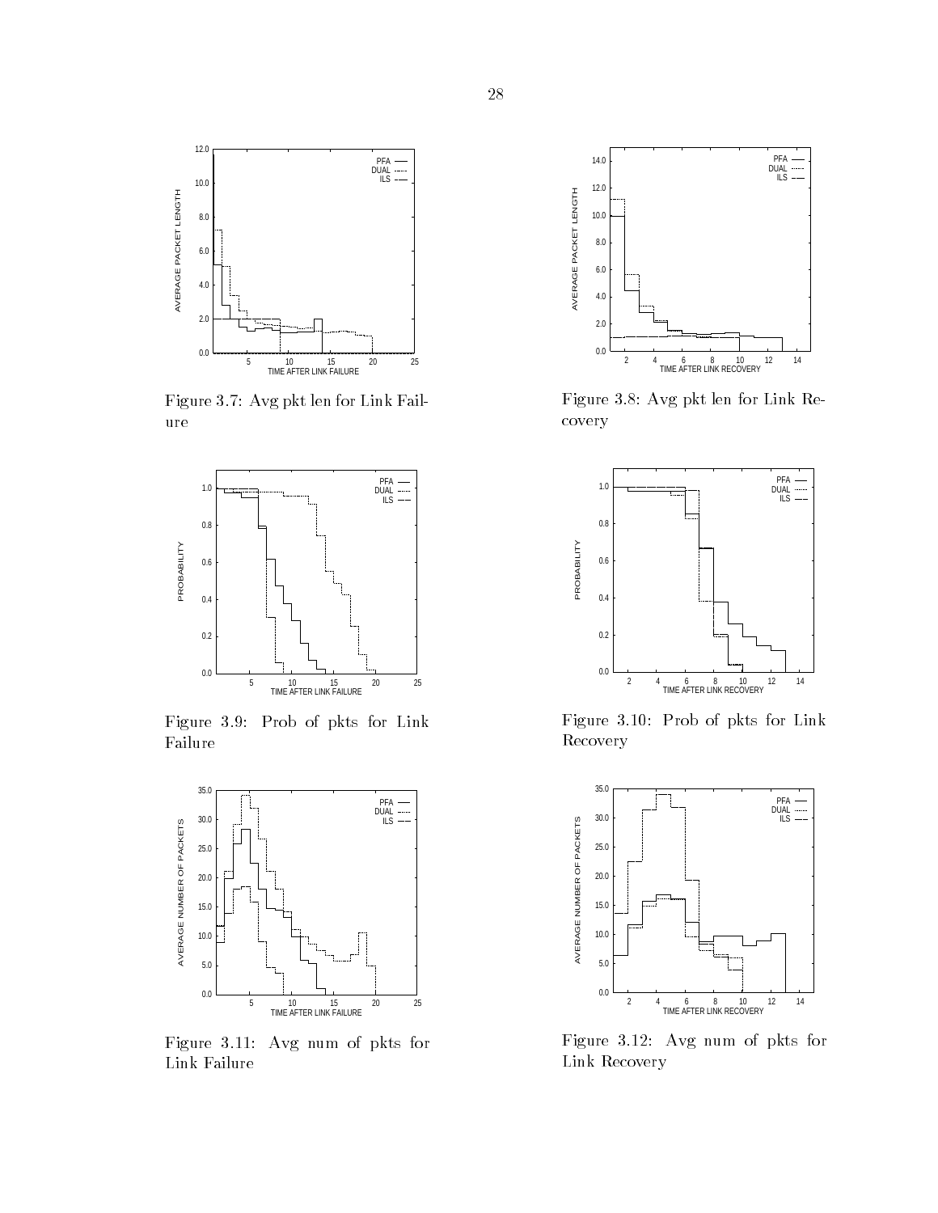Figure 3.7: Avg pkt len for Link Failure

Figure 3.8: Avg pkt len for Link Recovery

Figure 3.9: Prob of pkts for Link Failure

Figure 3.10: Prob of pkts for Link Recovery

Figure 3.11: Avg num of pkts for Link Failure

Figure 3.12: Avg num of pkts for Link Recovery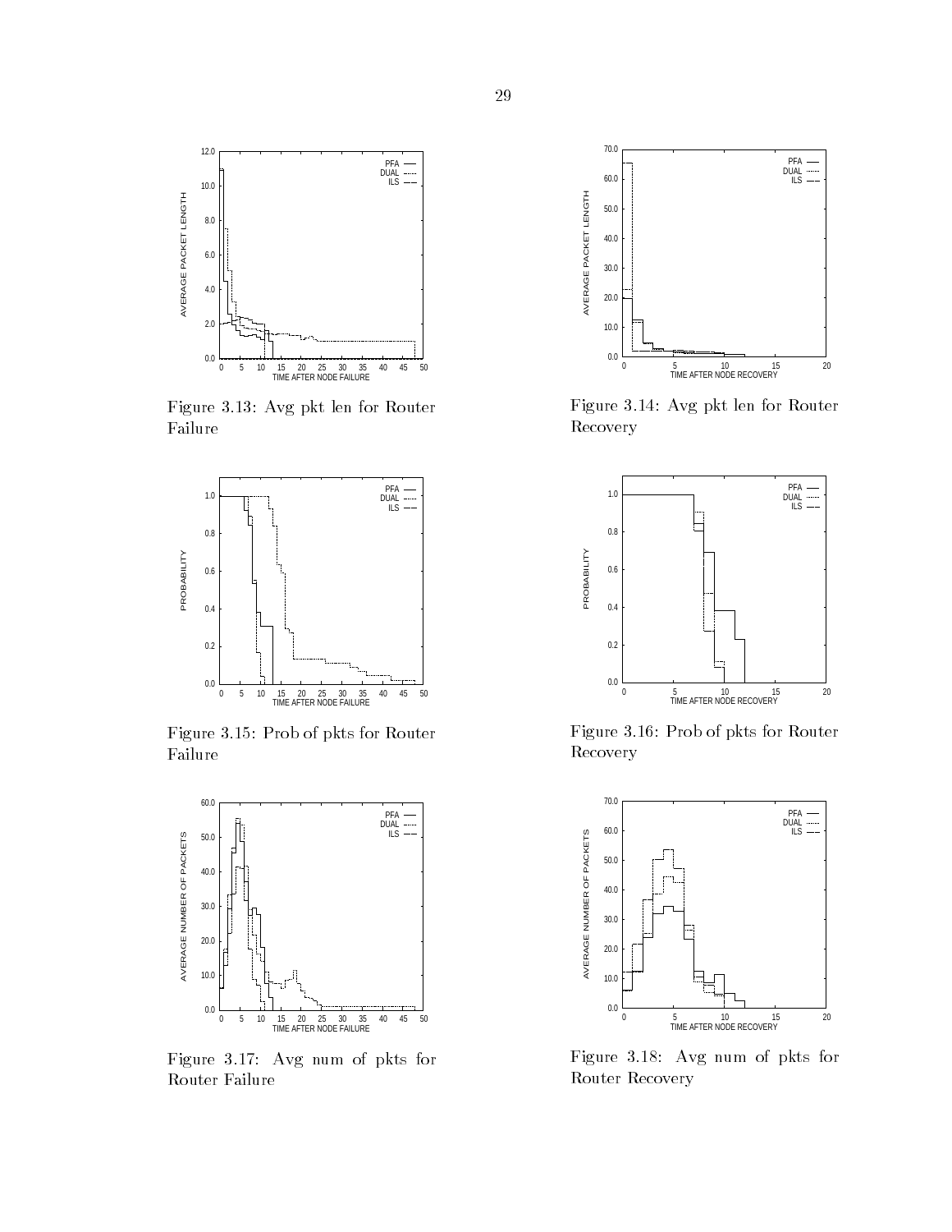Figure 3.13: Avg pkt len for Router Failure

Figure 3.14: Avg pkt len for Router Recovery

Figure 3.15: Prob of pkts for Router Failure

Figure 3.16: Prob of pkts for Router Recovery

Figure 3.17: Avg num of pkts for Router Failure

Figure 3.18: Avg num of pkts for Router Recovery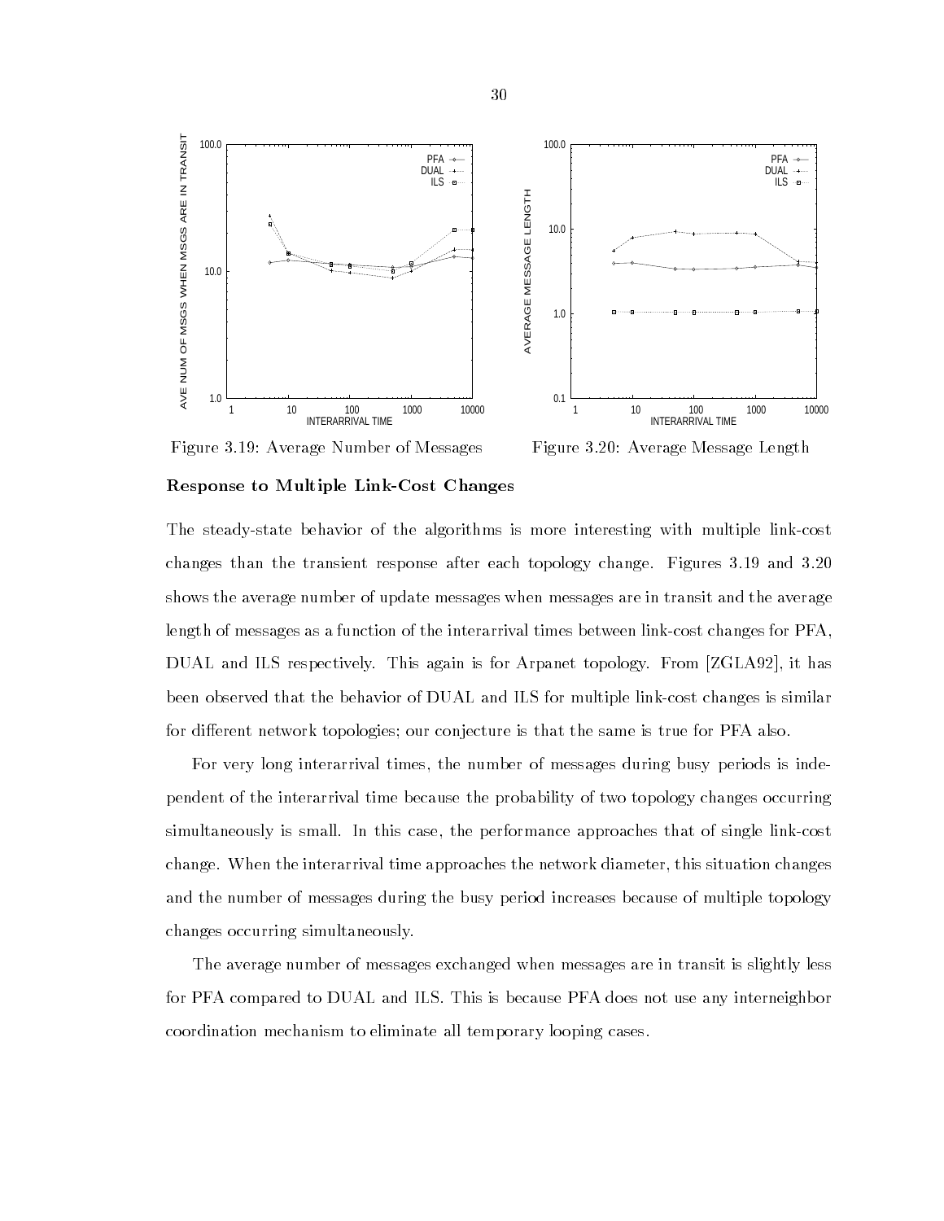Figure 3.19: Average Number of Messages

Figure 3.20: Average Message Length

**Response to Multiple Link-Cost Changes**

The steady-state behavior of the algorithms is more interesting with multiple link-cost changes than the transient response after each topology change. Figures 3.19 and 3.20 shows the average number of update messages when messages are in transit and the average length of messages as a function of the interarrival times between link-cost changes for PFA, DUAL and ILS respectively. This again is for Arpanet topology. From [ZGLA92], it has been observed that the behavior of DUAL and ILS for multiple link-cost changes is similar for different network topologies; our conjecture is that the same is true for PFA also.

For very long interarrival times, the number of messages during busy periods is independent of the interarrival time because the probability of two topology changes occurring simultaneously is small. In this case, the performance approaches that of single link-cost change. When the interarrival time approaches the network diameter, this situation changes and the number of messages during the busy period increases because of multiple topology changes occurring simultaneously.

The average number of messages exchanged when messages are in transit is slightly less for PFA compared to DUAL and ILS. This is because PFA does not use any interneighbor coordination mechanism to eliminate all temporary looping cases.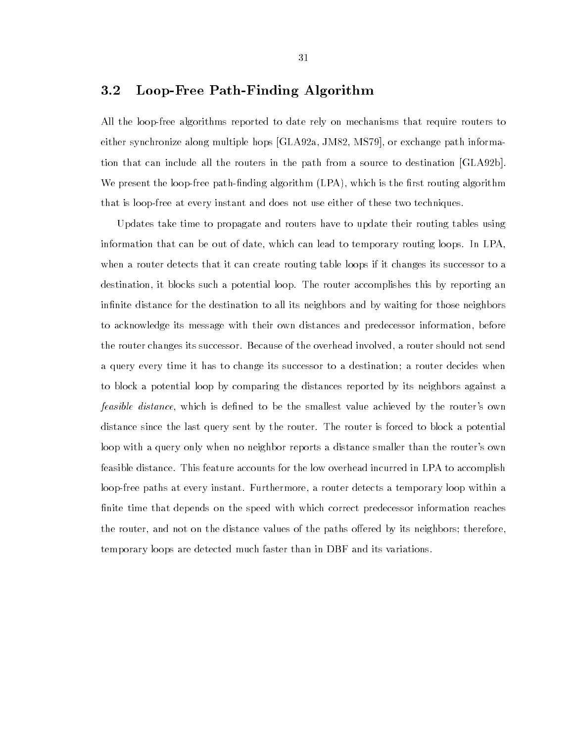## 3.2 Loop-Free Path-Finding Algorithm

All the loop-free algorithms reported to date rely on mechanisms that require routers to either synchronize along multiple hops [GLA92a, JM82, MS79], or exchange path information that can include all the routers in the path from a source to destination [GLA92b]. We present the loop-free path-finding algorithm (LPA), which is the first routing algorithm that is loop-free at every instant and does not use either of these two techniques.

Updates take time to propagate and routers have to update their routing tables using information that can be out of date, which can lead to temporary routing loops. In LPA, when a router detects that it can create routing table loops if it changes its successor to a destination, it blocks such a potential loop. The router accomplishes this by reporting an infinite distance for the destination to all its neighbors and by waiting for those neighbors to acknowledge its message with their own distances and predecessor information, before the router changes its successor. Because of the overhead involved, a router should not send a query every time it has to change its successor to a destination; a router decides when to block a potential loop by comparing the distances reported by its neighbors against a *feasible distance*, which is defined to be the smallest value achieved by the router's own distance since the last query sent by the router. The router is forced to block a potential loop with a query only when no neighbor reports a distance smaller than the router's own feasible distance. This feature accounts for the low overhead incurred in LPA to accomplish loop-free paths at every instant. Furthermore, a router detects a temporary loop within a finite time that depends on the speed with which correct predecessor information reaches the router, and not on the distance values of the paths offered by its neighbors; therefore, temporary loops are detected much faster than in DBF and its variations.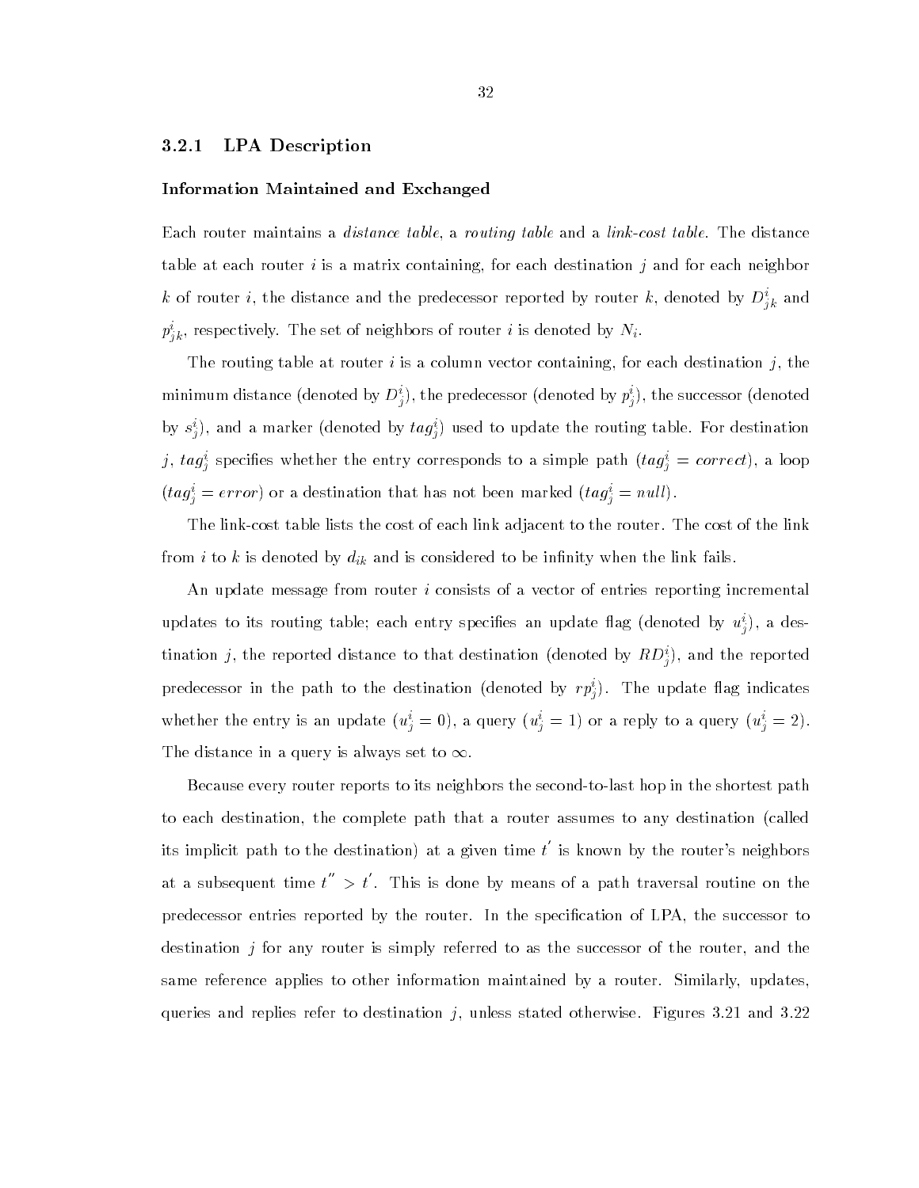### 3.2.1 LPA Description

#### Information Maintained and Exchanged

Each router maintains a *distance table*, a *routing table* and a *link-cost table*. The distance table at each router $i$ is a matrix containing, for each destination $j$ and for each neighbor $k$ of router $i$, the distance and the predecessor reported by router $k$, denoted by $D^i_{jk}$ and $p^i_{jk}$, respectively. The set of neighbors of router $i$ is denoted by $N_i$.

The routing table at router $i$ is a column vector containing, for each destination $j$, the minimum distance (denoted by $D^i_j$), the predecessor (denoted by $p^i_j$), the successor (denoted by $s^i_j$), and a marker (denoted by $tag^i_j$) used to update the routing table. For destination $j$, $tag^i_j$ specifies whether the entry corresponds to a simple path ($tag^i_j = correct$), a loop ($tag^i_j = error$) or a destination that has not been marked ($tag^i_j = null$).

The link-cost table lists the cost of each link adjacent to the router. The cost of the link from $i$ to $k$ is denoted by $d_{ik}$ and is considered to be infinity when the link fails.

An update message from router $i$ consists of a vector of entries reporting incremental updates to its routing table; each entry specifies an update flag (denoted by $u^i_j$), a destination $j$, the reported distance to that destination (denoted by $RD^i_j$), and the reported predecessor in the path to the destination (denoted by $rp^i_j$). The update flag indicates whether the entry is an update ($u^i_j = 0$), a query ($u^i_j = 1$) or a reply to a query ($u^i_j = 2$). The distance in a query is always set to $\infty$.

Because every router reports to its neighbors the second-to-last hop in the shortest path to each destination, the complete path that a router assumes to any destination (called its implicit path to the destination) at a given time $t'$ is known by the router's neighbors at a subsequent time $t'' > t'$. This is done by means of a path traversal routine on the predecessor entries reported by the router. In the specification of LPA, the successor to destination $j$ for any router is simply referred to as the successor of the router, and the same reference applies to other information maintained by a router. Similarly, updates, queries and replies refer to destination $j$, unless stated otherwise. Figures 3.21 and 3.22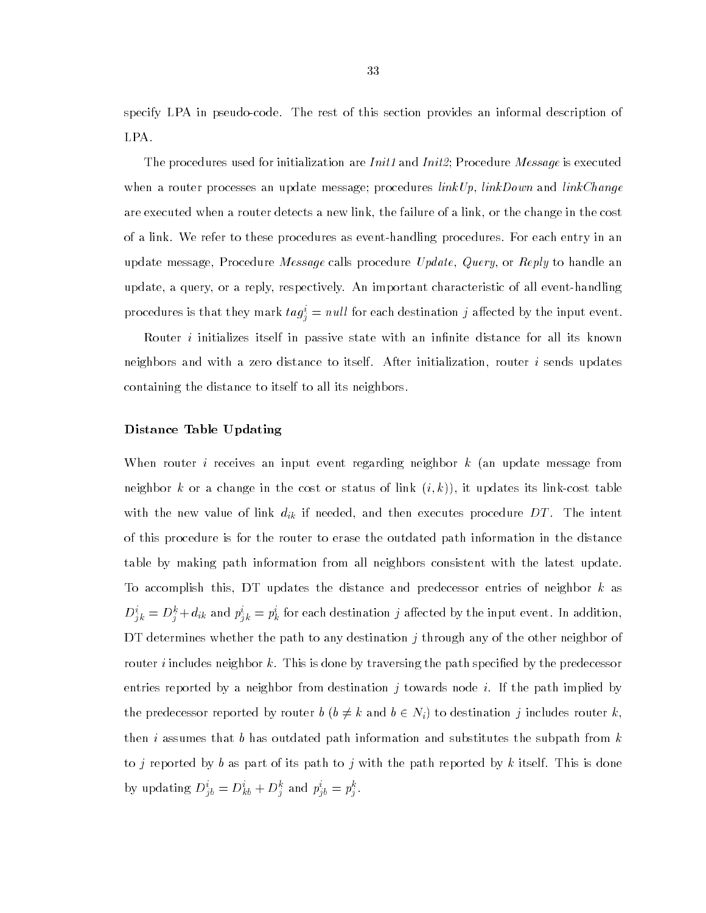specify LPA in pseudo-code. The rest of this section provides an informal description of LPA.

The procedures used for initialization are *Init1* and *Init2*; Procedure *Message* is executed when a router processes an update message; procedures *linkUp*, *linkDown* and *linkChange* are executed when a router detects a new link, the failure of a link, or the change in the cost of a link. We refer to these procedures as event-handling procedures. For each entry in an update message, Procedure *Message* calls procedure *Update*, *Query*, or *Reply* to handle an update, a query, or a reply, respectively. An important characteristic of all event-handling procedures is that they mark $tag^i_j = null$ for each destination $j$ affected by the input event.

Router $i$ initializes itself in passive state with an infinite distance for all its known neighbors and with a zero distance to itself. After initialization, router $i$ sends updates containing the distance to itself to all its neighbors.

### Distance Table Updating

When router $i$ receives an input event regarding neighbor $k$ (an update message from neighbor $k$ or a change in the cost or status of link $(i, k)$), it updates its link-cost table with the new value of link $d_{ik}$ if needed, and then executes procedure $DT$. The intent of this procedure is for the router to erase the outdated path information in the distance table by making path information from all neighbors consistent with the latest update. To accomplish this, DT updates the distance and predecessor entries of neighbor $k$ as $D^i_{jk} = D^k_j + d_{ik}$ and $p^i_{jk} = p^i_k$ for each destination $j$ affected by the input event. In addition, DT determines whether the path to any destination $j$ through any of the other neighbor of router $i$ includes neighbor $k$. This is done by traversing the path specified by the predecessor entries reported by a neighbor from destination $j$ towards node $i$. If the path implied by the predecessor reported by router $b$ ($b \neq k$ and $b \in N_i$) to destination $j$ includes router $k$, then $i$ assumes that $b$ has outdated path information and substitutes the subpath from $k$ to $j$ reported by $b$ as part of its path to $j$ with the path reported by $k$ itself. This is done by updating $D^i_{jb} = D^i_{kb} + D^k_j$ and $p^i_{jb} = p^k_j$.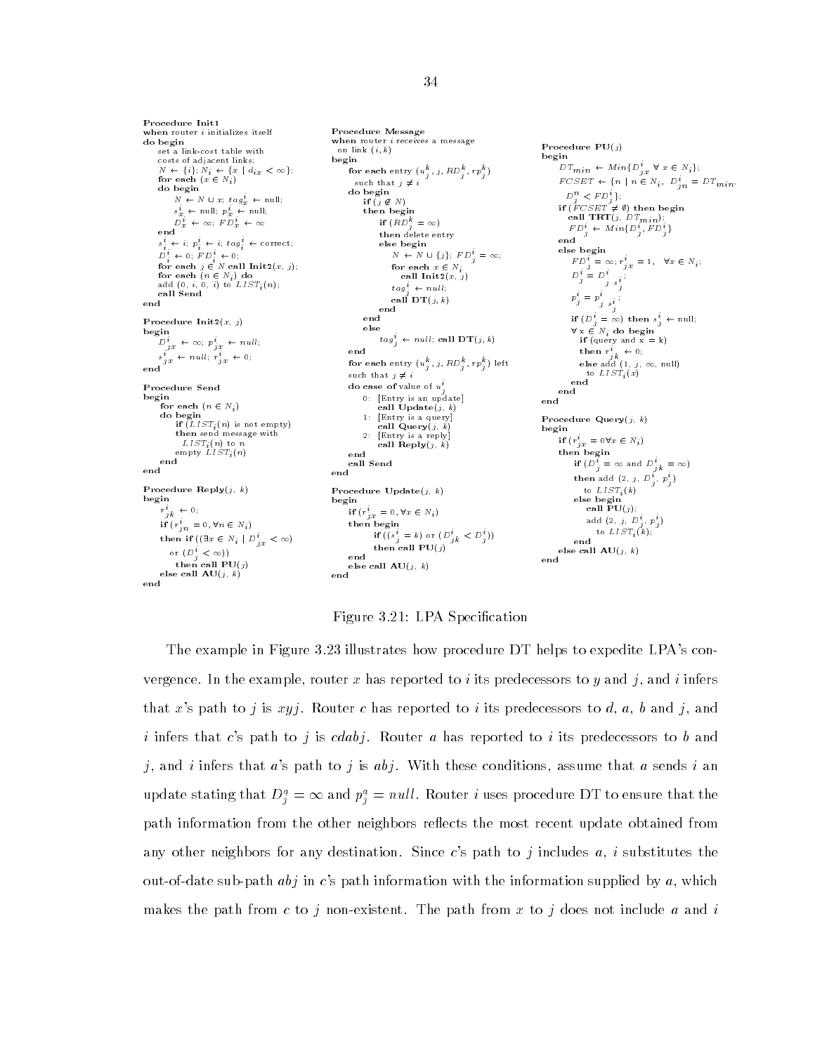```
Procedure Init1
when router i initializes itself
do begin
    set a link-cost table with
    costs of adjacent links;
    N ← {i}; N_i ← {x | d_ix < ∞};
    for each (x ∈ N_i)
    do begin
        N ← N ∪ x; tag^i_x ← null;
        s^i_x ← null; p^i_x ← null;
        D^i_x ← ∞; FD^i_x ← ∞
    end
    s^i_i ← i; p^i_i ← i; tag^i_i ← correct;
    D^i_i ← 0; FD^i_i ← 0;
    for each j ∈ N call Init2(x, j);
    for each (n ∈ N_i) do
    add (0, i, 0, i) to LIST_i(n);
    call Send
end

Procedure Init2(x, j)
begin
    D^i_jx ← ∞; p^i_jx ← null;
    s^i_jx ← null; r^i_jx ← 0;
end

Procedure Send
begin
    for each (n ∈ N_i)
    do begin
        if (LIST_i(n) is not empty)
        then send message with
          LIST_i(n) to n
        empty LIST_i(n)
    end
end

Procedure Reply(j, k)
begin
    r^i_jk ← 0;
    if (r^i_jn = 0, ∀n ∈ N_i)
    then if ((∃x ∈ N_i | D^i_jx < ∞)
      or (D^i_j < ∞))
        then call PU(j)
    else call AU(j, k)
end
```

```
Procedure Message
when router i receives a message
  on link (i, k)
begin
    for each entry (u^k_j, j, RD^k_j, rp^k_j)
      such that j ≠ i
    do begin
        if (j ∉ N)
        then begin
            if (RD^k_j = ∞)
            then delete entry
            else begin
                N ← N ∪ {j}; FD^i_j = ∞;
                for each x ∈ N_i
                  call Init2(x, j)
                tag^i_j ← null;
                call DT(j, k)
            end
        end
        else
            tag^i_j ← null; call DT(j, k)
    end
    for each entry (u^k_j, j, RD^k_j, rp^k_j) left
    such that j ≠ i
    do case of value of u^i_j
        0: [Entry is an update]
           call Update(j, k)
        1: [Entry is a query]
           call Query(j, k)
        2: [Entry is a reply]
           call Reply(j, k)
    end
    call Send
end

Procedure Update(j, k)
begin
    if (r^i_jx = 0, ∀x ∈ N_i)
    then begin
        if ((s^i_j = k) or (D^i_jk < D^i_j))
        then call PU(j)
    end
    else call AU(j, k)
end
```

```
Procedure PU(j)
begin
    DT_min ← Min{D^i_jx ∀ x ∈ N_i};
    FCSET ← {n | n ∈ N_i, D^i_jn = DT_min,
      D^n_j < FD^i_j};
    if (FCSET ≠ ∅) then begin
      call TRT(j, DT_min);
      FD^i_j ← Min{D^i_j, FD^i_j}
    end
    else begin
      FD^i_j = ∞; r^i_jx = 1,  ∀x ∈ N_i;
      D^i_j = D^i_{j s^i_j};
      p^i_j = p^i_{j s^i_j};
      if (D^i_j = ∞) then s^i_j ← null;
      ∀ x ∈ N_i do begin
        if (query and x = k)
        then r^i_jk ← 0;
        else add (1, j, ∞, null)
          to LIST_i(x)
      end
    end
end

Procedure Query(j, k)
begin
    if (r^i_jx = 0∀x ∈ N_i)
    then begin
        if (D^i_j = ∞ and D^i_jk = ∞)
        then add (2, j, D^i_j, p^i_j)
          to LIST_i(k)
        else begin
          call PU(j);
          add (2, j, D^i_j, p^i_j)
            to LIST_i(k);
        end
    else call AU(j, k)
end
```

Figure 3.21: LPA Specification

The example in Figure 3.23 illustrates how procedure DT helps to expedite LPA's convergence. In the example, router $x$ has reported to $i$ its predecessors to $y$ and $j$, and $i$ infers that $x$'s path to $j$ is $xyj$. Router $c$ has reported to $i$ its predecessors to $d$, $a$, $b$ and $j$, and $i$ infers that $c$'s path to $j$ is $cdabj$. Router $a$ has reported to $i$ its predecessors to $b$ and $j$, and $i$ infers that $a$'s path to $j$ is $abj$. With these conditions, assume that $a$ sends $i$ an update stating that $D^a_j = \infty$ and $p^a_j = null$. Router $i$ uses procedure DT to ensure that the path information from the other neighbors reflects the most recent update obtained from any other neighbors for any destination. Since $c$'s path to $j$ includes $a$, $i$ substitutes the out-of-date sub-path $abj$ in $c$'s path information with the information supplied by $a$, which makes the path from $c$ to $j$ non-existent. The path from $x$ to $j$ does not include $a$ and $i$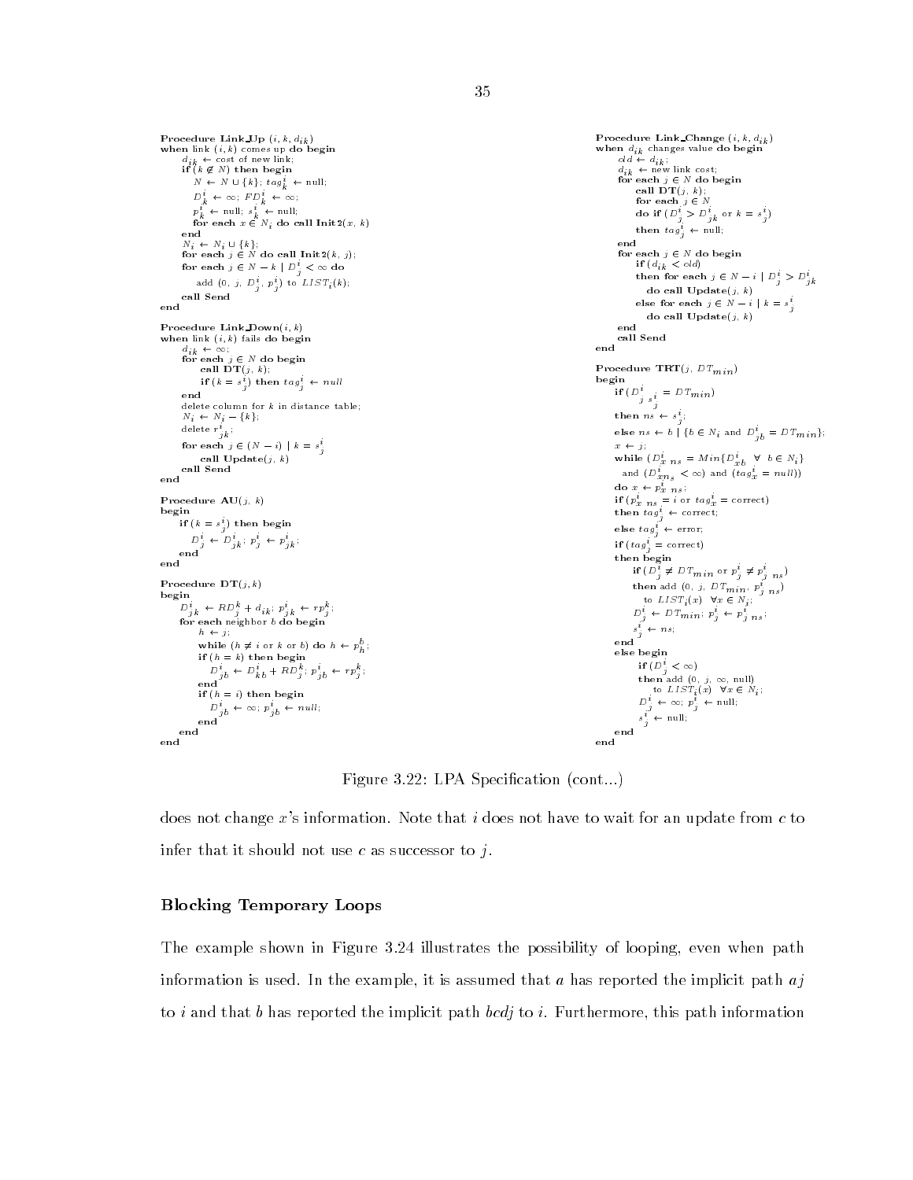```
Procedure Link_Up (i, k, d_ik)
when link (i, k) comes up do begin
    d_ik ← cost of new link;
    if (k ∉ N) then begin
        N ← N ∪ {k}; tag^i_k ← null;
        D^i_k ← ∞; FD^i_k ← ∞;
        p^i_k ← null; s^i_k ← null;
        for each x ∈ N_i do call Init2(x, k)
    end
    N_i ← N_i ∪ {k};
    for each j ∈ N do call Init2(k, j);
    for each j ∈ N − k | D^i_j < ∞ do
        add (0, j, D^i_j, p^i_j) to LIST_i(k);
    call Send
end

Procedure Link_Down(i, k)
when link (i, k) fails do begin
    d_ik ← ∞;
    for each j ∈ N do begin
        call DT(j, k);
        if (k = s^i_j) then tag^i_j ← null
    end
    delete column for k in distance table;
    N_i ← N_i − {k};
    delete r^i_jk;
    for each j ∈ (N − i) | k = s^i_j
        call Update(j, k)
    call Send
end

Procedure AU(j, k)
begin
    if (k = s^i_j) then begin
        D^i_j ← D^i_jk; p^i_j ← p^i_jk;
    end
end

Procedure DT(j, k)
begin
    D^i_jk ← RD^k_j + d_ik; p^i_jk ← rp^k_j;
    for each neighbor b do begin
        h ← j;
        while (h ≠ i or k or b) do h ← p^b_h;
        if (h = k) then begin
            D^i_jb ← D^i_kb + RD^k_j; p^i_jb ← rp^k_j;
        end
        if (h = i) then begin
            D^i_jb ← ∞; p^i_jb ← null;
        end
    end
end

Procedure Link_Change (i, k, d_ik)
when d_ik changes value do begin
    old ← d_ik;
    d_ik ← new link cost;
    for each j ∈ N do begin
        call DT(j, k);
        for each j ∈ N
        do if (D^i_j > D^i_jk or k = s^i_j)
        then tag^i_j ← null;
    end
    for each j ∈ N do begin
        if (d_ik < old)
        then for each j ∈ N − i | D^i_j > D^i_jk
            do call Update(j, k)
        else for each j ∈ N − i | k = s^i_j
            do call Update(j, k)
    end
    call Send
end

Procedure TRT(j, DT_min)
begin
    if (D^i_{j s^i_j} = DT_min)
    then ns ← s^i_j;
    else ns ← b | {b ∈ N_i and D^i_jb = DT_min};
    x ← j;
    while (D^i_{x ns} = Min{D^i_xb ∀ b ∈ N_i}
      and (D^i_{x ns} < ∞) and (tag^i_x = null))
    do x ← p^i_{x ns};
    if (p^i_{x ns} = i or tag^i_x = correct)
    then tag^i_j ← correct;
    else tag^i_j ← error;
    if (tag^i_j = correct)
    then begin
        if (D^i_j ≠ DT_min or p^i_j ≠ p^i_{j ns})
        then add (0, j, DT_min, p^i_{j ns})
            to LIST_i(x) ∀x ∈ N_i;
        D^i_j ← DT_min; p^i_j ← p^i_{j ns};
        s^i_j ← ns;
    end
    else begin
        if (D^i_j < ∞)
        then add (0, j, ∞, null)
            to LIST_i(x) ∀x ∈ N_i;
        D^i_j ← ∞; p^i_j ← null;
        s^i_j ← null;
    end
end
```

Figure 3.22: LPA Specification (cont...)

does not change $x$'s information. Note that $i$ does not have to wait for an update from $c$ to infer that it should not use $c$ as successor to $j$.

### Blocking Temporary Loops

The example shown in Figure 3.24 illustrates the possibility of looping, even when path information is used. In the example, it is assumed that $a$ has reported the implicit path $aj$ to $i$ and that $b$ has reported the implicit path $bcdj$ to $i$. Furthermore, this path information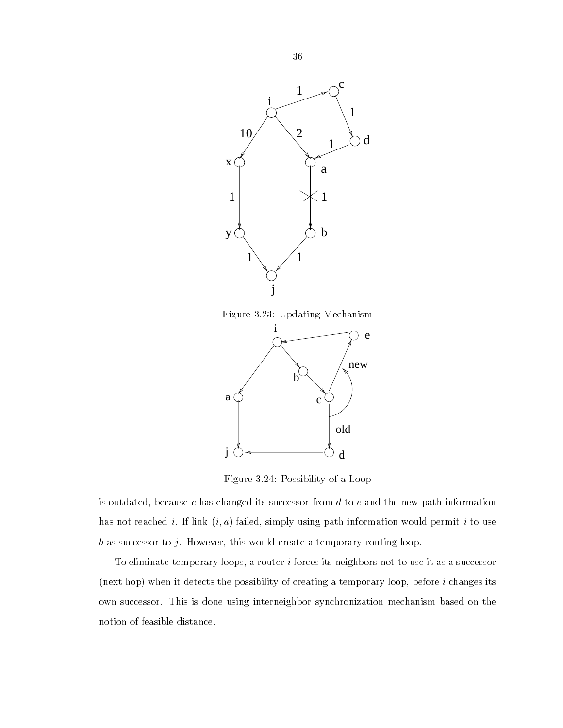Figure 3.23: Updating Mechanism

Figure 3.24: Possibility of a Loop

is outdated, because $c$ has changed its successor from $d$ to $e$ and the new path information has not reached $i$. If link $(i, a)$ failed, simply using path information would permit $i$ to use $b$ as successor to $j$. However, this would create a temporary routing loop.

To eliminate temporary loops, a router $i$ forces its neighbors not to use it as a successor (next hop) when it detects the possibility of creating a temporary loop, before $i$ changes its own successor. This is done using interneighbor synchronization mechanism based on the notion of feasible distance.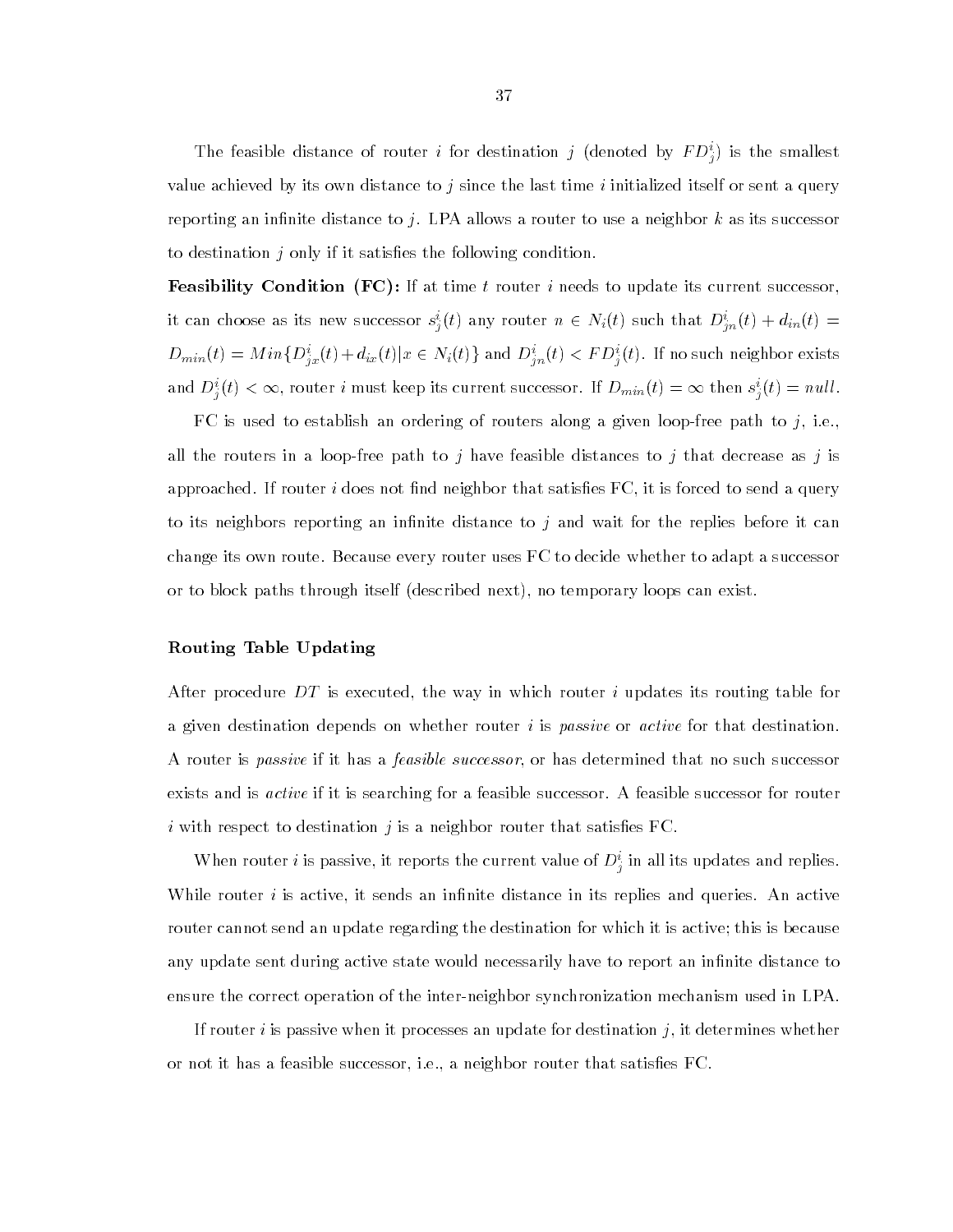The feasible distance of router $i$ for destination $j$ (denoted by $FD^i_j$) is the smallest value achieved by its own distance to $j$ since the last time $i$ initialized itself or sent a query reporting an infinite distance to $j$. LPA allows a router to use a neighbor $k$ as its successor to destination $j$ only if it satisfies the following condition.

**Feasibility Condition (FC):** If at time $t$ router $i$ needs to update its current successor, it can choose as its new successor $s^i_j(t)$ any router $n \in N_i(t)$ such that $D^i_{jn}(t) + d_{in}(t) = D_{min}(t) = Min\{D^i_{jx}(t) + d_{ix}(t) | x \in N_i(t)\}$ and $D^i_{jn}(t) < FD^i_j(t)$. If no such neighbor exists and $D^i_j(t) < \infty$, router $i$ must keep its current successor. If $D_{min}(t) = \infty$ then $s^i_j(t) = null$.

FC is used to establish an ordering of routers along a given loop-free path to $j$, i.e., all the routers in a loop-free path to $j$ have feasible distances to $j$ that decrease as $j$ is approached. If router $i$ does not find neighbor that satisfies FC, it is forced to send a query to its neighbors reporting an infinite distance to $j$ and wait for the replies before it can change its own route. Because every router uses FC to decide whether to adapt a successor or to block paths through itself (described next), no temporary loops can exist.

### Routing Table Updating

After procedure $DT$ is executed, the way in which router $i$ updates its routing table for a given destination depends on whether router $i$ is *passive* or *active* for that destination. A router is *passive* if it has a *feasible successor*, or has determined that no such successor exists and is *active* if it is searching for a feasible successor. A feasible successor for router $i$ with respect to destination $j$ is a neighbor router that satisfies FC.

When router $i$ is passive, it reports the current value of $D^i_j$ in all its updates and replies. While router $i$ is active, it sends an infinite distance in its replies and queries. An active router cannot send an update regarding the destination for which it is active; this is because any update sent during active state would necessarily have to report an infinite distance to ensure the correct operation of the inter-neighbor synchronization mechanism used in LPA.

If router $i$ is passive when it processes an update for destination $j$, it determines whether or not it has a feasible successor, i.e., a neighbor router that satisfies FC.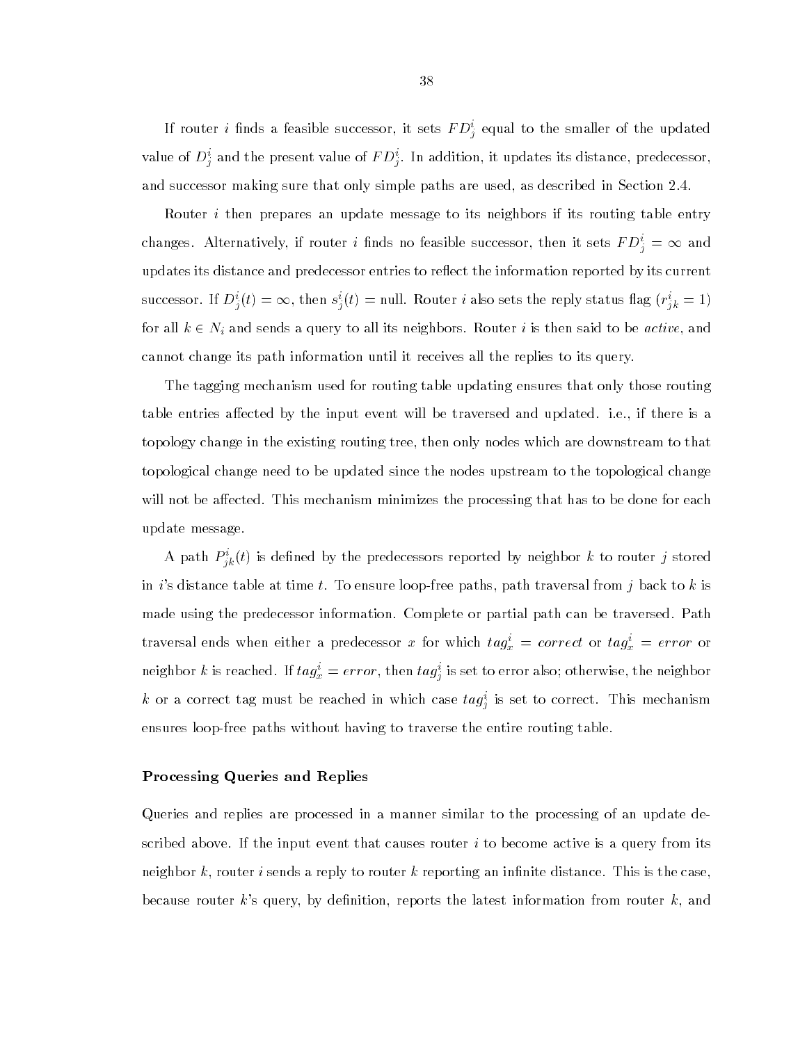If router $i$ finds a feasible successor, it sets $FD_j^i$ equal to the smaller of the updated value of $D_j^i$ and the present value of $FD_j^i$. In addition, it updates its distance, predecessor, and successor making sure that only simple paths are used, as described in Section 2.4.

Router $i$ then prepares an update message to its neighbors if its routing table entry changes. Alternatively, if router $i$ finds no feasible successor, then it sets $FD_j^i = \infty$ and updates its distance and predecessor entries to reflect the information reported by its current successor. If $D_j^i(t) = \infty$, then $s_j^i(t) = \text{null}$. Router $i$ also sets the reply status flag ($r_{jk}^i = 1$) for all $k \in N_i$ and sends a query to all its neighbors. Router $i$ is then said to be *active*, and cannot change its path information until it receives all the replies to its query.

The tagging mechanism used for routing table updating ensures that only those routing table entries affected by the input event will be traversed and updated. i.e., if there is a topology change in the existing routing tree, then only nodes which are downstream to that topological change need to be updated since the nodes upstream to the topological change will not be affected. This mechanism minimizes the processing that has to be done for each update message.

A path $P_{jk}^i(t)$ is defined by the predecessors reported by neighbor $k$ to router $j$ stored in $i$'s distance table at time $t$. To ensure loop-free paths, path traversal from $j$ back to $k$ is made using the predecessor information. Complete or partial path can be traversed. Path traversal ends when either a predecessor $x$ for which $tag_x^i = correct$ or $tag_x^i = error$ or neighbor $k$ is reached. If $tag_x^i = error$, then $tag_j^i$ is set to error also; otherwise, the neighbor $k$ or a correct tag must be reached in which case $tag_j^i$ is set to correct. This mechanism ensures loop-free paths without having to traverse the entire routing table.

**Processing Queries and Replies**

Queries and replies are processed in a manner similar to the processing of an update described above. If the input event that causes router $i$ to become active is a query from its neighbor $k$, router $i$ sends a reply to router $k$ reporting an infinite distance. This is the case, because router $k$'s query, by definition, reports the latest information from router $k$, and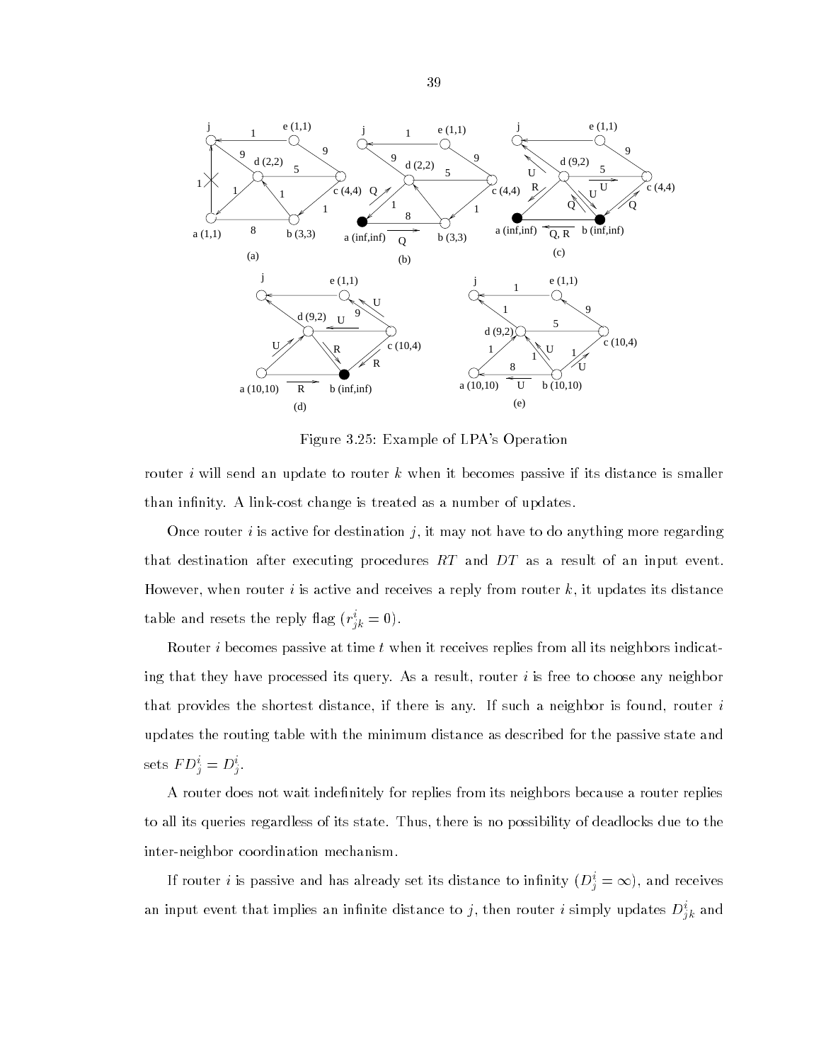Figure 3.25: Example of LPA's Operation

router $i$ will send an update to router $k$ when it becomes passive if its distance is smaller than infinity. A link-cost change is treated as a number of updates.

Once router $i$ is active for destination $j$, it may not have to do anything more regarding that destination after executing procedures $RT$ and $DT$ as a result of an input event. However, when router $i$ is active and receives a reply from router $k$, it updates its distance table and resets the reply flag ($r^i_{jk} = 0$).

Router $i$ becomes passive at time $t$ when it receives replies from all its neighbors indicating that they have processed its query. As a result, router $i$ is free to choose any neighbor that provides the shortest distance, if there is any. If such a neighbor is found, router $i$ updates the routing table with the minimum distance as described for the passive state and sets $FD^i_j = D^i_j$.

A router does not wait indefinitely for replies from its neighbors because a router replies to all its queries regardless of its state. Thus, there is no possibility of deadlocks due to the inter-neighbor coordination mechanism.

If router $i$ is passive and has already set its distance to infinity ($D^i_j = \infty$), and receives an input event that implies an infinite distance to $j$, then router $i$ simply updates $D^i_{jk}$ and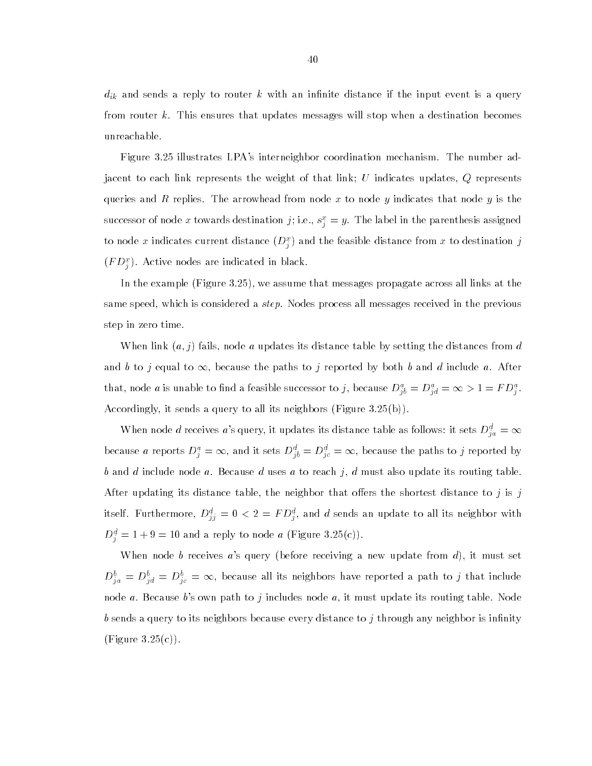$d_{ik}$ and sends a reply to router $k$ with an infinite distance if the input event is a query from router $k$. This ensures that updates messages will stop when a destination becomes unreachable.

Figure 3.25 illustrates LPA's interneighbor coordination mechanism. The number adjacent to each link represents the weight of that link; $U$ indicates updates, $Q$ represents queries and $R$ replies. The arrowhead from node $x$ to node $y$ indicates that node $y$ is the successor of node $x$ towards destination $j$; i.e., $s^x_j = y$. The label in the parenthesis assigned to node $x$ indicates current distance ($D^x_j$) and the feasible distance from $x$ to destination $j$ ($FD^x_j$). Active nodes are indicated in black.

In the example (Figure 3.25), we assume that messages propagate across all links at the same speed, which is considered a *step*. Nodes process all messages received in the previous step in zero time.

When link $(a, j)$ fails, node $a$ updates its distance table by setting the distances from $d$ and $b$ to $j$ equal to $\infty$, because the paths to $j$ reported by both $b$ and $d$ include $a$. After that, node $a$ is unable to find a feasible successor to $j$, because $D^a_{jb} = D^a_{jd} = \infty > 1 = FD^a_j$. Accordingly, it sends a query to all its neighbors (Figure 3.25(b)).

When node $d$ receives $a$'s query, it updates its distance table as follows: it sets $D^d_{ja} = \infty$ because $a$ reports $D^a_j = \infty$, and it sets $D^d_{jb} = D^d_{jc} = \infty$, because the paths to $j$ reported by $b$ and $d$ include node $a$. Because $d$ uses $a$ to reach $j$, $d$ must also update its routing table. After updating its distance table, the neighbor that offers the shortest distance to $j$ is $j$ itself. Furthermore, $D^d_{jj} = 0 < 2 = FD^d_j$, and $d$ sends an update to all its neighbor with $D^d_j = 1 + 9 = 10$ and a reply to node $a$ (Figure 3.25(c)).

When node $b$ receives $a$'s query (before receiving a new update from $d$), it must set $D^b_{ja} = D^b_{jd} = D^b_{jc} = \infty$, because all its neighbors have reported a path to $j$ that include node $a$. Because $b$'s own path to $j$ includes node $a$, it must update its routing table. Node $b$ sends a query to its neighbors because every distance to $j$ through any neighbor is infinity (Figure 3.25(c)).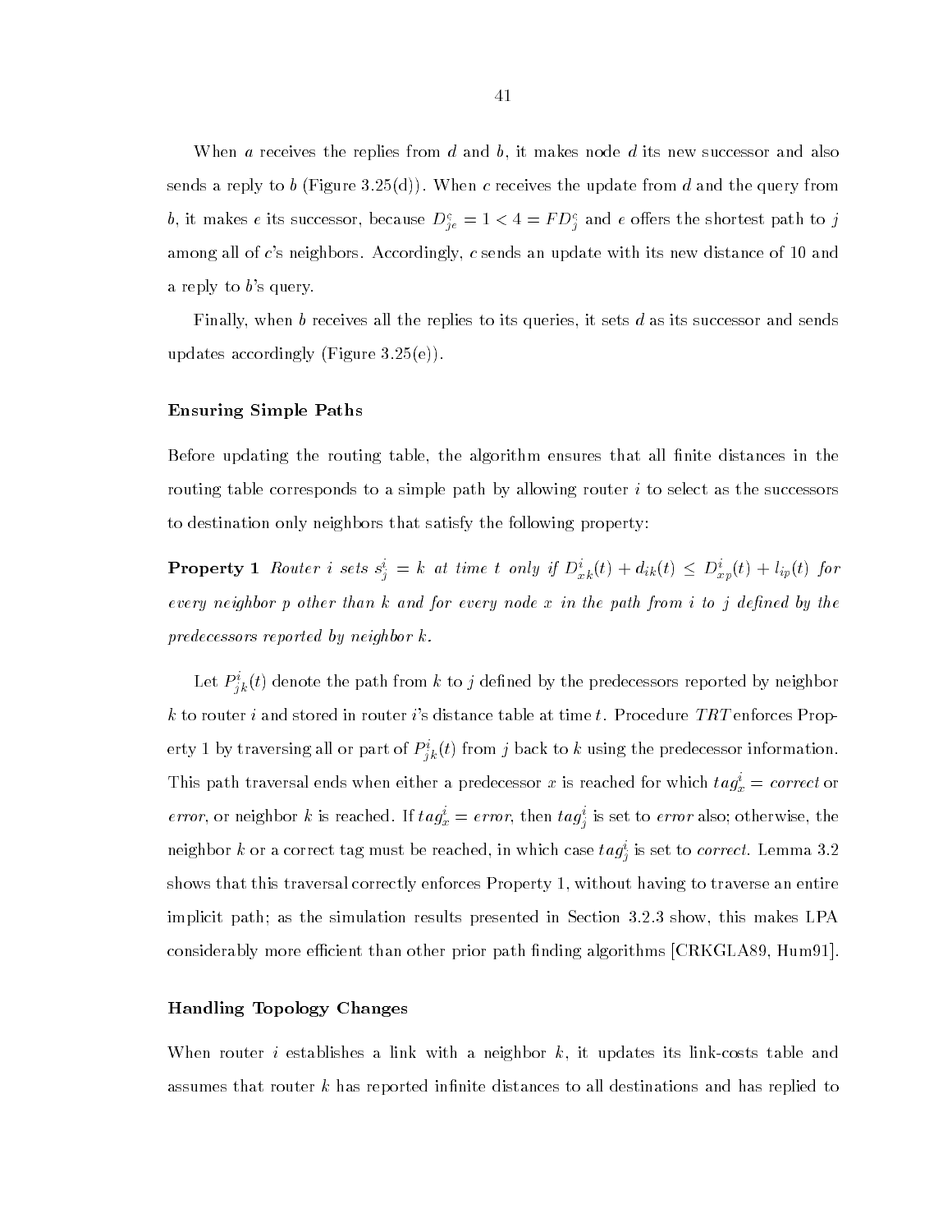When $a$ receives the replies from $d$ and $b$, it makes node $d$ its new successor and also sends a reply to $b$ (Figure 3.25(d)). When $c$ receives the update from $d$ and the query from $b$, it makes $e$ its successor, because $D^c_{je} = 1 < 4 = FD^c_j$ and $e$ offers the shortest path to $j$ among all of $c$'s neighbors. Accordingly, $c$ sends an update with its new distance of 10 and a reply to $b$'s query.

Finally, when $b$ receives all the replies to its queries, it sets $d$ as its successor and sends updates accordingly (Figure 3.25(e)).

### Ensuring Simple Paths

Before updating the routing table, the algorithm ensures that all finite distances in the routing table corresponds to a simple path by allowing router $i$ to select as the successors to destination only neighbors that satisfy the following property:

**Property 1** *Router $i$ sets $s^i_j = k$ at time $t$ only if $D^i_{xk}(t) + d_{ik}(t) \leq D^i_{xp}(t) + l_{ip}(t)$ for every neighbor $p$ other than $k$ and for every node $x$ in the path from $i$ to $j$ defined by the predecessors reported by neighbor $k$.*

Let $P^i_{jk}(t)$ denote the path from $k$ to $j$ defined by the predecessors reported by neighbor $k$ to router $i$ and stored in router $i$'s distance table at time $t$. Procedure *TRT* enforces Property 1 by traversing all or part of $P^i_{jk}(t)$ from $j$ back to $k$ using the predecessor information. This path traversal ends when either a predecessor $x$ is reached for which $tag^i_x = correct$ or *error*, or neighbor $k$ is reached. If $tag^i_x = error$, then $tag^i_j$ is set to *error* also; otherwise, the neighbor $k$ or a correct tag must be reached, in which case $tag^i_j$ is set to *correct*. Lemma 3.2 shows that this traversal correctly enforces Property 1, without having to traverse an entire implicit path; as the simulation results presented in Section 3.2.3 show, this makes LPA considerably more efficient than other prior path finding algorithms [CRKGLA89, Hum91].

### Handling Topology Changes

When router $i$ establishes a link with a neighbor $k$, it updates its link-costs table and assumes that router $k$ has reported infinite distances to all destinations and has replied to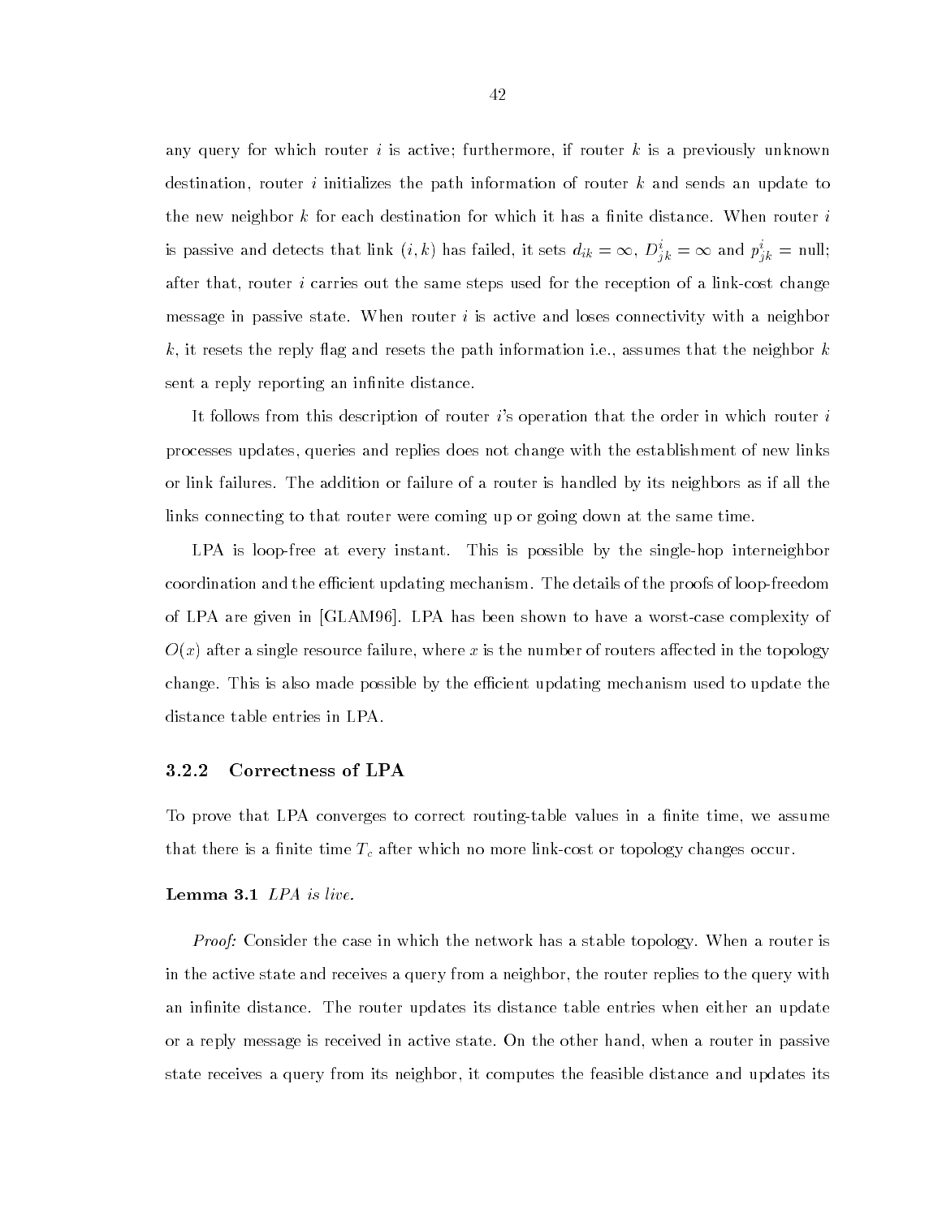any query for which router $i$ is active; furthermore, if router $k$ is a previously unknown destination, router $i$ initializes the path information of router $k$ and sends an update to the new neighbor $k$ for each destination for which it has a finite distance. When router $i$ is passive and detects that link $(i, k)$ has failed, it sets $d_{ik} = \infty$, $D^i_{jk} = \infty$ and $p^i_{jk} = \text{null}$; after that, router $i$ carries out the same steps used for the reception of a link-cost change message in passive state. When router $i$ is active and loses connectivity with a neighbor $k$, it resets the reply flag and resets the path information i.e., assumes that the neighbor $k$ sent a reply reporting an infinite distance.

It follows from this description of router $i$'s operation that the order in which router $i$ processes updates, queries and replies does not change with the establishment of new links or link failures. The addition or failure of a router is handled by its neighbors as if all the links connecting to that router were coming up or going down at the same time.

LPA is loop-free at every instant. This is possible by the single-hop interneighbor coordination and the efficient updating mechanism. The details of the proofs of loop-freedom of LPA are given in [GLAM96]. LPA has been shown to have a worst-case complexity of $O(x)$ after a single resource failure, where $x$ is the number of routers affected in the topology change. This is also made possible by the efficient updating mechanism used to update the distance table entries in LPA.

### 3.2.2 Correctness of LPA

To prove that LPA converges to correct routing-table values in a finite time, we assume that there is a finite time $T_c$ after which no more link-cost or topology changes occur.

**Lemma 3.1** *LPA is live.*

*Proof:* Consider the case in which the network has a stable topology. When a router is in the active state and receives a query from a neighbor, the router replies to the query with an infinite distance. The router updates its distance table entries when either an update or a reply message is received in active state. On the other hand, when a router in passive state receives a query from its neighbor, it computes the feasible distance and updates its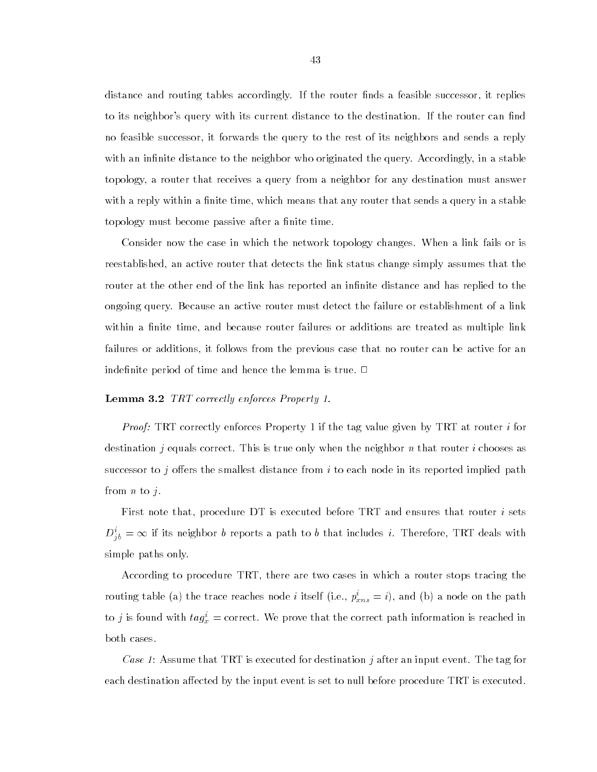distance and routing tables accordingly. If the router finds a feasible successor, it replies to its neighbor's query with its current distance to the destination. If the router can find no feasible successor, it forwards the query to the rest of its neighbors and sends a reply with an infinite distance to the neighbor who originated the query. Accordingly, in a stable topology, a router that receives a query from a neighbor for any destination must answer with a reply within a finite time, which means that any router that sends a query in a stable topology must become passive after a finite time.

Consider now the case in which the network topology changes. When a link fails or is reestablished, an active router that detects the link status change simply assumes that the router at the other end of the link has reported an infinite distance and has replied to the ongoing query. Because an active router must detect the failure or establishment of a link within a finite time, and because router failures or additions are treated as multiple link failures or additions, it follows from the previous case that no router can be active for an indefinite period of time and hence the lemma is true. □

**Lemma 3.2** *TRT correctly enforces Property 1.*

*Proof:* TRT correctly enforces Property 1 if the tag value given by TRT at router $i$ for destination $j$ equals correct. This is true only when the neighbor $n$ that router $i$ chooses as successor to $j$ offers the smallest distance from $i$ to each node in its reported implied path from $n$ to $j$.

First note that, procedure DT is executed before TRT and ensures that router $i$ sets $D^i_{jb} = \infty$ if its neighbor $b$ reports a path to $b$ that includes $i$. Therefore, TRT deals with simple paths only.

According to procedure TRT, there are two cases in which a router stops tracing the routing table (a) the trace reaches node $i$ itself (i.e., $p^i_{xns} = i$), and (b) a node on the path to $j$ is found with $tag^i_x =$ correct. We prove that the correct path information is reached in both cases.

*Case 1*: Assume that TRT is executed for destination $j$ after an input event. The tag for each destination affected by the input event is set to null before procedure TRT is executed.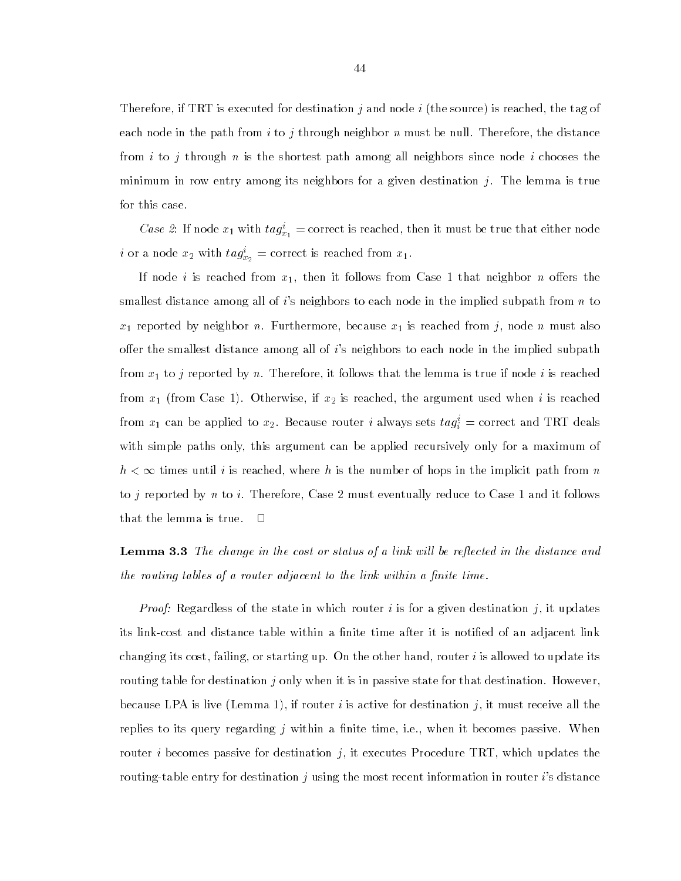Therefore, if TRT is executed for destination $j$ and node $i$ (the source) is reached, the tag of each node in the path from $i$ to $j$ through neighbor $n$ must be null. Therefore, the distance from $i$ to $j$ through $n$ is the shortest path among all neighbors since node $i$ chooses the minimum in row entry among its neighbors for a given destination $j$. The lemma is true for this case.

*Case 2*: If node $x_1$ with $tag^i_{x_1}$ = correct is reached, then it must be true that either node $i$ or a node $x_2$ with $tag^i_{x_2}$ = correct is reached from $x_1$.

If node $i$ is reached from $x_1$, then it follows from Case 1 that neighbor $n$ offers the smallest distance among all of $i$'s neighbors to each node in the implied subpath from $n$ to $x_1$ reported by neighbor $n$. Furthermore, because $x_1$ is reached from $j$, node $n$ must also offer the smallest distance among all of $i$'s neighbors to each node in the implied subpath from $x_1$ to $j$ reported by $n$. Therefore, it follows that the lemma is true if node $i$ is reached from $x_1$ (from Case 1). Otherwise, if $x_2$ is reached, the argument used when $i$ is reached from $x_1$ can be applied to $x_2$. Because router $i$ always sets $tag^i_i$ = correct and TRT deals with simple paths only, this argument can be applied recursively only for a maximum of $h < \infty$ times until $i$ is reached, where $h$ is the number of hops in the implicit path from $n$ to $j$ reported by $n$ to $i$. Therefore, Case 2 must eventually reduce to Case 1 and it follows that the lemma is true. □

**Lemma 3.3** *The change in the cost or status of a link will be reflected in the distance and the routing tables of a router adjacent to the link within a finite time.*

*Proof:* Regardless of the state in which router $i$ is for a given destination $j$, it updates its link-cost and distance table within a finite time after it is notified of an adjacent link changing its cost, failing, or starting up. On the other hand, router $i$ is allowed to update its routing table for destination $j$ only when it is in passive state for that destination. However, because LPA is live (Lemma 1), if router $i$ is active for destination $j$, it must receive all the replies to its query regarding $j$ within a finite time, i.e., when it becomes passive. When router $i$ becomes passive for destination $j$, it executes Procedure TRT, which updates the routing-table entry for destination $j$ using the most recent information in router $i$'s distance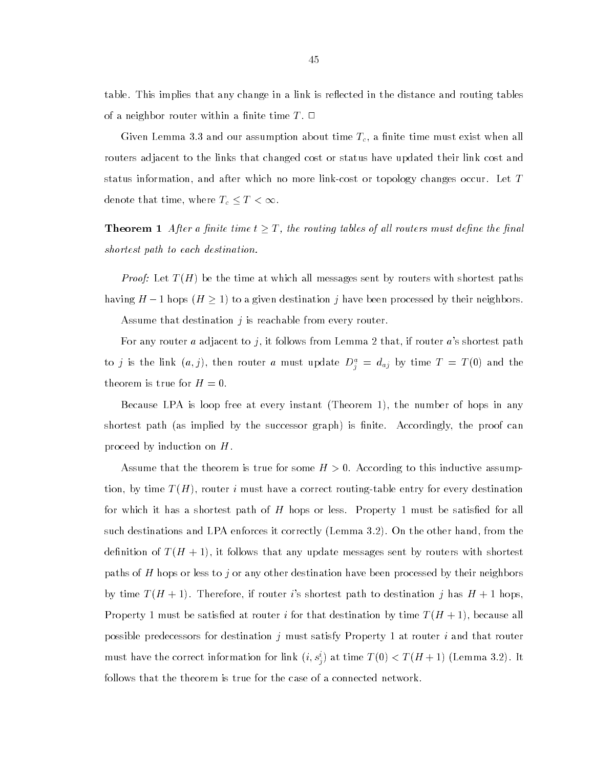table. This implies that any change in a link is reflected in the distance and routing tables of a neighbor router within a finite time $T$. □

Given Lemma 3.3 and our assumption about time $T_c$, a finite time must exist when all routers adjacent to the links that changed cost or status have updated their link cost and status information, and after which no more link-cost or topology changes occur. Let $T$ denote that time, where $T_c \leq T < \infty$.

**Theorem 1** *After a finite time $t \geq T$, the routing tables of all routers must define the final shortest path to each destination.*

*Proof:* Let $T(H)$ be the time at which all messages sent by routers with shortest paths having $H-1$ hops ($H \geq 1$) to a given destination $j$ have been processed by their neighbors.

Assume that destination $j$ is reachable from every router.

For any router $a$ adjacent to $j$, it follows from Lemma 2 that, if router $a$'s shortest path to $j$ is the link $(a, j)$, then router $a$ must update $D_j^a = d_{aj}$ by time $T = T(0)$ and the theorem is true for $H = 0$.

Because LPA is loop free at every instant (Theorem 1), the number of hops in any shortest path (as implied by the successor graph) is finite. Accordingly, the proof can proceed by induction on $H$.

Assume that the theorem is true for some $H > 0$. According to this inductive assumption, by time $T(H)$, router $i$ must have a correct routing-table entry for every destination for which it has a shortest path of $H$ hops or less. Property 1 must be satisfied for all such destinations and LPA enforces it correctly (Lemma 3.2). On the other hand, from the definition of $T(H+1)$, it follows that any update messages sent by routers with shortest paths of $H$ hops or less to $j$ or any other destination have been processed by their neighbors by time $T(H+1)$. Therefore, if router $i$'s shortest path to destination $j$ has $H+1$ hops, Property 1 must be satisfied at router $i$ for that destination by time $T(H+1)$, because all possible predecessors for destination $j$ must satisfy Property 1 at router $i$ and that router must have the correct information for link $(i, s_j^i)$ at time $T(0) < T(H+1)$ (Lemma 3.2). It follows that the theorem is true for the case of a connected network.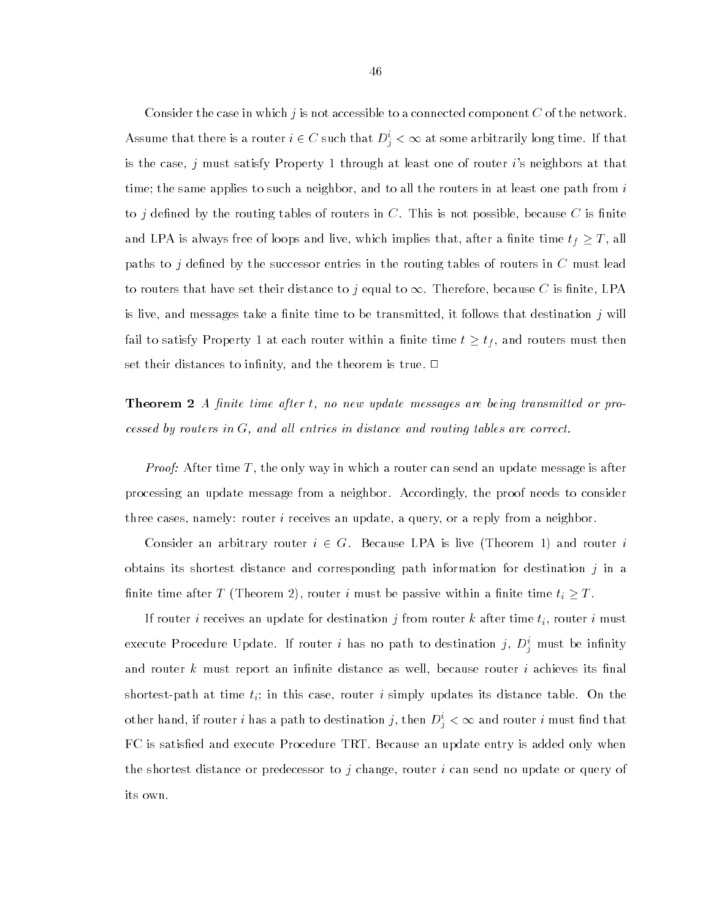Consider the case in which $j$ is not accessible to a connected component $C$ of the network. Assume that there is a router $i \in C$ such that $D_j^i < \infty$ at some arbitrarily long time. If that is the case, $j$ must satisfy Property 1 through at least one of router $i$'s neighbors at that time; the same applies to such a neighbor, and to all the routers in at least one path from $i$ to $j$ defined by the routing tables of routers in $C$. This is not possible, because $C$ is finite and LPA is always free of loops and live, which implies that, after a finite time $t_f \geq T$, all paths to $j$ defined by the successor entries in the routing tables of routers in $C$ must lead to routers that have set their distance to $j$ equal to $\infty$. Therefore, because $C$ is finite, LPA is live, and messages take a finite time to be transmitted, it follows that destination $j$ will fail to satisfy Property 1 at each router within a finite time $t \geq t_f$, and routers must then set their distances to infinity, and the theorem is true. □

**Theorem 2** *A finite time after $t$, no new update messages are being transmitted or processed by routers in $G$, and all entries in distance and routing tables are correct.*

*Proof:* After time $T$, the only way in which a router can send an update message is after processing an update message from a neighbor. Accordingly, the proof needs to consider three cases, namely: router $i$ receives an update, a query, or a reply from a neighbor.

Consider an arbitrary router $i \in G$. Because LPA is live (Theorem 1) and router $i$ obtains its shortest distance and corresponding path information for destination $j$ in a finite time after $T$ (Theorem 2), router $i$ must be passive within a finite time $t_i \geq T$.

If router $i$ receives an update for destination $j$ from router $k$ after time $t_i$, router $i$ must execute Procedure Update. If router $i$ has no path to destination $j$, $D_j^i$ must be infinity and router $k$ must report an infinite distance as well, because router $i$ achieves its final shortest-path at time $t_i$; in this case, router $i$ simply updates its distance table. On the other hand, if router $i$ has a path to destination $j$, then $D_j^i < \infty$ and router $i$ must find that FC is satisfied and execute Procedure TRT. Because an update entry is added only when the shortest distance or predecessor to $j$ change, router $i$ can send no update or query of its own.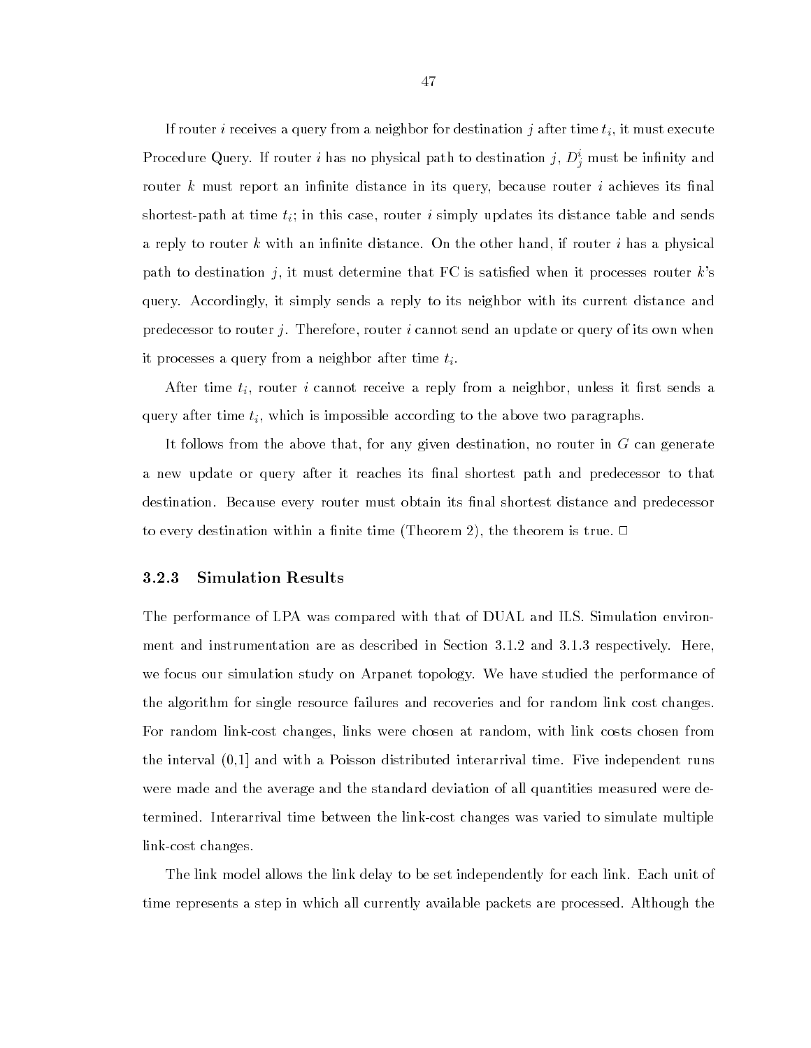If router $i$ receives a query from a neighbor for destination $j$ after time $t_i$, it must execute Procedure Query. If router $i$ has no physical path to destination $j$, $D^i_j$ must be infinity and router $k$ must report an infinite distance in its query, because router $i$ achieves its final shortest-path at time $t_i$; in this case, router $i$ simply updates its distance table and sends a reply to router $k$ with an infinite distance. On the other hand, if router $i$ has a physical path to destination $j$, it must determine that FC is satisfied when it processes router $k$'s query. Accordingly, it simply sends a reply to its neighbor with its current distance and predecessor to router $j$. Therefore, router $i$ cannot send an update or query of its own when it processes a query from a neighbor after time $t_i$.

After time $t_i$, router $i$ cannot receive a reply from a neighbor, unless it first sends a query after time $t_i$, which is impossible according to the above two paragraphs.

It follows from the above that, for any given destination, no router in $G$ can generate a new update or query after it reaches its final shortest path and predecessor to that destination. Because every router must obtain its final shortest distance and predecessor to every destination within a finite time (Theorem 2), the theorem is true. □

### 3.2.3 Simulation Results

The performance of LPA was compared with that of DUAL and ILS. Simulation environment and instrumentation are as described in Section 3.1.2 and 3.1.3 respectively. Here, we focus our simulation study on Arpanet topology. We have studied the performance of the algorithm for single resource failures and recoveries and for random link cost changes. For random link-cost changes, links were chosen at random, with link costs chosen from the interval (0,1] and with a Poisson distributed interarrival time. Five independent runs were made and the average and the standard deviation of all quantities measured were determined. Interarrival time between the link-cost changes was varied to simulate multiple link-cost changes.

The link model allows the link delay to be set independently for each link. Each unit of time represents a step in which all currently available packets are processed. Although the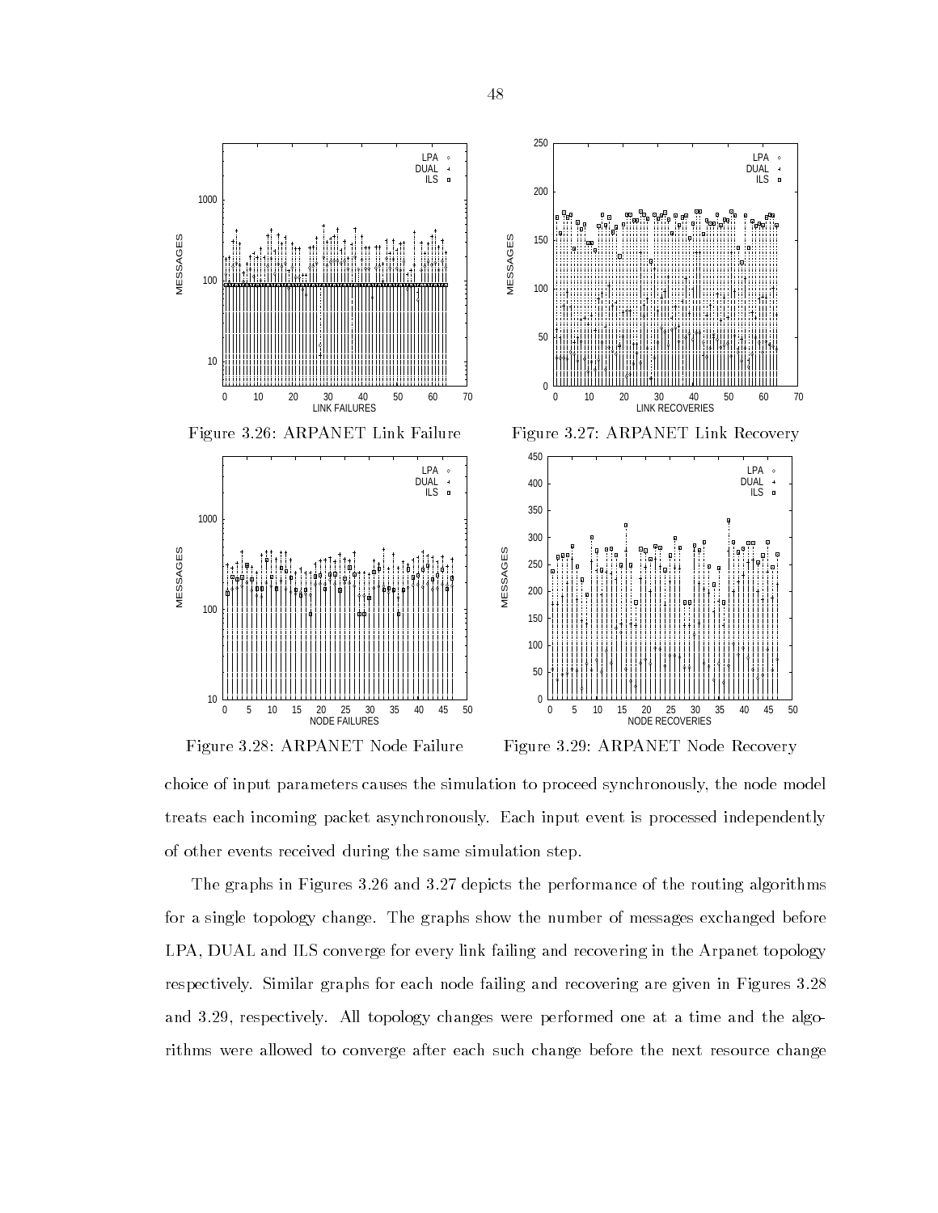Figure 3.26: ARPANET Link Failure

Figure 3.27: ARPANET Link Recovery

Figure 3.28: ARPANET Node Failure

Figure 3.29: ARPANET Node Recovery

choice of input parameters causes the simulation to proceed synchronously, the node model treats each incoming packet asynchronously. Each input event is processed independently of other events received during the same simulation step.

The graphs in Figures 3.26 and 3.27 depicts the performance of the routing algorithms for a single topology change. The graphs show the number of messages exchanged before LPA, DUAL and ILS converge for every link failing and recovering in the Arpanet topology respectively. Similar graphs for each node failing and recovering are given in Figures 3.28 and 3.29, respectively. All topology changes were performed one at a time and the algorithms were allowed to converge after each such change before the next resource change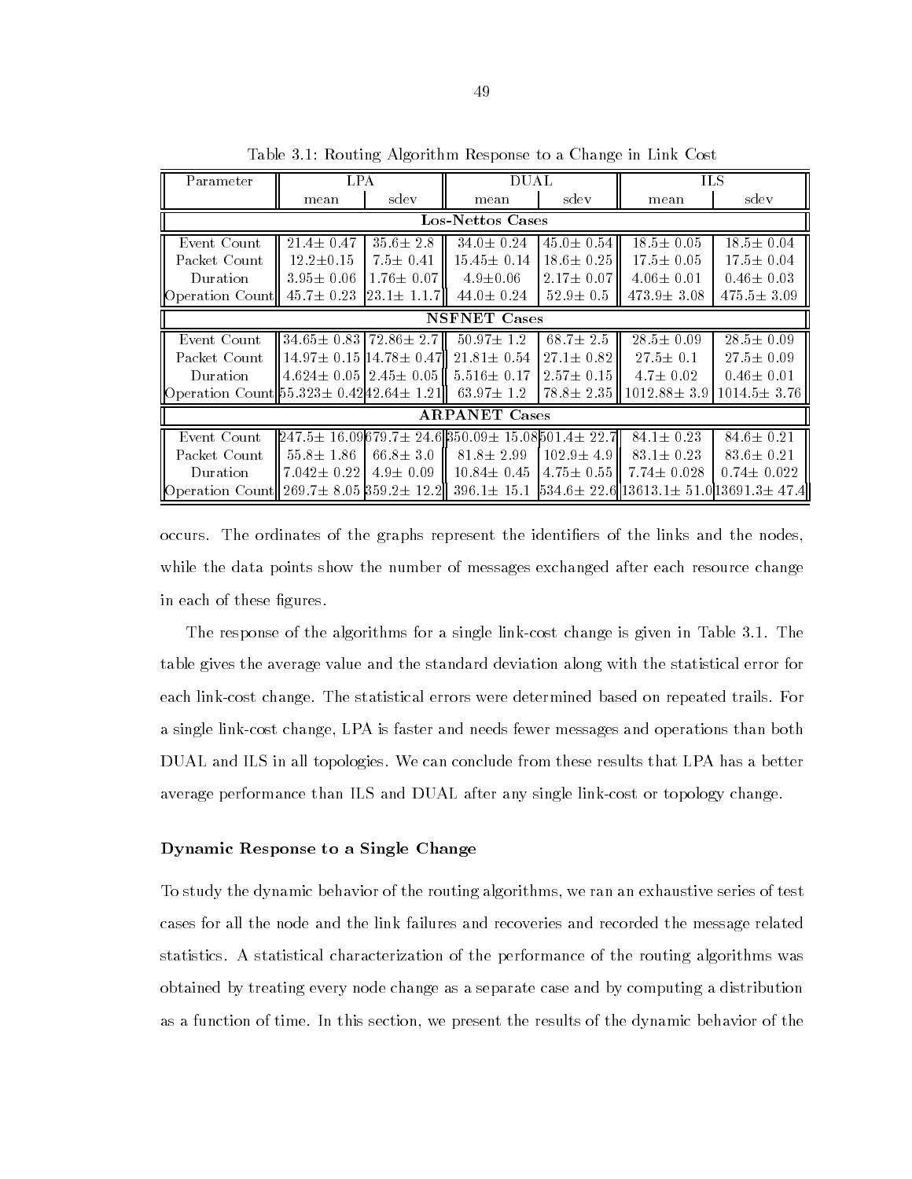Table 3.1: Routing Algorithm Response to a Change in Link Cost

| Parameter | LPA | | DUAL | | ILS | |
|---|---|---|---|---|---|---|
| | mean | sdev | mean | sdev | mean | sdev |
| **Los-Nettos Cases** | | | | | | |
| Event Count | 21.4± 0.47 | 35.6± 2.8 | 34.0± 0.24 | 45.0± 0.54 | 18.5± 0.05 | 18.5± 0.04 |
| Packet Count | 12.2±0.15 | 7.5± 0.41 | 15.45± 0.14 | 18.6± 0.25 | 17.5± 0.05 | 17.5± 0.04 |
| Duration | 3.95± 0.06 | 1.76± 0.07 | 4.9±0.06 | 2.17± 0.07 | 4.06± 0.01 | 0.46± 0.03 |
| Operation Count | 45.7± 0.23 | 23.1± 1.1.7 | 44.0± 0.24 | 52.9± 0.5 | 473.9± 3.08 | 475.5± 3.09 |
| **NSFNET Cases** | | | | | | |
| Event Count | 34.65± 0.83 | 72.86± 2.7 | 50.97± 1.2 | 68.7± 2.5 | 28.5± 0.09 | 28.5± 0.09 |
| Packet Count | 14.97± 0.15 | 14.78± 0.47 | 21.81± 0.54 | 27.1± 0.82 | 27.5± 0.1 | 27.5± 0.09 |
| Duration | 4.624± 0.05 | 2.45± 0.05 | 5.516± 0.17 | 2.57± 0.15 | 4.7± 0.02 | 0.46± 0.01 |
| Operation Count | 55.323± 0.42 | 42.64± 1.21 | 63.97± 1.2 | 78.8± 2.35 | 1012.88± 3.9 | 1014.5± 3.76 |
| **ARPANET Cases** | | | | | | |
| Event Count | 247.5± 16.09 | 679.7± 24.6 | 350.09± 15.08 | 501.4± 22.7 | 84.1± 0.23 | 84.6± 0.21 |
| Packet Count | 55.8± 1.86 | 66.8± 3.0 | 81.8± 2.99 | 102.9± 4.9 | 83.1± 0.23 | 83.6± 0.21 |
| Duration | 7.042± 0.22 | 4.9± 0.09 | 10.84± 0.45 | 4.75± 0.55 | 7.74± 0.028 | 0.74± 0.022 |
| Operation Count | 269.7± 8.05 | 359.2± 12.2 | 396.1± 15.1 | 534.6± 22.6 | 13613.1± 51.0 | 13691.3± 47.4 |

occurs. The ordinates of the graphs represent the identifiers of the links and the nodes, while the data points show the number of messages exchanged after each resource change in each of these figures.

The response of the algorithms for a single link-cost change is given in Table 3.1. The table gives the average value and the standard deviation along with the statistical error for each link-cost change. The statistical errors were determined based on repeated trails. For a single link-cost change, LPA is faster and needs fewer messages and operations than both DUAL and ILS in all topologies. We can conclude from these results that LPA has a better average performance than ILS and DUAL after any single link-cost or topology change.

#### Dynamic Response to a Single Change

To study the dynamic behavior of the routing algorithms, we ran an exhaustive series of test cases for all the node and the link failures and recoveries and recorded the message related statistics. A statistical characterization of the performance of the routing algorithms was obtained by treating every node change as a separate case and by computing a distribution as a function of time. In this section, we present the results of the dynamic behavior of the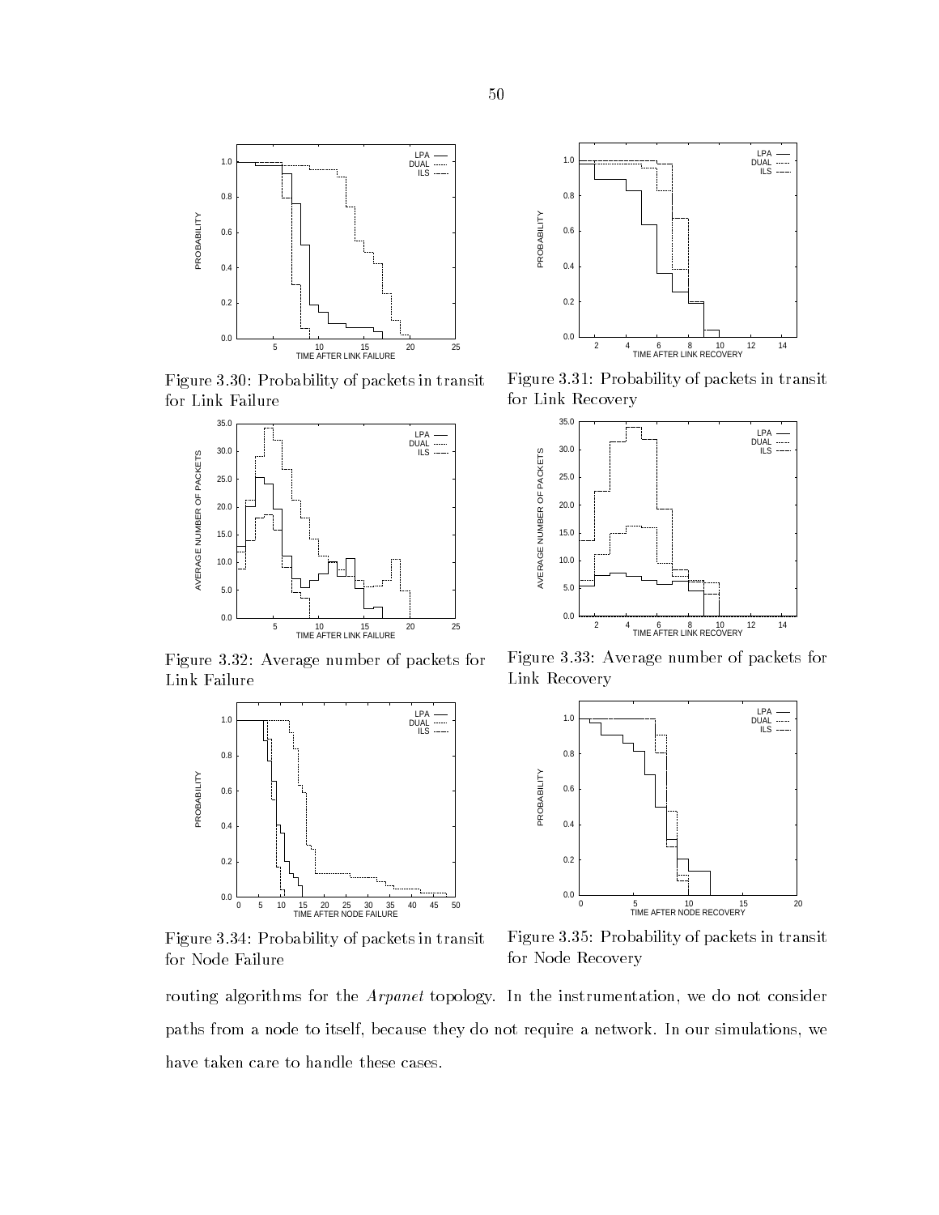Figure 3.30: Probability of packets in transit for Link Failure

Figure 3.31: Probability of packets in transit for Link Recovery

Figure 3.32: Average number of packets for Link Failure

Figure 3.33: Average number of packets for Link Recovery

Figure 3.34: Probability of packets in transit for Node Failure

Figure 3.35: Probability of packets in transit for Node Recovery

routing algorithms for the *Arpanet* topology. In the instrumentation, we do not consider paths from a node to itself, because they do not require a network. In our simulations, we have taken care to handle these cases.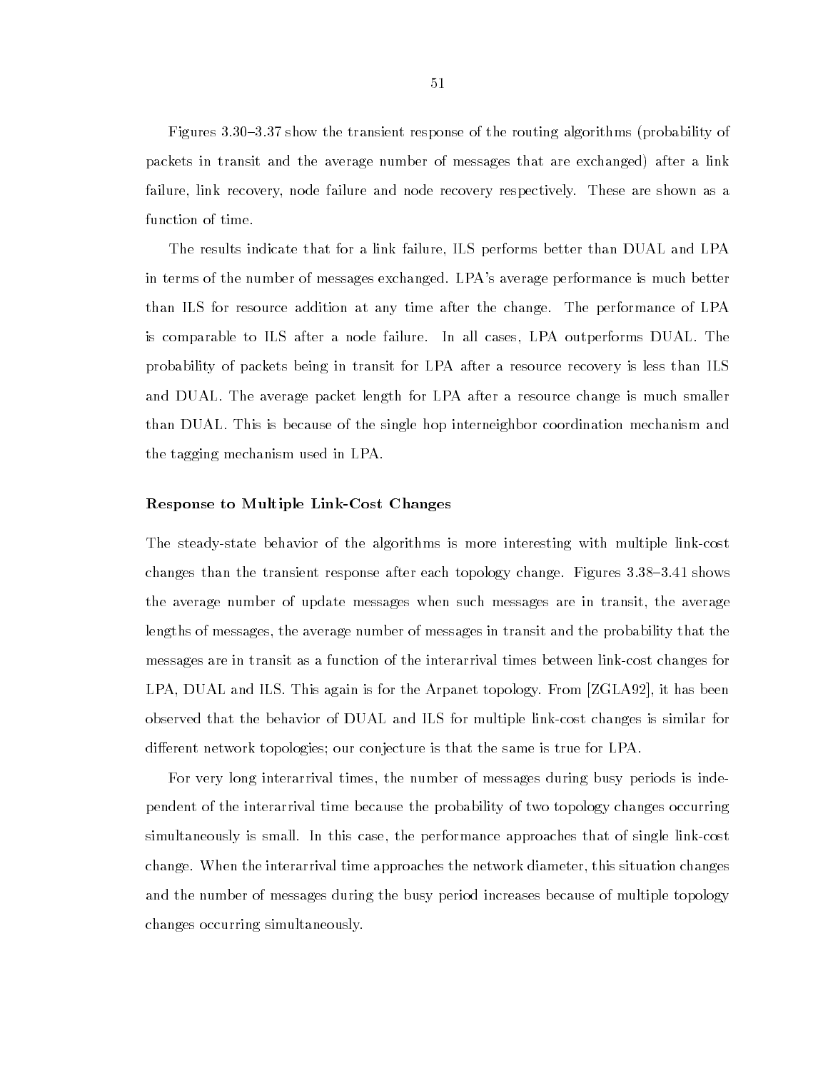Figures 3.30–3.37 show the transient response of the routing algorithms (probability of packets in transit and the average number of messages that are exchanged) after a link failure, link recovery, node failure and node recovery respectively. These are shown as a function of time.

The results indicate that for a link failure, ILS performs better than DUAL and LPA in terms of the number of messages exchanged. LPA's average performance is much better than ILS for resource addition at any time after the change. The performance of LPA is comparable to ILS after a node failure. In all cases, LPA outperforms DUAL. The probability of packets being in transit for LPA after a resource recovery is less than ILS and DUAL. The average packet length for LPA after a resource change is much smaller than DUAL. This is because of the single hop interneighbor coordination mechanism and the tagging mechanism used in LPA.

### Response to Multiple Link-Cost Changes

The steady-state behavior of the algorithms is more interesting with multiple link-cost changes than the transient response after each topology change. Figures 3.38–3.41 shows the average number of update messages when such messages are in transit, the average lengths of messages, the average number of messages in transit and the probability that the messages are in transit as a function of the interarrival times between link-cost changes for LPA, DUAL and ILS. This again is for the Arpanet topology. From [ZGLA92], it has been observed that the behavior of DUAL and ILS for multiple link-cost changes is similar for different network topologies; our conjecture is that the same is true for LPA.

For very long interarrival times, the number of messages during busy periods is independent of the interarrival time because the probability of two topology changes occurring simultaneously is small. In this case, the performance approaches that of single link-cost change. When the interarrival time approaches the network diameter, this situation changes and the number of messages during the busy period increases because of multiple topology changes occurring simultaneously.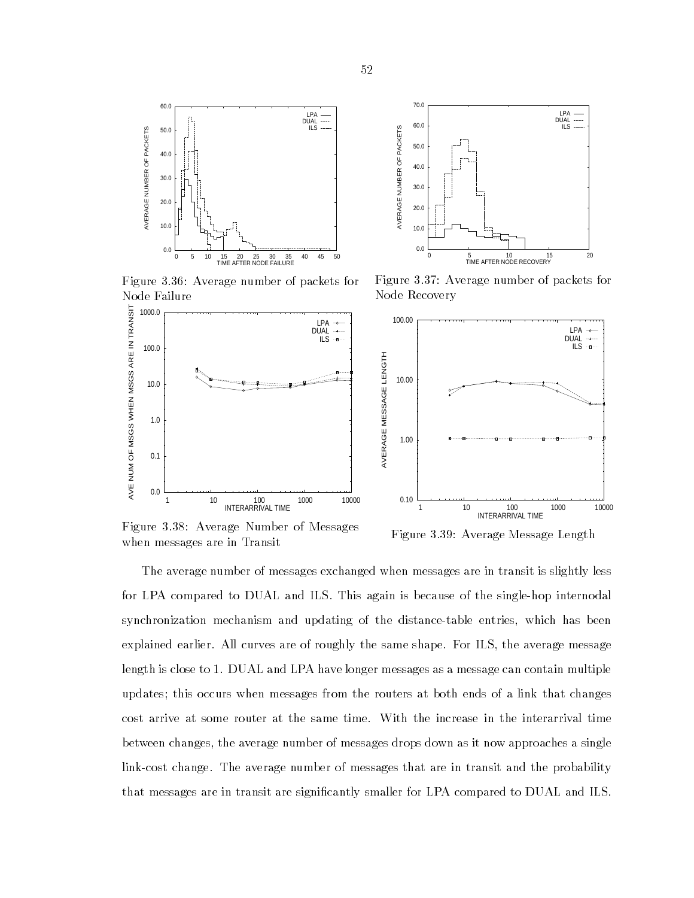Figure 3.36: Average number of packets for Node Failure

Figure 3.37: Average number of packets for Node Recovery

Figure 3.38: Average Number of Messages when messages are in Transit

Figure 3.39: Average Message Length

The average number of messages exchanged when messages are in transit is slightly less for LPA compared to DUAL and ILS. This again is because of the single-hop internodal synchronization mechanism and updating of the distance-table entries, which has been explained earlier. All curves are of roughly the same shape. For ILS, the average message length is close to 1. DUAL and LPA have longer messages as a message can contain multiple updates; this occurs when messages from the routers at both ends of a link that changes cost arrive at some router at the same time. With the increase in the interarrival time between changes, the average number of messages drops down as it now approaches a single link-cost change. The average number of messages that are in transit and the probability that messages are in transit are significantly smaller for LPA compared to DUAL and ILS.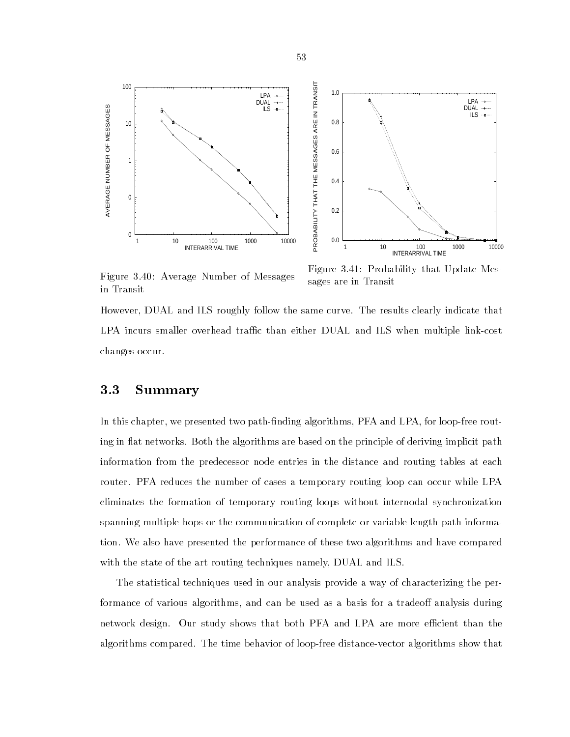Figure 3.40: Average Number of Messages in Transit

Figure 3.41: Probability that Update Messages are in Transit

However, DUAL and ILS roughly follow the same curve. The results clearly indicate that LPA incurs smaller overhead traffic than either DUAL and ILS when multiple link-cost changes occur.

## 3.3 Summary

In this chapter, we presented two path-finding algorithms, PFA and LPA, for loop-free routing in flat networks. Both the algorithms are based on the principle of deriving implicit path information from the predecessor node entries in the distance and routing tables at each router. PFA reduces the number of cases a temporary routing loop can occur while LPA eliminates the formation of temporary routing loops without internodal synchronization spanning multiple hops or the communication of complete or variable length path information. We also have presented the performance of these two algorithms and have compared with the state of the art routing techniques namely, DUAL and ILS.

The statistical techniques used in our analysis provide a way of characterizing the performance of various algorithms, and can be used as a basis for a tradeoff analysis during network design. Our study shows that both PFA and LPA are more efficient than the algorithms compared. The time behavior of loop-free distance-vector algorithms show that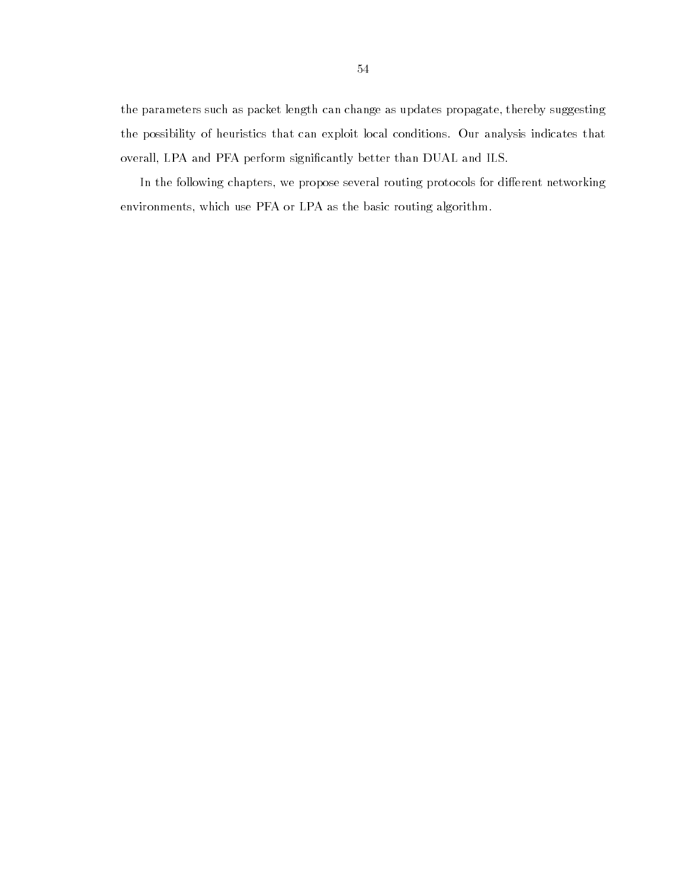the parameters such as packet length can change as updates propagate, thereby suggesting the possibility of heuristics that can exploit local conditions. Our analysis indicates that overall, LPA and PFA perform significantly better than DUAL and ILS.

In the following chapters, we propose several routing protocols for different networking environments, which use PFA or LPA as the basic routing algorithm.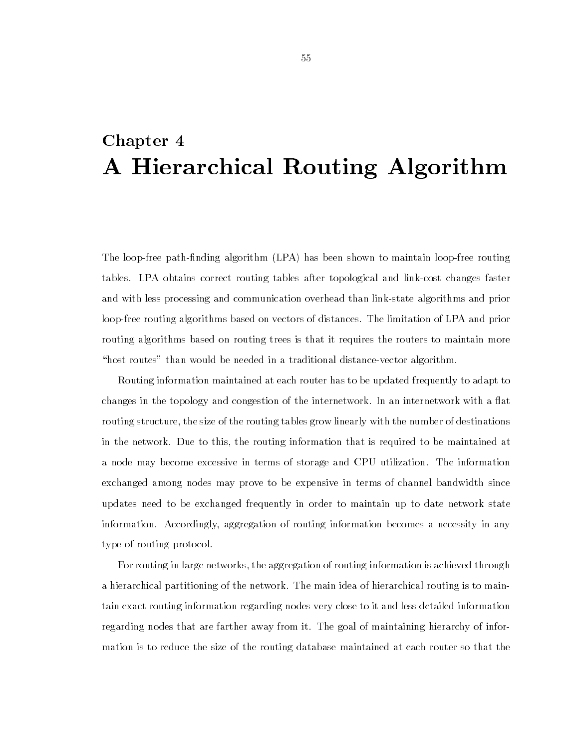# Chapter 4
# A Hierarchical Routing Algorithm

The loop-free path-finding algorithm (LPA) has been shown to maintain loop-free routing tables. LPA obtains correct routing tables after topological and link-cost changes faster and with less processing and communication overhead than link-state algorithms and prior loop-free routing algorithms based on vectors of distances. The limitation of LPA and prior routing algorithms based on routing trees is that it requires the routers to maintain more "host routes" than would be needed in a traditional distance-vector algorithm.

Routing information maintained at each router has to be updated frequently to adapt to changes in the topology and congestion of the internetwork. In an internetwork with a flat routing structure, the size of the routing tables grow linearly with the number of destinations in the network. Due to this, the routing information that is required to be maintained at a node may become excessive in terms of storage and CPU utilization. The information exchanged among nodes may prove to be expensive in terms of channel bandwidth since updates need to be exchanged frequently in order to maintain up to date network state information. Accordingly, aggregation of routing information becomes a necessity in any type of routing protocol.

For routing in large networks, the aggregation of routing information is achieved through a hierarchical partitioning of the network. The main idea of hierarchical routing is to maintain exact routing information regarding nodes very close to it and less detailed information regarding nodes that are farther away from it. The goal of maintaining hierarchy of information is to reduce the size of the routing database maintained at each router so that the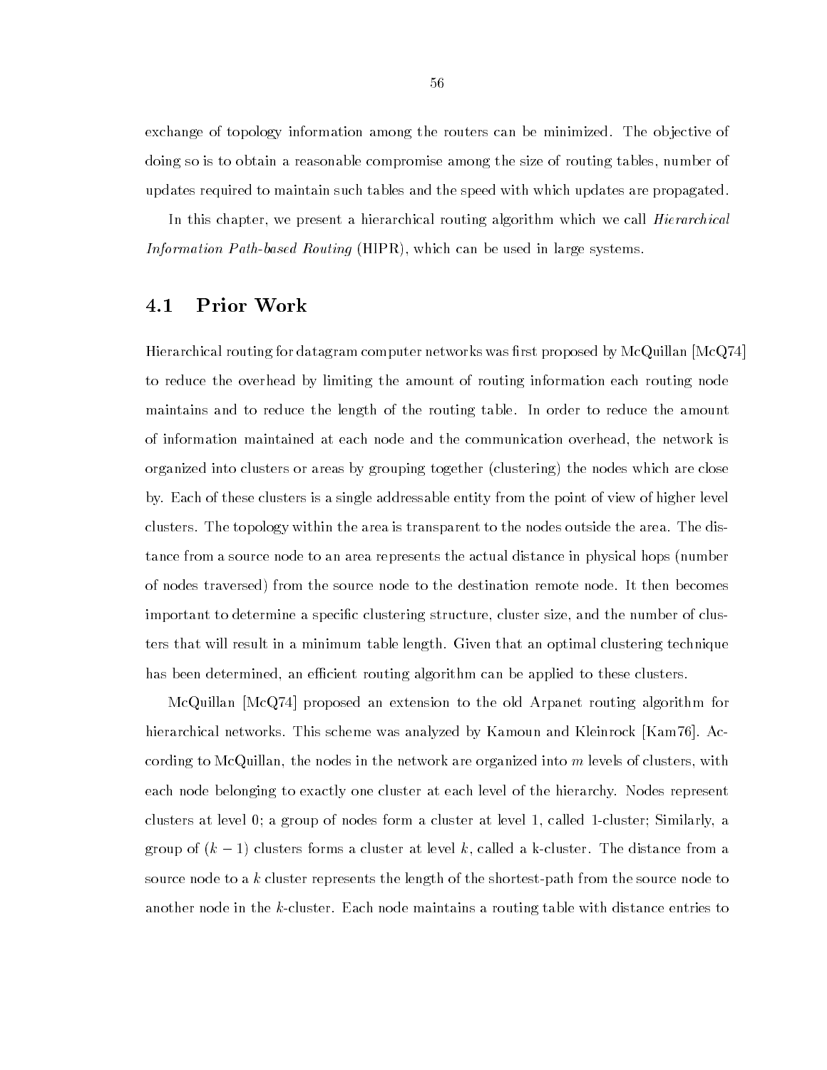exchange of topology information among the routers can be minimized. The objective of doing so is to obtain a reasonable compromise among the size of routing tables, number of updates required to maintain such tables and the speed with which updates are propagated.

In this chapter, we present a hierarchical routing algorithm which we call *Hierarchical Information Path-based Routing* (HIPR), which can be used in large systems.

## 4.1 Prior Work

Hierarchical routing for datagram computer networks was first proposed by McQuillan [McQ74] to reduce the overhead by limiting the amount of routing information each routing node maintains and to reduce the length of the routing table. In order to reduce the amount of information maintained at each node and the communication overhead, the network is organized into clusters or areas by grouping together (clustering) the nodes which are close by. Each of these clusters is a single addressable entity from the point of view of higher level clusters. The topology within the area is transparent to the nodes outside the area. The distance from a source node to an area represents the actual distance in physical hops (number of nodes traversed) from the source node to the destination remote node. It then becomes important to determine a specific clustering structure, cluster size, and the number of clusters that will result in a minimum table length. Given that an optimal clustering technique has been determined, an efficient routing algorithm can be applied to these clusters.

McQuillan [McQ74] proposed an extension to the old Arpanet routing algorithm for hierarchical networks. This scheme was analyzed by Kamoun and Kleinrock [Kam76]. According to McQuillan, the nodes in the network are organized into $m$ levels of clusters, with each node belonging to exactly one cluster at each level of the hierarchy. Nodes represent clusters at level 0; a group of nodes form a cluster at level 1, called 1-cluster; Similarly, a group of $(k-1)$ clusters forms a cluster at level $k$, called a k-cluster. The distance from a source node to a $k$ cluster represents the length of the shortest-path from the source node to another node in the $k$-cluster. Each node maintains a routing table with distance entries to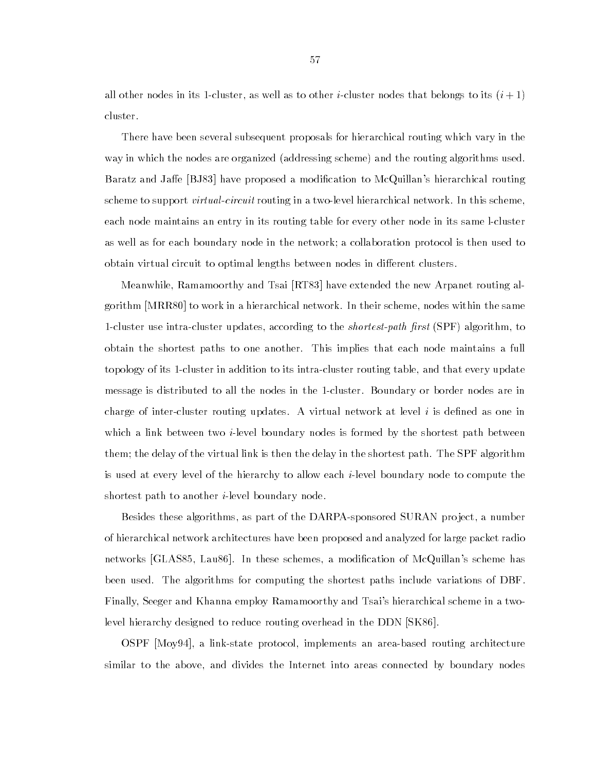all other nodes in its 1-cluster, as well as to other $i$-cluster nodes that belongs to its $(i+1)$ cluster.

There have been several subsequent proposals for hierarchical routing which vary in the way in which the nodes are organized (addressing scheme) and the routing algorithms used. Baratz and Jaffe [BJ83] have proposed a modification to McQuillan's hierarchical routing scheme to support *virtual-circuit* routing in a two-level hierarchical network. In this scheme, each node maintains an entry in its routing table for every other node in its same l-cluster as well as for each boundary node in the network; a collaboration protocol is then used to obtain virtual circuit to optimal lengths between nodes in different clusters.

Meanwhile, Ramamoorthy and Tsai [RT83] have extended the new Arpanet routing algorithm [MRR80] to work in a hierarchical network. In their scheme, nodes within the same 1-cluster use intra-cluster updates, according to the *shortest-path first* (SPF) algorithm, to obtain the shortest paths to one another. This implies that each node maintains a full topology of its 1-cluster in addition to its intra-cluster routing table, and that every update message is distributed to all the nodes in the 1-cluster. Boundary or border nodes are in charge of inter-cluster routing updates. A virtual network at level $i$ is defined as one in which a link between two $i$-level boundary nodes is formed by the shortest path between them; the delay of the virtual link is then the delay in the shortest path. The SPF algorithm is used at every level of the hierarchy to allow each $i$-level boundary node to compute the shortest path to another $i$-level boundary node.

Besides these algorithms, as part of the DARPA-sponsored SURAN project, a number of hierarchical network architectures have been proposed and analyzed for large packet radio networks [GLAS85, Lau86]. In these schemes, a modification of McQuillan's scheme has been used. The algorithms for computing the shortest paths include variations of DBF. Finally, Seeger and Khanna employ Ramamoorthy and Tsai's hierarchical scheme in a two-level hierarchy designed to reduce routing overhead in the DDN [SK86].

OSPF [Moy94], a link-state protocol, implements an area-based routing architecture similar to the above, and divides the Internet into areas connected by boundary nodes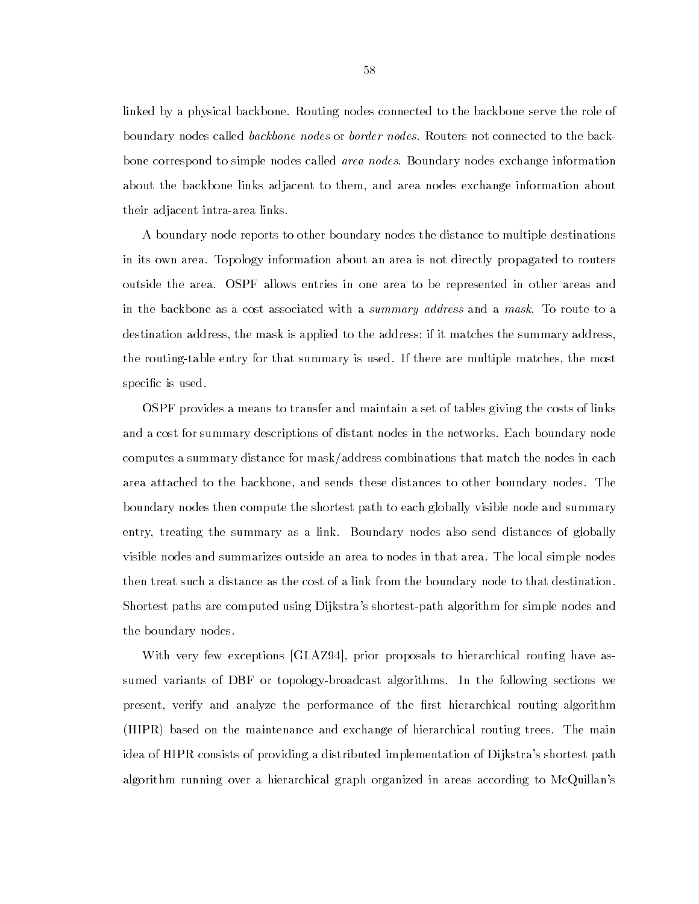linked by a physical backbone. Routing nodes connected to the backbone serve the role of boundary nodes called *backbone nodes* or *border nodes*. Routers not connected to the backbone correspond to simple nodes called *area nodes*. Boundary nodes exchange information about the backbone links adjacent to them, and area nodes exchange information about their adjacent intra-area links.

A boundary node reports to other boundary nodes the distance to multiple destinations in its own area. Topology information about an area is not directly propagated to routers outside the area. OSPF allows entries in one area to be represented in other areas and in the backbone as a cost associated with a *summary address* and a *mask*. To route to a destination address, the mask is applied to the address; if it matches the summary address, the routing-table entry for that summary is used. If there are multiple matches, the most specific is used.

OSPF provides a means to transfer and maintain a set of tables giving the costs of links and a cost for summary descriptions of distant nodes in the networks. Each boundary node computes a summary distance for mask/address combinations that match the nodes in each area attached to the backbone, and sends these distances to other boundary nodes. The boundary nodes then compute the shortest path to each globally visible node and summary entry, treating the summary as a link. Boundary nodes also send distances of globally visible nodes and summarizes outside an area to nodes in that area. The local simple nodes then treat such a distance as the cost of a link from the boundary node to that destination. Shortest paths are computed using Dijkstra's shortest-path algorithm for simple nodes and the boundary nodes.

With very few exceptions [GLAZ94], prior proposals to hierarchical routing have assumed variants of DBF or topology-broadcast algorithms. In the following sections we present, verify and analyze the performance of the first hierarchical routing algorithm (HIPR) based on the maintenance and exchange of hierarchical routing trees. The main idea of HIPR consists of providing a distributed implementation of Dijkstra's shortest path algorithm running over a hierarchical graph organized in areas according to McQuillan's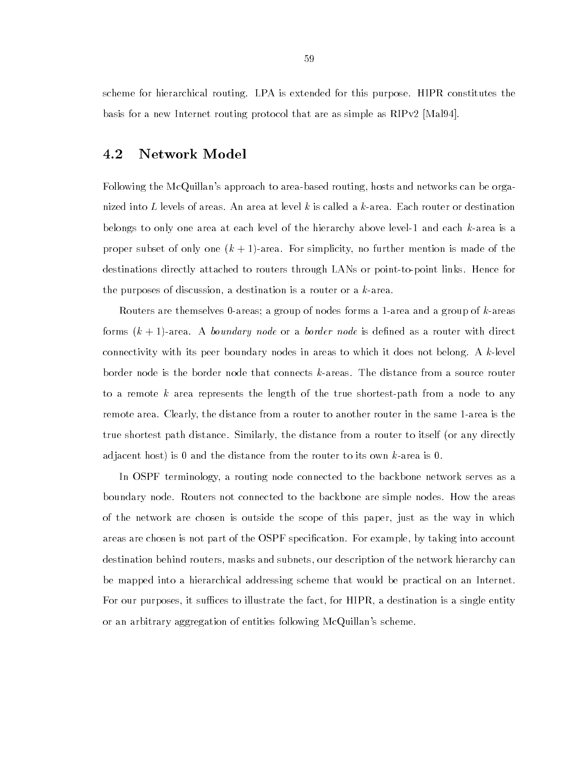scheme for hierarchical routing. LPA is extended for this purpose. HIPR constitutes the basis for a new Internet routing protocol that are as simple as RIPv2 [Mal94].

## 4.2 Network Model

Following the McQuillan's approach to area-based routing, hosts and networks can be organized into $L$ levels of areas. An area at level $k$ is called a $k$-area. Each router or destination belongs to only one area at each level of the hierarchy above level-1 and each $k$-area is a proper subset of only one $(k+1)$-area. For simplicity, no further mention is made of the destinations directly attached to routers through LANs or point-to-point links. Hence for the purposes of discussion, a destination is a router or a $k$-area.

Routers are themselves 0-areas; a group of nodes forms a 1-area and a group of $k$-areas forms $(k+1)$-area. A *boundary node* or a *border node* is defined as a router with direct connectivity with its peer boundary nodes in areas to which it does not belong. A $k$-level border node is the border node that connects $k$-areas. The distance from a source router to a remote $k$ area represents the length of the true shortest-path from a node to any remote area. Clearly, the distance from a router to another router in the same 1-area is the true shortest path distance. Similarly, the distance from a router to itself (or any directly adjacent host) is 0 and the distance from the router to its own $k$-area is 0.

In OSPF terminology, a routing node connected to the backbone network serves as a boundary node. Routers not connected to the backbone are simple nodes. How the areas of the network are chosen is outside the scope of this paper, just as the way in which areas are chosen is not part of the OSPF specification. For example, by taking into account destination behind routers, masks and subnets, our description of the network hierarchy can be mapped into a hierarchical addressing scheme that would be practical on an Internet. For our purposes, it suffices to illustrate the fact, for HIPR, a destination is a single entity or an arbitrary aggregation of entities following McQuillan's scheme.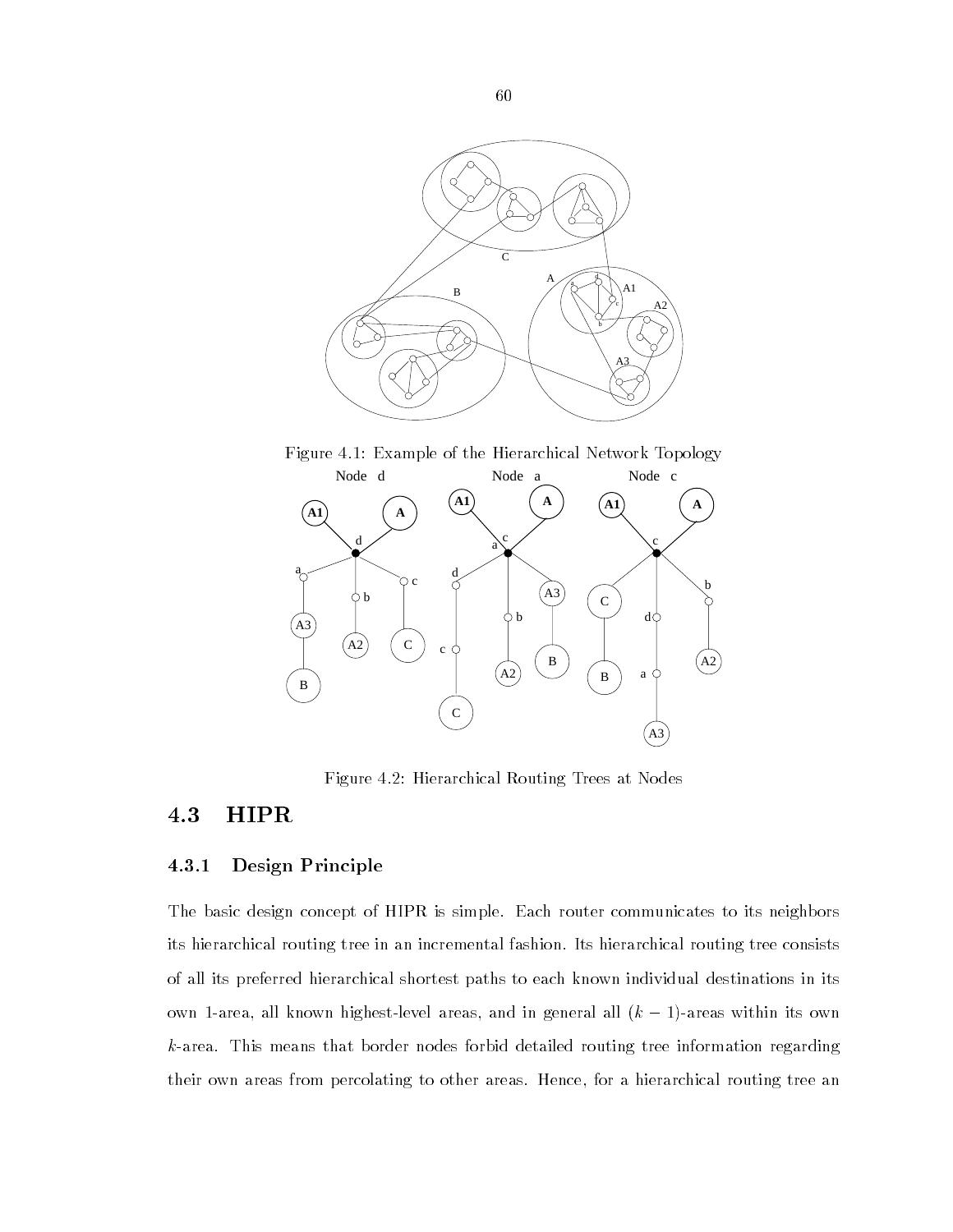Figure 4.1: Example of the Hierarchical Network Topology

Figure 4.2: Hierarchical Routing Trees at Nodes

## 4.3 HIPR

### 4.3.1 Design Principle

The basic design concept of HIPR is simple. Each router communicates to its neighbors its hierarchical routing tree in an incremental fashion. Its hierarchical routing tree consists of all its preferred hierarchical shortest paths to each known individual destinations in its own 1-area, all known highest-level areas, and in general all $(k-1)$-areas within its own $k$-area. This means that border nodes forbid detailed routing tree information regarding their own areas from percolating to other areas. Hence, for a hierarchical routing tree an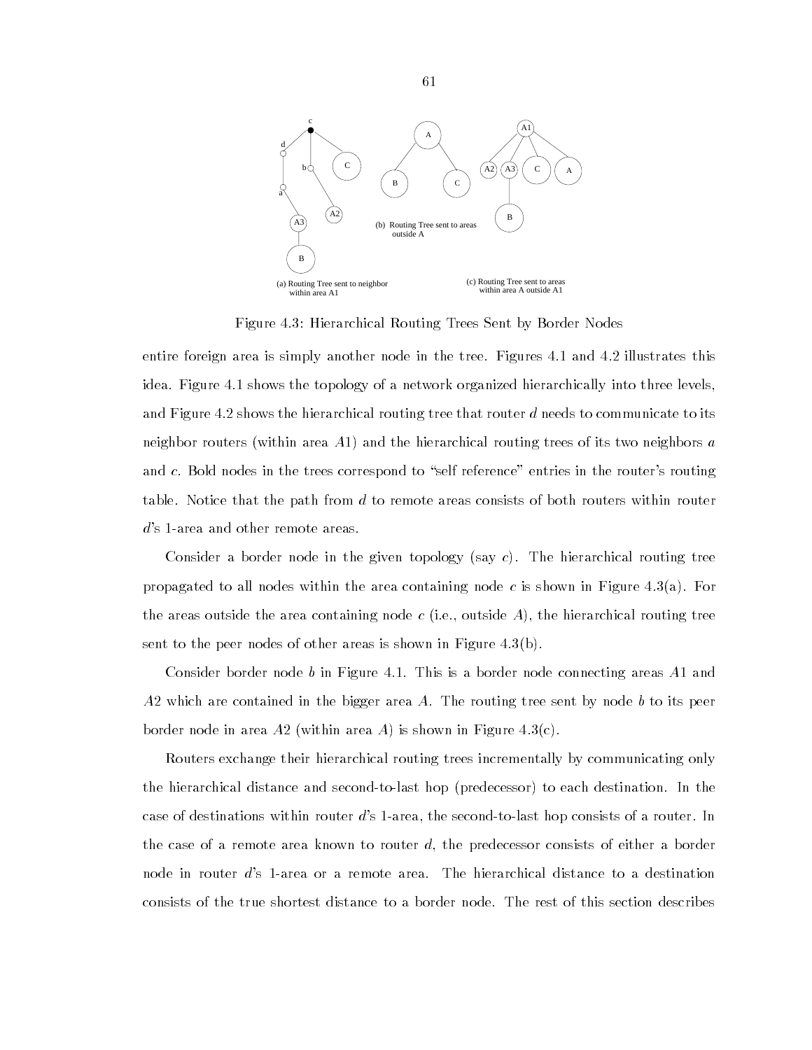Figure 4.3: Hierarchical Routing Trees Sent by Border Nodes

entire foreign area is simply another node in the tree. Figures 4.1 and 4.2 illustrates this idea. Figure 4.1 shows the topology of a network organized hierarchically into three levels, and Figure 4.2 shows the hierarchical routing tree that router $d$ needs to communicate to its neighbor routers (within area $A1$) and the hierarchical routing trees of its two neighbors $a$ and $c$. Bold nodes in the trees correspond to "self reference" entries in the router's routing table. Notice that the path from $d$ to remote areas consists of both routers within router $d$'s 1-area and other remote areas.

Consider a border node in the given topology (say $c$). The hierarchical routing tree propagated to all nodes within the area containing node $c$ is shown in Figure 4.3(a). For the areas outside the area containing node $c$ (i.e., outside $A$), the hierarchical routing tree sent to the peer nodes of other areas is shown in Figure 4.3(b).

Consider border node $b$ in Figure 4.1. This is a border node connecting areas $A1$ and $A2$ which are contained in the bigger area $A$. The routing tree sent by node $b$ to its peer border node in area $A2$ (within area $A$) is shown in Figure 4.3(c).

Routers exchange their hierarchical routing trees incrementally by communicating only the hierarchical distance and second-to-last hop (predecessor) to each destination. In the case of destinations within router $d$'s 1-area, the second-to-last hop consists of a router. In the case of a remote area known to router $d$, the predecessor consists of either a border node in router $d$'s 1-area or a remote area. The hierarchical distance to a destination consists of the true shortest distance to a border node. The rest of this section describes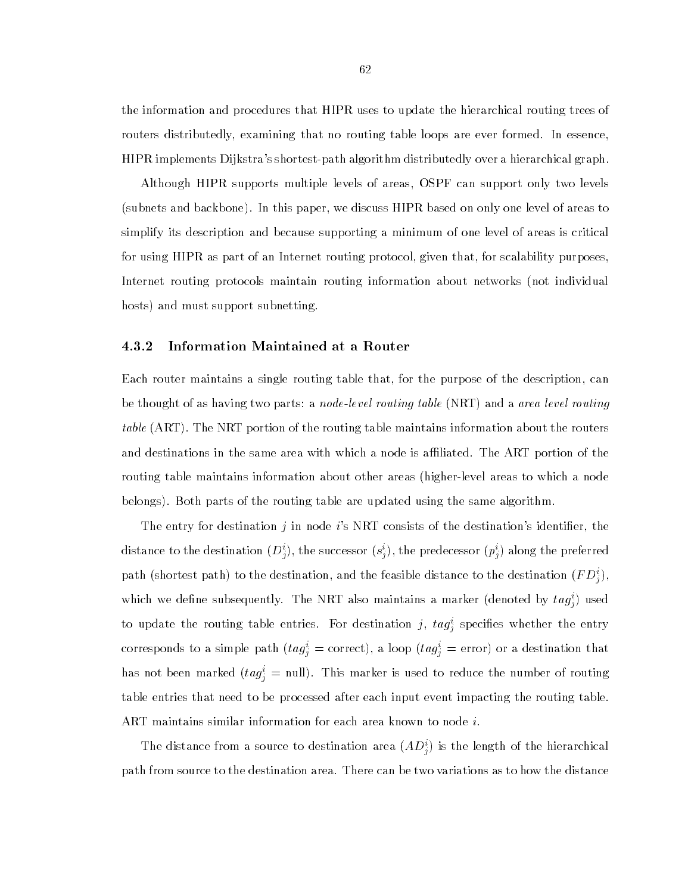the information and procedures that HIPR uses to update the hierarchical routing trees of routers distributedly, examining that no routing table loops are ever formed. In essence, HIPR implements Dijkstra's shortest-path algorithm distributedly over a hierarchical graph.

Although HIPR supports multiple levels of areas, OSPF can support only two levels (subnets and backbone). In this paper, we discuss HIPR based on only one level of areas to simplify its description and because supporting a minimum of one level of areas is critical for using HIPR as part of an Internet routing protocol, given that, for scalability purposes, Internet routing protocols maintain routing information about networks (not individual hosts) and must support subnetting.

### 4.3.2 Information Maintained at a Router

Each router maintains a single routing table that, for the purpose of the description, can be thought of as having two parts: a *node-level routing table* (NRT) and a *area level routing table* (ART). The NRT portion of the routing table maintains information about the routers and destinations in the same area with which a node is affiliated. The ART portion of the routing table maintains information about other areas (higher-level areas to which a node belongs). Both parts of the routing table are updated using the same algorithm.

The entry for destination $j$ in node $i$'s NRT consists of the destination's identifier, the distance to the destination ($D_j^i$), the successor ($s_j^i$), the predecessor ($p_j^i$) along the preferred path (shortest path) to the destination, and the feasible distance to the destination ($FD_j^i$), which we define subsequently. The NRT also maintains a marker (denoted by $tag_j^i$) used to update the routing table entries. For destination $j$, $tag_j^i$ specifies whether the entry corresponds to a simple path ($tag_j^i$ = correct), a loop ($tag_j^i$ = error) or a destination that has not been marked ($tag_j^i$ = null). This marker is used to reduce the number of routing table entries that need to be processed after each input event impacting the routing table. ART maintains similar information for each area known to node $i$.

The distance from a source to destination area ($AD_j^i$) is the length of the hierarchical path from source to the destination area. There can be two variations as to how the distance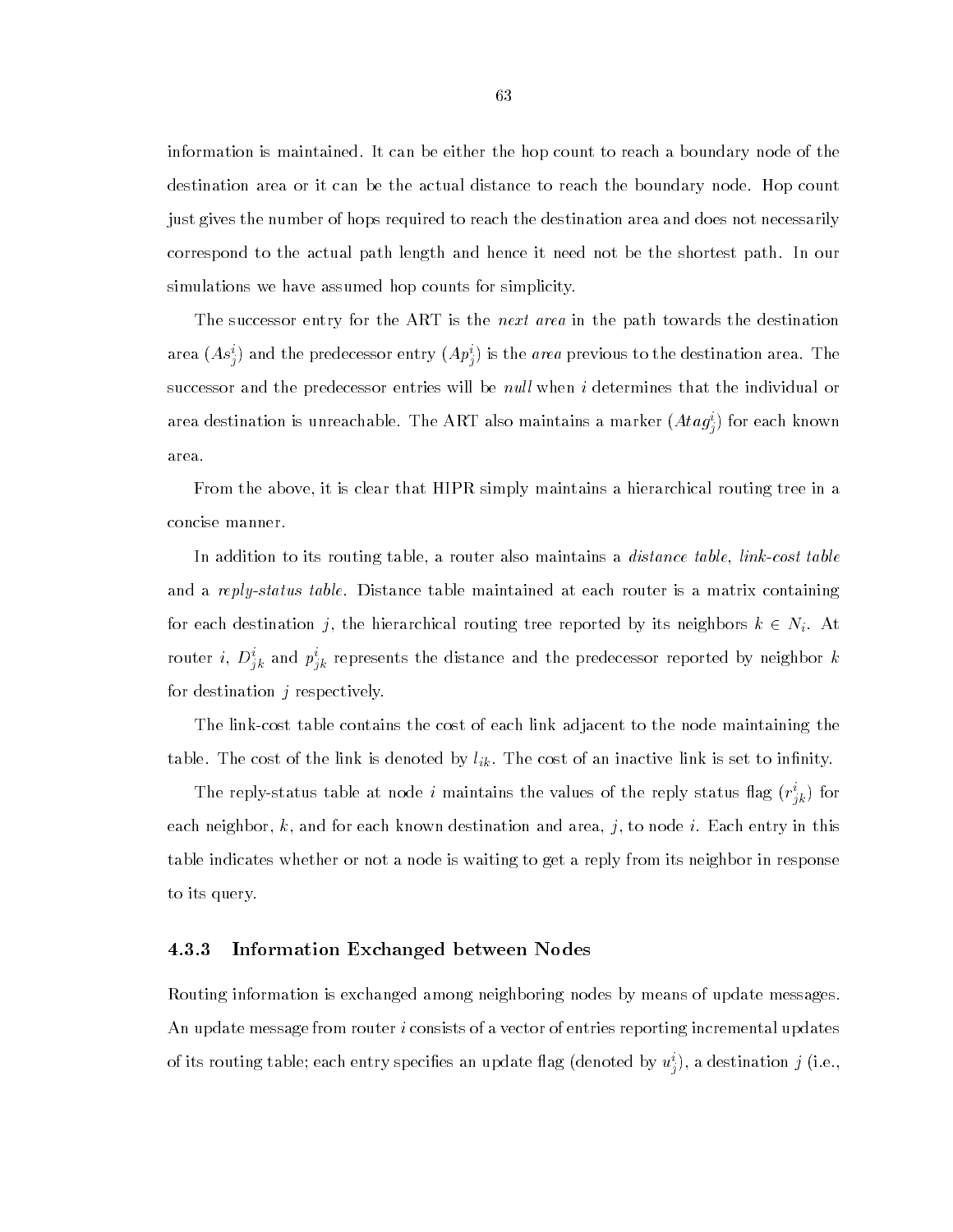information is maintained. It can be either the hop count to reach a boundary node of the destination area or it can be the actual distance to reach the boundary node. Hop count just gives the number of hops required to reach the destination area and does not necessarily correspond to the actual path length and hence it need not be the shortest path. In our simulations we have assumed hop counts for simplicity.

The successor entry for the ART is the *next area* in the path towards the destination area ($As^i_j$) and the predecessor entry ($Ap^i_j$) is the *area* previous to the destination area. The successor and the predecessor entries will be *null* when $i$ determines that the individual or area destination is unreachable. The ART also maintains a marker ($Atag^i_j$) for each known area.

From the above, it is clear that HIPR simply maintains a hierarchical routing tree in a concise manner.

In addition to its routing table, a router also maintains a *distance table*, *link-cost table* and a *reply-status table*. Distance table maintained at each router is a matrix containing for each destination $j$, the hierarchical routing tree reported by its neighbors $k \in N_i$. At router $i$, $D^i_{jk}$ and $p^i_{jk}$ represents the distance and the predecessor reported by neighbor $k$ for destination $j$ respectively.

The link-cost table contains the cost of each link adjacent to the node maintaining the table. The cost of the link is denoted by $l_{ik}$. The cost of an inactive link is set to infinity.

The reply-status table at node $i$ maintains the values of the reply status flag ($r^i_{jk}$) for each neighbor, $k$, and for each known destination and area, $j$, to node $i$. Each entry in this table indicates whether or not a node is waiting to get a reply from its neighbor in response to its query.

### 4.3.3 Information Exchanged between Nodes

Routing information is exchanged among neighboring nodes by means of update messages. An update message from router $i$ consists of a vector of entries reporting incremental updates of its routing table; each entry specifies an update flag (denoted by $u^i_j$), a destination $j$ (i.e.,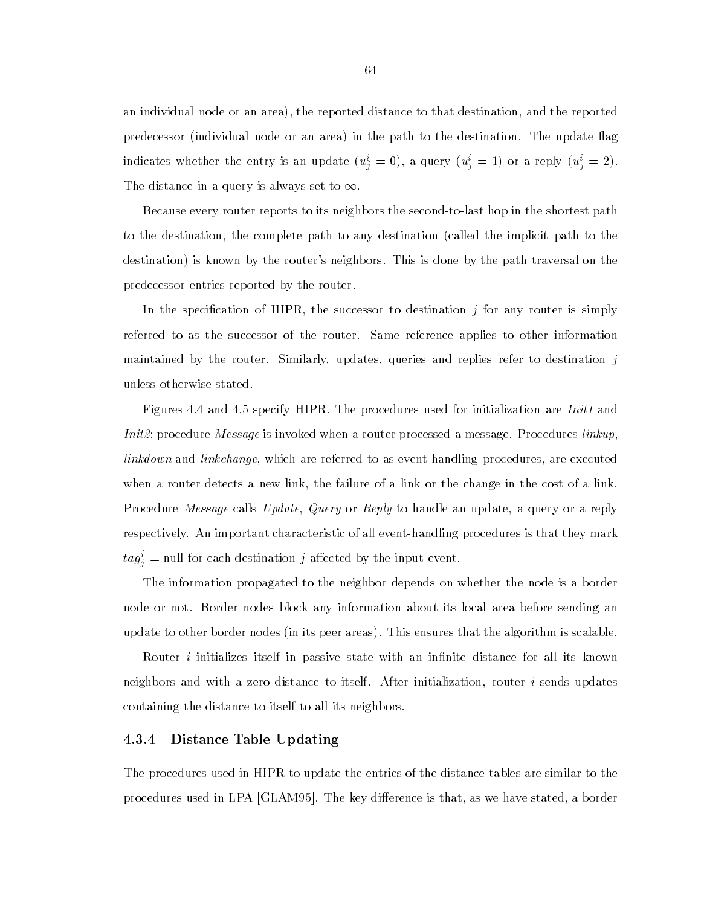an individual node or an area), the reported distance to that destination, and the reported predecessor (individual node or an area) in the path to the destination. The update flag indicates whether the entry is an update ($u^i_j = 0$), a query ($u^i_j = 1$) or a reply ($u^i_j = 2$). The distance in a query is always set to $\infty$.

Because every router reports to its neighbors the second-to-last hop in the shortest path to the destination, the complete path to any destination (called the implicit path to the destination) is known by the router's neighbors. This is done by the path traversal on the predecessor entries reported by the router.

In the specification of HIPR, the successor to destination $j$ for any router is simply referred to as the successor of the router. Same reference applies to other information maintained by the router. Similarly, updates, queries and replies refer to destination $j$ unless otherwise stated.

Figures 4.4 and 4.5 specify HIPR. The procedures used for initialization are *Init1* and *Init2*; procedure *Message* is invoked when a router processed a message. Procedures *linkup*, *linkdown* and *linkchange*, which are referred to as event-handling procedures, are executed when a router detects a new link, the failure of a link or the change in the cost of a link. Procedure *Message* calls *Update*, *Query* or *Reply* to handle an update, a query or a reply respectively. An important characteristic of all event-handling procedures is that they mark $tag^i_j$ = null for each destination $j$ affected by the input event.

The information propagated to the neighbor depends on whether the node is a border node or not. Border nodes block any information about its local area before sending an update to other border nodes (in its peer areas). This ensures that the algorithm is scalable.

Router $i$ initializes itself in passive state with an infinite distance for all its known neighbors and with a zero distance to itself. After initialization, router $i$ sends updates containing the distance to itself to all its neighbors.

### 4.3.4 Distance Table Updating

The procedures used in HIPR to update the entries of the distance tables are similar to the procedures used in LPA [GLAM95]. The key difference is that, as we have stated, a border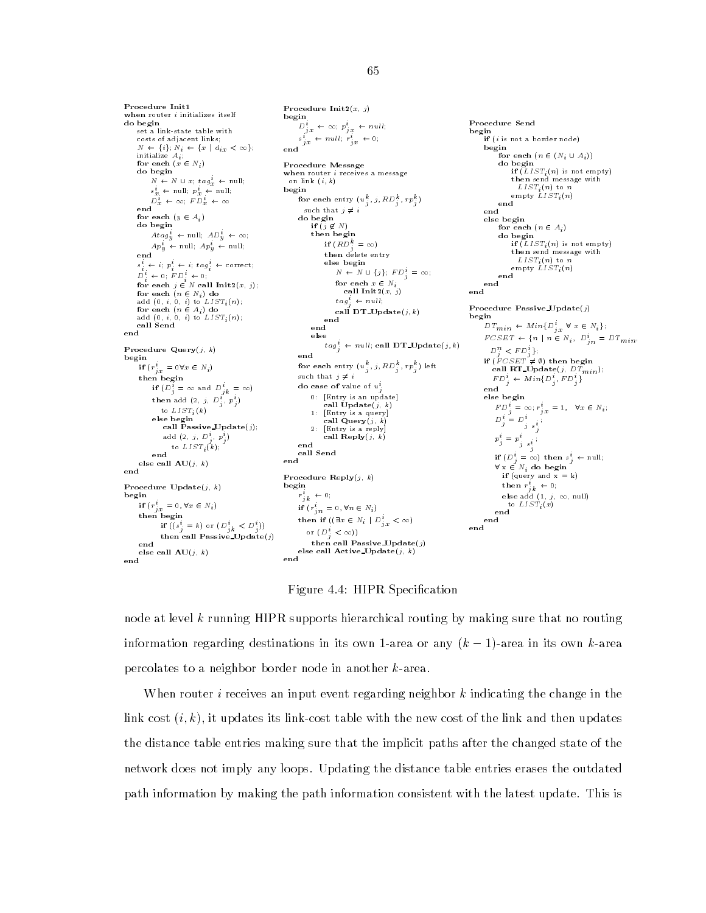```
Procedure Init1
when router i initializes itself
do begin
    set a link-state table with
    costs of adjacent links;
    N ← {i}; N_i ← {x | d_ix < ∞};
    initialize A_i;
    for each (x ∈ N_i)
    do begin
        N ← N ∪ x; tag^i_x ← null;
        s^i_x ← null; p^i_x ← null;
        D^i_x ← ∞; FD^i_x ← ∞
    end
    for each (y ∈ A_i)
    do begin
        Atag^i_y ← null; AD^i_y ← ∞;
        Ap^i_y ← null; Ap^i_y ← null;
    end
    s^i_i ← i; p^i_i ← i; tag^i_i ← correct;
    D^i_i ← 0; FD^i_i ← 0;
    for each j ∈ N call Init2(x, j);
    for each (n ∈ N_i) do
    add (0, i, 0, i) to LIST_i(n);
    for each (n ∈ A_i) do
    add (0, i, 0, i) to LIST_i(n);
    call Send
end

Procedure Query(j, k)
begin
    if (r^i_jx = 0 ∀x ∈ N_i)
    then begin
        if (D^i_j = ∞ and D^i_jk = ∞)
        then add (2, j, D^i_j, p^i_j)
            to LIST_i(k)
        else begin
            call Passive_Update(j);
            add (2, j, D^i_j, p^i_j)
                to LIST_i(k);
        end
    else call AU(j, k)
end

Procedure Update(j, k)
begin
    if (r^i_jx = 0, ∀x ∈ N_i)
    then begin
        if ((s^i_j = k) or (D^i_jk < D^i_j))
        then call Passive_Update(j)
    end
    else call AU(j, k)
end

Procedure Init2(x, j)
begin
    D^i_jx ← ∞; p^i_jx ← null;
    s^i_jx ← null; r^i_jx ← 0;
end

Procedure Message
when router i receives a message
  on link (i, k)
begin
    for each entry (u^k_j, j, RD^k_j, rp^k_j)
      such that j ≠ i
    do begin
        if (j ∉ N)
        then begin
            if (RD^k_j = ∞)
            then delete entry
            else begin
                N ← N ∪ {j}; FD^i_j = ∞;
                for each x ∈ N_i
                    call Init2(x, j)
                tag^i_j ← null;
                call DT_Update(j, k)
            end
        end
        else
            tag^i_j ← null; call DT_Update(j, k)
    end
    for each entry (u^k_j, j, RD^k_j, rp^k_j) left
    such that j ≠ i
    do case of value of u^k_j
        0:  [Entry is an update]
            call Update(j, k)
        1:  [Entry is a query]
            call Query(j, k)
        2:  [Entry is a reply]
            call Reply(j, k)
    end
    call Send
end

Procedure Reply(j, k)
begin
    r^i_jk ← 0;
    if (r^i_jn = 0, ∀n ∈ N_i)
    then if ((∃x ∈ N_i | D^i_jx < ∞)
        or (D^i_j < ∞))
        then call Passive_Update(j)
    else call Active_Update(j, k)
end

Procedure Send
begin
    if (i is not a border node)
    begin
        for each (n ∈ (N_i ∪ A_i))
        do begin
            if (LIST_i(n) is not empty)
            then send message with
              LIST_i(n) to n
            empty LIST_i(n)
        end
    end
    else begin
        for each (n ∈ A_i)
        do begin
            if (LIST_i(n) is not empty)
            then send message with
              LIST_i(n) to n
            empty LIST_i(n)
        end
    end
end

Procedure Passive_Update(j)
begin
    DT_min ← Min{D^i_jx ∀ x ∈ N_i};
    FCSET ← {n | n ∈ N_i, D^i_jn = DT_min,
      D^n_j < FD^i_j};
    if (FCSET ≠ ∅) then begin
       call RT_Update(j, DT_min);
       FD^i_j ← Min{D^i_j, FD^i_j}
    end
    else begin
        FD^i_j = ∞; r^i_jx = 1,   ∀x ∈ N_i;
        D^i_j = D^i_{j s^i_j};
        p^i_j = p^i_{j s^i_j};
        if (D^i_j = ∞) then s^i_j ← null;
        ∀ x ∈ N_i do begin
          if (query and x = k)
          then r^i_jk ← 0;
          else add (1, j, ∞, null)
            to LIST_i(x)
        end
    end
end
```

Figure 4.4: HIPR Specification

node at level $k$ running HIPR supports hierarchical routing by making sure that no routing information regarding destinations in its own 1-area or any $(k-1)$-area in its own $k$-area percolates to a neighbor border node in another $k$-area.

When router $i$ receives an input event regarding neighbor $k$ indicating the change in the link cost $(i, k)$, it updates its link-cost table with the new cost of the link and then updates the distance table entries making sure that the implicit paths after the changed state of the network does not imply any loops. Updating the distance table entries erases the outdated path information by making the path information consistent with the latest update. This is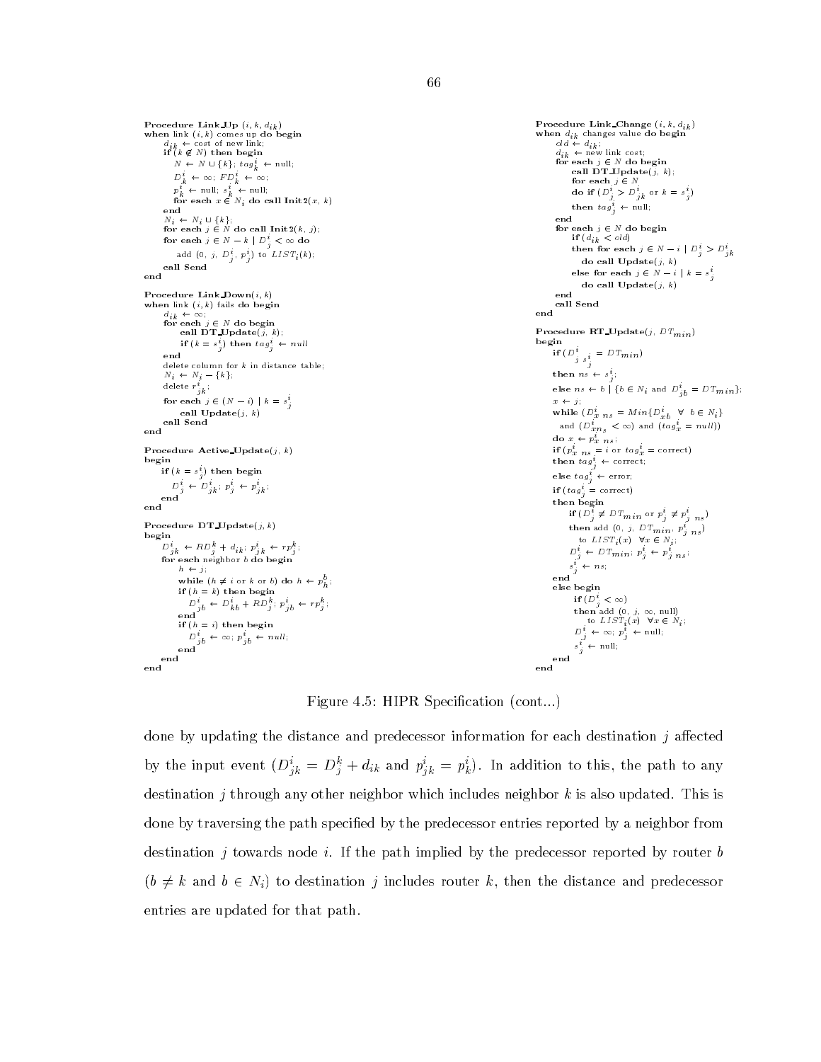```
Procedure Link_Up (i, k, d_ik)
when link (i, k) comes up do begin
    d_ik ← cost of new link;
    if (k ∉ N) then begin
        N ← N ∪ {k}; tag^i_k ← null;
        D^i_k ← ∞; FD^i_k ← ∞;
        p^i_k ← null; s^i_k ← null;
        for each x ∈ N_i do call Init2(x, k)
    end
    N_i ← N_i ∪ {k};
    for each j ∈ N do call Init2(k, j);
    for each j ∈ N − k | D^i_j < ∞ do
        add (0, j, D^i_j, p^i_j) to LIST_i(k);
    call Send
end

Procedure Link_Down(i, k)
when link (i, k) fails do begin
    d_ik ← ∞;
    for each j ∈ N do begin
        call DT_Update(j, k);
        if (k = s^i_j) then tag^i_j ← null
    end
    delete column for k in distance table;
    N_i ← N_i − {k};
    delete r^i_jk;
    for each j ∈ (N − i) | k = s^i_j
        call Update(j, k)
    call Send
end

Procedure Active_Update(j, k)
begin
    if (k = s^i_j) then begin
        D^i_j ← D^i_jk; p^i_j ← p^i_jk;
    end
end

Procedure DT_Update(j, k)
begin
    D^i_jk ← RD^k_j + d_ik; p^i_jk ← rp^k_j;
    for each neighbor b do begin
        h ← j;
        while (h ≠ i or k or b) do h ← p^b_h;
        if (h = k) then begin
            D^i_jb ← D^i_kb + RD^k_j; p^i_jb ← rp^k_j;
        end
        if (h = i) then begin
            D^i_jb ← ∞; p^i_jb ← null;
        end
    end
end

Procedure Link_Change (i, k, d_ik)
when d_ik changes value do begin
    old ← d_ik;
    d_ik ← new link cost;
    for each j ∈ N do begin
        call DT_Update(j, k);
        for each j ∈ N
        do if (D^i_j > D^i_jk or k = s^i_j)
        then tag^i_j ← null;
    end
    for each j ∈ N do begin
        if (d_ik < old)
        then for each j ∈ N − i | D^i_j > D^i_jk
            do call Update(j, k)
        else for each j ∈ N − i | k = s^i_j
            do call Update(j, k)
    end
    call Send
end

Procedure RT_Update(j, DT_min)
begin
    if (D^i_{j s^i_j} = DT_min)
    then ns ← s^i_j;
    else ns ← b | {b ∈ N_i and D^i_jb = DT_min};
    x ← j;
    while (D^i_{x ns} = Min{D^i_xb ∀ b ∈ N_i}
      and (D^i_{x ns} < ∞) and (tag^i_x = null))
    do x ← p^i_{x ns};
    if (p^i_{x ns} = i or tag^i_x = correct)
    then tag^i_j ← correct;
    else tag^i_j ← error;
    if (tag^i_j = correct)
    then begin
        if (D^i_j ≠ DT_min or p^i_j ≠ p^i_{j ns})
        then add (0, j, DT_min, p^i_{j ns})
            to LIST_i(x) ∀x ∈ N_i;
        D^i_j ← DT_min; p^i_j ← p^i_{j ns};
        s^i_j ← ns;
    end
    else begin
        if (D^i_j < ∞)
        then add (0, j, ∞, null)
            to LIST_i(x) ∀x ∈ N_i;
        D^i_j ← ∞; p^i_j ← null;
        s^i_j ← null;
    end
end
```

Figure 4.5: HIPR Specification (cont...)

done by updating the distance and predecessor information for each destination $j$ affected by the input event ($D^i_{jk} = D^k_j + d_{ik}$ and $p^i_{jk} = p^i_k$). In addition to this, the path to any destination $j$ through any other neighbor which includes neighbor $k$ is also updated. This is done by traversing the path specified by the predecessor entries reported by a neighbor from destination $j$ towards node $i$. If the path implied by the predecessor reported by router $b$ ($b \neq k$ and $b \in N_i$) to destination $j$ includes router $k$, then the distance and predecessor entries are updated for that path.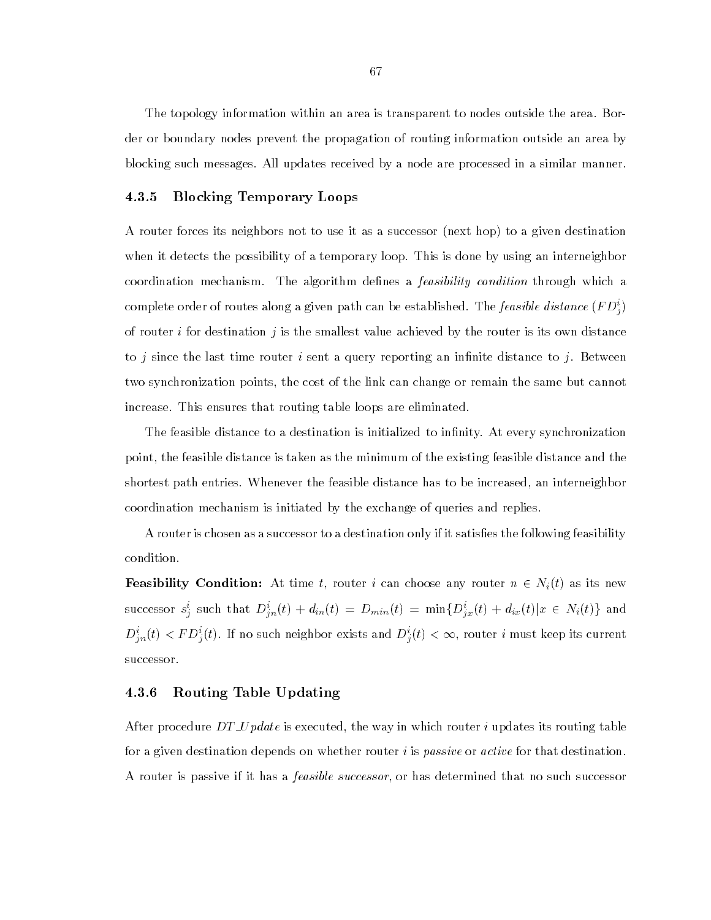The topology information within an area is transparent to nodes outside the area. Border or boundary nodes prevent the propagation of routing information outside an area by blocking such messages. All updates received by a node are processed in a similar manner.

### 4.3.5 Blocking Temporary Loops

A router forces its neighbors not to use it as a successor (next hop) to a given destination when it detects the possibility of a temporary loop. This is done by using an interneighbor coordination mechanism. The algorithm defines a *feasibility condition* through which a complete order of routes along a given path can be established. The *feasible distance* ($FD^i_j$) of router $i$ for destination $j$ is the smallest value achieved by the router is its own distance to $j$ since the last time router $i$ sent a query reporting an infinite distance to $j$. Between two synchronization points, the cost of the link can change or remain the same but cannot increase. This ensures that routing table loops are eliminated.

The feasible distance to a destination is initialized to infinity. At every synchronization point, the feasible distance is taken as the minimum of the existing feasible distance and the shortest path entries. Whenever the feasible distance has to be increased, an interneighbor coordination mechanism is initiated by the exchange of queries and replies.

A router is chosen as a successor to a destination only if it satisfies the following feasibility condition.

**Feasibility Condition:** At time $t$, router $i$ can choose any router $n \in N_i(t)$ as its new successor $s^i_j$ such that $D^i_{jn}(t) + d_{in}(t) = D_{min}(t) = \min\{D^i_{jx}(t) + d_{ix}(t) | x \in N_i(t)\}$ and $D^i_{jn}(t) < FD^i_j(t)$. If no such neighbor exists and $D^i_j(t) < \infty$, router $i$ must keep its current successor.

### 4.3.6 Routing Table Updating

After procedure *DT_Update* is executed, the way in which router $i$ updates its routing table for a given destination depends on whether router $i$ is *passive* or *active* for that destination. A router is passive if it has a *feasible successor*, or has determined that no such successor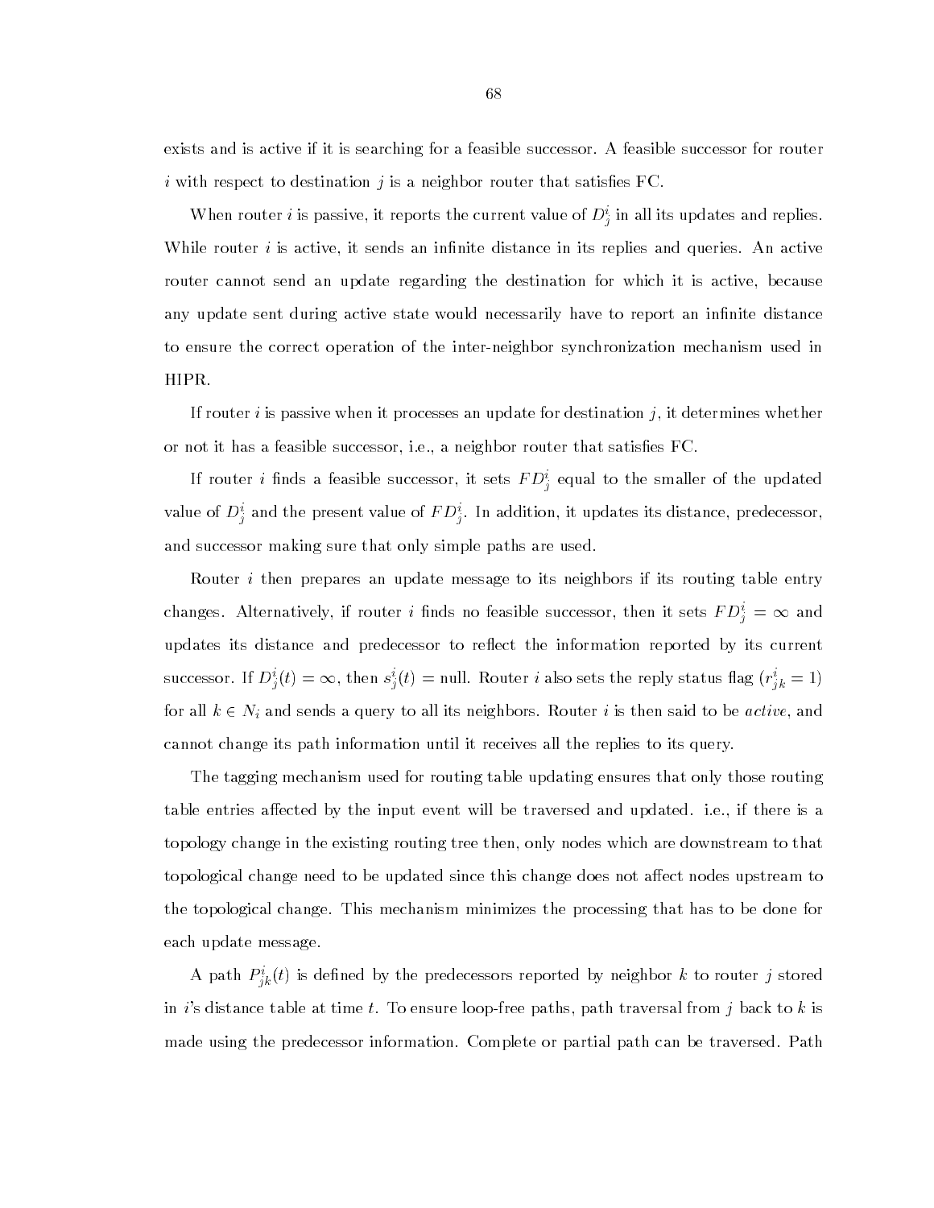exists and is active if it is searching for a feasible successor. A feasible successor for router $i$ with respect to destination $j$ is a neighbor router that satisfies FC.

When router $i$ is passive, it reports the current value of $D^i_j$ in all its updates and replies. While router $i$ is active, it sends an infinite distance in its replies and queries. An active router cannot send an update regarding the destination for which it is active, because any update sent during active state would necessarily have to report an infinite distance to ensure the correct operation of the inter-neighbor synchronization mechanism used in HIPR.

If router $i$ is passive when it processes an update for destination $j$, it determines whether or not it has a feasible successor, i.e., a neighbor router that satisfies FC.

If router $i$ finds a feasible successor, it sets $FD^i_j$ equal to the smaller of the updated value of $D^i_j$ and the present value of $FD^i_j$. In addition, it updates its distance, predecessor, and successor making sure that only simple paths are used.

Router $i$ then prepares an update message to its neighbors if its routing table entry changes. Alternatively, if router $i$ finds no feasible successor, then it sets $FD^i_j = \infty$ and updates its distance and predecessor to reflect the information reported by its current successor. If $D^i_j(t) = \infty$, then $s^i_j(t) =$ null. Router $i$ also sets the reply status flag ($r^i_{jk} = 1$) for all $k \in N_i$ and sends a query to all its neighbors. Router $i$ is then said to be *active*, and cannot change its path information until it receives all the replies to its query.

The tagging mechanism used for routing table updating ensures that only those routing table entries affected by the input event will be traversed and updated. i.e., if there is a topology change in the existing routing tree then, only nodes which are downstream to that topological change need to be updated since this change does not affect nodes upstream to the topological change. This mechanism minimizes the processing that has to be done for each update message.

A path $P^i_{jk}(t)$ is defined by the predecessors reported by neighbor $k$ to router $j$ stored in $i$'s distance table at time $t$. To ensure loop-free paths, path traversal from $j$ back to $k$ is made using the predecessor information. Complete or partial path can be traversed. Path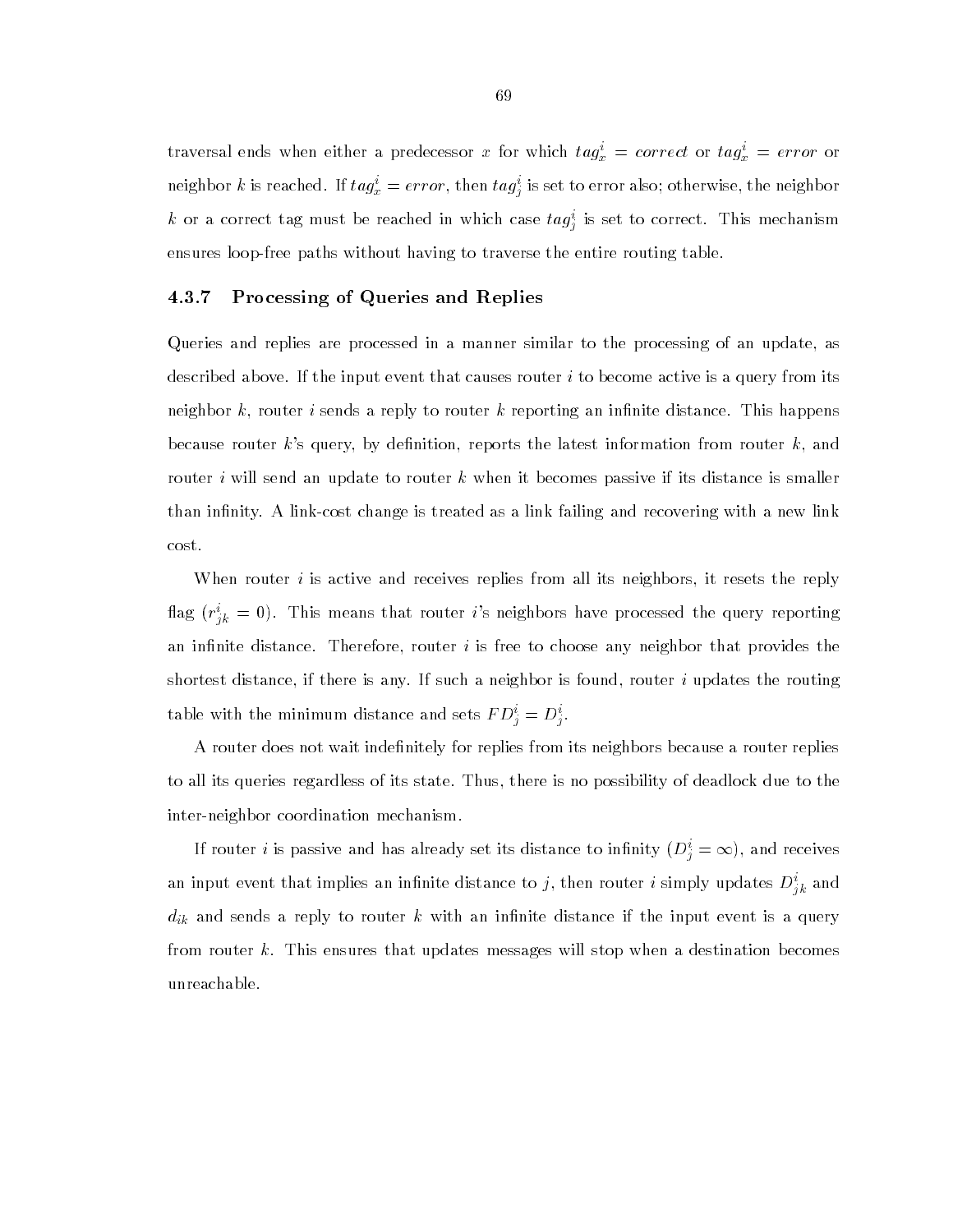traversal ends when either a predecessor $x$ for which $tag_x^i = correct$ or $tag_x^i = error$ or neighbor $k$ is reached. If $tag_x^i = error$, then $tag_j^i$ is set to error also; otherwise, the neighbor $k$ or a correct tag must be reached in which case $tag_j^i$ is set to correct. This mechanism ensures loop-free paths without having to traverse the entire routing table.

### 4.3.7 Processing of Queries and Replies

Queries and replies are processed in a manner similar to the processing of an update, as described above. If the input event that causes router $i$ to become active is a query from its neighbor $k$, router $i$ sends a reply to router $k$ reporting an infinite distance. This happens because router $k$'s query, by definition, reports the latest information from router $k$, and router $i$ will send an update to router $k$ when it becomes passive if its distance is smaller than infinity. A link-cost change is treated as a link failing and recovering with a new link cost.

When router $i$ is active and receives replies from all its neighbors, it resets the reply flag ($r_{jk}^i = 0$). This means that router $i$'s neighbors have processed the query reporting an infinite distance. Therefore, router $i$ is free to choose any neighbor that provides the shortest distance, if there is any. If such a neighbor is found, router $i$ updates the routing table with the minimum distance and sets $FD_j^i = D_j^i$.

A router does not wait indefinitely for replies from its neighbors because a router replies to all its queries regardless of its state. Thus, there is no possibility of deadlock due to the inter-neighbor coordination mechanism.

If router $i$ is passive and has already set its distance to infinity ($D_j^i = \infty$), and receives an input event that implies an infinite distance to $j$, then router $i$ simply updates $D_{jk}^i$ and $d_{ik}$ and sends a reply to router $k$ with an infinite distance if the input event is a query from router $k$. This ensures that updates messages will stop when a destination becomes unreachable.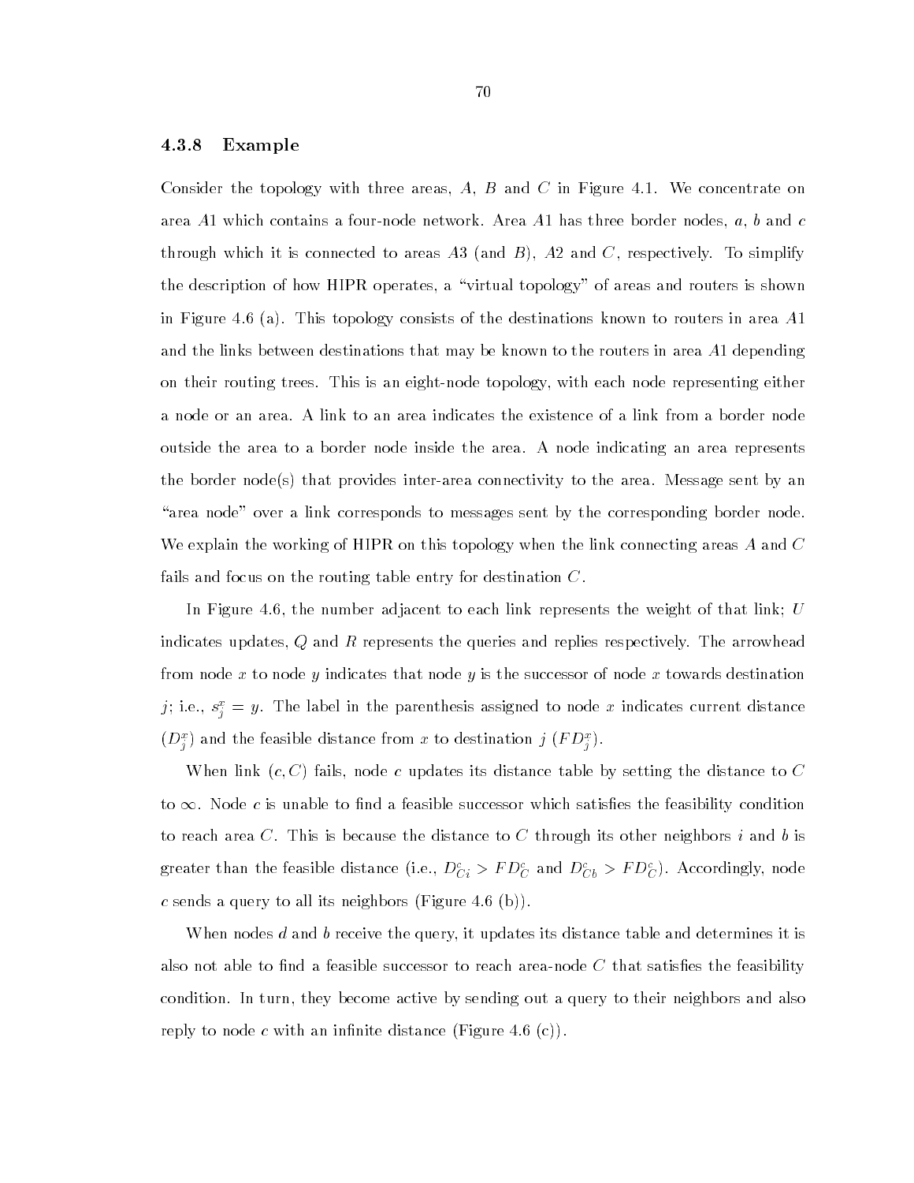### 4.3.8 Example

Consider the topology with three areas, $A$, $B$ and $C$ in Figure 4.1. We concentrate on area $A1$ which contains a four-node network. Area $A1$ has three border nodes, $a$, $b$ and $c$ through which it is connected to areas $A3$ (and $B$), $A2$ and $C$, respectively. To simplify the description of how HIPR operates, a "virtual topology" of areas and routers is shown in Figure 4.6 (a). This topology consists of the destinations known to routers in area $A1$ and the links between destinations that may be known to the routers in area $A1$ depending on their routing trees. This is an eight-node topology, with each node representing either a node or an area. A link to an area indicates the existence of a link from a border node outside the area to a border node inside the area. A node indicating an area represents the border node(s) that provides inter-area connectivity to the area. Message sent by an "area node" over a link corresponds to messages sent by the corresponding border node. We explain the working of HIPR on this topology when the link connecting areas $A$ and $C$ fails and focus on the routing table entry for destination $C$.

In Figure 4.6, the number adjacent to each link represents the weight of that link; $U$ indicates updates, $Q$ and $R$ represents the queries and replies respectively. The arrowhead from node $x$ to node $y$ indicates that node $y$ is the successor of node $x$ towards destination $j$; i.e., $s_j^x = y$. The label in the parenthesis assigned to node $x$ indicates current distance ($D_j^x$) and the feasible distance from $x$ to destination $j$ ($FD_j^x$).

When link $(c, C)$ fails, node $c$ updates its distance table by setting the distance to $C$ to $\infty$. Node $c$ is unable to find a feasible successor which satisfies the feasibility condition to reach area $C$. This is because the distance to $C$ through its other neighbors $i$ and $b$ is greater than the feasible distance (i.e., $D_{Ci}^c > FD_C^c$ and $D_{Cb}^c > FD_C^c$). Accordingly, node $c$ sends a query to all its neighbors (Figure 4.6 (b)).

When nodes $d$ and $b$ receive the query, it updates its distance table and determines it is also not able to find a feasible successor to reach area-node $C$ that satisfies the feasibility condition. In turn, they become active by sending out a query to their neighbors and also reply to node $c$ with an infinite distance (Figure 4.6 (c)).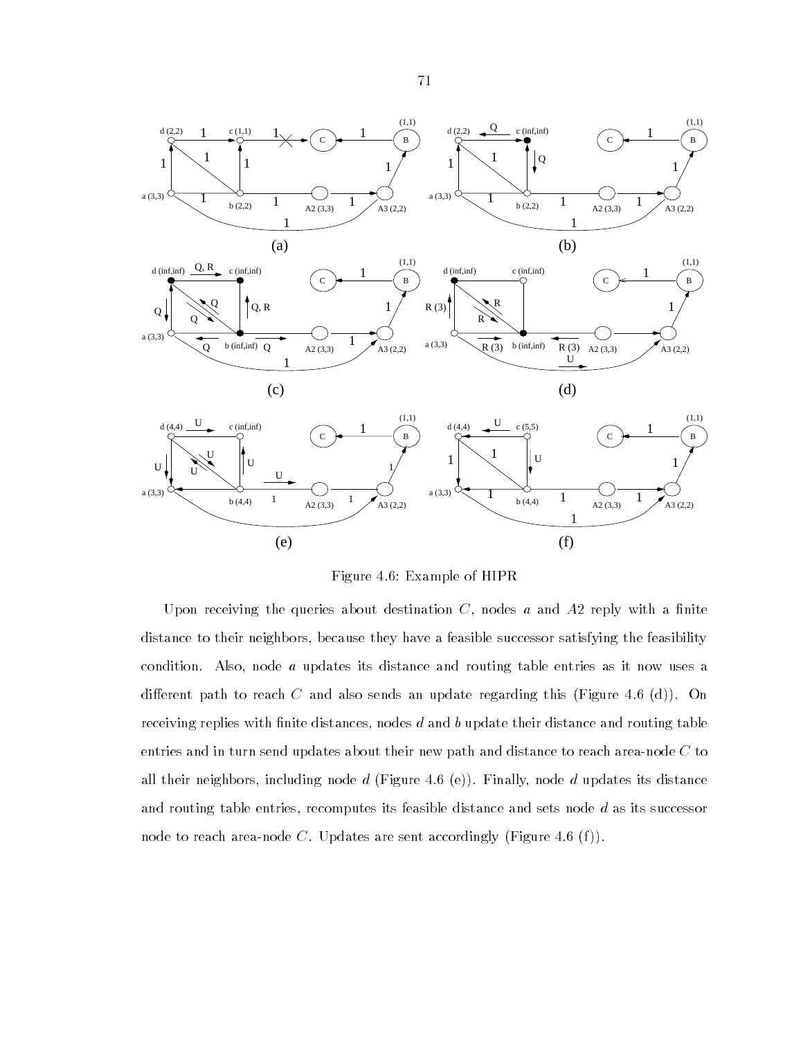Figure 4.6: Example of HIPR

Upon receiving the queries about destination $C$, nodes $a$ and $A2$ reply with a finite distance to their neighbors, because they have a feasible successor satisfying the feasibility condition. Also, node $a$ updates its distance and routing table entries as it now uses a different path to reach $C$ and also sends an update regarding this (Figure 4.6 (d)). On receiving replies with finite distances, nodes $d$ and $b$ update their distance and routing table entries and in turn send updates about their new path and distance to reach area-node $C$ to all their neighbors, including node $d$ (Figure 4.6 (e)). Finally, node $d$ updates its distance and routing table entries, recomputes its feasible distance and sets node $d$ as its successor node to reach area-node $C$. Updates are sent accordingly (Figure 4.6 (f)).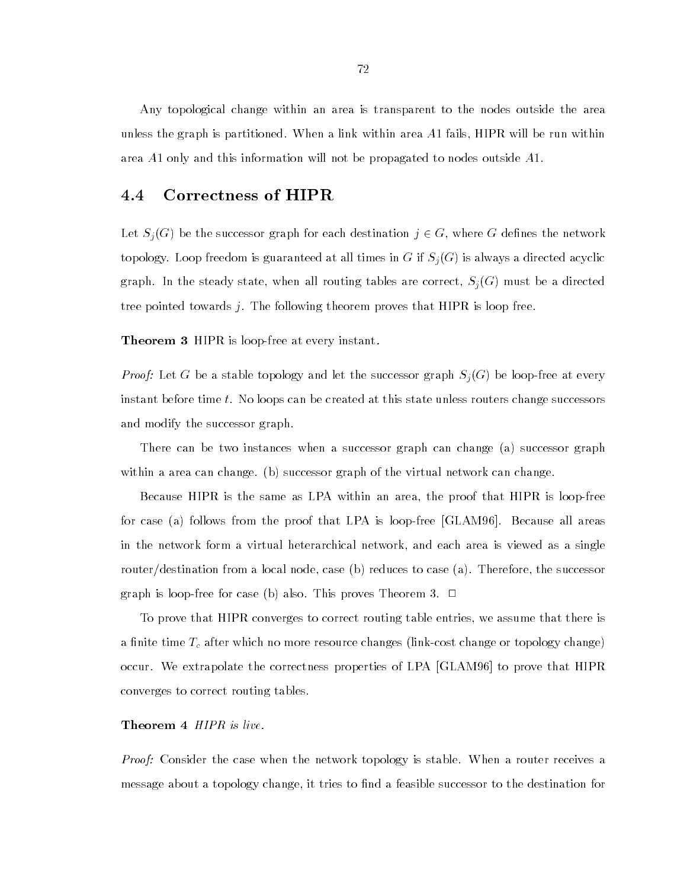Any topological change within an area is transparent to the nodes outside the area unless the graph is partitioned. When a link within area $A1$ fails, HIPR will be run within area $A1$ only and this information will not be propagated to nodes outside $A1$.

## 4.4 Correctness of HIPR

Let $S_j(G)$ be the successor graph for each destination $j \in G$, where $G$ defines the network topology. Loop freedom is guaranteed at all times in $G$ if $S_j(G)$ is always a directed acyclic graph. In the steady state, when all routing tables are correct, $S_j(G)$ must be a directed tree pointed towards $j$. The following theorem proves that HIPR is loop free.

**Theorem 3** HIPR is loop-free at every instant.

*Proof:* Let $G$ be a stable topology and let the successor graph $S_j(G)$ be loop-free at every instant before time $t$. No loops can be created at this state unless routers change successors and modify the successor graph.

There can be two instances when a successor graph can change (a) successor graph within a area can change. (b) successor graph of the virtual network can change.

Because HIPR is the same as LPA within an area, the proof that HIPR is loop-free for case (a) follows from the proof that LPA is loop-free [GLAM96]. Because all areas in the network form a virtual heterarchical network, and each area is viewed as a single router/destination from a local node, case (b) reduces to case (a). Therefore, the successor graph is loop-free for case (b) also. This proves Theorem 3. □

To prove that HIPR converges to correct routing table entries, we assume that there is a finite time $T_c$ after which no more resource changes (link-cost change or topology change) occur. We extrapolate the correctness properties of LPA [GLAM96] to prove that HIPR converges to correct routing tables.

**Theorem 4** *HIPR is live.*

*Proof:* Consider the case when the network topology is stable. When a router receives a message about a topology change, it tries to find a feasible successor to the destination for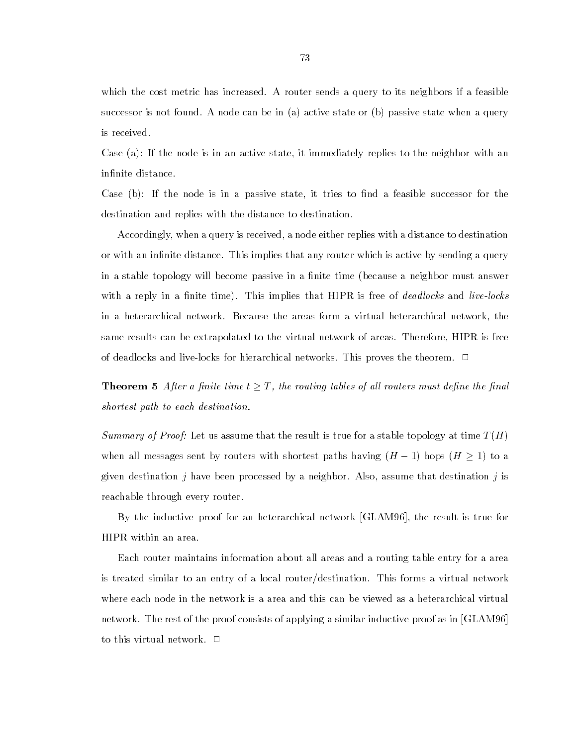which the cost metric has increased. A router sends a query to its neighbors if a feasible successor is not found. A node can be in (a) active state or (b) passive state when a query is received.

Case (a): If the node is in an active state, it immediately replies to the neighbor with an infinite distance.

Case (b): If the node is in a passive state, it tries to find a feasible successor for the destination and replies with the distance to destination.

Accordingly, when a query is received, a node either replies with a distance to destination or with an infinite distance. This implies that any router which is active by sending a query in a stable topology will become passive in a finite time (because a neighbor must answer with a reply in a finite time). This implies that HIPR is free of *deadlocks* and *live-locks* in a heterarchical network. Because the areas form a virtual heterarchical network, the same results can be extrapolated to the virtual network of areas. Therefore, HIPR is free of deadlocks and live-locks for hierarchical networks. This proves the theorem. □

**Theorem 5** *After a finite time $t \geq T$, the routing tables of all routers must define the final shortest path to each destination.*

*Summary of Proof:* Let us assume that the result is true for a stable topology at time $T(H)$ when all messages sent by routers with shortest paths having $(H-1)$ hops $(H \geq 1)$ to a given destination $j$ have been processed by a neighbor. Also, assume that destination $j$ is reachable through every router.

By the inductive proof for an heterarchical network [GLAM96], the result is true for HIPR within an area.

Each router maintains information about all areas and a routing table entry for a area is treated similar to an entry of a local router/destination. This forms a virtual network where each node in the network is a area and this can be viewed as a heterarchical virtual network. The rest of the proof consists of applying a similar inductive proof as in [GLAM96] to this virtual network. □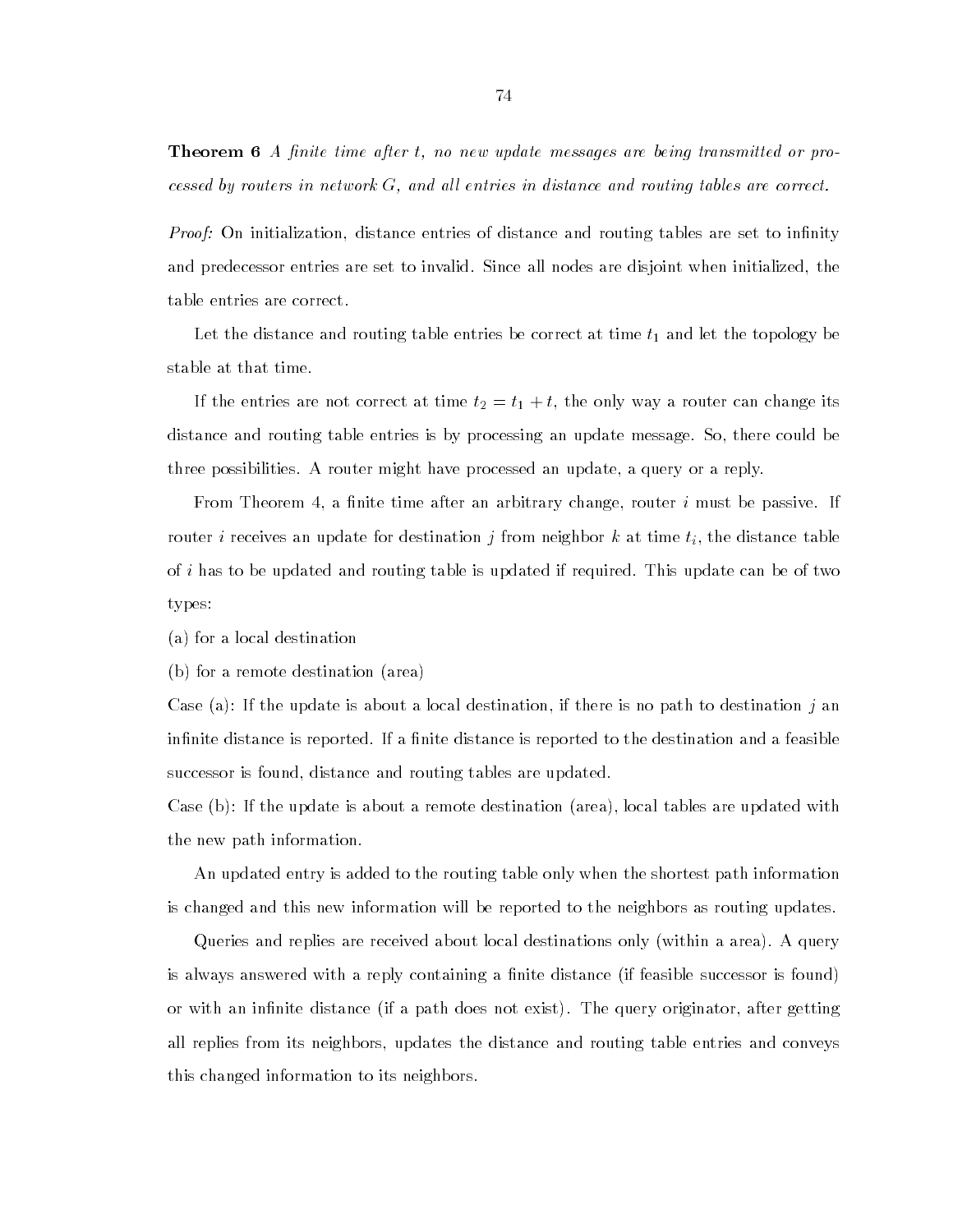**Theorem 6** *A finite time after t, no new update messages are being transmitted or processed by routers in network G, and all entries in distance and routing tables are correct.*

*Proof:* On initialization, distance entries of distance and routing tables are set to infinity and predecessor entries are set to invalid. Since all nodes are disjoint when initialized, the table entries are correct.

Let the distance and routing table entries be correct at time $t_1$ and let the topology be stable at that time.

If the entries are not correct at time $t_2 = t_1 + t$, the only way a router can change its distance and routing table entries is by processing an update message. So, there could be three possibilities. A router might have processed an update, a query or a reply.

From Theorem 4, a finite time after an arbitrary change, router $i$ must be passive. If router $i$ receives an update for destination $j$ from neighbor $k$ at time $t_i$, the distance table of $i$ has to be updated and routing table is updated if required. This update can be of two types:

(a) for a local destination

(b) for a remote destination (area)

Case (a): If the update is about a local destination, if there is no path to destination $j$ an infinite distance is reported. If a finite distance is reported to the destination and a feasible successor is found, distance and routing tables are updated.

Case (b): If the update is about a remote destination (area), local tables are updated with the new path information.

An updated entry is added to the routing table only when the shortest path information is changed and this new information will be reported to the neighbors as routing updates.

Queries and replies are received about local destinations only (within a area). A query is always answered with a reply containing a finite distance (if feasible successor is found) or with an infinite distance (if a path does not exist). The query originator, after getting all replies from its neighbors, updates the distance and routing table entries and conveys this changed information to its neighbors.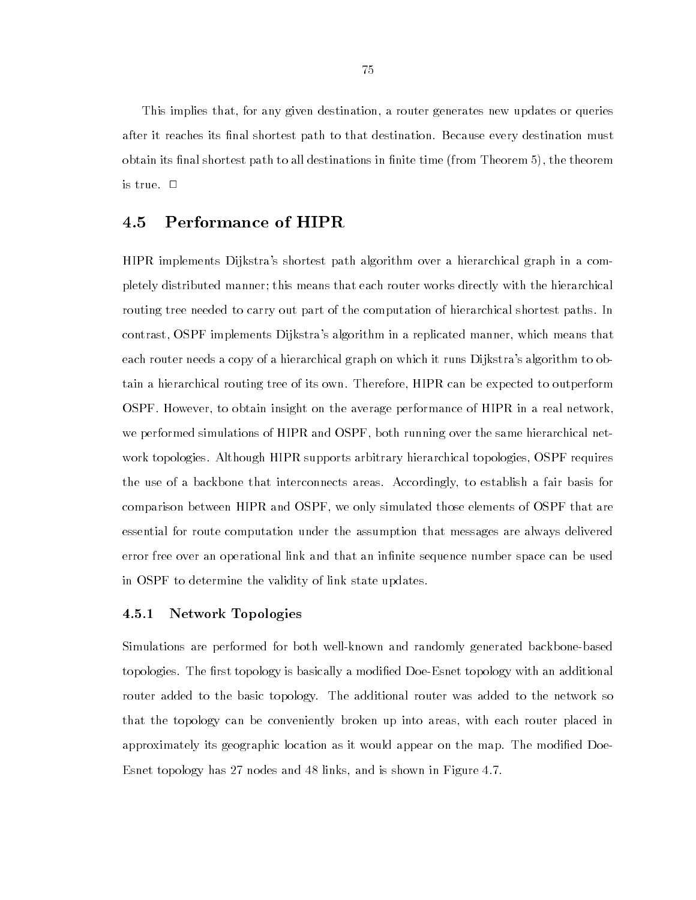This implies that, for any given destination, a router generates new updates or queries after it reaches its final shortest path to that destination. Because every destination must obtain its final shortest path to all destinations in finite time (from Theorem 5), the theorem is true. □

## 4.5 Performance of HIPR

HIPR implements Dijkstra's shortest path algorithm over a hierarchical graph in a completely distributed manner; this means that each router works directly with the hierarchical routing tree needed to carry out part of the computation of hierarchical shortest paths. In contrast, OSPF implements Dijkstra's algorithm in a replicated manner, which means that each router needs a copy of a hierarchical graph on which it runs Dijkstra's algorithm to obtain a hierarchical routing tree of its own. Therefore, HIPR can be expected to outperform OSPF. However, to obtain insight on the average performance of HIPR in a real network, we performed simulations of HIPR and OSPF, both running over the same hierarchical network topologies. Although HIPR supports arbitrary hierarchical topologies, OSPF requires the use of a backbone that interconnects areas. Accordingly, to establish a fair basis for comparison between HIPR and OSPF, we only simulated those elements of OSPF that are essential for route computation under the assumption that messages are always delivered error free over an operational link and that an infinite sequence number space can be used in OSPF to determine the validity of link state updates.

### 4.5.1 Network Topologies

Simulations are performed for both well-known and randomly generated backbone-based topologies. The first topology is basically a modified Doe-Esnet topology with an additional router added to the basic topology. The additional router was added to the network so that the topology can be conveniently broken up into areas, with each router placed in approximately its geographic location as it would appear on the map. The modified Doe-Esnet topology has 27 nodes and 48 links, and is shown in Figure 4.7.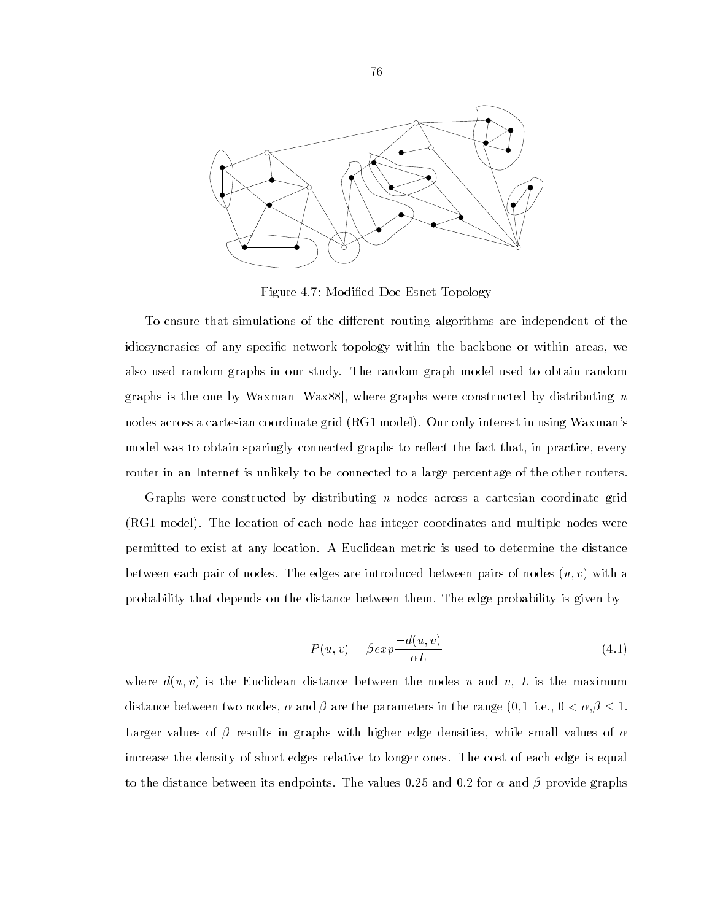Figure 4.7: Modified Doe-Esnet Topology

To ensure that simulations of the different routing algorithms are independent of the idiosyncrasies of any specific network topology within the backbone or within areas, we also used random graphs in our study. The random graph model used to obtain random graphs is the one by Waxman [Wax88], where graphs were constructed by distributing $n$ nodes across a cartesian coordinate grid (RG1 model). Our only interest in using Waxman's model was to obtain sparingly connected graphs to reflect the fact that, in practice, every router in an Internet is unlikely to be connected to a large percentage of the other routers.

Graphs were constructed by distributing $n$ nodes across a cartesian coordinate grid (RG1 model). The location of each node has integer coordinates and multiple nodes were permitted to exist at any location. A Euclidean metric is used to determine the distance between each pair of nodes. The edges are introduced between pairs of nodes $(u, v)$ with a probability that depends on the distance between them. The edge probability is given by

$$P(u, v) = \beta exp \frac{-d(u, v)}{\alpha L} \tag{4.1}$$

where $d(u, v)$ is the Euclidean distance between the nodes $u$ and $v$, $L$ is the maximum distance between two nodes, $\alpha$ and $\beta$ are the parameters in the range (0,1] i.e., $0 < \alpha, \beta \leq 1$. Larger values of $\beta$ results in graphs with higher edge densities, while small values of $\alpha$ increase the density of short edges relative to longer ones. The cost of each edge is equal to the distance between its endpoints. The values 0.25 and 0.2 for $\alpha$ and $\beta$ provide graphs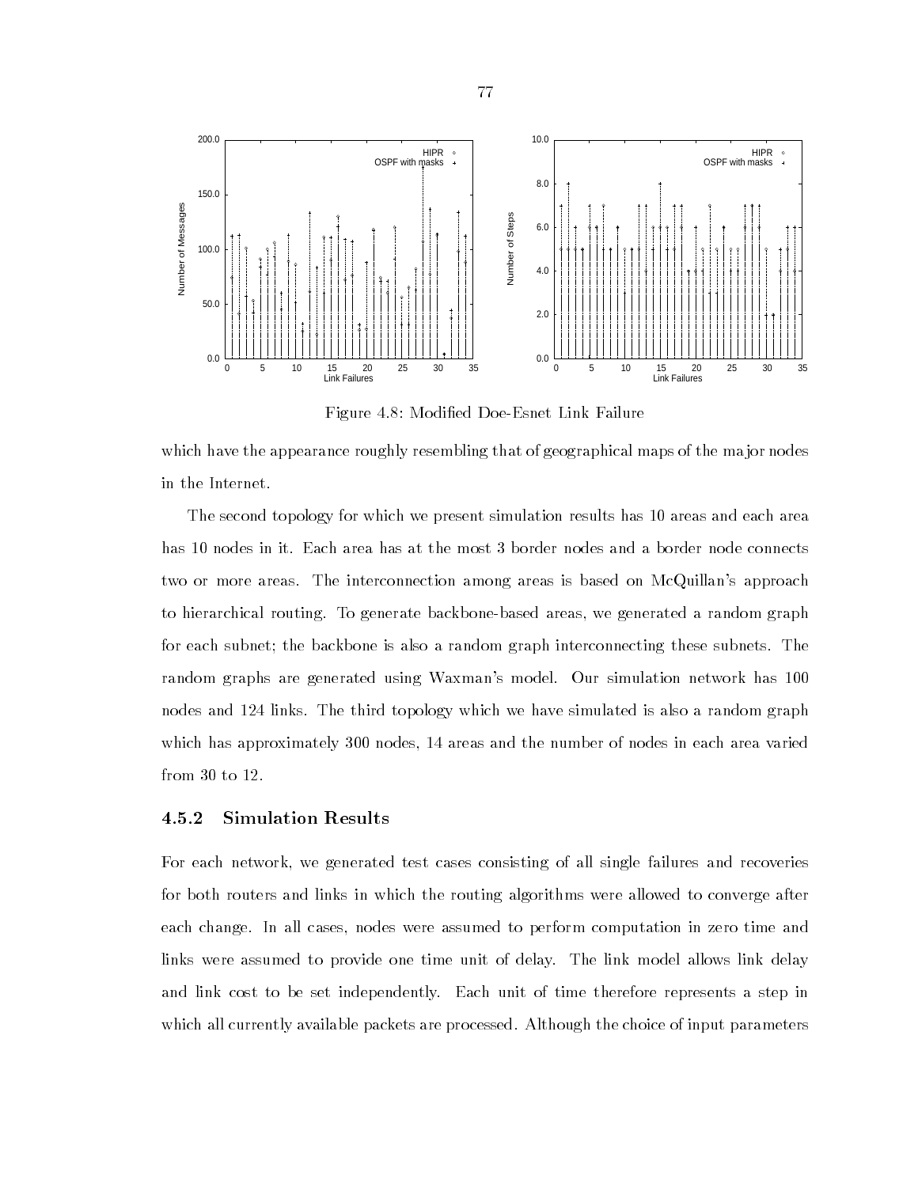Figure 4.8: Modified Doe-Esnet Link Failure

which have the appearance roughly resembling that of geographical maps of the major nodes in the Internet.

The second topology for which we present simulation results has 10 areas and each area has 10 nodes in it. Each area has at the most 3 border nodes and a border node connects two or more areas. The interconnection among areas is based on McQuillan's approach to hierarchical routing. To generate backbone-based areas, we generated a random graph for each subnet; the backbone is also a random graph interconnecting these subnets. The random graphs are generated using Waxman's model. Our simulation network has 100 nodes and 124 links. The third topology which we have simulated is also a random graph which has approximately 300 nodes, 14 areas and the number of nodes in each area varied from 30 to 12.

### 4.5.2 Simulation Results

For each network, we generated test cases consisting of all single failures and recoveries for both routers and links in which the routing algorithms were allowed to converge after each change. In all cases, nodes were assumed to perform computation in zero time and links were assumed to provide one time unit of delay. The link model allows link delay and link cost to be set independently. Each unit of time therefore represents a step in which all currently available packets are processed. Although the choice of input parameters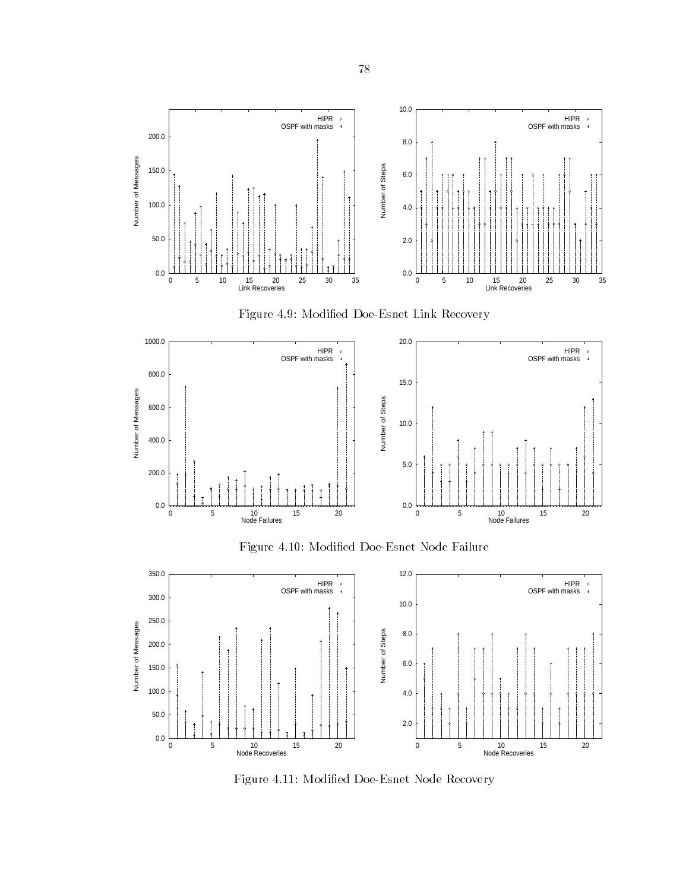Figure 4.9: Modified Doe-Esnet Link Recovery

Figure 4.10: Modified Doe-Esnet Node Failure

Figure 4.11: Modified Doe-Esnet Node Recovery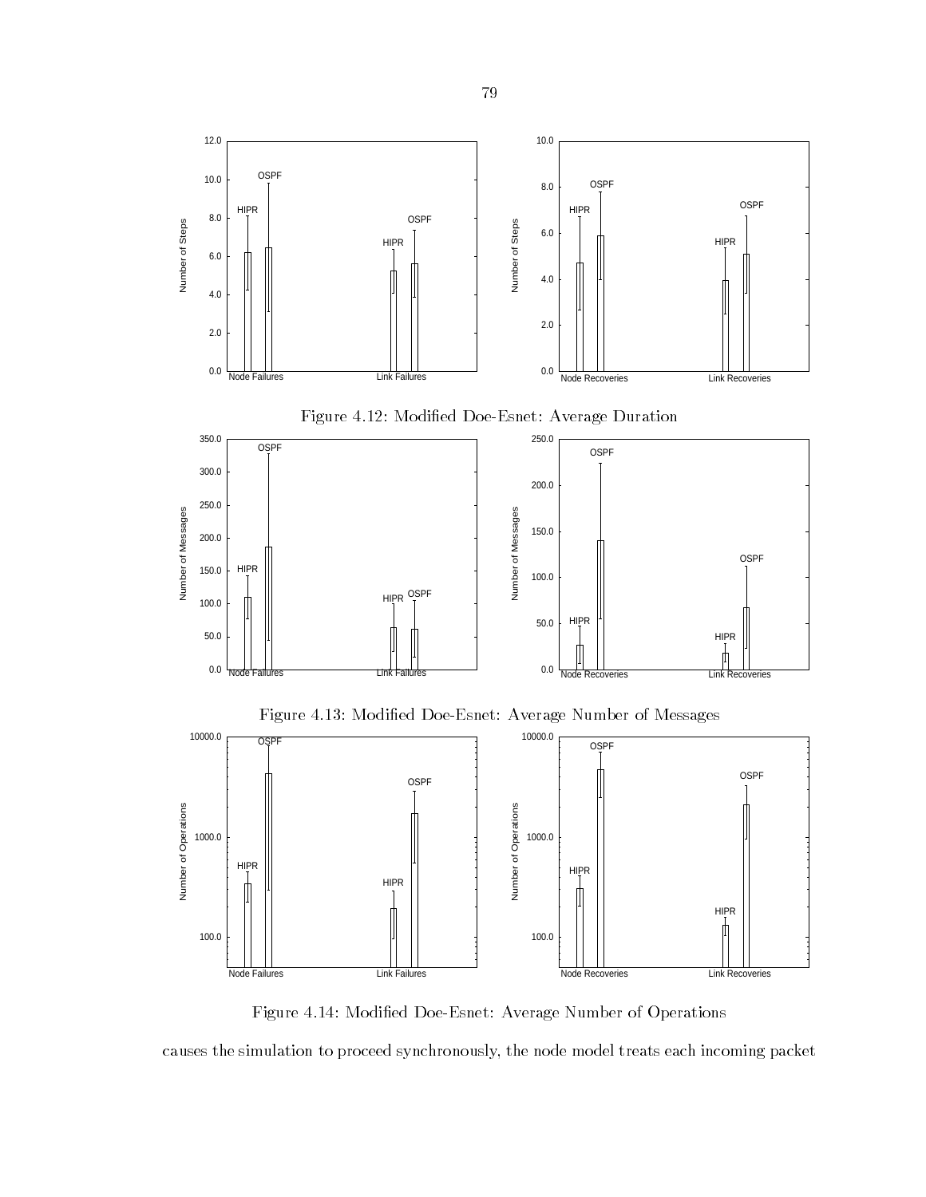Figure 4.12: Modified Doe-Esnet: Average Duration

Figure 4.13: Modified Doe-Esnet: Average Number of Messages

Figure 4.14: Modified Doe-Esnet: Average Number of Operations

causes the simulation to proceed synchronously, the node model treats each incoming packet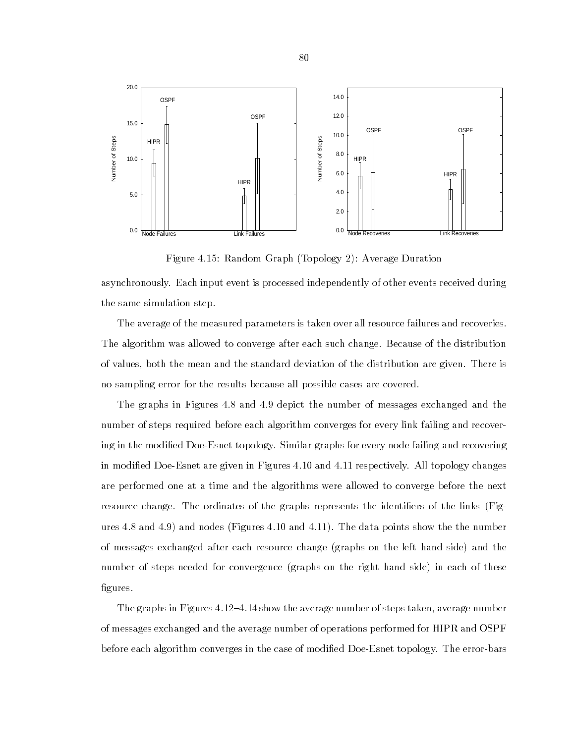Figure 4.15: Random Graph (Topology 2): Average Duration

asynchronously. Each input event is processed independently of other events received during the same simulation step.

The average of the measured parameters is taken over all resource failures and recoveries. The algorithm was allowed to converge after each such change. Because of the distribution of values, both the mean and the standard deviation of the distribution are given. There is no sampling error for the results because all possible cases are covered.

The graphs in Figures 4.8 and 4.9 depict the number of messages exchanged and the number of steps required before each algorithm converges for every link failing and recovering in the modified Doe-Esnet topology. Similar graphs for every node failing and recovering in modified Doe-Esnet are given in Figures 4.10 and 4.11 respectively. All topology changes are performed one at a time and the algorithms were allowed to converge before the next resource change. The ordinates of the graphs represents the identifiers of the links (Figures 4.8 and 4.9) and nodes (Figures 4.10 and 4.11). The data points show the the number of messages exchanged after each resource change (graphs on the left hand side) and the number of steps needed for convergence (graphs on the right hand side) in each of these figures.

The graphs in Figures 4.12–4.14 show the average number of steps taken, average number of messages exchanged and the average number of operations performed for HIPR and OSPF before each algorithm converges in the case of modified Doe-Esnet topology. The error-bars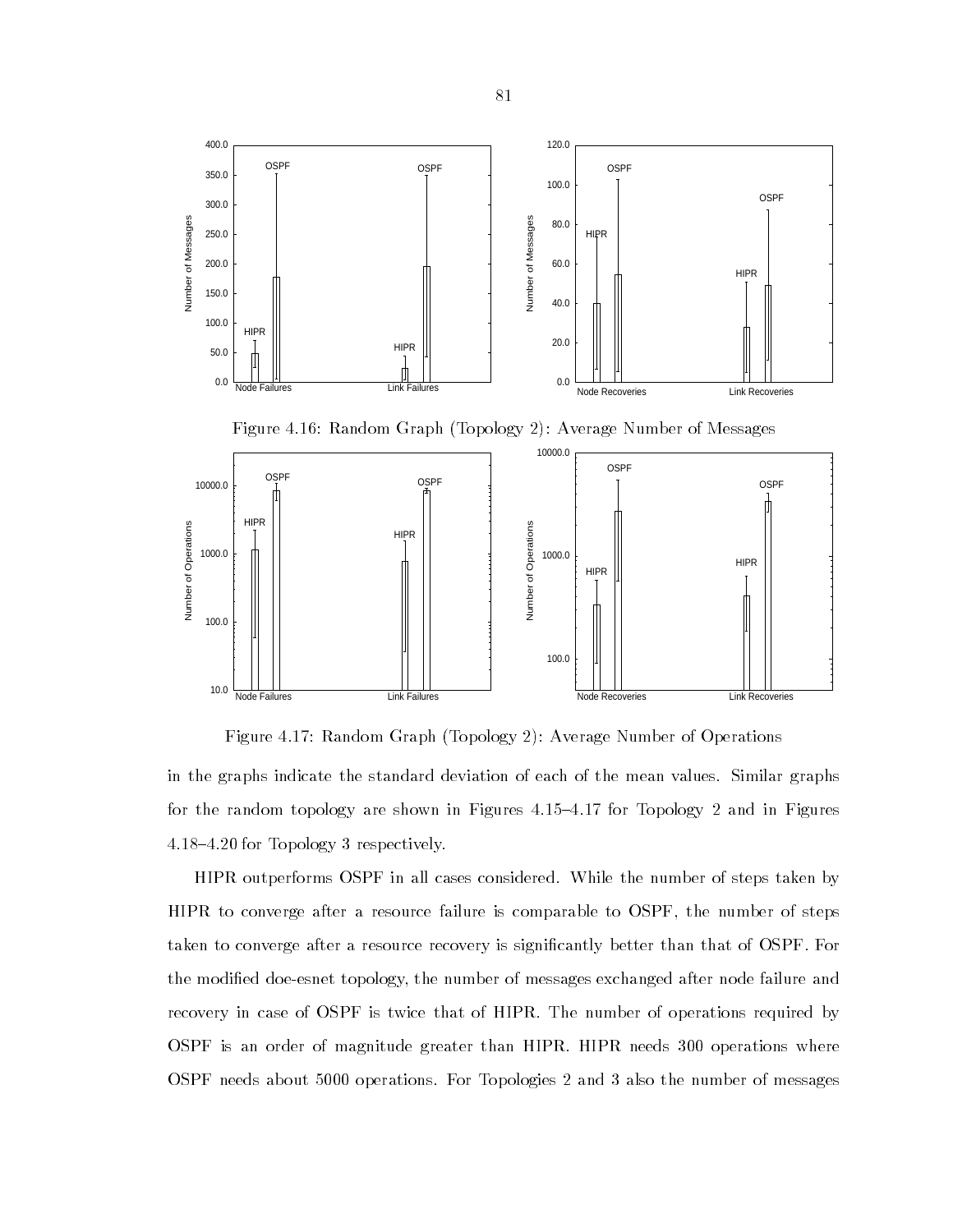Figure 4.16: Random Graph (Topology 2): Average Number of Messages

Figure 4.17: Random Graph (Topology 2): Average Number of Operations

in the graphs indicate the standard deviation of each of the mean values. Similar graphs for the random topology are shown in Figures 4.15–4.17 for Topology 2 and in Figures 4.18–4.20 for Topology 3 respectively.

HIPR outperforms OSPF in all cases considered. While the number of steps taken by HIPR to converge after a resource failure is comparable to OSPF, the number of steps taken to converge after a resource recovery is significantly better than that of OSPF. For the modified doe-esnet topology, the number of messages exchanged after node failure and recovery in case of OSPF is twice that of HIPR. The number of operations required by OSPF is an order of magnitude greater than HIPR. HIPR needs 300 operations where OSPF needs about 5000 operations. For Topologies 2 and 3 also the number of messages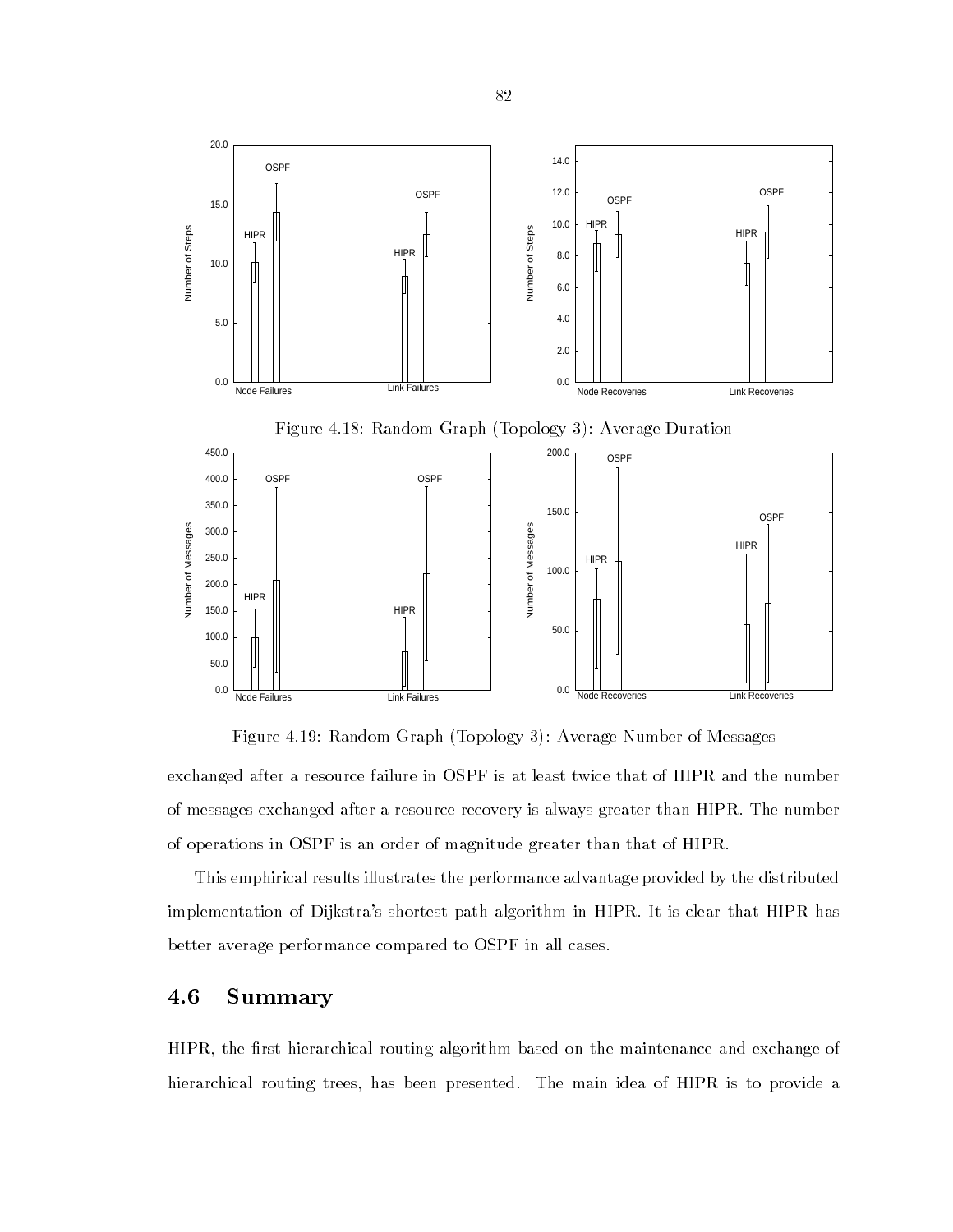Figure 4.18: Random Graph (Topology 3): Average Duration

Figure 4.19: Random Graph (Topology 3): Average Number of Messages

exchanged after a resource failure in OSPF is at least twice that of HIPR and the number of messages exchanged after a resource recovery is always greater than HIPR. The number of operations in OSPF is an order of magnitude greater than that of HIPR.

This emphirical results illustrates the performance advantage provided by the distributed implementation of Dijkstra's shortest path algorithm in HIPR. It is clear that HIPR has better average performance compared to OSPF in all cases.

## 4.6 Summary

HIPR, the first hierarchical routing algorithm based on the maintenance and exchange of hierarchical routing trees, has been presented. The main idea of HIPR is to provide a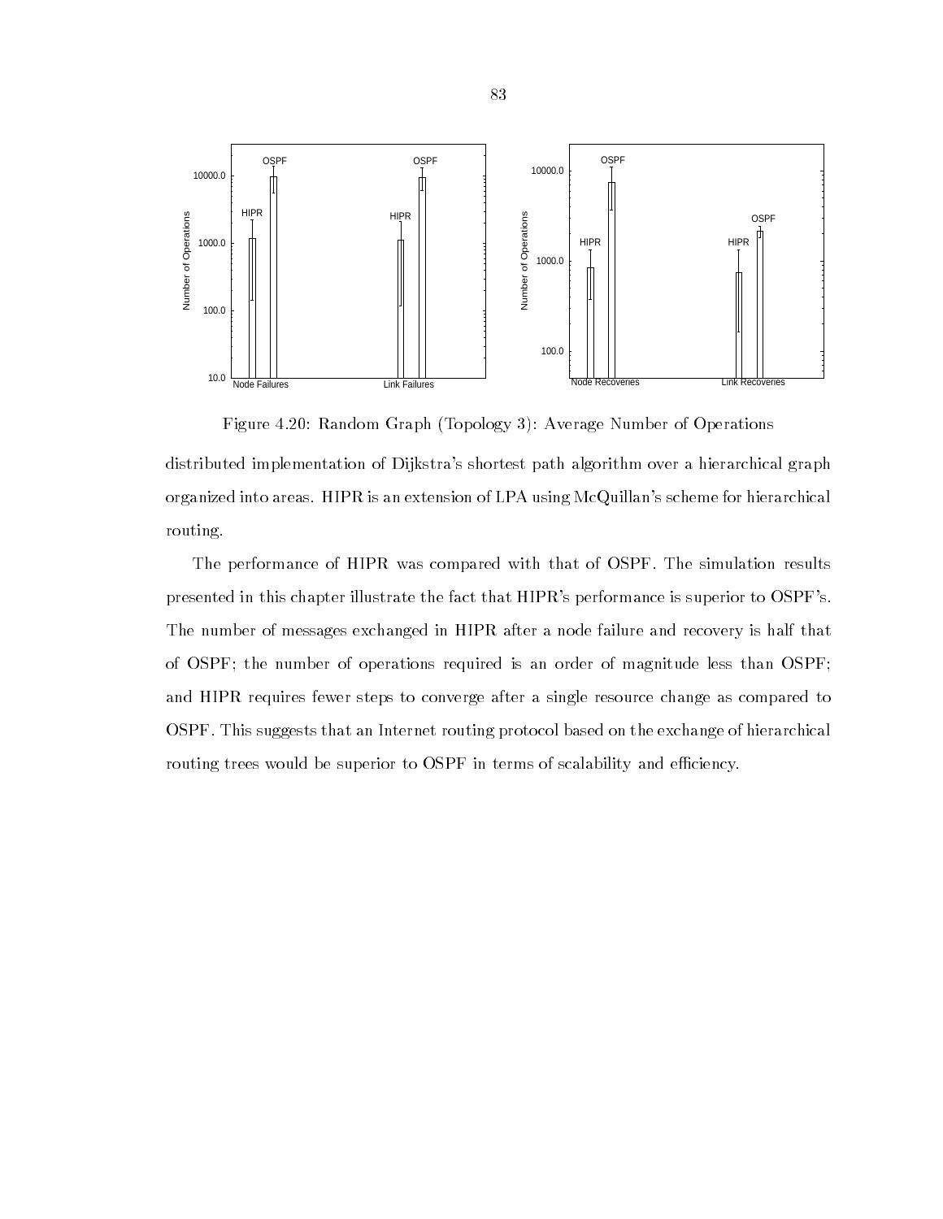Figure 4.20: Random Graph (Topology 3): Average Number of Operations

distributed implementation of Dijkstra's shortest path algorithm over a hierarchical graph organized into areas. HIPR is an extension of LPA using McQuillan's scheme for hierarchical routing.

The performance of HIPR was compared with that of OSPF. The simulation results presented in this chapter illustrate the fact that HIPR's performance is superior to OSPF's. The number of messages exchanged in HIPR after a node failure and recovery is half that of OSPF; the number of operations required is an order of magnitude less than OSPF; and HIPR requires fewer steps to converge after a single resource change as compared to OSPF. This suggests that an Internet routing protocol based on the exchange of hierarchical routing trees would be superior to OSPF in terms of scalability and efficiency.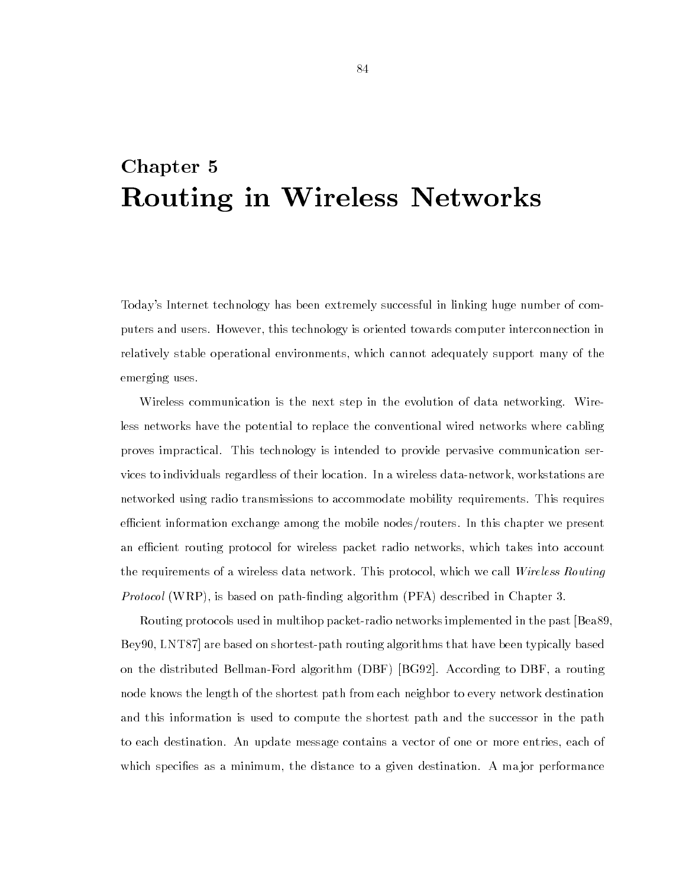# Chapter 5
# Routing in Wireless Networks

Today's Internet technology has been extremely successful in linking huge number of computers and users. However, this technology is oriented towards computer interconnection in relatively stable operational environments, which cannot adequately support many of the emerging uses.

Wireless communication is the next step in the evolution of data networking. Wireless networks have the potential to replace the conventional wired networks where cabling proves impractical. This technology is intended to provide pervasive communication services to individuals regardless of their location. In a wireless data-network, workstations are networked using radio transmissions to accommodate mobility requirements. This requires efficient information exchange among the mobile nodes/routers. In this chapter we present an efficient routing protocol for wireless packet radio networks, which takes into account the requirements of a wireless data network. This protocol, which we call *Wireless Routing Protocol* (WRP), is based on path-finding algorithm (PFA) described in Chapter 3.

Routing protocols used in multihop packet-radio networks implemented in the past [Bea89, Bey90, LNT87] are based on shortest-path routing algorithms that have been typically based on the distributed Bellman-Ford algorithm (DBF) [BG92]. According to DBF, a routing node knows the length of the shortest path from each neighbor to every network destination and this information is used to compute the shortest path and the successor in the path to each destination. An update message contains a vector of one or more entries, each of which specifies as a minimum, the distance to a given destination. A major performance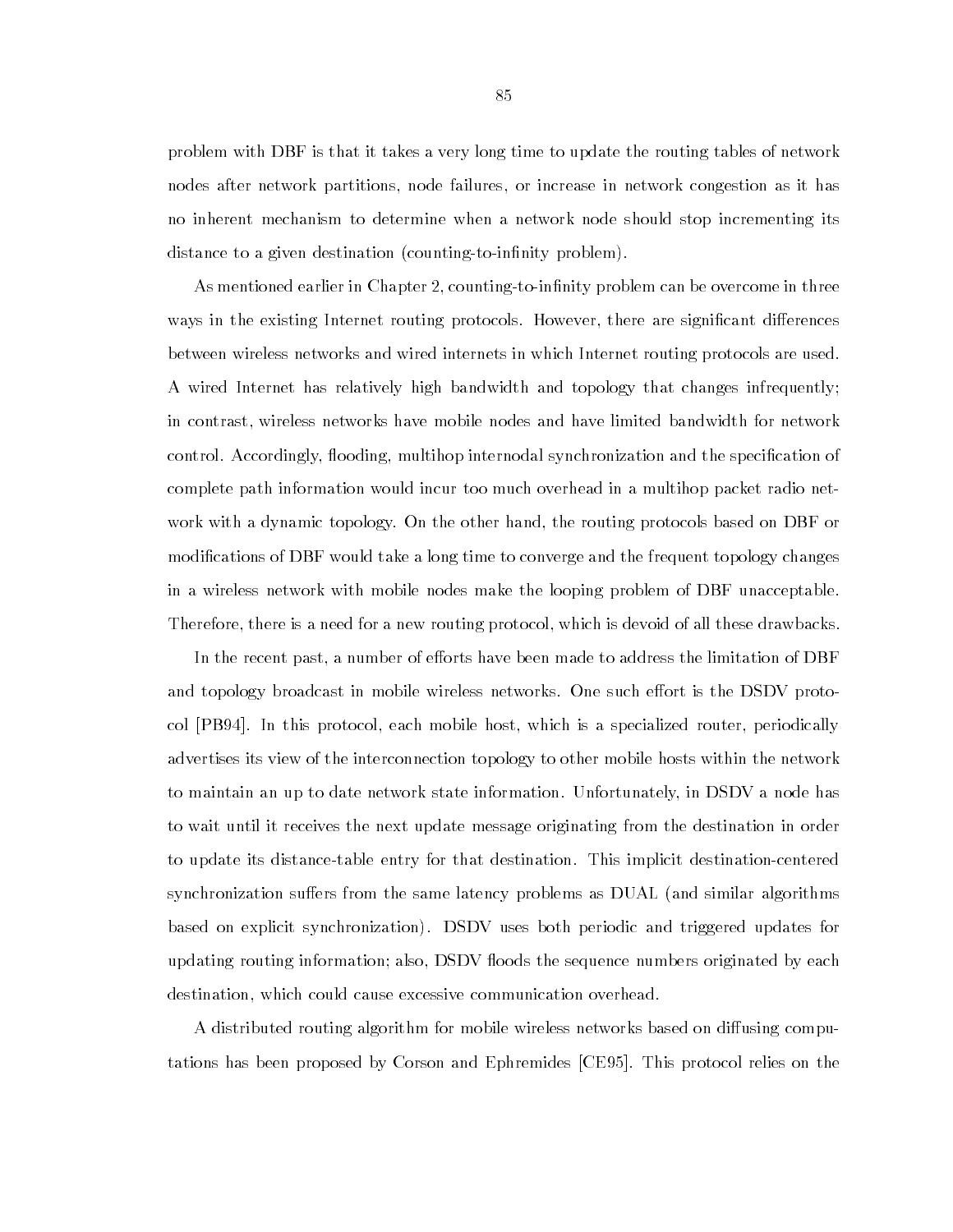problem with DBF is that it takes a very long time to update the routing tables of network nodes after network partitions, node failures, or increase in network congestion as it has no inherent mechanism to determine when a network node should stop incrementing its distance to a given destination (counting-to-infinity problem).

As mentioned earlier in Chapter 2, counting-to-infinity problem can be overcome in three ways in the existing Internet routing protocols. However, there are significant differences between wireless networks and wired internets in which Internet routing protocols are used. A wired Internet has relatively high bandwidth and topology that changes infrequently; in contrast, wireless networks have mobile nodes and have limited bandwidth for network control. Accordingly, flooding, multihop internodal synchronization and the specification of complete path information would incur too much overhead in a multihop packet radio network with a dynamic topology. On the other hand, the routing protocols based on DBF or modifications of DBF would take a long time to converge and the frequent topology changes in a wireless network with mobile nodes make the looping problem of DBF unacceptable. Therefore, there is a need for a new routing protocol, which is devoid of all these drawbacks.

In the recent past, a number of efforts have been made to address the limitation of DBF and topology broadcast in mobile wireless networks. One such effort is the DSDV protocol [PB94]. In this protocol, each mobile host, which is a specialized router, periodically advertises its view of the interconnection topology to other mobile hosts within the network to maintain an up to date network state information. Unfortunately, in DSDV a node has to wait until it receives the next update message originating from the destination in order to update its distance-table entry for that destination. This implicit destination-centered synchronization suffers from the same latency problems as DUAL (and similar algorithms based on explicit synchronization). DSDV uses both periodic and triggered updates for updating routing information; also, DSDV floods the sequence numbers originated by each destination, which could cause excessive communication overhead.

A distributed routing algorithm for mobile wireless networks based on diffusing computations has been proposed by Corson and Ephremides [CE95]. This protocol relies on the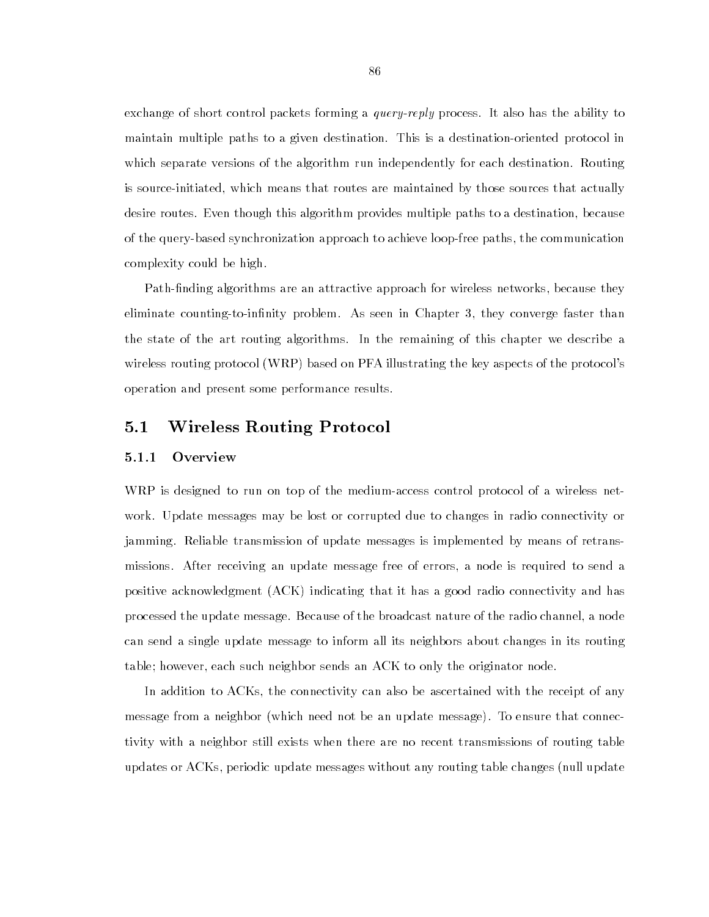exchange of short control packets forming a *query-reply* process. It also has the ability to maintain multiple paths to a given destination. This is a destination-oriented protocol in which separate versions of the algorithm run independently for each destination. Routing is source-initiated, which means that routes are maintained by those sources that actually desire routes. Even though this algorithm provides multiple paths to a destination, because of the query-based synchronization approach to achieve loop-free paths, the communication complexity could be high.

Path-finding algorithms are an attractive approach for wireless networks, because they eliminate counting-to-infinity problem. As seen in Chapter 3, they converge faster than the state of the art routing algorithms. In the remaining of this chapter we describe a wireless routing protocol (WRP) based on PFA illustrating the key aspects of the protocol's operation and present some performance results.

## 5.1 Wireless Routing Protocol

### 5.1.1 Overview

WRP is designed to run on top of the medium-access control protocol of a wireless network. Update messages may be lost or corrupted due to changes in radio connectivity or jamming. Reliable transmission of update messages is implemented by means of retransmissions. After receiving an update message free of errors, a node is required to send a positive acknowledgment (ACK) indicating that it has a good radio connectivity and has processed the update message. Because of the broadcast nature of the radio channel, a node can send a single update message to inform all its neighbors about changes in its routing table; however, each such neighbor sends an ACK to only the originator node.

In addition to ACKs, the connectivity can also be ascertained with the receipt of any message from a neighbor (which need not be an update message). To ensure that connectivity with a neighbor still exists when there are no recent transmissions of routing table updates or ACKs, periodic update messages without any routing table changes (null update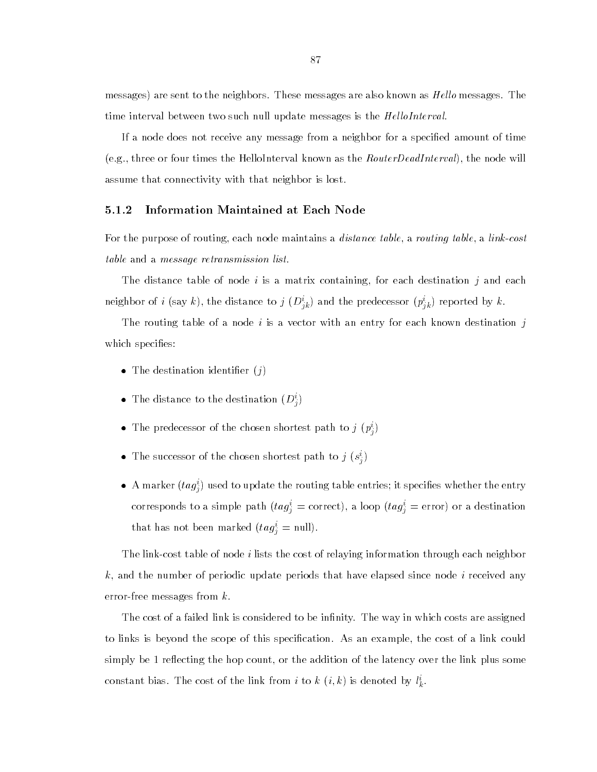messages) are sent to the neighbors. These messages are also known as *Hello* messages. The time interval between two such null update messages is the *HelloInterval*.

If a node does not receive any message from a neighbor for a specified amount of time (e.g., three or four times the HelloInterval known as the *RouterDeadInterval*), the node will assume that connectivity with that neighbor is lost.

### 5.1.2 Information Maintained at Each Node

For the purpose of routing, each node maintains a *distance table*, a *routing table*, a *link-cost table* and a *message retransmission list*.

The distance table of node $i$ is a matrix containing, for each destination $j$ and each neighbor of $i$ (say $k$), the distance to $j$ ($D^i_{jk}$) and the predecessor ($p^i_{jk}$) reported by $k$.

The routing table of a node $i$ is a vector with an entry for each known destination $j$ which specifies:

- The destination identifier ($j$)
- The distance to the destination ($D^i_j$)
- The predecessor of the chosen shortest path to $j$ ($p^i_j$)
- The successor of the chosen shortest path to $j$ ($s^i_j$)
- A marker ($tag^i_j$) used to update the routing table entries; it specifies whether the entry corresponds to a simple path ($tag^i_j$ = correct), a loop ($tag^i_j$ = error) or a destination that has not been marked ($tag^i_j$ = null).

The link-cost table of node $i$ lists the cost of relaying information through each neighbor $k$, and the number of periodic update periods that have elapsed since node $i$ received any error-free messages from $k$.

The cost of a failed link is considered to be infinity. The way in which costs are assigned to links is beyond the scope of this specification. As an example, the cost of a link could simply be 1 reflecting the hop count, or the addition of the latency over the link plus some constant bias. The cost of the link from $i$ to $k$ $(i, k)$ is denoted by $l^i_k$.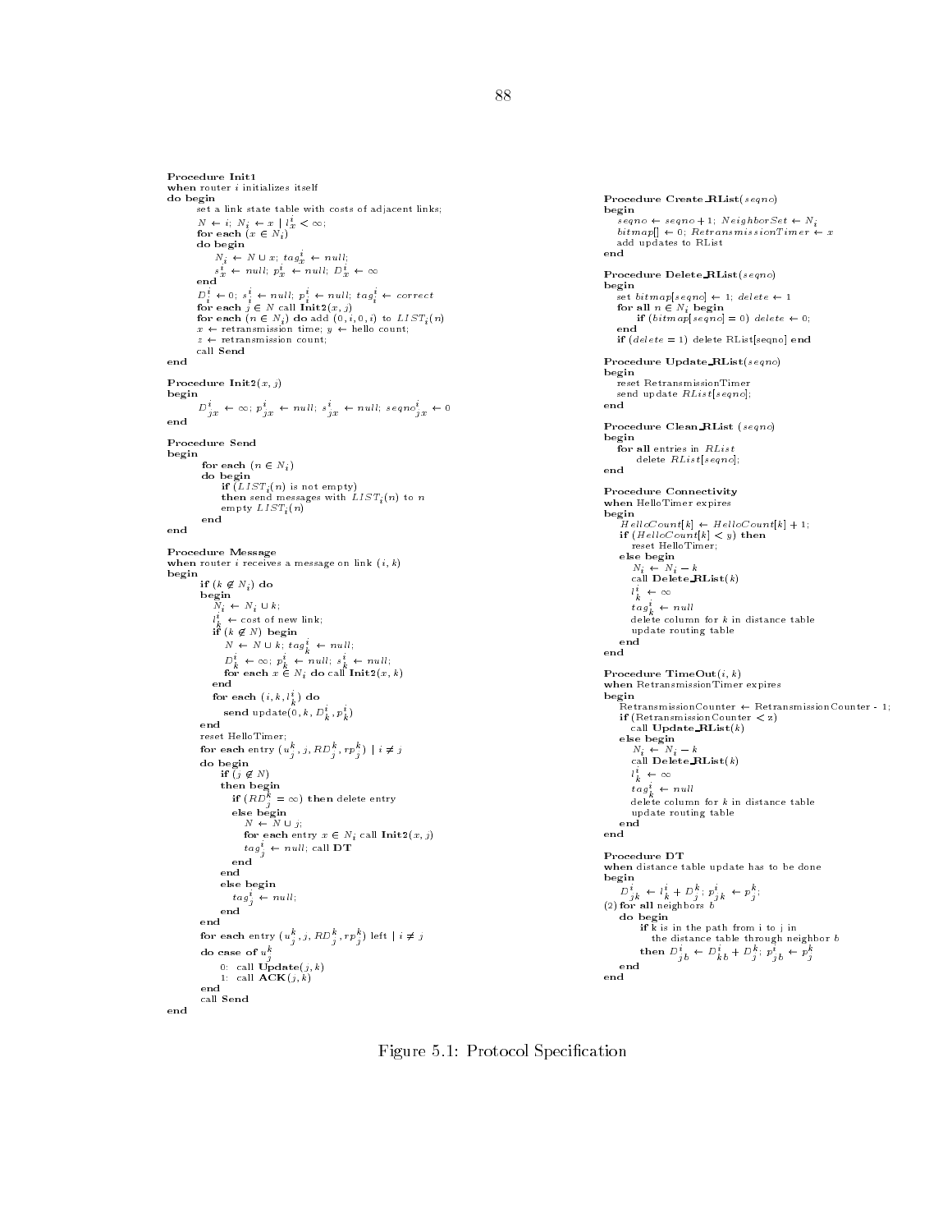**Procedure Init1**
**when** router $i$ initializes itself
**do begin**
  set a link state table with costs of adjacent links;
  $N \leftarrow i$; $N_i \leftarrow x \mid l_x^i < \infty$;
  **for each** $(x \in N_i)$
  **do begin**
    $N_i \leftarrow N \cup x$; $tag_x^i \leftarrow null$;
    $s_x^i \leftarrow null$; $p_x^i \leftarrow null$; $D_x^i \leftarrow \infty$
  **end**
  $D_i^i \leftarrow 0$; $s_i^i \leftarrow null$; $p_i^i \leftarrow null$; $tag_i^i \leftarrow correct$
  **for each** $j \in N$ call **Init2**$(x, j)$
  **for each** $(n \in N_i)$ **do** add $(0, i, 0, i)$ to $LIST_i(n)$
  $x \leftarrow$ retransmission time; $y \leftarrow$ hello count;
  $z \leftarrow$ retransmission count;
  call **Send**
**end**

**Procedure Init2**$(x, j)$
**begin**
  $D_{jx}^i \leftarrow \infty$; $p_{jx}^i \leftarrow null$; $s_{jx}^i \leftarrow null$; $seqno_{jx}^i \leftarrow 0$
**end**

**Procedure Send**
**begin**
  **for each** $(n \in N_i)$
  **do begin**
    **if** $(LIST_i(n)$ is not empty)
    **then** send messages with $LIST_i(n)$ to $n$
    empty $LIST_i(n)$
  **end**
**end**

**Procedure Message**
**when** router $i$ receives a message on link $(i, k)$
**begin**
  **if** $(k \notin N_i)$ **do**
  **begin**
    $N_i \leftarrow N_i \cup k$;
    $l_k^i \leftarrow$ cost of new link;
    **if** $(k \notin N)$ **begin**
      $N \leftarrow N \cup k$; $tag_k^i \leftarrow null$;
      $D_k^i \leftarrow \infty$; $p_k^i \leftarrow null$; $s_k^i \leftarrow null$;
      **for each** $x \in N_i$ **do** call **Init2**$(x, k)$
    **end**
    **for each** $(i, k, l_k^i)$ **do**
      **send** update$(0, k, D_k^i, p_k^i)$
  **end**
  reset HelloTimer;
  **for each** entry $(u_j^k, j, RD_j^k, rp_j^k) \mid i \neq j$
  **do begin**
    **if** $(j \notin N)$
    **then begin**
      **if** $(RD_j^k = \infty)$ **then** delete entry
      **else begin**
        $N \leftarrow N \cup j$;
        **for each** entry $x \in N_i$ call **Init2**$(x, j)$
        $tag_j^i \leftarrow null$; call **DT**
      **end**
    **end**
    **else begin**
      $tag_j^i \leftarrow null$;
    **end**
  **end**
  **for each** entry $(u_j^k, j, RD_j^k, rp_j^k)$ left $\mid i \neq j$
  **do case of** $u_j^k$
    0: call **Update**$(j, k)$
    1: call **ACK**$(j, k)$
  **end**
  call **Send**
**end**

**Procedure Create_RList**$(seqno)$
**begin**
  $seqno \leftarrow seqno + 1$; $NeighborSet \leftarrow N_i$
  $bitmap[] \leftarrow 0$; $RetransmissionTimer \leftarrow x$
  add updates to RList
**end**

**Procedure Delete_RList**$(seqno)$
**begin**
  set $bitmap[seqno] \leftarrow 1$; $delete \leftarrow 1$
  **for all** $n \in N_i$ **begin**
    **if** $(bitmap[seqno] = 0)$ $delete \leftarrow 0$;
  **end**
  **if** $(delete = 1)$ delete RList[seqno] **end**

**Procedure Update_RList**$(seqno)$
**begin**
  reset RetransmissionTimer
  send update $RList[seqno]$;
**end**

**Procedure Clean_RList** $(seqno)$
**begin**
  **for all** entries in $RList$
    delete $RList[seqno]$;
**end**

**Procedure Connectivity**
**when** HelloTimer expires
**begin**
  $HelloCount[k] \leftarrow HelloCount[k] + 1$;
  **if** $(HelloCount[k] < y)$ **then**
    reset HelloTimer;
  **else begin**
    $N_i \leftarrow N_i - k$
    call **Delete_RList**$(k)$
    $l_k^i \leftarrow \infty$
    $tag_k^i \leftarrow null$
    delete column for $k$ in distance table
    update routing table
  **end**
**end**

**Procedure TimeOut**$(i, k)$
**when** RetransmissionTimer expires
**begin**
  RetransmissionCounter $\leftarrow$ RetransmissionCounter - 1;
  **if** (RetransmissionCounter $<$ z)
    call **Update_RList**$(k)$
  **else begin**
    $N_i \leftarrow N_i - k$
    call **Delete_RList**$(k)$
    $l_k^i \leftarrow \infty$
    $tag_k^i \leftarrow null$
    delete column for $k$ in distance table
    update routing table
  **end**
**end**

**Procedure DT**
**when** distance table update has to be done
**begin**
  $D_{jk}^i \leftarrow l_k^i + D_j^k$; $p_{jk}^i \leftarrow p_j^k$;
(2) **for all** neighbors $b$
  **do begin**
    **if** k is in the path from i to j in
      the distance table through neighbor $b$
    **then** $D_{jb}^i \leftarrow D_{kb}^i + D_j^k$; $p_{jb}^i \leftarrow p_j^k$
  **end**
**end**

Figure 5.1: Protocol Specification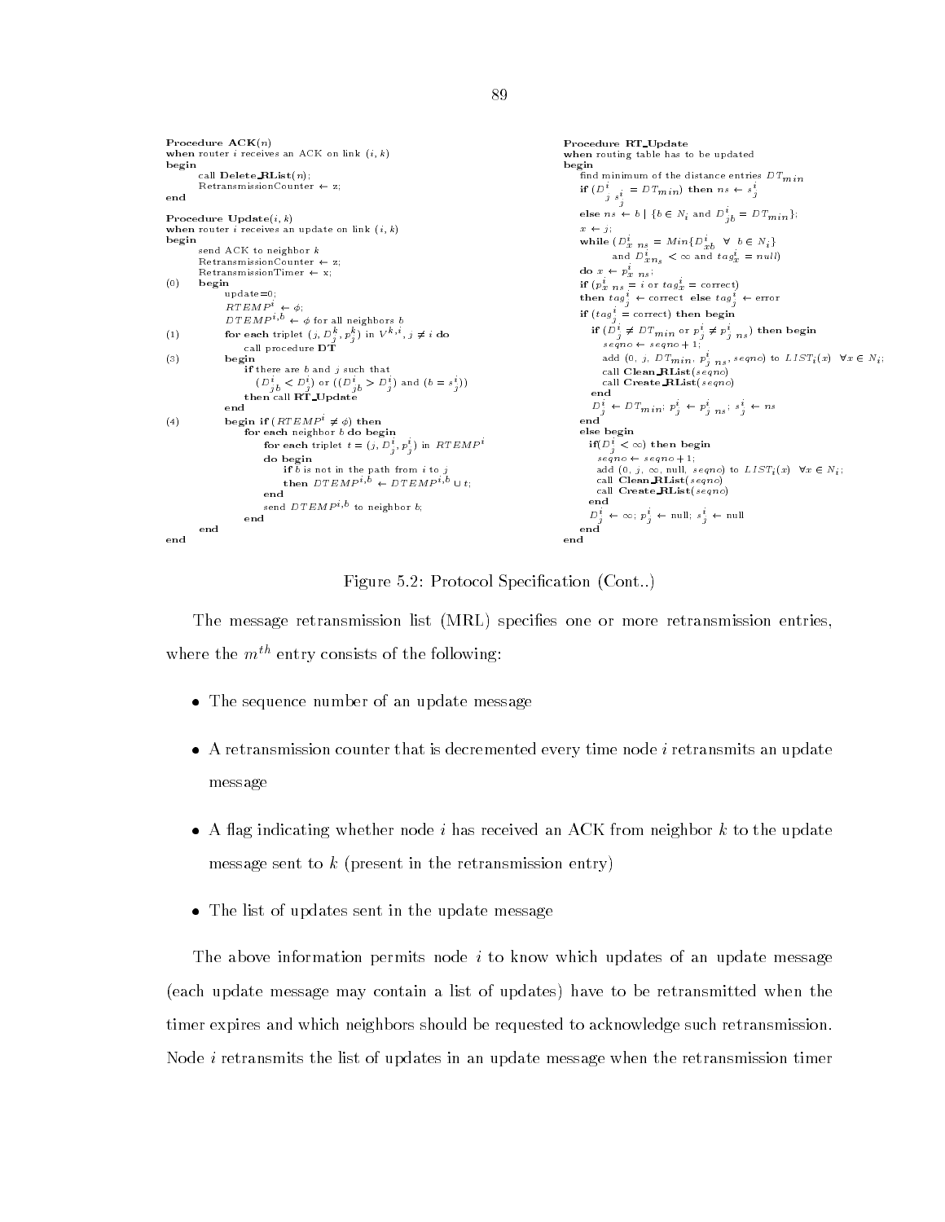```
Procedure ACK(n)
when router i receives an ACK on link (i, k)
begin
      call Delete_RList(n);
      RetransmissionCounter ← z;
end

Procedure Update(i, k)
when router i receives an update on link (i, k)
begin
      send ACK to neighbor k
      RetransmissionCounter ← z;
      RetransmissionTimer ← x;
(0)   begin
            update=0;
            RTEMP^i ← φ;
            DTEMP^{i,b} ← φ for all neighbors b
(1)         for each triplet (j, D^k_j, p^k_j) in V^{k,i}, j ≠ i do
                call procedure DT
(3)         begin
                if there are b and j such that
                   (D^i_{jb} < D^i_j) or ((D^i_{jb} > D^i_j) and (b = s^i_j))
                then call RT_Update
            end
(4)         begin if (RTEMP^i ≠ φ) then
                for each neighbor b do begin
                     for each triplet t = (j, D^i_j, p^i_j) in RTEMP^i
                     do begin
                          if b is not in the path from i to j
                          then DTEMP^{i,b} ← DTEMP^{i,b} ∪ t;
                     end
                     send DTEMP^{i,b} to neighbor b;
                end
      end
end
```

```
Procedure RT_Update
when routing table has to be updated
begin
    find minimum of the distance entries DT_min
    if (D^i_{j s^i_j} = DT_min) then ns ← s^i_j
    else ns ← b | {b ∈ N_i and D^i_{jb} = DT_min};
    x ← j;
    while (D^i_{x ns} = Min{D^i_{xb}  ∀ b ∈ N_i}
           and D^i_{x ns} < ∞ and tag^i_x = null)
    do x ← p^i_{x ns};
    if (p^i_{x ns} = i or tag^i_x = correct)
    then tag^i_j ← correct else tag^i_j ← error
    if (tag^i_j = correct) then begin
       if (D^i_j ≠ DT_min or p^i_j ≠ p^i_{j ns}) then begin
         seqno ← seqno + 1;
         add (0, j, DT_min, p^i_{j ns}, seqno) to LIST_i(x)  ∀x ∈ N_i;
         call Clean_RList(seqno)
         call Create_RList(seqno)
       end
       D^i_j ← DT_min; p^i_j ← p^i_{j ns}; s^i_j ← ns
    end
    else begin
      if(D^i_j < ∞) then begin
        seqno ← seqno + 1;
        add (0, j, ∞, null, seqno) to LIST_i(x)  ∀x ∈ N_i;
        call Clean_RList(seqno)
        call Create_RList(seqno)
      end
      D^i_j ← ∞; p^i_j ← null; s^i_j ← null
    end
end
```

Figure 5.2: Protocol Specification (Cont..)

The message retransmission list (MRL) specifies one or more retransmission entries, where the $m^{th}$ entry consists of the following:

- The sequence number of an update message
- A retransmission counter that is decremented every time node $i$ retransmits an update message
- A flag indicating whether node $i$ has received an ACK from neighbor $k$ to the update message sent to $k$ (present in the retransmission entry)
- The list of updates sent in the update message

The above information permits node $i$ to know which updates of an update message (each update message may contain a list of updates) have to be retransmitted when the timer expires and which neighbors should be requested to acknowledge such retransmission. Node $i$ retransmits the list of updates in an update message when the retransmission timer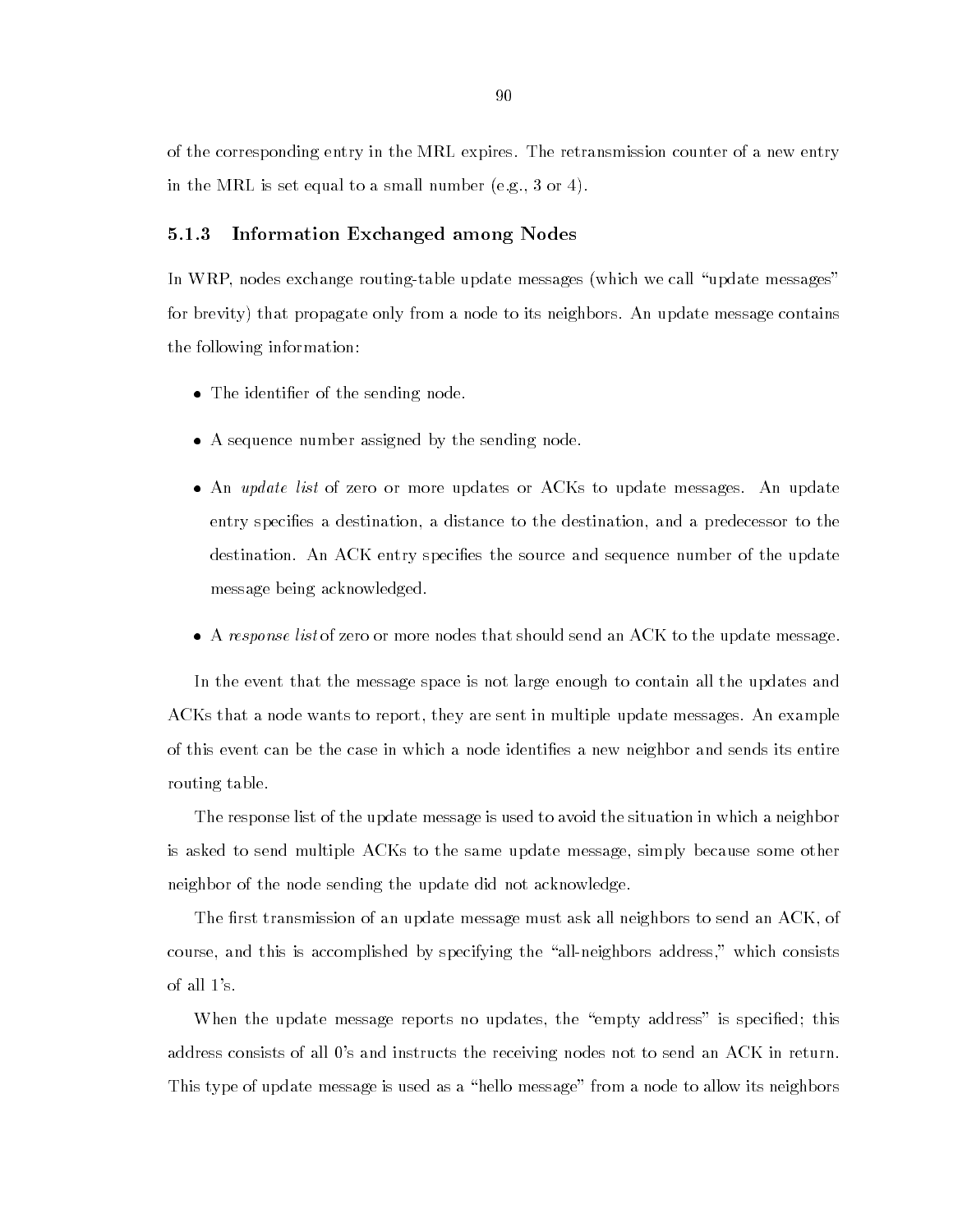of the corresponding entry in the MRL expires. The retransmission counter of a new entry in the MRL is set equal to a small number (e.g., 3 or 4).

### 5.1.3 Information Exchanged among Nodes

In WRP, nodes exchange routing-table update messages (which we call "update messages" for brevity) that propagate only from a node to its neighbors. An update message contains the following information:

- The identifier of the sending node.
- A sequence number assigned by the sending node.
- An *update list* of zero or more updates or ACKs to update messages. An update entry specifies a destination, a distance to the destination, and a predecessor to the destination. An ACK entry specifies the source and sequence number of the update message being acknowledged.
- A *response list* of zero or more nodes that should send an ACK to the update message.

In the event that the message space is not large enough to contain all the updates and ACKs that a node wants to report, they are sent in multiple update messages. An example of this event can be the case in which a node identifies a new neighbor and sends its entire routing table.

The response list of the update message is used to avoid the situation in which a neighbor is asked to send multiple ACKs to the same update message, simply because some other neighbor of the node sending the update did not acknowledge.

The first transmission of an update message must ask all neighbors to send an ACK, of course, and this is accomplished by specifying the "all-neighbors address," which consists of all 1's.

When the update message reports no updates, the "empty address" is specified; this address consists of all 0's and instructs the receiving nodes not to send an ACK in return. This type of update message is used as a "hello message" from a node to allow its neighbors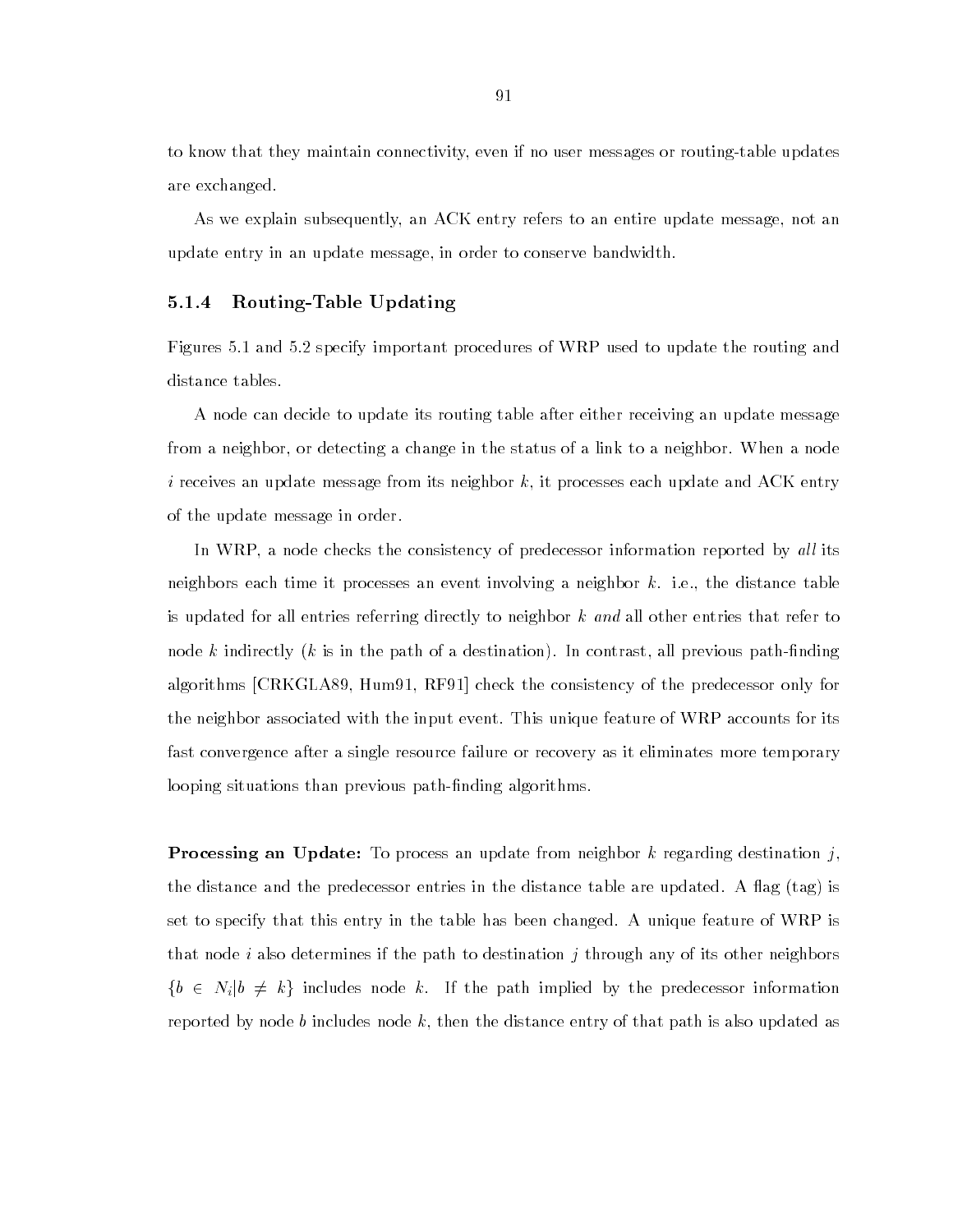to know that they maintain connectivity, even if no user messages or routing-table updates are exchanged.

As we explain subsequently, an ACK entry refers to an entire update message, not an update entry in an update message, in order to conserve bandwidth.

### 5.1.4 Routing-Table Updating

Figures 5.1 and 5.2 specify important procedures of WRP used to update the routing and distance tables.

A node can decide to update its routing table after either receiving an update message from a neighbor, or detecting a change in the status of a link to a neighbor. When a node $i$ receives an update message from its neighbor $k$, it processes each update and ACK entry of the update message in order.

In WRP, a node checks the consistency of predecessor information reported by *all* its neighbors each time it processes an event involving a neighbor $k$. i.e., the distance table is updated for all entries referring directly to neighbor $k$ *and* all other entries that refer to node $k$ indirectly ($k$ is in the path of a destination). In contrast, all previous path-finding algorithms [CRKGLA89, Hum91, RF91] check the consistency of the predecessor only for the neighbor associated with the input event. This unique feature of WRP accounts for its fast convergence after a single resource failure or recovery as it eliminates more temporary looping situations than previous path-finding algorithms.

**Processing an Update:** To process an update from neighbor $k$ regarding destination $j$, the distance and the predecessor entries in the distance table are updated. A flag (tag) is set to specify that this entry in the table has been changed. A unique feature of WRP is that node $i$ also determines if the path to destination $j$ through any of its other neighbors $\{b \in N_i | b \neq k\}$ includes node $k$. If the path implied by the predecessor information reported by node $b$ includes node $k$, then the distance entry of that path is also updated as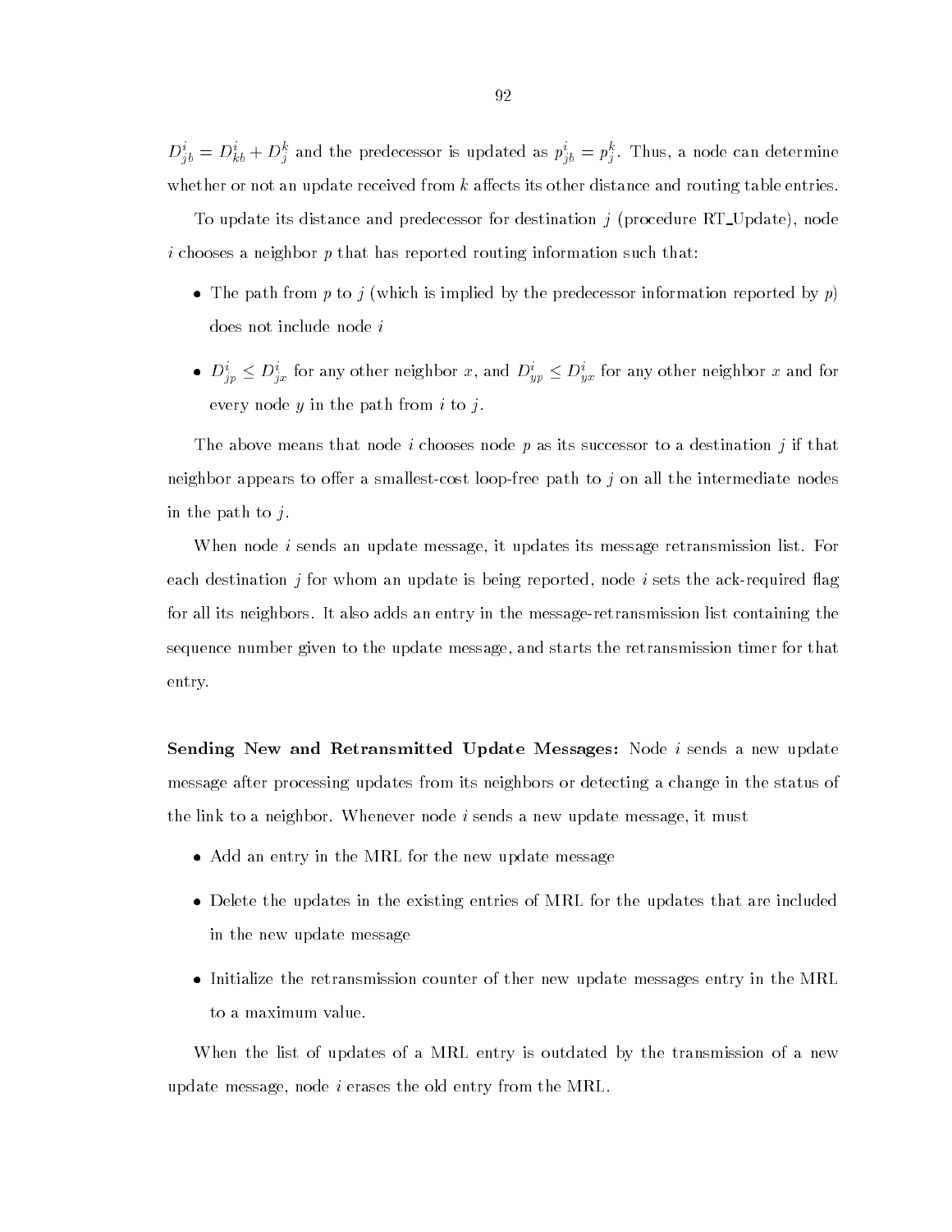$D^i_{jb} = D^i_{kb} + D^k_j$ and the predecessor is updated as $p^i_{jb} = p^k_j$. Thus, a node can determine whether or not an update received from $k$ affects its other distance and routing table entries.

To update its distance and predecessor for destination $j$ (procedure RT_Update), node $i$ chooses a neighbor $p$ that has reported routing information such that:

- The path from $p$ to $j$ (which is implied by the predecessor information reported by $p$) does not include node $i$
- $D^i_{jp} \leq D^i_{jx}$ for any other neighbor $x$, and $D^i_{yp} \leq D^i_{yx}$ for any other neighbor $x$ and for every node $y$ in the path from $i$ to $j$.

The above means that node $i$ chooses node $p$ as its successor to a destination $j$ if that neighbor appears to offer a smallest-cost loop-free path to $j$ on all the intermediate nodes in the path to $j$.

When node $i$ sends an update message, it updates its message retransmission list. For each destination $j$ for whom an update is being reported, node $i$ sets the ack-required flag for all its neighbors. It also adds an entry in the message-retransmission list containing the sequence number given to the update message, and starts the retransmission timer for that entry.

**Sending New and Retransmitted Update Messages:** Node $i$ sends a new update message after processing updates from its neighbors or detecting a change in the status of the link to a neighbor. Whenever node $i$ sends a new update message, it must

- Add an entry in the MRL for the new update message
- Delete the updates in the existing entries of MRL for the updates that are included in the new update message
- Initialize the retransmission counter of ther new update messages entry in the MRL to a maximum value.

When the list of updates of a MRL entry is outdated by the transmission of a new update message, node $i$ erases the old entry from the MRL.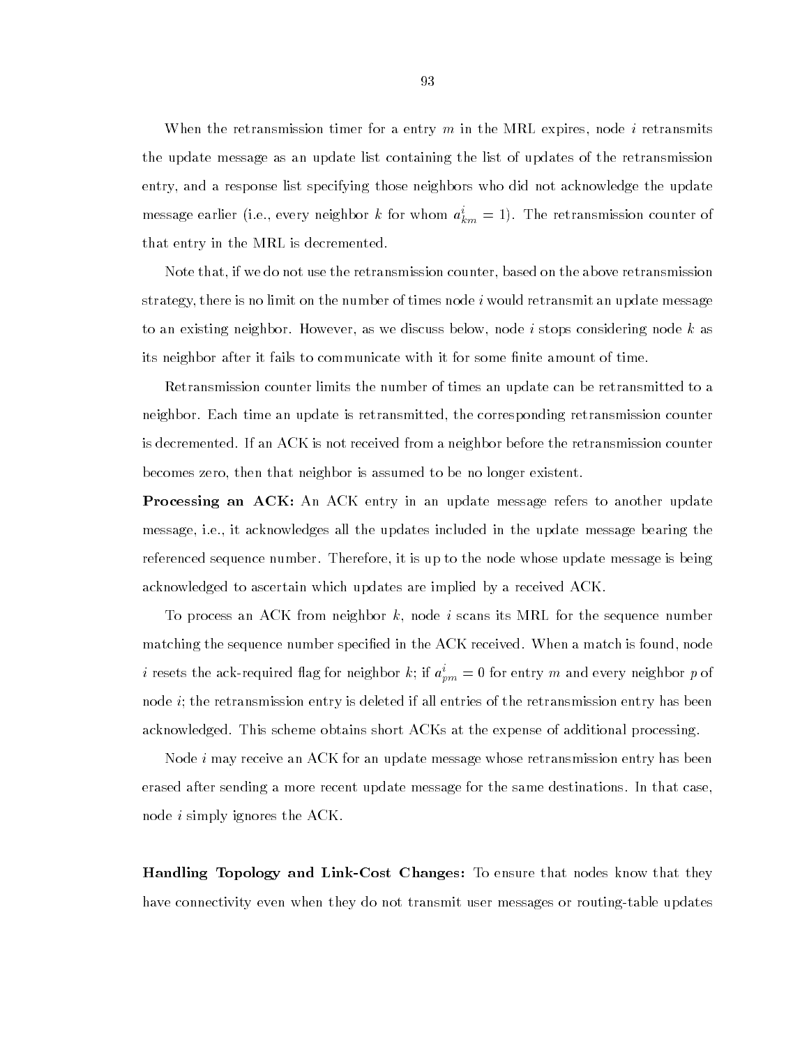When the retransmission timer for a entry $m$ in the MRL expires, node $i$ retransmits the update message as an update list containing the list of updates of the retransmission entry, and a response list specifying those neighbors who did not acknowledge the update message earlier (i.e., every neighbor $k$ for whom $a^i_{km} = 1$). The retransmission counter of that entry in the MRL is decremented.

Note that, if we do not use the retransmission counter, based on the above retransmission strategy, there is no limit on the number of times node $i$ would retransmit an update message to an existing neighbor. However, as we discuss below, node $i$ stops considering node $k$ as its neighbor after it fails to communicate with it for some finite amount of time.

Retransmission counter limits the number of times an update can be retransmitted to a neighbor. Each time an update is retransmitted, the corresponding retransmission counter is decremented. If an ACK is not received from a neighbor before the retransmission counter becomes zero, then that neighbor is assumed to be no longer existent.

**Processing an ACK:** An ACK entry in an update message refers to another update message, i.e., it acknowledges all the updates included in the update message bearing the referenced sequence number. Therefore, it is up to the node whose update message is being acknowledged to ascertain which updates are implied by a received ACK.

To process an ACK from neighbor $k$, node $i$ scans its MRL for the sequence number matching the sequence number specified in the ACK received. When a match is found, node $i$ resets the ack-required flag for neighbor $k$; if $a^i_{pm} = 0$ for entry $m$ and every neighbor $p$ of node $i$; the retransmission entry is deleted if all entries of the retransmission entry has been acknowledged. This scheme obtains short ACKs at the expense of additional processing.

Node $i$ may receive an ACK for an update message whose retransmission entry has been erased after sending a more recent update message for the same destinations. In that case, node $i$ simply ignores the ACK.

**Handling Topology and Link-Cost Changes:** To ensure that nodes know that they have connectivity even when they do not transmit user messages or routing-table updates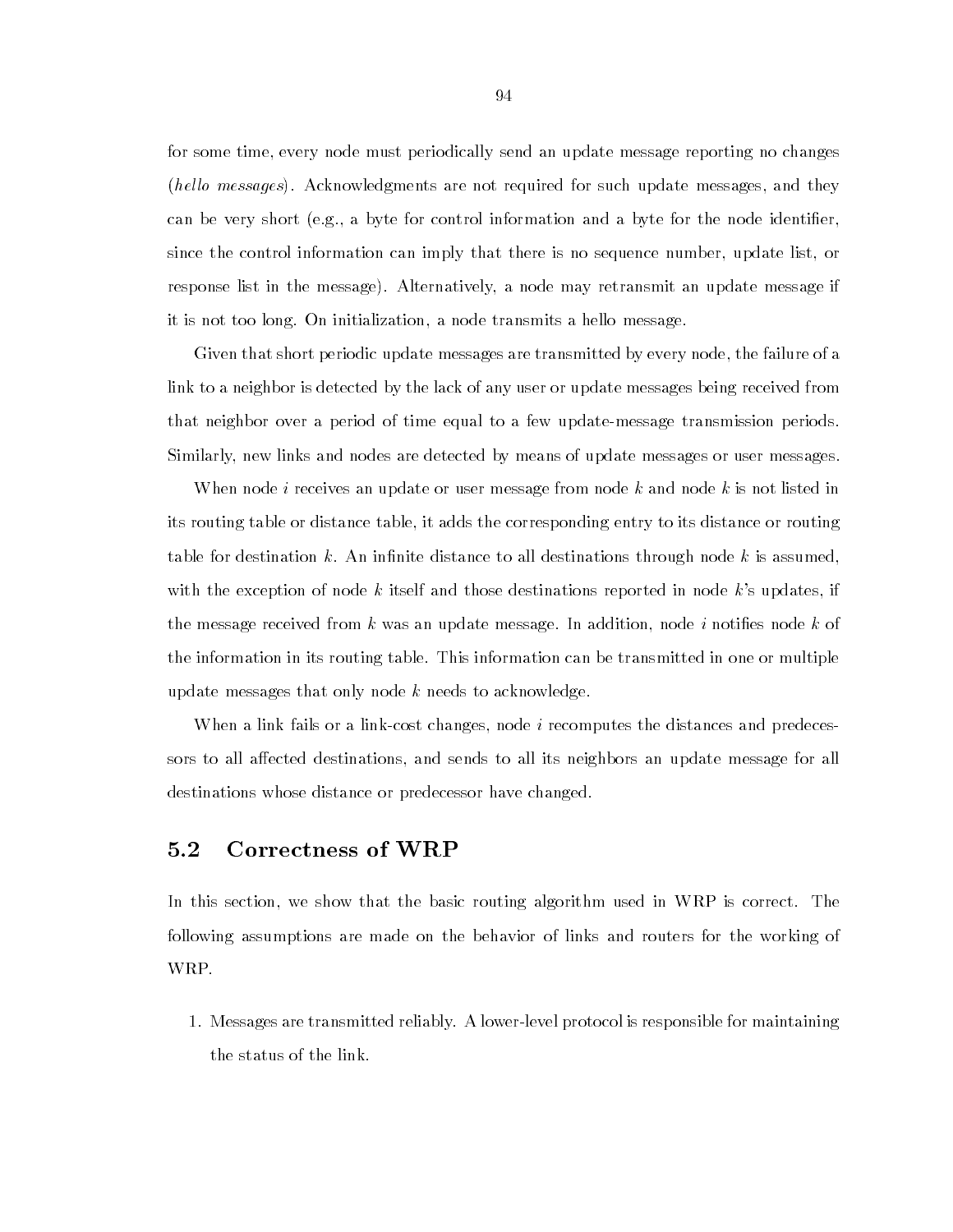for some time, every node must periodically send an update message reporting no changes (*hello messages*). Acknowledgments are not required for such update messages, and they can be very short (e.g., a byte for control information and a byte for the node identifier, since the control information can imply that there is no sequence number, update list, or response list in the message). Alternatively, a node may retransmit an update message if it is not too long. On initialization, a node transmits a hello message.

Given that short periodic update messages are transmitted by every node, the failure of a link to a neighbor is detected by the lack of any user or update messages being received from that neighbor over a period of time equal to a few update-message transmission periods. Similarly, new links and nodes are detected by means of update messages or user messages.

When node $i$ receives an update or user message from node $k$ and node $k$ is not listed in its routing table or distance table, it adds the corresponding entry to its distance or routing table for destination $k$. An infinite distance to all destinations through node $k$ is assumed, with the exception of node $k$ itself and those destinations reported in node $k$'s updates, if the message received from $k$ was an update message. In addition, node $i$ notifies node $k$ of the information in its routing table. This information can be transmitted in one or multiple update messages that only node $k$ needs to acknowledge.

When a link fails or a link-cost changes, node $i$ recomputes the distances and predecessors to all affected destinations, and sends to all its neighbors an update message for all destinations whose distance or predecessor have changed.

## 5.2 Correctness of WRP

In this section, we show that the basic routing algorithm used in WRP is correct. The following assumptions are made on the behavior of links and routers for the working of WRP.

1. Messages are transmitted reliably. A lower-level protocol is responsible for maintaining the status of the link.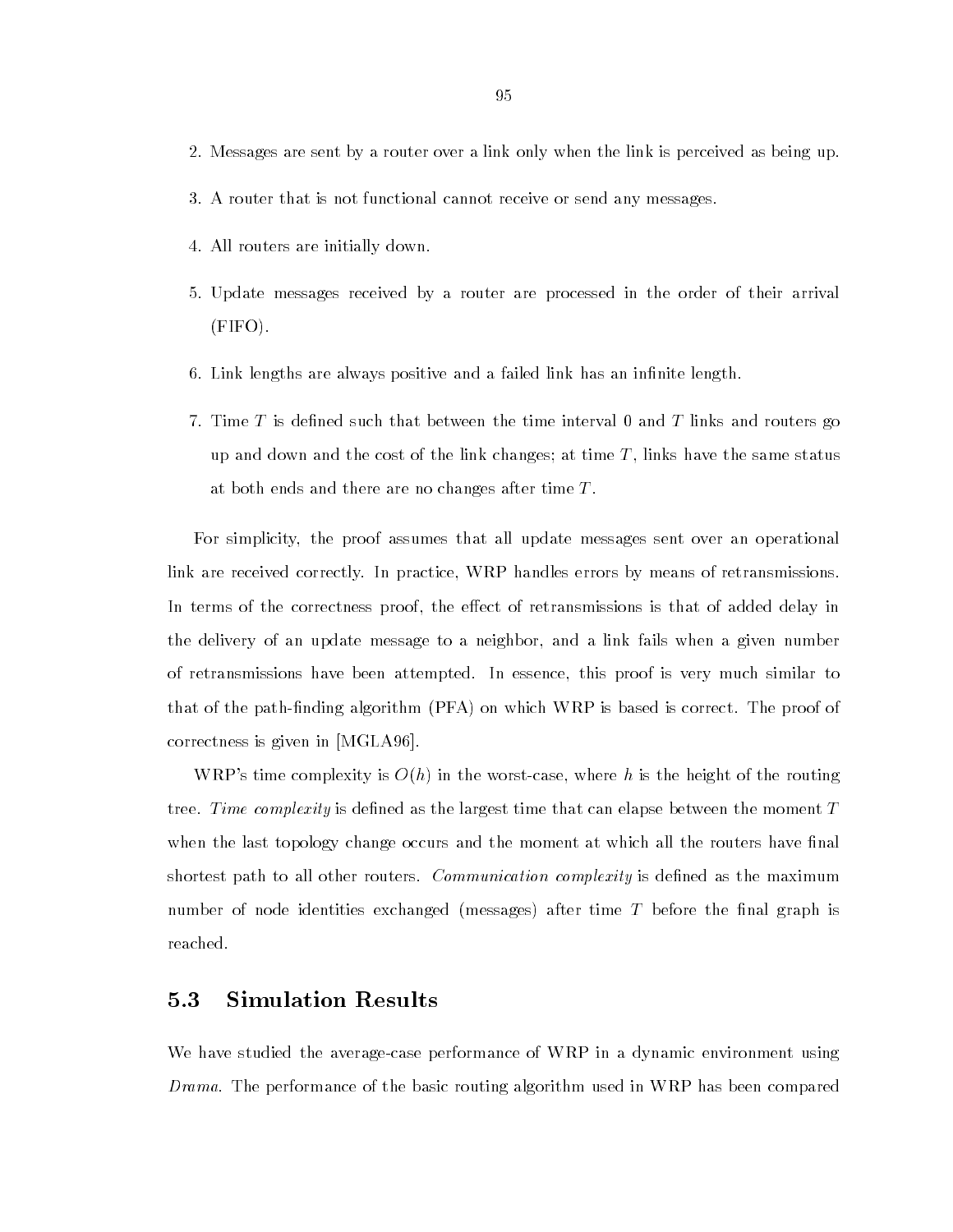2. Messages are sent by a router over a link only when the link is perceived as being up.

3. A router that is not functional cannot receive or send any messages.

4. All routers are initially down.

5. Update messages received by a router are processed in the order of their arrival (FIFO).

6. Link lengths are always positive and a failed link has an infinite length.

7. Time $T$ is defined such that between the time interval 0 and $T$ links and routers go up and down and the cost of the link changes; at time $T$, links have the same status at both ends and there are no changes after time $T$.

For simplicity, the proof assumes that all update messages sent over an operational link are received correctly. In practice, WRP handles errors by means of retransmissions. In terms of the correctness proof, the effect of retransmissions is that of added delay in the delivery of an update message to a neighbor, and a link fails when a given number of retransmissions have been attempted. In essence, this proof is very much similar to that of the path-finding algorithm (PFA) on which WRP is based is correct. The proof of correctness is given in [MGLA96].

WRP's time complexity is $O(h)$ in the worst-case, where $h$ is the height of the routing tree. *Time complexity* is defined as the largest time that can elapse between the moment $T$ when the last topology change occurs and the moment at which all the routers have final shortest path to all other routers. *Communication complexity* is defined as the maximum number of node identities exchanged (messages) after time $T$ before the final graph is reached.

## 5.3 Simulation Results

We have studied the average-case performance of WRP in a dynamic environment using *Drama*. The performance of the basic routing algorithm used in WRP has been compared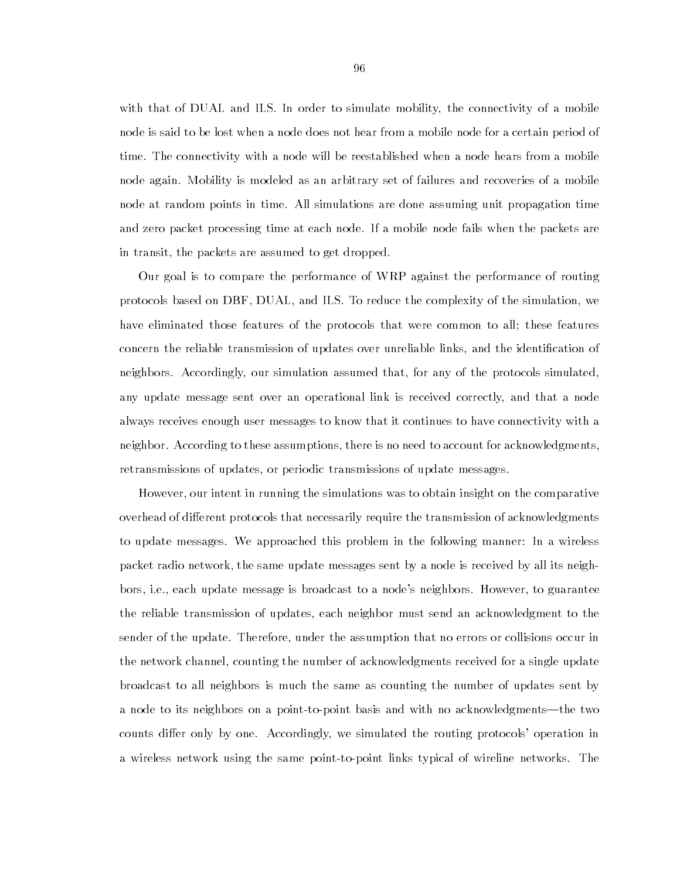with that of DUAL and ILS. In order to simulate mobility, the connectivity of a mobile node is said to be lost when a node does not hear from a mobile node for a certain period of time. The connectivity with a node will be reestablished when a node hears from a mobile node again. Mobility is modeled as an arbitrary set of failures and recoveries of a mobile node at random points in time. All simulations are done assuming unit propagation time and zero packet processing time at each node. If a mobile node fails when the packets are in transit, the packets are assumed to get dropped.

Our goal is to compare the performance of WRP against the performance of routing protocols based on DBF, DUAL, and ILS. To reduce the complexity of the simulation, we have eliminated those features of the protocols that were common to all; these features concern the reliable transmission of updates over unreliable links, and the identification of neighbors. Accordingly, our simulation assumed that, for any of the protocols simulated, any update message sent over an operational link is received correctly, and that a node always receives enough user messages to know that it continues to have connectivity with a neighbor. According to these assumptions, there is no need to account for acknowledgments, retransmissions of updates, or periodic transmissions of update messages.

However, our intent in running the simulations was to obtain insight on the comparative overhead of different protocols that necessarily require the transmission of acknowledgments to update messages. We approached this problem in the following manner: In a wireless packet radio network, the same update messages sent by a node is received by all its neighbors, i.e., each update message is broadcast to a node's neighbors. However, to guarantee the reliable transmission of updates, each neighbor must send an acknowledgment to the sender of the update. Therefore, under the assumption that no errors or collisions occur in the network channel, counting the number of acknowledgments received for a single update broadcast to all neighbors is much the same as counting the number of updates sent by a node to its neighbors on a point-to-point basis and with no acknowledgments—the two counts differ only by one. Accordingly, we simulated the routing protocols' operation in a wireless network using the same point-to-point links typical of wireline networks. The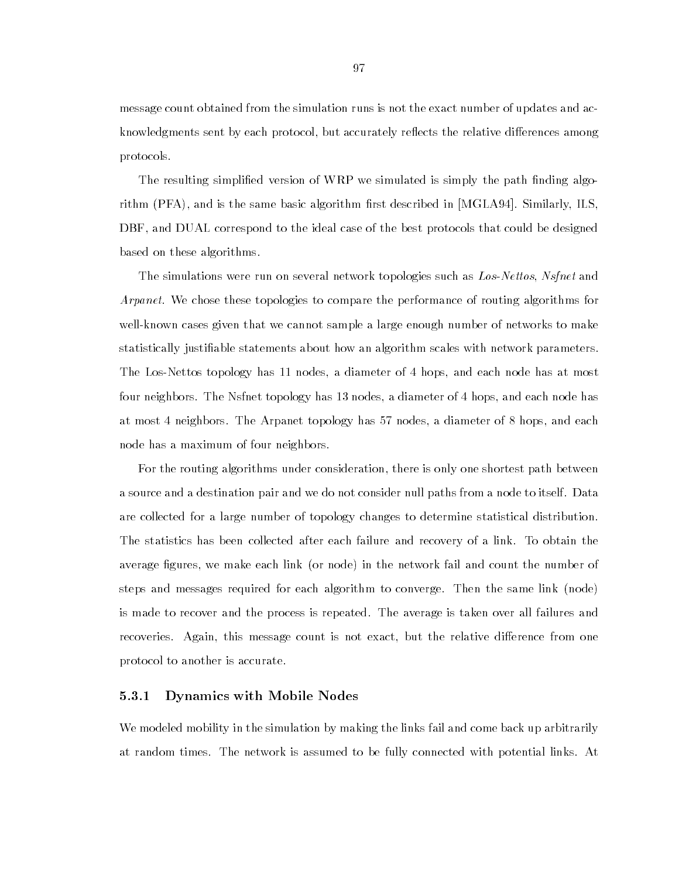message count obtained from the simulation runs is not the exact number of updates and acknowledgments sent by each protocol, but accurately reflects the relative differences among protocols.

The resulting simplified version of WRP we simulated is simply the path finding algorithm (PFA), and is the same basic algorithm first described in [MGLA94]. Similarly, ILS, DBF, and DUAL correspond to the ideal case of the best protocols that could be designed based on these algorithms.

The simulations were run on several network topologies such as *Los-Nettos*, *Nsfnet* and *Arpanet*. We chose these topologies to compare the performance of routing algorithms for well-known cases given that we cannot sample a large enough number of networks to make statistically justifiable statements about how an algorithm scales with network parameters. The Los-Nettos topology has 11 nodes, a diameter of 4 hops, and each node has at most four neighbors. The Nsfnet topology has 13 nodes, a diameter of 4 hops, and each node has at most 4 neighbors. The Arpanet topology has 57 nodes, a diameter of 8 hops, and each node has a maximum of four neighbors.

For the routing algorithms under consideration, there is only one shortest path between a source and a destination pair and we do not consider null paths from a node to itself. Data are collected for a large number of topology changes to determine statistical distribution. The statistics has been collected after each failure and recovery of a link. To obtain the average figures, we make each link (or node) in the network fail and count the number of steps and messages required for each algorithm to converge. Then the same link (node) is made to recover and the process is repeated. The average is taken over all failures and recoveries. Again, this message count is not exact, but the relative difference from one protocol to another is accurate.

### 5.3.1 Dynamics with Mobile Nodes

We modeled mobility in the simulation by making the links fail and come back up arbitrarily at random times. The network is assumed to be fully connected with potential links. At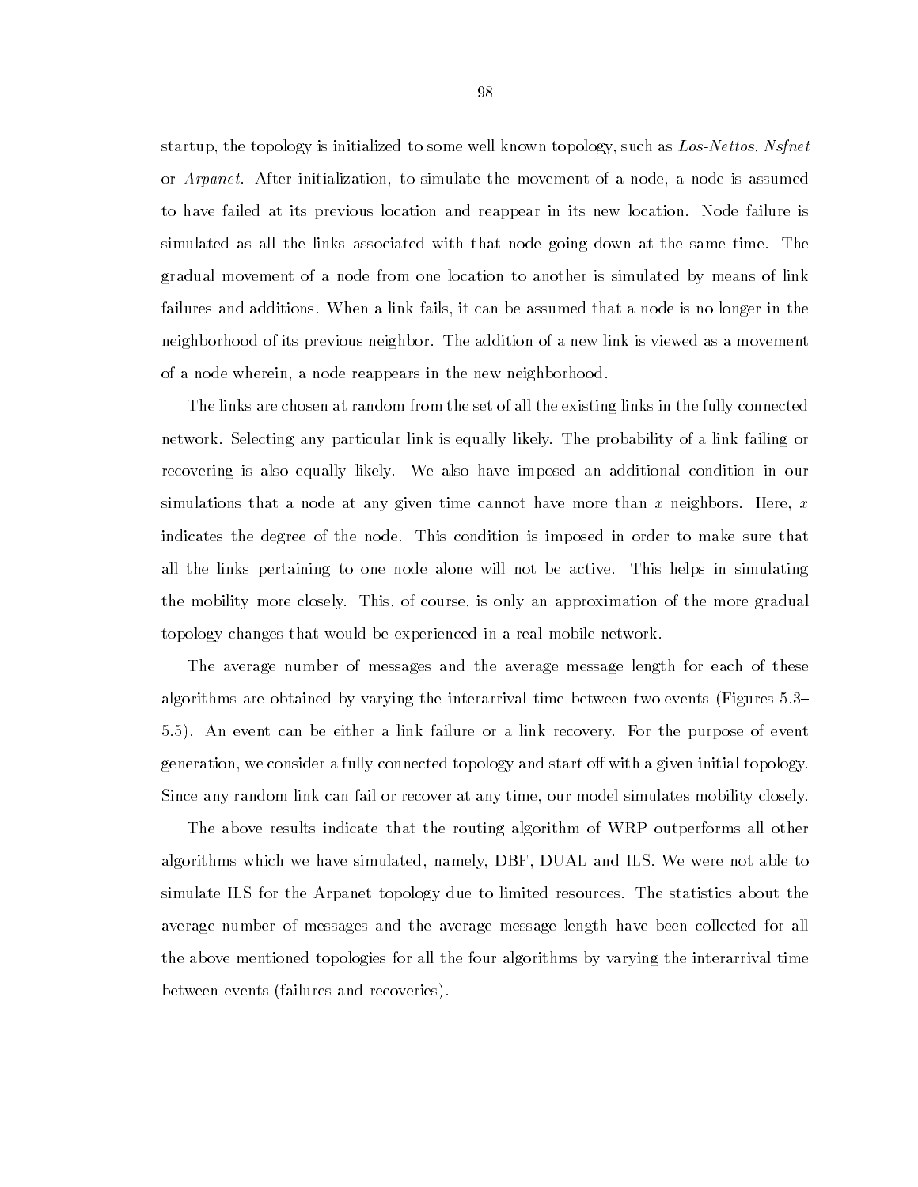startup, the topology is initialized to some well known topology, such as *Los-Nettos*, *Nsfnet* or *Arpanet*. After initialization, to simulate the movement of a node, a node is assumed to have failed at its previous location and reappear in its new location. Node failure is simulated as all the links associated with that node going down at the same time. The gradual movement of a node from one location to another is simulated by means of link failures and additions. When a link fails, it can be assumed that a node is no longer in the neighborhood of its previous neighbor. The addition of a new link is viewed as a movement of a node wherein, a node reappears in the new neighborhood.

The links are chosen at random from the set of all the existing links in the fully connected network. Selecting any particular link is equally likely. The probability of a link failing or recovering is also equally likely. We also have imposed an additional condition in our simulations that a node at any given time cannot have more than $x$ neighbors. Here, $x$ indicates the degree of the node. This condition is imposed in order to make sure that all the links pertaining to one node alone will not be active. This helps in simulating the mobility more closely. This, of course, is only an approximation of the more gradual topology changes that would be experienced in a real mobile network.

The average number of messages and the average message length for each of these algorithms are obtained by varying the interarrival time between two events (Figures 5.3–5.5). An event can be either a link failure or a link recovery. For the purpose of event generation, we consider a fully connected topology and start off with a given initial topology. Since any random link can fail or recover at any time, our model simulates mobility closely.

The above results indicate that the routing algorithm of WRP outperforms all other algorithms which we have simulated, namely, DBF, DUAL and ILS. We were not able to simulate ILS for the Arpanet topology due to limited resources. The statistics about the average number of messages and the average message length have been collected for all the above mentioned topologies for all the four algorithms by varying the interarrival time between events (failures and recoveries).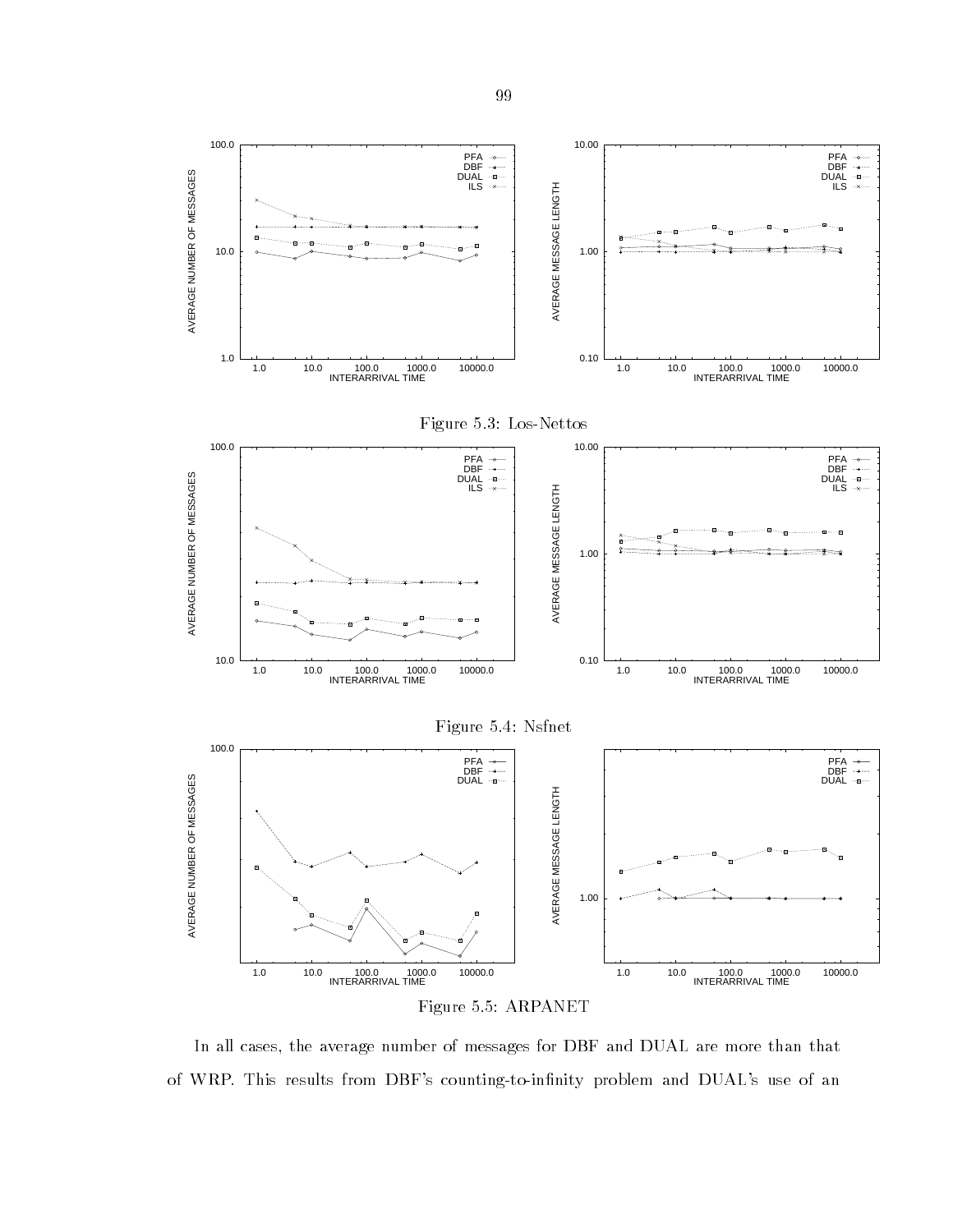Figure 5.3: Los-Nettos

Figure 5.4: Nsfnet

Figure 5.5: ARPANET

In all cases, the average number of messages for DBF and DUAL are more than that of WRP. This results from DBF's counting-to-infinity problem and DUAL's use of an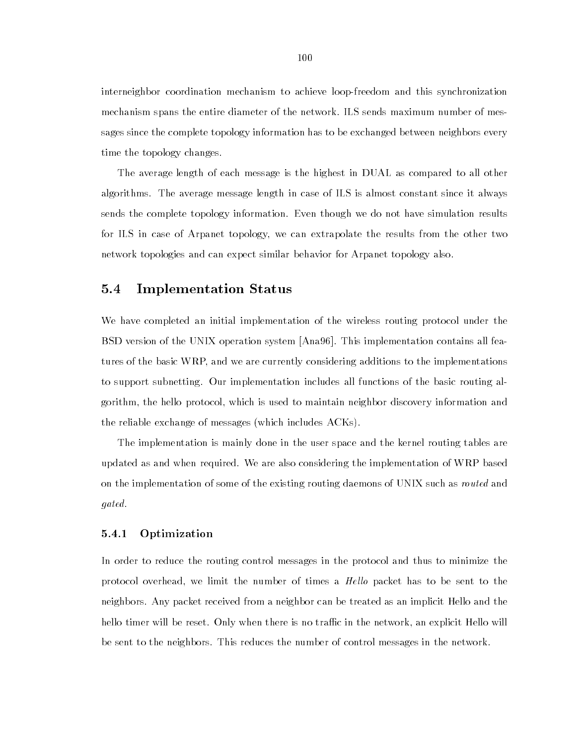interneighbor coordination mechanism to achieve loop-freedom and this synchronization mechanism spans the entire diameter of the network. ILS sends maximum number of messages since the complete topology information has to be exchanged between neighbors every time the topology changes.

The average length of each message is the highest in DUAL as compared to all other algorithms. The average message length in case of ILS is almost constant since it always sends the complete topology information. Even though we do not have simulation results for ILS in case of Arpanet topology, we can extrapolate the results from the other two network topologies and can expect similar behavior for Arpanet topology also.

## 5.4 Implementation Status

We have completed an initial implementation of the wireless routing protocol under the BSD version of the UNIX operation system [Ana96]. This implementation contains all features of the basic WRP, and we are currently considering additions to the implementations to support subnetting. Our implementation includes all functions of the basic routing algorithm, the hello protocol, which is used to maintain neighbor discovery information and the reliable exchange of messages (which includes ACKs).

The implementation is mainly done in the user space and the kernel routing tables are updated as and when required. We are also considering the implementation of WRP based on the implementation of some of the existing routing daemons of UNIX such as *routed* and *gated*.

### 5.4.1 Optimization

In order to reduce the routing control messages in the protocol and thus to minimize the protocol overhead, we limit the number of times a *Hello* packet has to be sent to the neighbors. Any packet received from a neighbor can be treated as an implicit Hello and the hello timer will be reset. Only when there is no traffic in the network, an explicit Hello will be sent to the neighbors. This reduces the number of control messages in the network.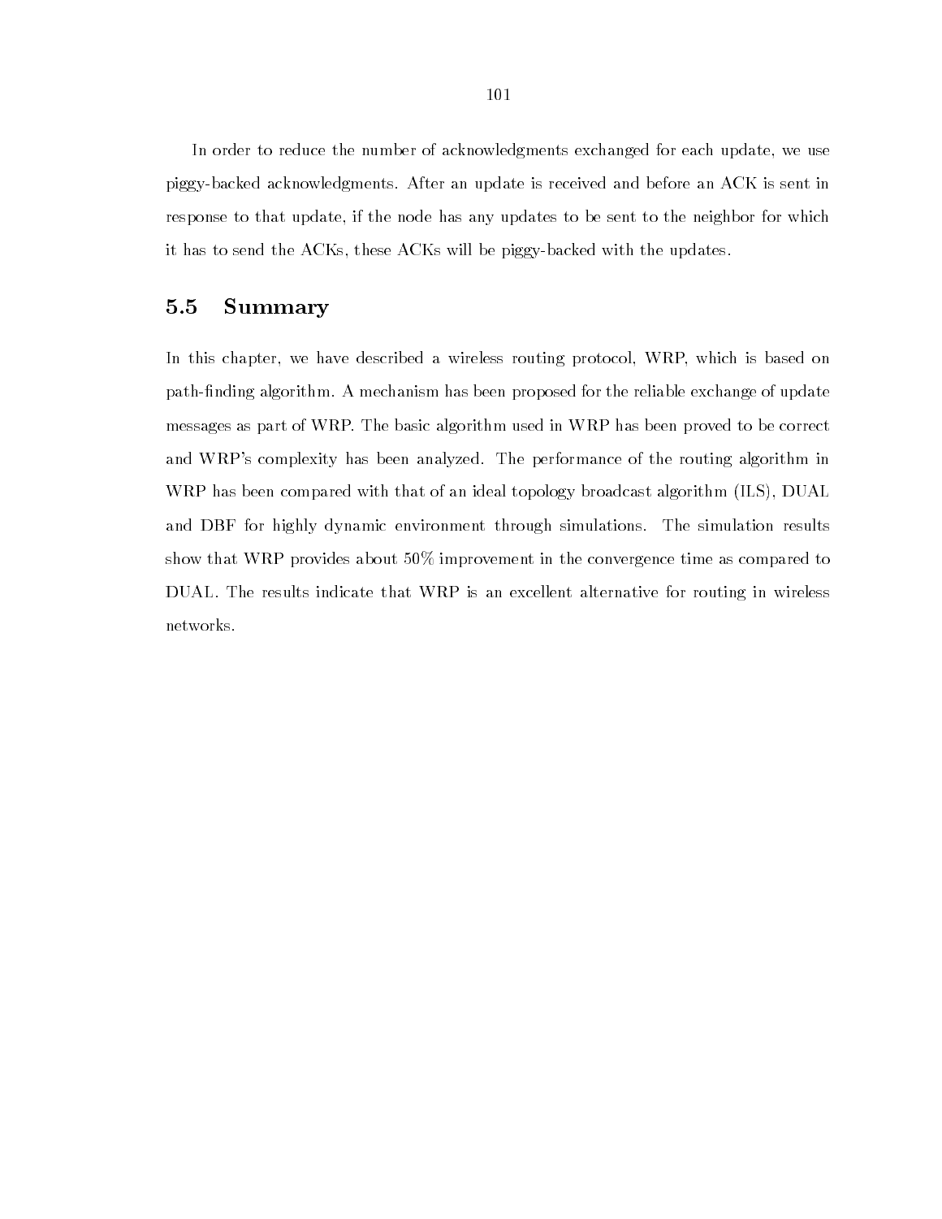In order to reduce the number of acknowledgments exchanged for each update, we use piggy-backed acknowledgments. After an update is received and before an ACK is sent in response to that update, if the node has any updates to be sent to the neighbor for which it has to send the ACKs, these ACKs will be piggy-backed with the updates.

## 5.5 Summary

In this chapter, we have described a wireless routing protocol, WRP, which is based on path-finding algorithm. A mechanism has been proposed for the reliable exchange of update messages as part of WRP. The basic algorithm used in WRP has been proved to be correct and WRP's complexity has been analyzed. The performance of the routing algorithm in WRP has been compared with that of an ideal topology broadcast algorithm (ILS), DUAL and DBF for highly dynamic environment through simulations. The simulation results show that WRP provides about 50% improvement in the convergence time as compared to DUAL. The results indicate that WRP is an excellent alternative for routing in wireless networks.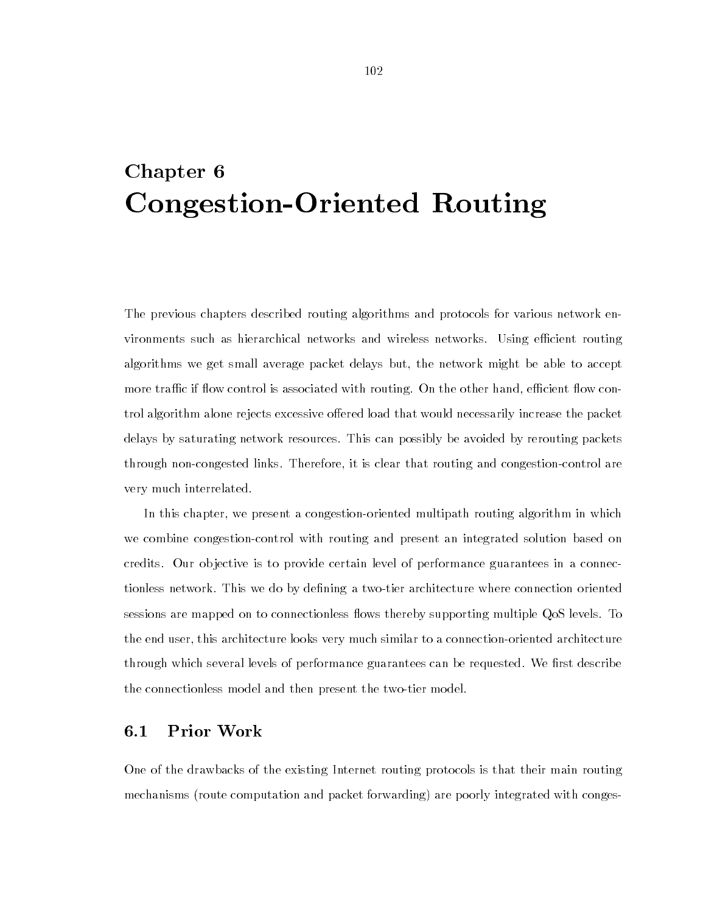# Chapter 6
# Congestion-Oriented Routing

The previous chapters described routing algorithms and protocols for various network environments such as hierarchical networks and wireless networks. Using efficient routing algorithms we get small average packet delays but, the network might be able to accept more traffic if flow control is associated with routing. On the other hand, efficient flow control algorithm alone rejects excessive offered load that would necessarily increase the packet delays by saturating network resources. This can possibly be avoided by rerouting packets through non-congested links. Therefore, it is clear that routing and congestion-control are very much interrelated.

In this chapter, we present a congestion-oriented multipath routing algorithm in which we combine congestion-control with routing and present an integrated solution based on credits. Our objective is to provide certain level of performance guarantees in a connectionless network. This we do by defining a two-tier architecture where connection oriented sessions are mapped on to connectionless flows thereby supporting multiple QoS levels. To the end user, this architecture looks very much similar to a connection-oriented architecture through which several levels of performance guarantees can be requested. We first describe the connectionless model and then present the two-tier model.

## 6.1 Prior Work

One of the drawbacks of the existing Internet routing protocols is that their main routing mechanisms (route computation and packet forwarding) are poorly integrated with conges-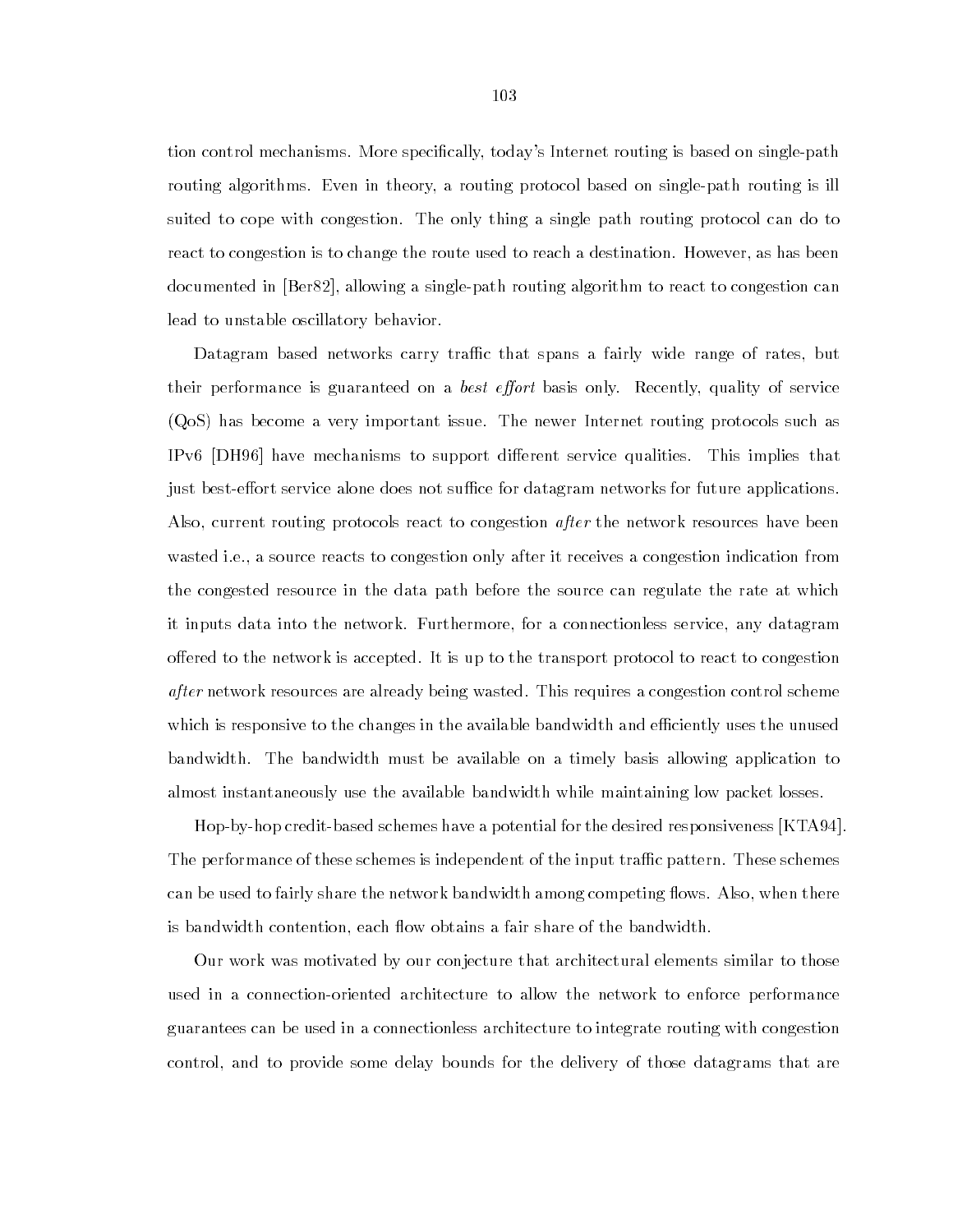tion control mechanisms. More specifically, today's Internet routing is based on single-path routing algorithms. Even in theory, a routing protocol based on single-path routing is ill suited to cope with congestion. The only thing a single path routing protocol can do to react to congestion is to change the route used to reach a destination. However, as has been documented in [Ber82], allowing a single-path routing algorithm to react to congestion can lead to unstable oscillatory behavior.

Datagram based networks carry traffic that spans a fairly wide range of rates, but their performance is guaranteed on a *best effort* basis only. Recently, quality of service (QoS) has become a very important issue. The newer Internet routing protocols such as IPv6 [DH96] have mechanisms to support different service qualities. This implies that just best-effort service alone does not suffice for datagram networks for future applications. Also, current routing protocols react to congestion *after* the network resources have been wasted i.e., a source reacts to congestion only after it receives a congestion indication from the congested resource in the data path before the source can regulate the rate at which it inputs data into the network. Furthermore, for a connectionless service, any datagram offered to the network is accepted. It is up to the transport protocol to react to congestion *after* network resources are already being wasted. This requires a congestion control scheme which is responsive to the changes in the available bandwidth and efficiently uses the unused bandwidth. The bandwidth must be available on a timely basis allowing application to almost instantaneously use the available bandwidth while maintaining low packet losses.

Hop-by-hop credit-based schemes have a potential for the desired responsiveness [KTA94]. The performance of these schemes is independent of the input traffic pattern. These schemes can be used to fairly share the network bandwidth among competing flows. Also, when there is bandwidth contention, each flow obtains a fair share of the bandwidth.

Our work was motivated by our conjecture that architectural elements similar to those used in a connection-oriented architecture to allow the network to enforce performance guarantees can be used in a connectionless architecture to integrate routing with congestion control, and to provide some delay bounds for the delivery of those datagrams that are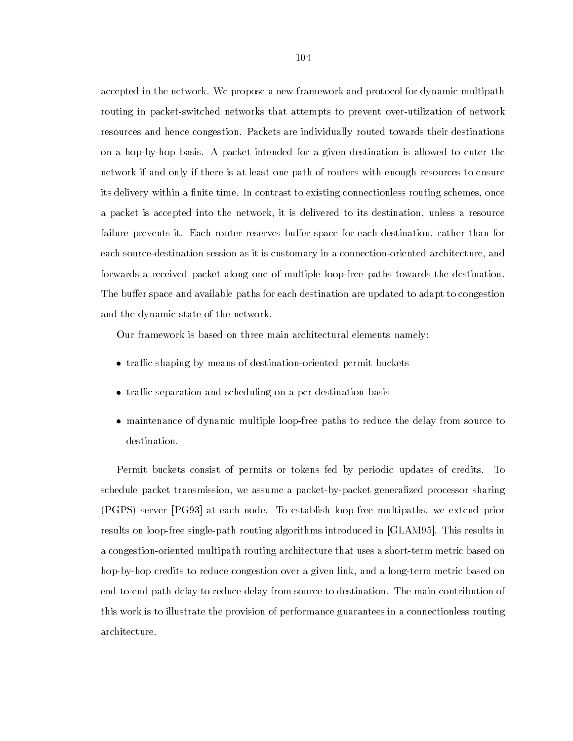accepted in the network. We propose a new framework and protocol for dynamic multipath routing in packet-switched networks that attempts to prevent over-utilization of network resources and hence congestion. Packets are individually routed towards their destinations on a hop-by-hop basis. A packet intended for a given destination is allowed to enter the network if and only if there is at least one path of routers with enough resources to ensure its delivery within a finite time. In contrast to existing connectionless routing schemes, once a packet is accepted into the network, it is delivered to its destination, unless a resource failure prevents it. Each router reserves buffer space for each destination, rather than for each source-destination session as it is customary in a connection-oriented architecture, and forwards a received packet along one of multiple loop-free paths towards the destination. The buffer space and available paths for each destination are updated to adapt to congestion and the dynamic state of the network.

Our framework is based on three main architectural elements namely:

- traffic shaping by means of destination-oriented permit buckets
- traffic separation and scheduling on a per destination basis
- maintenance of dynamic multiple loop-free paths to reduce the delay from source to destination.

Permit buckets consist of permits or tokens fed by periodic updates of credits. To schedule packet transmission, we assume a packet-by-packet generalized processor sharing (PGPS) server [PG93] at each node. To establish loop-free multipaths, we extend prior results on loop-free single-path routing algorithms introduced in [GLAM95]. This results in a congestion-oriented multipath routing architecture that uses a short-term metric based on hop-by-hop credits to reduce congestion over a given link, and a long-term metric based on end-to-end path delay to reduce delay from source to destination. The main contribution of this work is to illustrate the provision of performance guarantees in a connectionless routing architecture.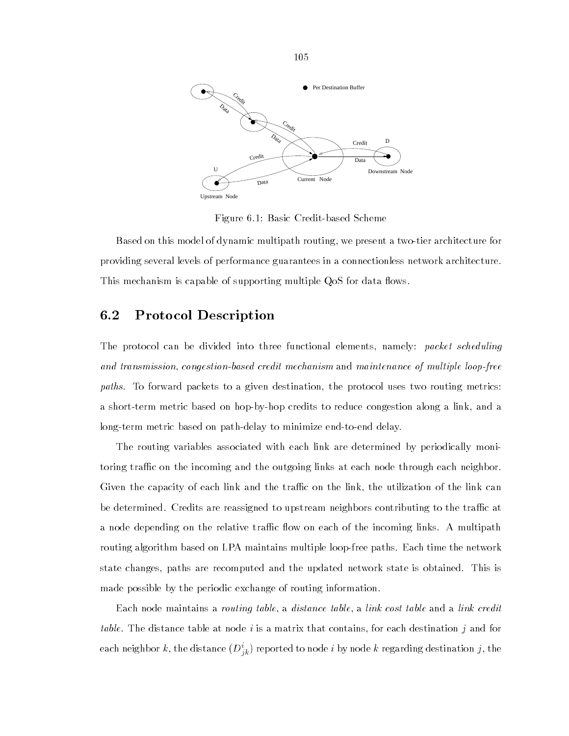Figure 6.1: Basic Credit-based Scheme

Based on this model of dynamic multipath routing, we present a two-tier architecture for providing several levels of performance guarantees in a connectionless network architecture. This mechanism is capable of supporting multiple QoS for data flows.

## 6.2 Protocol Description

The protocol can be divided into three functional elements, namely: *packet scheduling and transmission*, *congestion-based credit mechanism* and *maintenance of multiple loop-free paths*. To forward packets to a given destination, the protocol uses two routing metrics: a short-term metric based on hop-by-hop credits to reduce congestion along a link, and a long-term metric based on path-delay to minimize end-to-end delay.

The routing variables associated with each link are determined by periodically monitoring traffic on the incoming and the outgoing links at each node through each neighbor. Given the capacity of each link and the traffic on the link, the utilization of the link can be determined. Credits are reassigned to upstream neighbors contributing to the traffic at a node depending on the relative traffic flow on each of the incoming links. A multipath routing algorithm based on LPA maintains multiple loop-free paths. Each time the network state changes, paths are recomputed and the updated network state is obtained. This is made possible by the periodic exchange of routing information.

Each node maintains a *routing table*, a *distance table*, a *link cost table* and a *link credit table*. The distance table at node $i$ is a matrix that contains, for each destination $j$ and for each neighbor $k$, the distance ($D^i_{jk}$) reported to node $i$ by node $k$ regarding destination $j$, the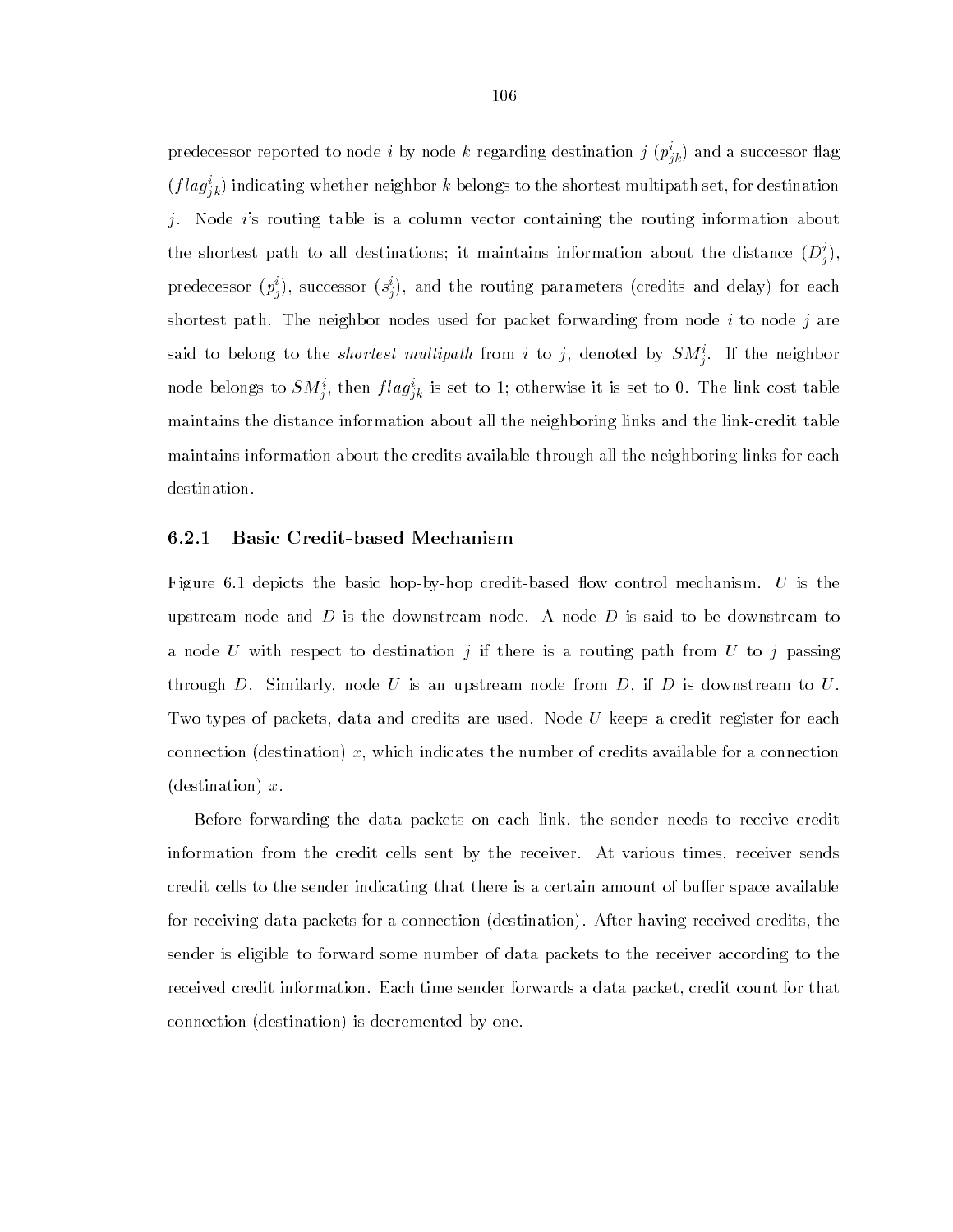predecessor reported to node $i$ by node $k$ regarding destination $j$ ($p^i_{jk}$) and a successor flag ($flag^i_{jk}$) indicating whether neighbor $k$ belongs to the shortest multipath set, for destination $j$. Node $i$'s routing table is a column vector containing the routing information about the shortest path to all destinations; it maintains information about the distance ($D^i_j$), predecessor ($p^i_j$), successor ($s^i_j$), and the routing parameters (credits and delay) for each shortest path. The neighbor nodes used for packet forwarding from node $i$ to node $j$ are said to belong to the *shortest multipath* from $i$ to $j$, denoted by $SM^i_j$. If the neighbor node belongs to $SM^i_j$, then $flag^i_{jk}$ is set to 1; otherwise it is set to 0. The link cost table maintains the distance information about all the neighboring links and the link-credit table maintains information about the credits available through all the neighboring links for each destination.

### 6.2.1 Basic Credit-based Mechanism

Figure 6.1 depicts the basic hop-by-hop credit-based flow control mechanism. $U$ is the upstream node and $D$ is the downstream node. A node $D$ is said to be downstream to a node $U$ with respect to destination $j$ if there is a routing path from $U$ to $j$ passing through $D$. Similarly, node $U$ is an upstream node from $D$, if $D$ is downstream to $U$. Two types of packets, data and credits are used. Node $U$ keeps a credit register for each connection (destination) $x$, which indicates the number of credits available for a connection (destination) $x$.

Before forwarding the data packets on each link, the sender needs to receive credit information from the credit cells sent by the receiver. At various times, receiver sends credit cells to the sender indicating that there is a certain amount of buffer space available for receiving data packets for a connection (destination). After having received credits, the sender is eligible to forward some number of data packets to the receiver according to the received credit information. Each time sender forwards a data packet, credit count for that connection (destination) is decremented by one.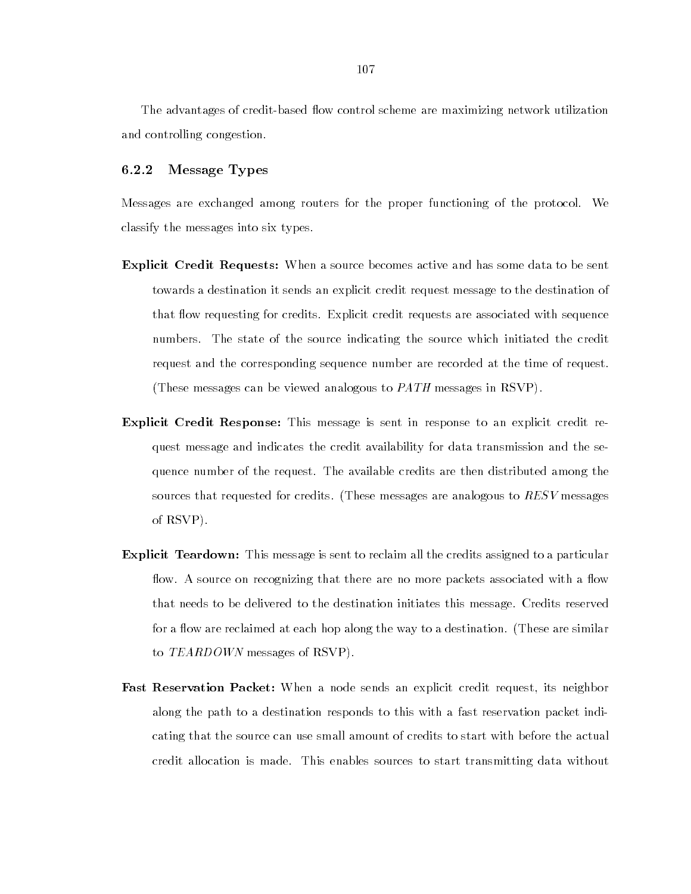The advantages of credit-based flow control scheme are maximizing network utilization and controlling congestion.

### 6.2.2 Message Types

Messages are exchanged among routers for the proper functioning of the protocol. We classify the messages into six types.

**Explicit Credit Requests:** When a source becomes active and has some data to be sent towards a destination it sends an explicit credit request message to the destination of that flow requesting for credits. Explicit credit requests are associated with sequence numbers. The state of the source indicating the source which initiated the credit request and the corresponding sequence number are recorded at the time of request. (These messages can be viewed analogous to *PATH* messages in RSVP).

**Explicit Credit Response:** This message is sent in response to an explicit credit request message and indicates the credit availability for data transmission and the sequence number of the request. The available credits are then distributed among the sources that requested for credits. (These messages are analogous to *RESV* messages of RSVP).

**Explicit Teardown:** This message is sent to reclaim all the credits assigned to a particular flow. A source on recognizing that there are no more packets associated with a flow that needs to be delivered to the destination initiates this message. Credits reserved for a flow are reclaimed at each hop along the way to a destination. (These are similar to *TEARDOWN* messages of RSVP).

**Fast Reservation Packet:** When a node sends an explicit credit request, its neighbor along the path to a destination responds to this with a fast reservation packet indicating that the source can use small amount of credits to start with before the actual credit allocation is made. This enables sources to start transmitting data without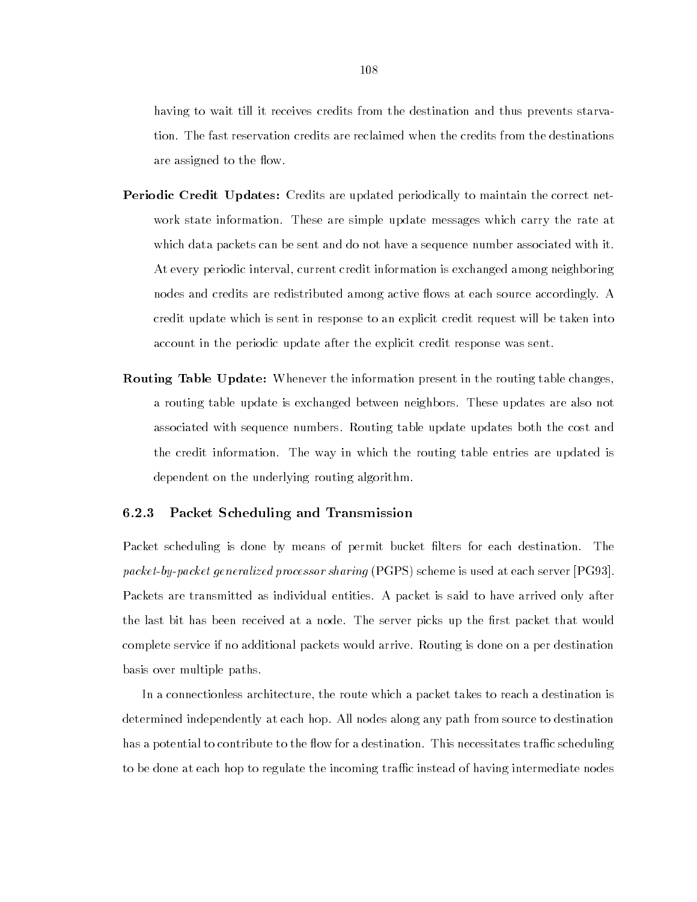having to wait till it receives credits from the destination and thus prevents starvation. The fast reservation credits are reclaimed when the credits from the destinations are assigned to the flow.

**Periodic Credit Updates:** Credits are updated periodically to maintain the correct network state information. These are simple update messages which carry the rate at which data packets can be sent and do not have a sequence number associated with it. At every periodic interval, current credit information is exchanged among neighboring nodes and credits are redistributed among active flows at each source accordingly. A credit update which is sent in response to an explicit credit request will be taken into account in the periodic update after the explicit credit response was sent.

**Routing Table Update:** Whenever the information present in the routing table changes, a routing table update is exchanged between neighbors. These updates are also not associated with sequence numbers. Routing table update updates both the cost and the credit information. The way in which the routing table entries are updated is dependent on the underlying routing algorithm.

### 6.2.3 Packet Scheduling and Transmission

Packet scheduling is done by means of permit bucket filters for each destination. The *packet-by-packet generalized processor sharing* (PGPS) scheme is used at each server [PG93]. Packets are transmitted as individual entities. A packet is said to have arrived only after the last bit has been received at a node. The server picks up the first packet that would complete service if no additional packets would arrive. Routing is done on a per destination basis over multiple paths.

In a connectionless architecture, the route which a packet takes to reach a destination is determined independently at each hop. All nodes along any path from source to destination has a potential to contribute to the flow for a destination. This necessitates traffic scheduling to be done at each hop to regulate the incoming traffic instead of having intermediate nodes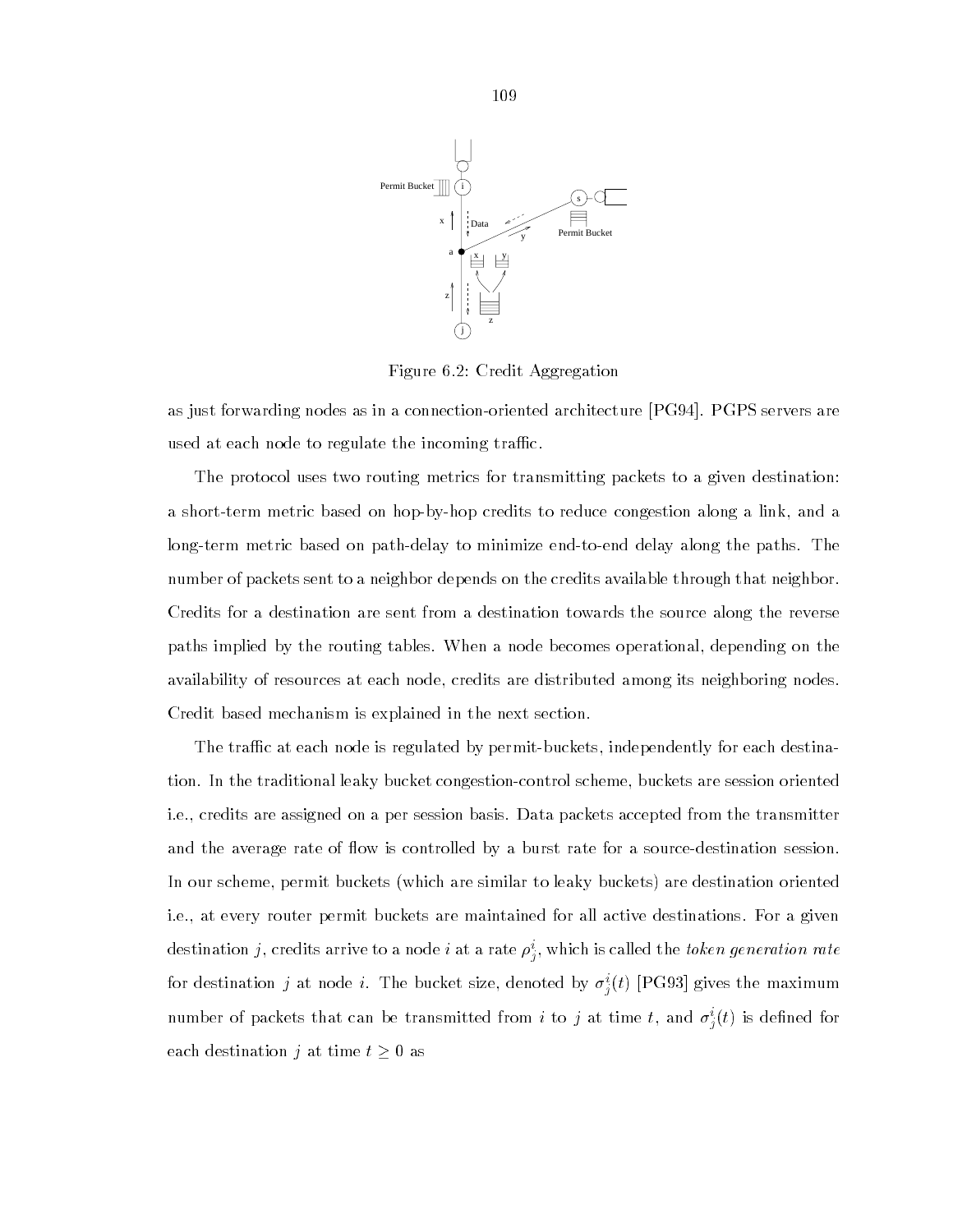Figure 6.2: Credit Aggregation

as just forwarding nodes as in a connection-oriented architecture [PG94]. PGPS servers are used at each node to regulate the incoming traffic.

The protocol uses two routing metrics for transmitting packets to a given destination: a short-term metric based on hop-by-hop credits to reduce congestion along a link, and a long-term metric based on path-delay to minimize end-to-end delay along the paths. The number of packets sent to a neighbor depends on the credits available through that neighbor. Credits for a destination are sent from a destination towards the source along the reverse paths implied by the routing tables. When a node becomes operational, depending on the availability of resources at each node, credits are distributed among its neighboring nodes. Credit based mechanism is explained in the next section.

The traffic at each node is regulated by permit-buckets, independently for each destination. In the traditional leaky bucket congestion-control scheme, buckets are session oriented i.e., credits are assigned on a per session basis. Data packets accepted from the transmitter and the average rate of flow is controlled by a burst rate for a source-destination session. In our scheme, permit buckets (which are similar to leaky buckets) are destination oriented i.e., at every router permit buckets are maintained for all active destinations. For a given destination $j$, credits arrive to a node $i$ at a rate $\rho^i_j$, which is called the *token generation rate* for destination $j$ at node $i$. The bucket size, denoted by $\sigma^i_j(t)$ [PG93] gives the maximum number of packets that can be transmitted from $i$ to $j$ at time $t$, and $\sigma^i_j(t)$ is defined for each destination $j$ at time $t \geq 0$ as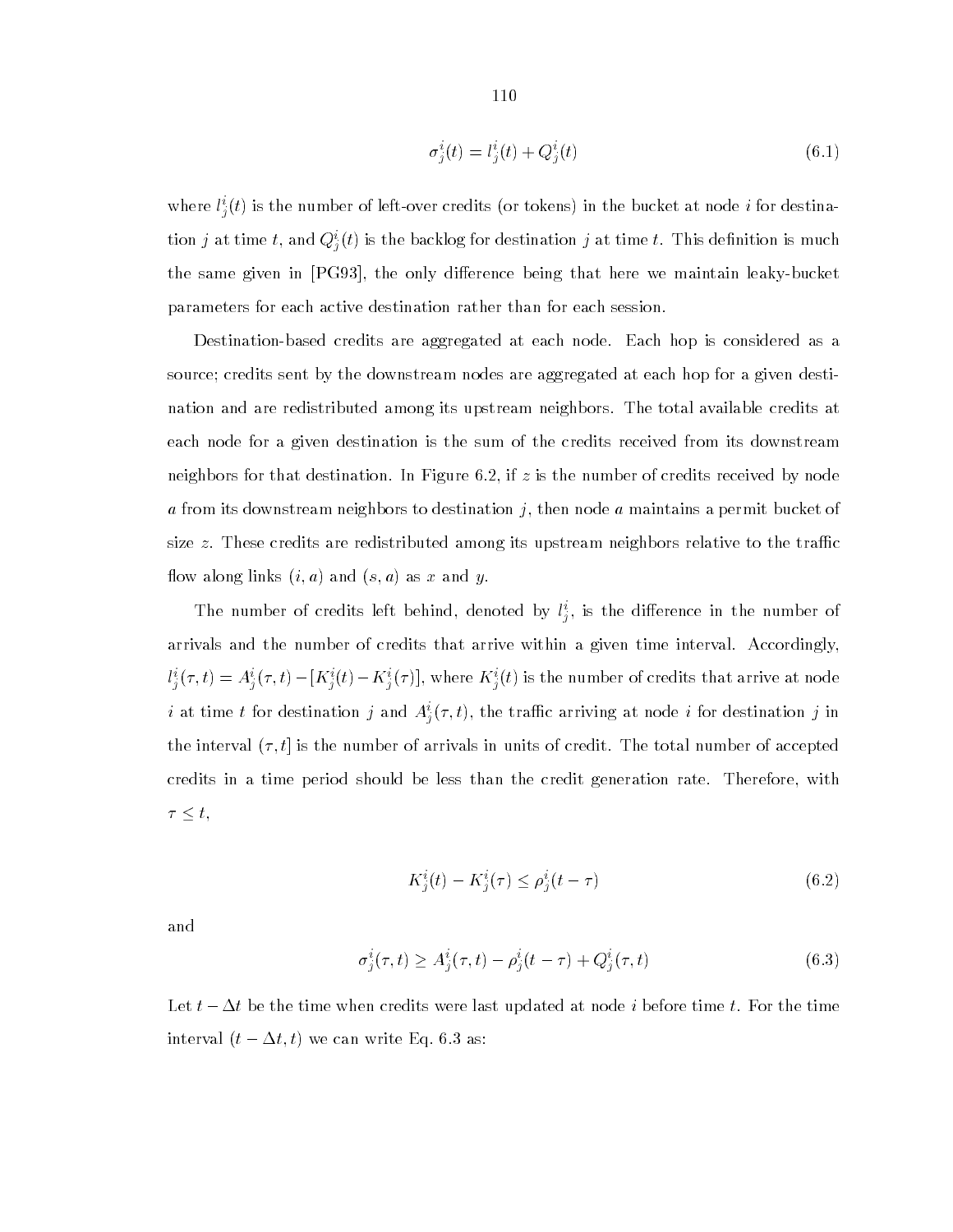$$\sigma_j^i(t) = l_j^i(t) + Q_j^i(t) \tag{6.1}$$

where $l_j^i(t)$ is the number of left-over credits (or tokens) in the bucket at node $i$ for destination $j$ at time $t$, and $Q_j^i(t)$ is the backlog for destination $j$ at time $t$. This definition is much the same given in [PG93], the only difference being that here we maintain leaky-bucket parameters for each active destination rather than for each session.

Destination-based credits are aggregated at each node. Each hop is considered as a source; credits sent by the downstream nodes are aggregated at each hop for a given destination and are redistributed among its upstream neighbors. The total available credits at each node for a given destination is the sum of the credits received from its downstream neighbors for that destination. In Figure 6.2, if $z$ is the number of credits received by node $a$ from its downstream neighbors to destination $j$, then node $a$ maintains a permit bucket of size $z$. These credits are redistributed among its upstream neighbors relative to the traffic flow along links $(i, a)$ and $(s, a)$ as $x$ and $y$.

The number of credits left behind, denoted by $l_j^i$, is the difference in the number of arrivals and the number of credits that arrive within a given time interval. Accordingly, $l_j^i(\tau, t) = A_j^i(\tau, t) - [K_j^i(t) - K_j^i(\tau)]$, where $K_j^i(t)$ is the number of credits that arrive at node $i$ at time $t$ for destination $j$ and $A_j^i(\tau, t)$, the traffic arriving at node $i$ for destination $j$ in the interval $(\tau, t]$ is the number of arrivals in units of credit. The total number of accepted credits in a time period should be less than the credit generation rate. Therefore, with $\tau \leq t$,

$$K_j^i(t) - K_j^i(\tau) \leq \rho_j^i(t - \tau) \tag{6.2}$$

and

$$\sigma_j^i(\tau, t) \geq A_j^i(\tau, t) - \rho_j^i(t - \tau) + Q_j^i(\tau, t) \tag{6.3}$$

Let $t - \Delta t$ be the time when credits were last updated at node $i$ before time $t$. For the time interval $(t - \Delta t, t)$ we can write Eq. 6.3 as: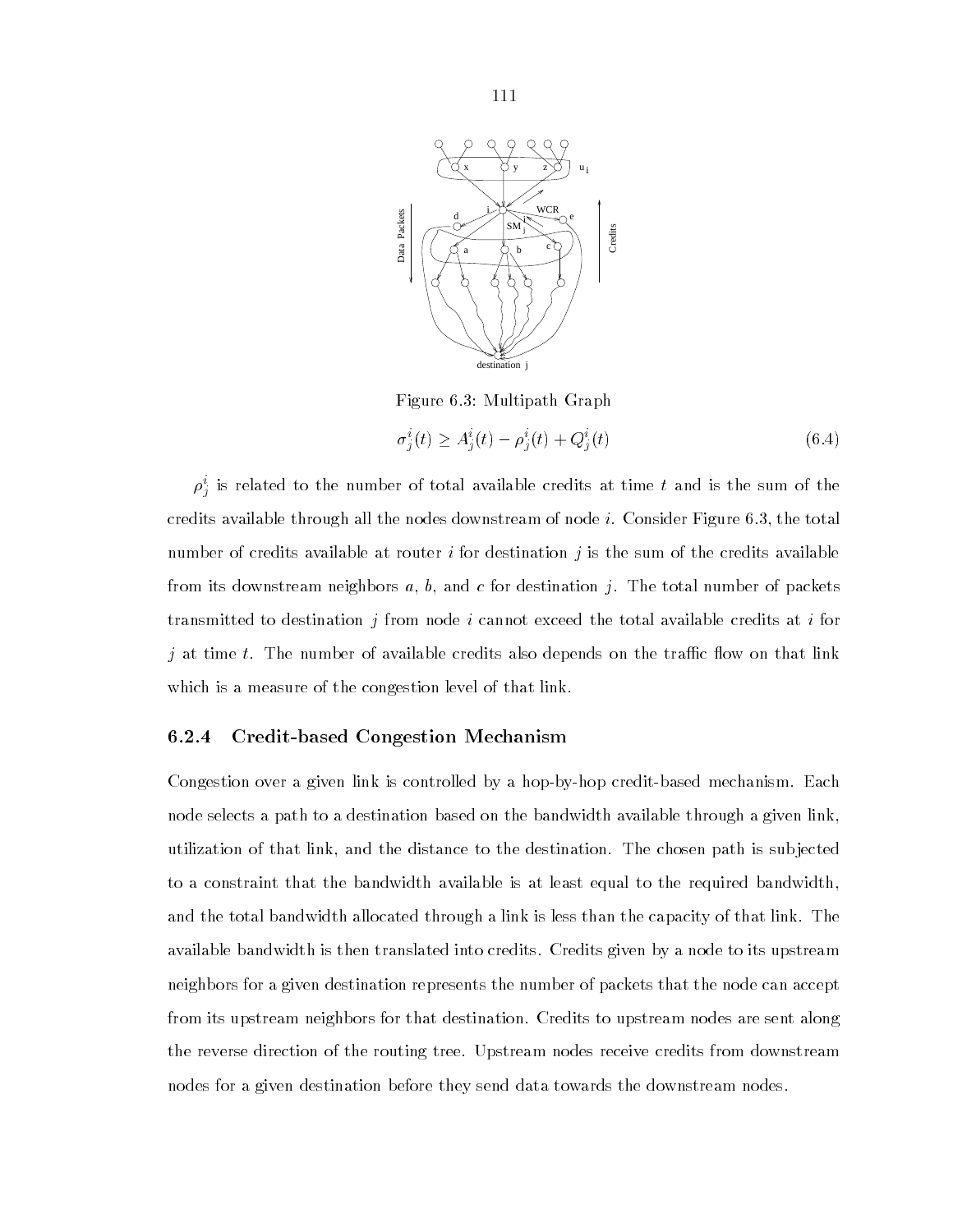Figure 6.3: Multipath Graph

$$\sigma_j^i(t) \geq A_j^i(t) - \rho_j^i(t) + Q_j^i(t) \tag{6.4}$$

$\rho_j^i$ is related to the number of total available credits at time $t$ and is the sum of the credits available through all the nodes downstream of node $i$. Consider Figure 6.3, the total number of credits available at router $i$ for destination $j$ is the sum of the credits available from its downstream neighbors $a$, $b$, and $c$ for destination $j$. The total number of packets transmitted to destination $j$ from node $i$ cannot exceed the total available credits at $i$ for $j$ at time $t$. The number of available credits also depends on the traffic flow on that link which is a measure of the congestion level of that link.

### 6.2.4 Credit-based Congestion Mechanism

Congestion over a given link is controlled by a hop-by-hop credit-based mechanism. Each node selects a path to a destination based on the bandwidth available through a given link, utilization of that link, and the distance to the destination. The chosen path is subjected to a constraint that the bandwidth available is at least equal to the required bandwidth, and the total bandwidth allocated through a link is less than the capacity of that link. The available bandwidth is then translated into credits. Credits given by a node to its upstream neighbors for a given destination represents the number of packets that the node can accept from its upstream neighbors for that destination. Credits to upstream nodes are sent along the reverse direction of the routing tree. Upstream nodes receive credits from downstream nodes for a given destination before they send data towards the downstream nodes.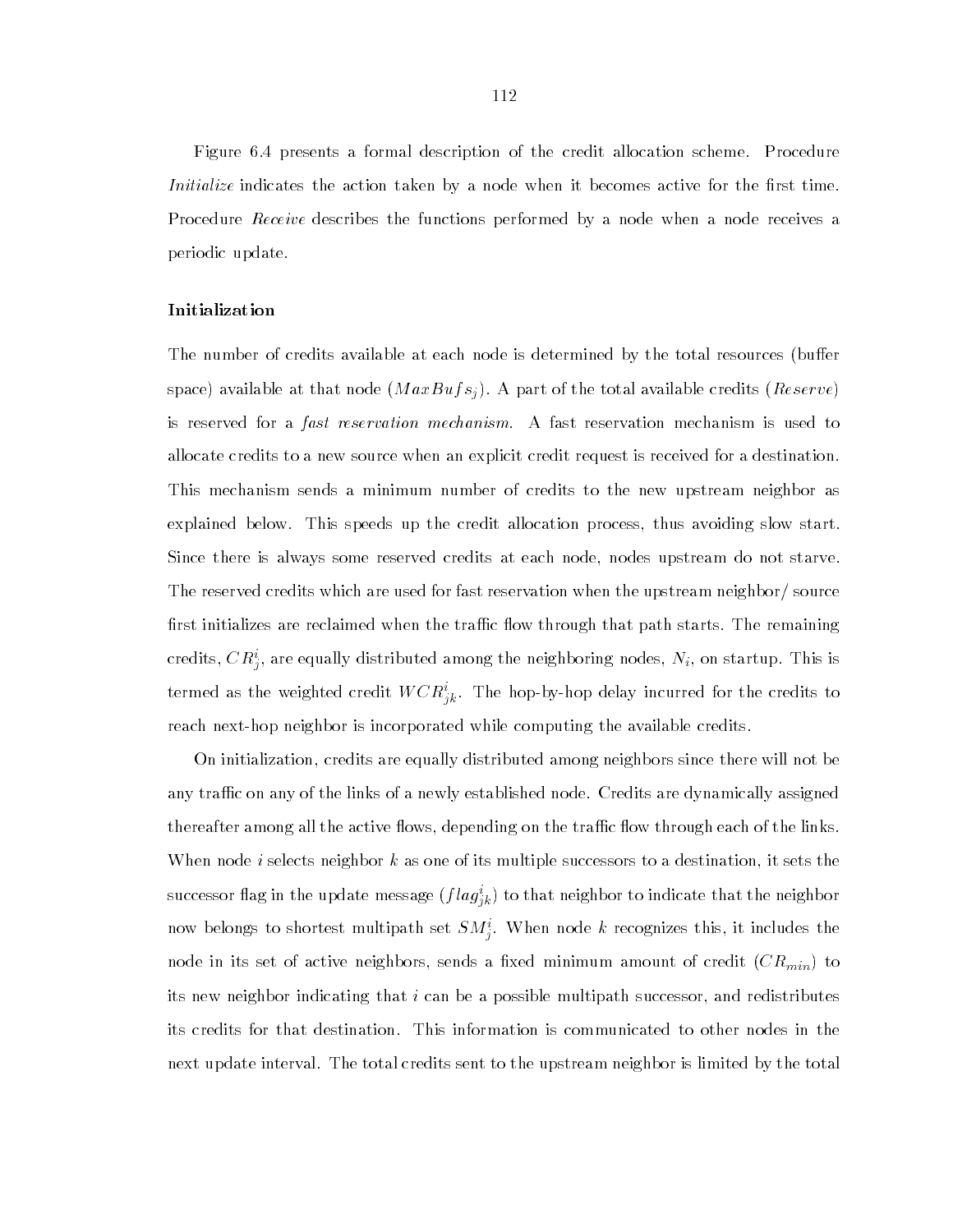Figure 6.4 presents a formal description of the credit allocation scheme. Procedure *Initialize* indicates the action taken by a node when it becomes active for the first time. Procedure *Receive* describes the functions performed by a node when a node receives a periodic update.

### Initialization

The number of credits available at each node is determined by the total resources (buffer space) available at that node ($MaxBufs_j$). A part of the total available credits ($Reserve$) is reserved for a *fast reservation mechanism*. A fast reservation mechanism is used to allocate credits to a new source when an explicit credit request is received for a destination. This mechanism sends a minimum number of credits to the new upstream neighbor as explained below. This speeds up the credit allocation process, thus avoiding slow start. Since there is always some reserved credits at each node, nodes upstream do not starve. The reserved credits which are used for fast reservation when the upstream neighbor/ source first initializes are reclaimed when the traffic flow through that path starts. The remaining credits, $CR^i_j$, are equally distributed among the neighboring nodes, $N_i$, on startup. This is termed as the weighted credit $WCR^i_{jk}$. The hop-by-hop delay incurred for the credits to reach next-hop neighbor is incorporated while computing the available credits.

On initialization, credits are equally distributed among neighbors since there will not be any traffic on any of the links of a newly established node. Credits are dynamically assigned thereafter among all the active flows, depending on the traffic flow through each of the links. When node $i$ selects neighbor $k$ as one of its multiple successors to a destination, it sets the successor flag in the update message ($flag^i_{jk}$) to that neighbor to indicate that the neighbor now belongs to shortest multipath set $SM^i_j$. When node $k$ recognizes this, it includes the node in its set of active neighbors, sends a fixed minimum amount of credit ($CR_{min}$) to its new neighbor indicating that $i$ can be a possible multipath successor, and redistributes its credits for that destination. This information is communicated to other nodes in the next update interval. The total credits sent to the upstream neighbor is limited by the total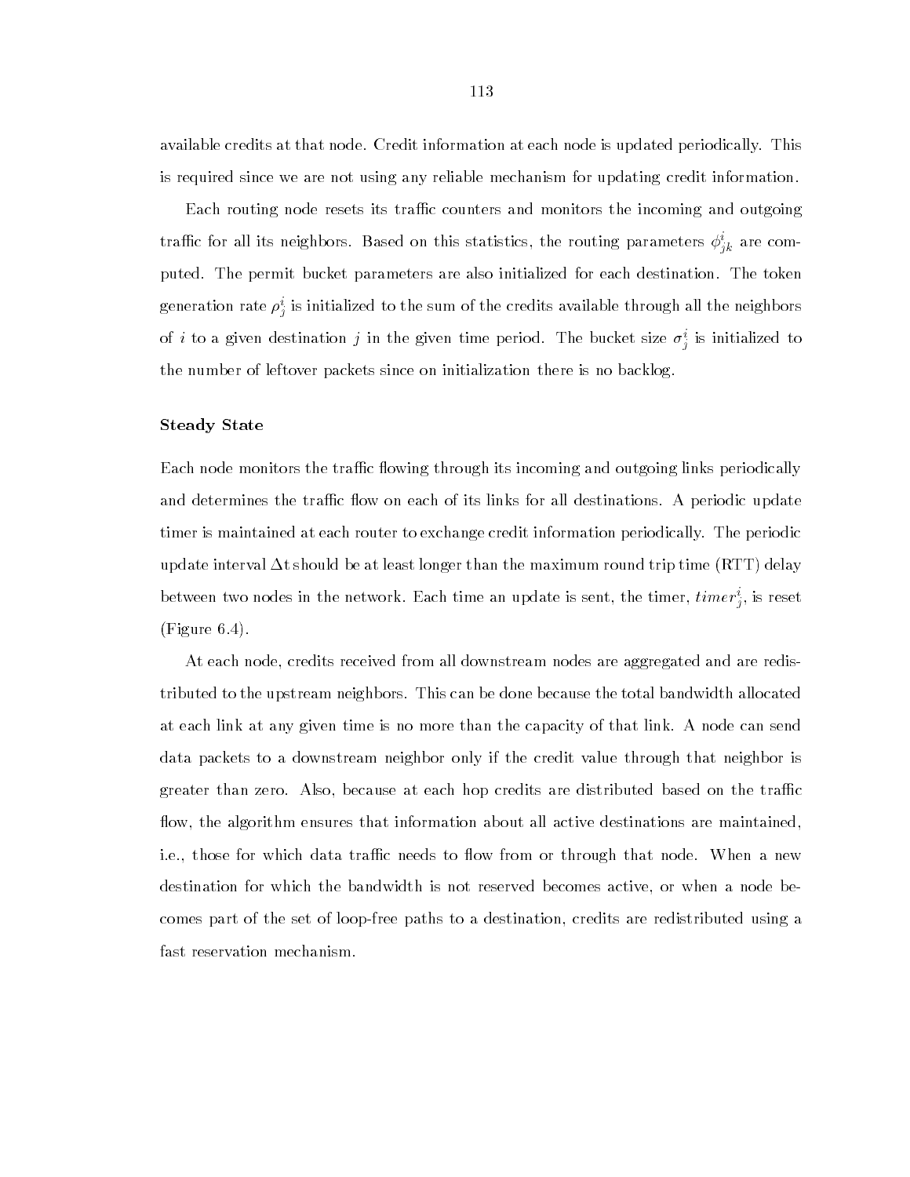available credits at that node. Credit information at each node is updated periodically. This is required since we are not using any reliable mechanism for updating credit information.

Each routing node resets its traffic counters and monitors the incoming and outgoing traffic for all its neighbors. Based on this statistics, the routing parameters $\phi^i_{jk}$ are computed. The permit bucket parameters are also initialized for each destination. The token generation rate $\rho^i_j$ is initialized to the sum of the credits available through all the neighbors of $i$ to a given destination $j$ in the given time period. The bucket size $\sigma^i_j$ is initialized to the number of leftover packets since on initialization there is no backlog.

### Steady State

Each node monitors the traffic flowing through its incoming and outgoing links periodically and determines the traffic flow on each of its links for all destinations. A periodic update timer is maintained at each router to exchange credit information periodically. The periodic update interval $\Delta$t should be at least longer than the maximum round trip time (RTT) delay between two nodes in the network. Each time an update is sent, the timer, $timer^i_j$, is reset (Figure 6.4).

At each node, credits received from all downstream nodes are aggregated and are redistributed to the upstream neighbors. This can be done because the total bandwidth allocated at each link at any given time is no more than the capacity of that link. A node can send data packets to a downstream neighbor only if the credit value through that neighbor is greater than zero. Also, because at each hop credits are distributed based on the traffic flow, the algorithm ensures that information about all active destinations are maintained, i.e., those for which data traffic needs to flow from or through that node. When a new destination for which the bandwidth is not reserved becomes active, or when a node becomes part of the set of loop-free paths to a destination, credits are redistributed using a fast reservation mechanism.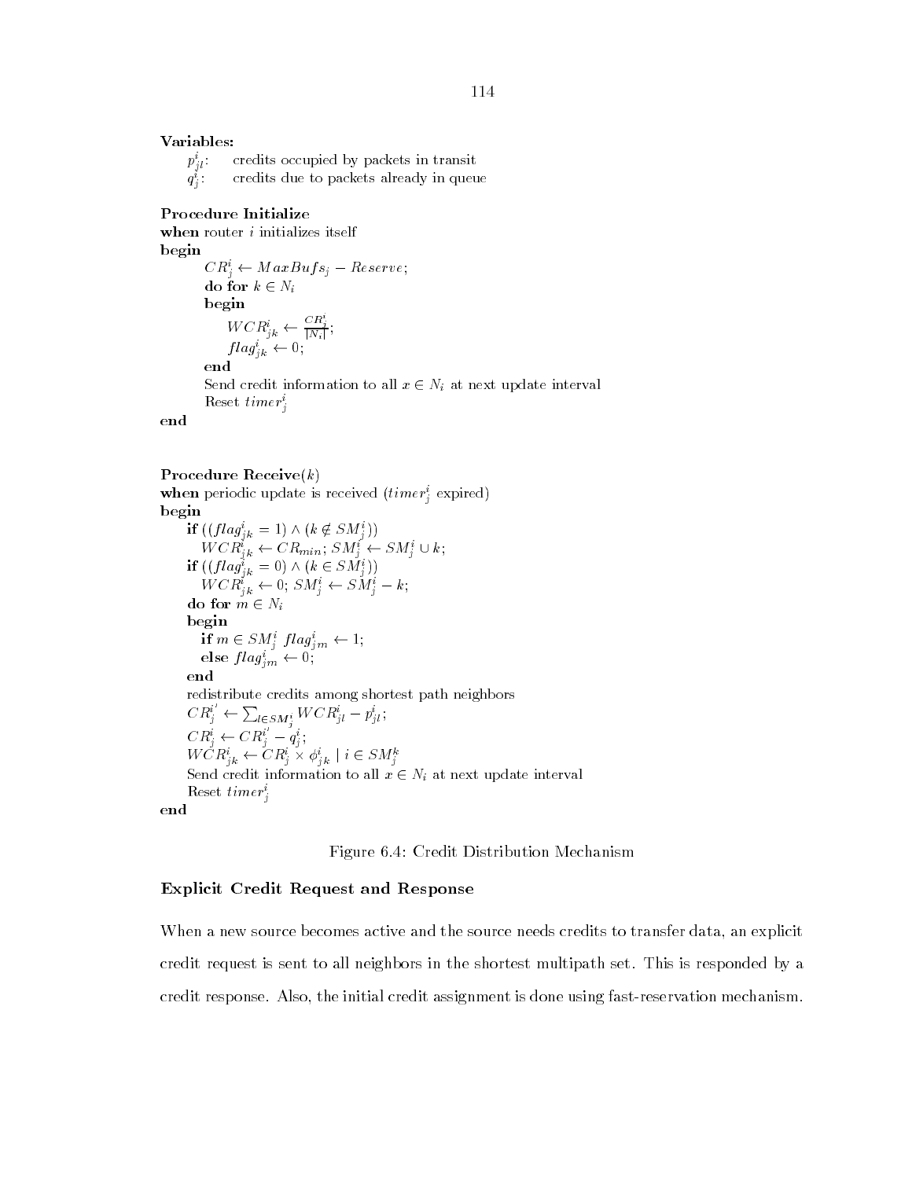**Variables:**

$p^i_{jl}$: credits occupied by packets in transit
$q^i_j$: credits due to packets already in queue

**Procedure Initialize**
**when** router $i$ initializes itself
**begin**
$CR^i_j \leftarrow MaxBufs_j - Reserve$;
**do for** $k \in N_i$
**begin**
$WCR^i_{jk} \leftarrow \frac{CR^i_j}{|N_i|}$;
$flag^i_{jk} \leftarrow 0$;
**end**
Send credit information to all $x \in N_i$ at next update interval
Reset $timer^i_j$
**end**

**Procedure Receive**$(k)$
**when** periodic update is received ($timer^i_j$ expired)
**begin**
**if** $((flag^i_{jk} = 1) \wedge (k \notin SM^i_j))$
$WCR^i_{jk} \leftarrow CR_{min}$; $SM^i_j \leftarrow SM^i_j \cup k$;
**if** $((flag^i_{jk} = 0) \wedge (k \in SM^i_j))$
$WCR^i_{jk} \leftarrow 0$; $SM^i_j \leftarrow SM^i_j - k$;
**do for** $m \in N_i$
**begin**
**if** $m \in SM^i_j$ $flag^i_{jm} \leftarrow 1$;
**else** $flag^i_{jm} \leftarrow 0$;
**end**
redistribute credits among shortest path neighbors
$CR^{i'}_j \leftarrow \sum_{l \in SM^i_j} WCR^i_{jl} - p^i_{jl}$;
$CR^i_j \leftarrow CR^{i'}_j - q^i_j$;
$WCR^i_{jk} \leftarrow CR^i_j \times \phi^i_{jk} \mid i \in SM^k_j$
Send credit information to all $x \in N_i$ at next update interval
Reset $timer^i_j$
**end**

Figure 6.4: Credit Distribution Mechanism

### Explicit Credit Request and Response

When a new source becomes active and the source needs credits to transfer data, an explicit credit request is sent to all neighbors in the shortest multipath set. This is responded by a credit response. Also, the initial credit assignment is done using fast-reservation mechanism.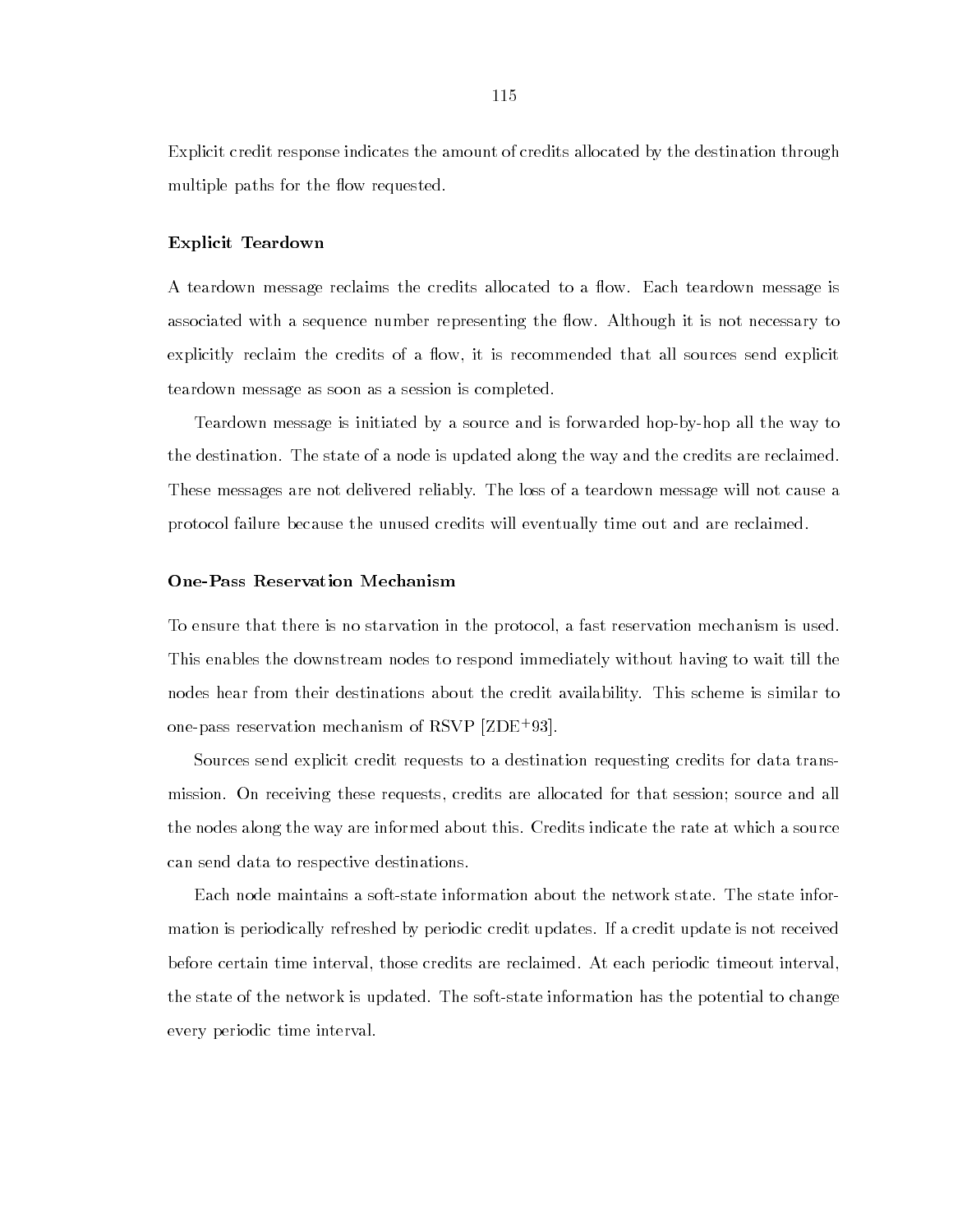Explicit credit response indicates the amount of credits allocated by the destination through multiple paths for the flow requested.

#### Explicit Teardown

A teardown message reclaims the credits allocated to a flow. Each teardown message is associated with a sequence number representing the flow. Although it is not necessary to explicitly reclaim the credits of a flow, it is recommended that all sources send explicit teardown message as soon as a session is completed.

Teardown message is initiated by a source and is forwarded hop-by-hop all the way to the destination. The state of a node is updated along the way and the credits are reclaimed. These messages are not delivered reliably. The loss of a teardown message will not cause a protocol failure because the unused credits will eventually time out and are reclaimed.

#### One-Pass Reservation Mechanism

To ensure that there is no starvation in the protocol, a fast reservation mechanism is used. This enables the downstream nodes to respond immediately without having to wait till the nodes hear from their destinations about the credit availability. This scheme is similar to one-pass reservation mechanism of RSVP [ZDE+93].

Sources send explicit credit requests to a destination requesting credits for data transmission. On receiving these requests, credits are allocated for that session; source and all the nodes along the way are informed about this. Credits indicate the rate at which a source can send data to respective destinations.

Each node maintains a soft-state information about the network state. The state information is periodically refreshed by periodic credit updates. If a credit update is not received before certain time interval, those credits are reclaimed. At each periodic timeout interval, the state of the network is updated. The soft-state information has the potential to change every periodic time interval.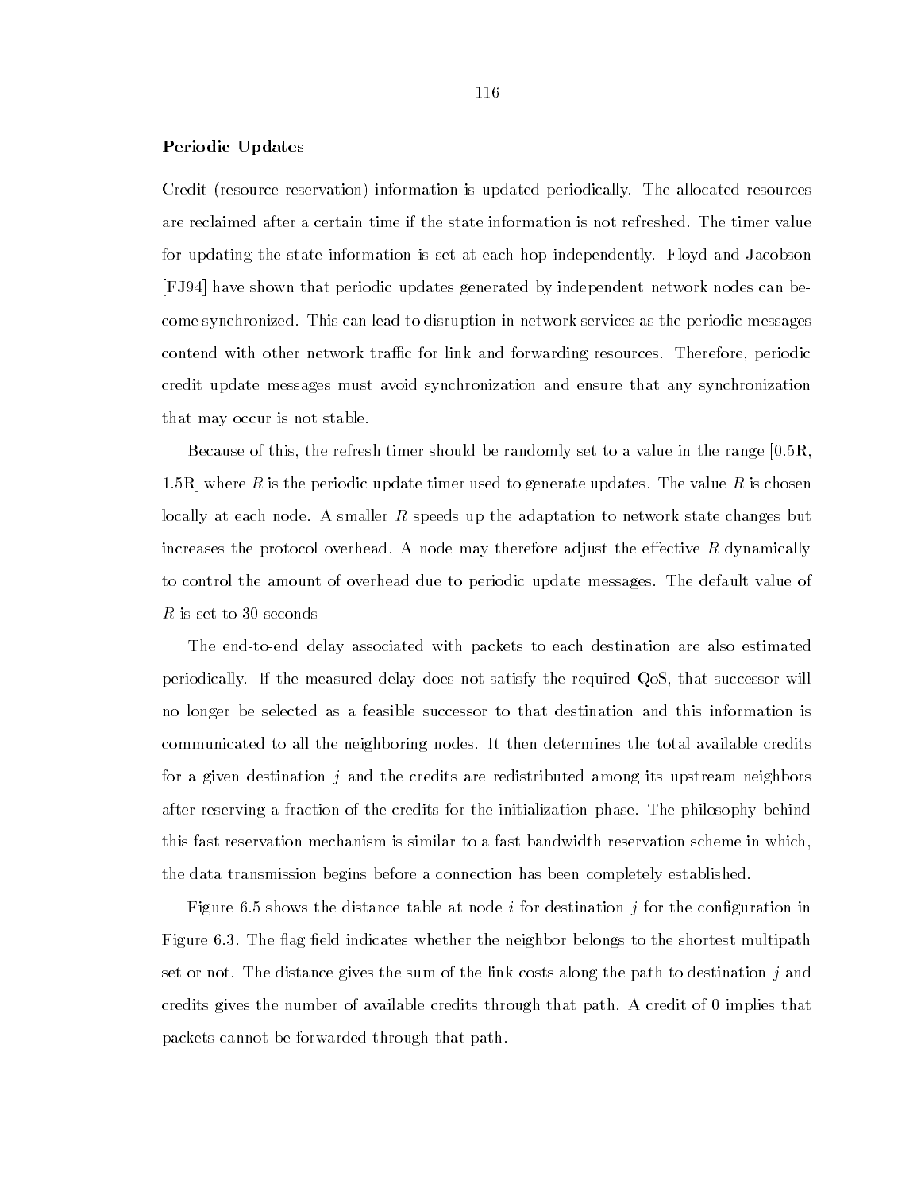#### Periodic Updates

Credit (resource reservation) information is updated periodically. The allocated resources are reclaimed after a certain time if the state information is not refreshed. The timer value for updating the state information is set at each hop independently. Floyd and Jacobson [FJ94] have shown that periodic updates generated by independent network nodes can become synchronized. This can lead to disruption in network services as the periodic messages contend with other network traffic for link and forwarding resources. Therefore, periodic credit update messages must avoid synchronization and ensure that any synchronization that may occur is not stable.

Because of this, the refresh timer should be randomly set to a value in the range [0.5R, 1.5R] where $R$ is the periodic update timer used to generate updates. The value $R$ is chosen locally at each node. A smaller $R$ speeds up the adaptation to network state changes but increases the protocol overhead. A node may therefore adjust the effective $R$ dynamically to control the amount of overhead due to periodic update messages. The default value of $R$ is set to 30 seconds

The end-to-end delay associated with packets to each destination are also estimated periodically. If the measured delay does not satisfy the required QoS, that successor will no longer be selected as a feasible successor to that destination and this information is communicated to all the neighboring nodes. It then determines the total available credits for a given destination $j$ and the credits are redistributed among its upstream neighbors after reserving a fraction of the credits for the initialization phase. The philosophy behind this fast reservation mechanism is similar to a fast bandwidth reservation scheme in which, the data transmission begins before a connection has been completely established.

Figure 6.5 shows the distance table at node $i$ for destination $j$ for the configuration in Figure 6.3. The flag field indicates whether the neighbor belongs to the shortest multipath set or not. The distance gives the sum of the link costs along the path to destination $j$ and credits gives the number of available credits through that path. A credit of 0 implies that packets cannot be forwarded through that path.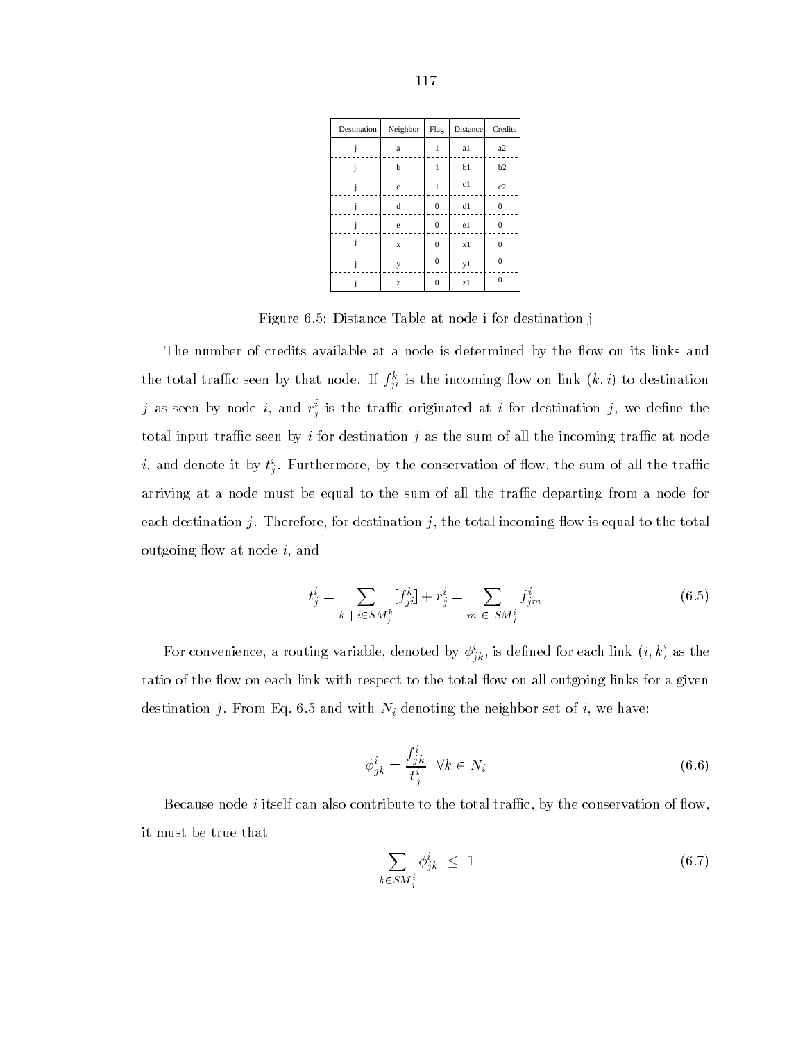| Destination | Neighbor | Flag | Distance | Credits |
| --- | --- | --- | --- | --- |
| j | a | 1 | a1 | a2 |
| j | b | 1 | b1 | b2 |
| j | c | 1 | c1 | c2 |
| j | d | 0 | d1 | 0 |
| j | e | 0 | e1 | 0 |
| j | x | 0 | x1 | 0 |
| j | y | 0 | y1 | 0 |
| j | z | 0 | z1 | 0 |

Figure 6.5: Distance Table at node i for destination j

The number of credits available at a node is determined by the flow on its links and the total traffic seen by that node. If $f^k_{ji}$ is the incoming flow on link $(k, i)$ to destination $j$ as seen by node $i$, and $r^i_j$ is the traffic originated at $i$ for destination $j$, we define the total input traffic seen by $i$ for destination $j$ as the sum of all the incoming traffic at node $i$, and denote it by $t^i_j$. Furthermore, by the conservation of flow, the sum of all the traffic arriving at a node must be equal to the sum of all the traffic departing from a node for each destination $j$. Therefore, for destination $j$, the total incoming flow is equal to the total outgoing flow at node $i$, and

$$t^i_j = \sum_{k \;|\; i \in SM^k_j} [f^k_{ji}] + r^i_j = \sum_{m \;\in\; SM^i_j} f^i_{jm} \tag{6.5}$$

For convenience, a routing variable, denoted by $\phi^i_{jk}$, is defined for each link $(i, k)$ as the ratio of the flow on each link with respect to the total flow on all outgoing links for a given destination $j$. From Eq. 6.5 and with $N_i$ denoting the neighbor set of $i$, we have:

$$\phi^i_{jk} = \frac{f^i_{jk}}{t^i_j} \quad \forall k \in N_i \tag{6.6}$$

Because node $i$ itself can also contribute to the total traffic, by the conservation of flow, it must be true that

$$\sum_{k \in SM^i_j} \phi^i_{jk} \;\leq\; 1 \tag{6.7}$$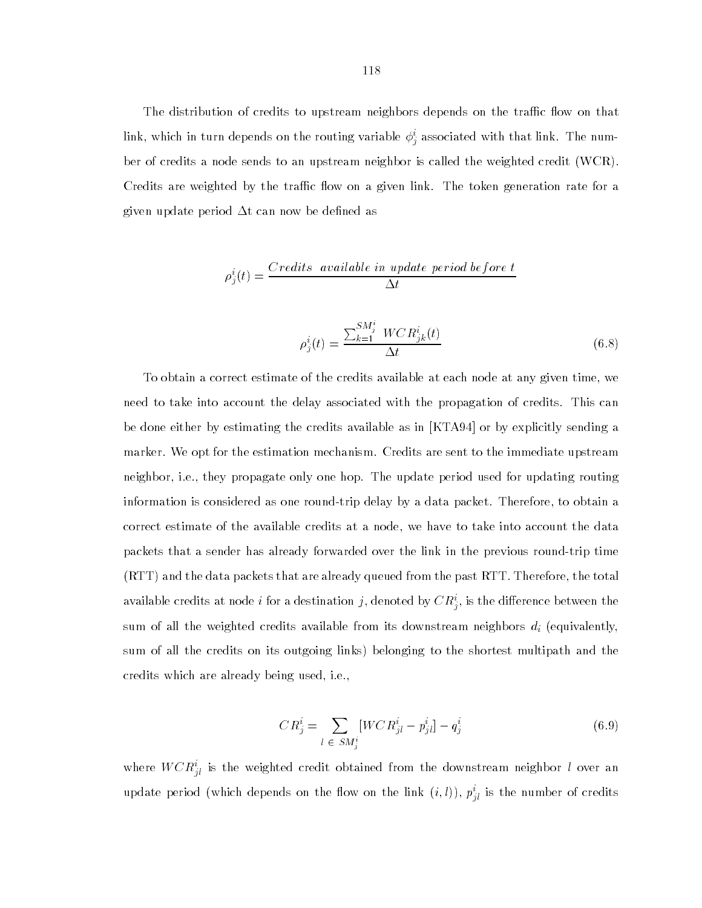The distribution of credits to upstream neighbors depends on the traffic flow on that link, which in turn depends on the routing variable $\phi^i_j$ associated with that link. The number of credits a node sends to an upstream neighbor is called the weighted credit (WCR). Credits are weighted by the traffic flow on a given link. The token generation rate for a given update period $\Delta$t can now be defined as

$$\rho^i_j(t) = \frac{Credits \;\; available \; in \; update \; period \, before \; t}{\Delta t}$$

$$\rho^i_j(t) = \frac{\sum_{k=1}^{SM^i_j} \; WCR^i_{jk}(t)}{\Delta t} \tag{6.8}$$

To obtain a correct estimate of the credits available at each node at any given time, we need to take into account the delay associated with the propagation of credits. This can be done either by estimating the credits available as in [KTA94] or by explicitly sending a marker. We opt for the estimation mechanism. Credits are sent to the immediate upstream neighbor, i.e., they propagate only one hop. The update period used for updating routing information is considered as one round-trip delay by a data packet. Therefore, to obtain a correct estimate of the available credits at a node, we have to take into account the data packets that a sender has already forwarded over the link in the previous round-trip time (RTT) and the data packets that are already queued from the past RTT. Therefore, the total available credits at node $i$ for a destination $j$, denoted by $CR^i_j$, is the difference between the sum of all the weighted credits available from its downstream neighbors $d_i$ (equivalently, sum of all the credits on its outgoing links) belonging to the shortest multipath and the credits which are already being used, i.e.,

$$CR^i_j = \sum_{l \; \in \; SM^i_j} [WCR^i_{jl} - p^i_{jl}] - q^i_j \tag{6.9}$$

where $WCR^i_{jl}$ is the weighted credit obtained from the downstream neighbor $l$ over an update period (which depends on the flow on the link $(i, l)$), $p^i_{jl}$ is the number of credits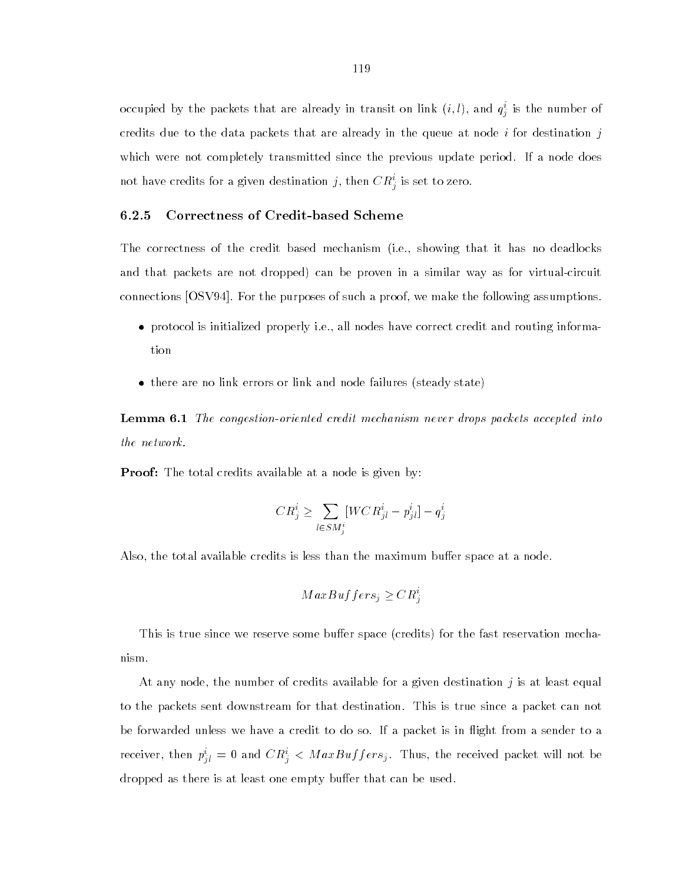occupied by the packets that are already in transit on link $(i, l)$, and $q^i_j$ is the number of credits due to the data packets that are already in the queue at node $i$ for destination $j$ which were not completely transmitted since the previous update period. If a node does not have credits for a given destination $j$, then $CR^i_j$ is set to zero.

### 6.2.5 Correctness of Credit-based Scheme

The correctness of the credit based mechanism (i.e., showing that it has no deadlocks and that packets are not dropped) can be proven in a similar way as for virtual-circuit connections [OSV94]. For the purposes of such a proof, we make the following assumptions.

- protocol is initialized properly i.e., all nodes have correct credit and routing information
- there are no link errors or link and node failures (steady state)

**Lemma 6.1** *The congestion-oriented credit mechanism never drops packets accepted into the network.*

**Proof:** The total credits available at a node is given by:

$$CR^i_j \geq \sum_{l \in SM^i_j} [WCR^i_{jl} - p^i_{jl}] - q^i_j$$

Also, the total available credits is less than the maximum buffer space at a node.

$$MaxBuffers_j \geq CR^i_j$$

This is true since we reserve some buffer space (credits) for the fast reservation mechanism.

At any node, the number of credits available for a given destination $j$ is at least equal to the packets sent downstream for that destination. This is true since a packet can not be forwarded unless we have a credit to do so. If a packet is in flight from a sender to a receiver, then $p^i_{jl} = 0$ and $CR^i_j < MaxBuffers_j$. Thus, the received packet will not be dropped as there is at least one empty buffer that can be used.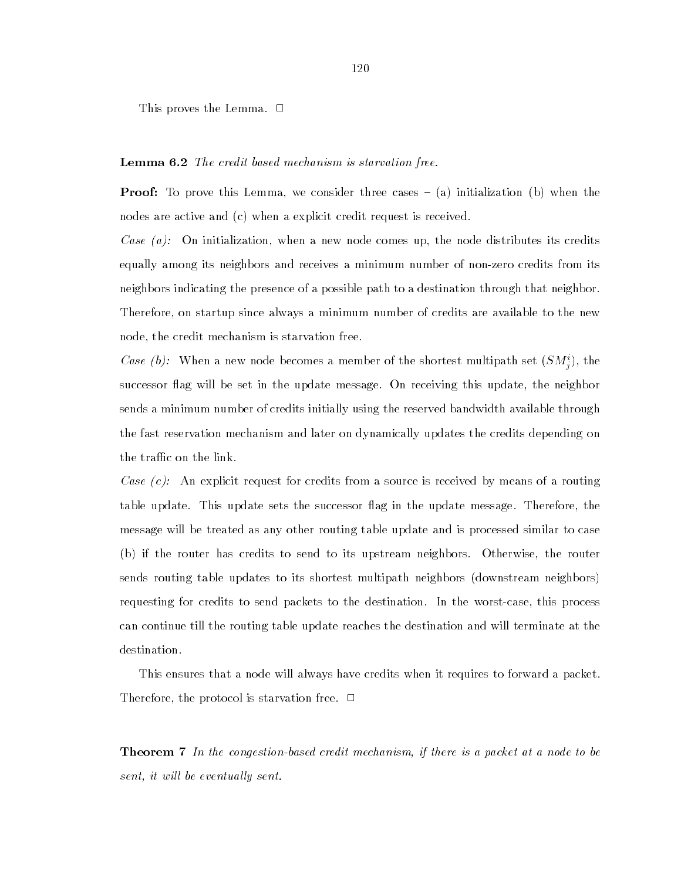This proves the Lemma. □

**Lemma 6.2** *The credit based mechanism is starvation free.*

**Proof:** To prove this Lemma, we consider three cases – (a) initialization (b) when the nodes are active and (c) when a explicit credit request is received.

*Case (a):* On initialization, when a new node comes up, the node distributes its credits equally among its neighbors and receives a minimum number of non-zero credits from its neighbors indicating the presence of a possible path to a destination through that neighbor. Therefore, on startup since always a minimum number of credits are available to the new node, the credit mechanism is starvation free.

*Case (b):* When a new node becomes a member of the shortest multipath set ($SM_j^i$), the successor flag will be set in the update message. On receiving this update, the neighbor sends a minimum number of credits initially using the reserved bandwidth available through the fast reservation mechanism and later on dynamically updates the credits depending on the traffic on the link.

*Case (c):* An explicit request for credits from a source is received by means of a routing table update. This update sets the successor flag in the update message. Therefore, the message will be treated as any other routing table update and is processed similar to case (b) if the router has credits to send to its upstream neighbors. Otherwise, the router sends routing table updates to its shortest multipath neighbors (downstream neighbors) requesting for credits to send packets to the destination. In the worst-case, this process can continue till the routing table update reaches the destination and will terminate at the destination.

This ensures that a node will always have credits when it requires to forward a packet. Therefore, the protocol is starvation free. □

**Theorem 7** *In the congestion-based credit mechanism, if there is a packet at a node to be sent, it will be eventually sent.*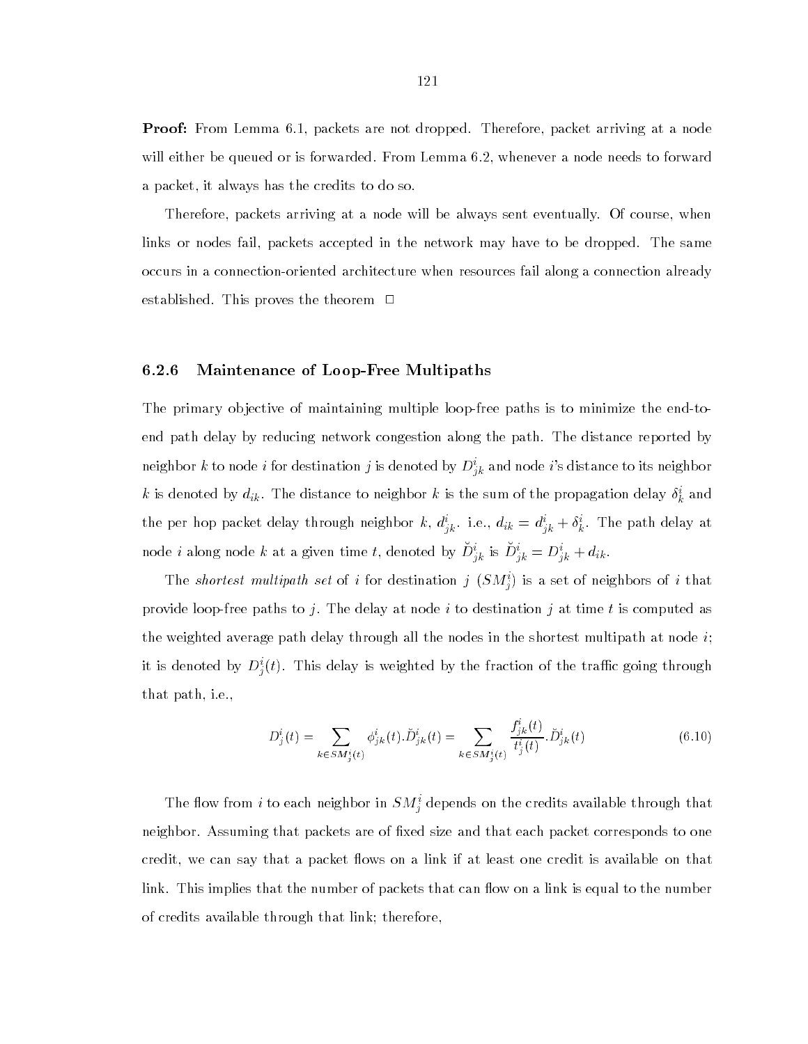**Proof:** From Lemma 6.1, packets are not dropped. Therefore, packet arriving at a node will either be queued or is forwarded. From Lemma 6.2, whenever a node needs to forward a packet, it always has the credits to do so.

Therefore, packets arriving at a node will be always sent eventually. Of course, when links or nodes fail, packets accepted in the network may have to be dropped. The same occurs in a connection-oriented architecture when resources fail along a connection already established. This proves the theorem $\Box$

### 6.2.6 Maintenance of Loop-Free Multipaths

The primary objective of maintaining multiple loop-free paths is to minimize the end-to-end path delay by reducing network congestion along the path. The distance reported by neighbor $k$ to node $i$ for destination $j$ is denoted by $D^i_{jk}$ and node $i$'s distance to its neighbor $k$ is denoted by $d_{ik}$. The distance to neighbor $k$ is the sum of the propagation delay $\delta^i_k$ and the per hop packet delay through neighbor $k$, $d^i_{jk}$. i.e., $d_{ik} = d^i_{jk} + \delta^i_k$. The path delay at node $i$ along node $k$ at a given time $t$, denoted by $\breve{D}^i_{jk}$ is $\breve{D}^i_{jk} = D^i_{jk} + d_{ik}$.

The *shortest multipath set* of $i$ for destination $j$ ($SM^i_j$) is a set of neighbors of $i$ that provide loop-free paths to $j$. The delay at node $i$ to destination $j$ at time $t$ is computed as the weighted average path delay through all the nodes in the shortest multipath at node $i$; it is denoted by $D^i_j(t)$. This delay is weighted by the fraction of the traffic going through that path, i.e.,

$$D^i_j(t) = \sum_{k \in SM^i_j(t)} \phi^i_{jk}(t).\breve{D}^i_{jk}(t) = \sum_{k \in SM^i_j(t)} \frac{f^i_{jk}(t)}{t^i_j(t)}.\breve{D}^i_{jk}(t) \tag{6.10}$$

The flow from $i$ to each neighbor in $SM^i_j$ depends on the credits available through that neighbor. Assuming that packets are of fixed size and that each packet corresponds to one credit, we can say that a packet flows on a link if at least one credit is available on that link. This implies that the number of packets that can flow on a link is equal to the number of credits available through that link; therefore,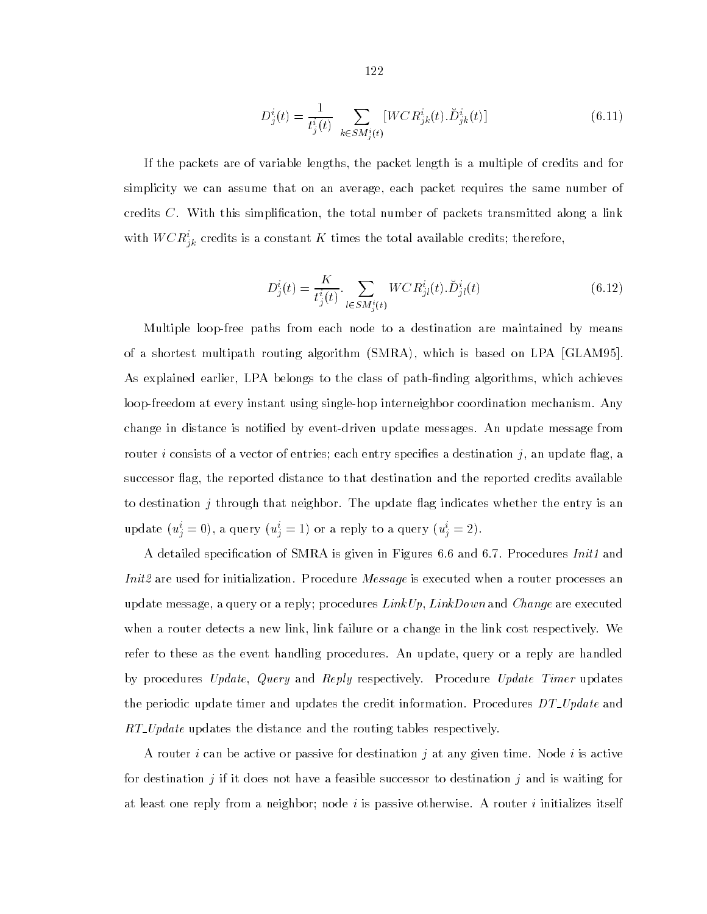$$D_j^i(t) = \frac{1}{t_j^i(t)} \sum_{k \in SM_j^i(t)} [WCR_{jk}^i(t).\breve{D}_{jk}^i(t)] \tag{6.11}$$

If the packets are of variable lengths, the packet length is a multiple of credits and for simplicity we can assume that on an average, each packet requires the same number of credits $C$. With this simplification, the total number of packets transmitted along a link with $WCR_{jk}^i$ credits is a constant $K$ times the total available credits; therefore,

$$D_j^i(t) = \frac{K}{t_j^i(t)}. \sum_{l \in SM_j^i(t)} WCR_{jl}^i(t).\breve{D}_{jl}^i(t) \tag{6.12}$$

Multiple loop-free paths from each node to a destination are maintained by means of a shortest multipath routing algorithm (SMRA), which is based on LPA [GLAM95]. As explained earlier, LPA belongs to the class of path-finding algorithms, which achieves loop-freedom at every instant using single-hop interneighbor coordination mechanism. Any change in distance is notified by event-driven update messages. An update message from router $i$ consists of a vector of entries; each entry specifies a destination $j$, an update flag, a successor flag, the reported distance to that destination and the reported credits available to destination $j$ through that neighbor. The update flag indicates whether the entry is an update ($u_j^i = 0$), a query ($u_j^i = 1$) or a reply to a query ($u_j^i = 2$).

A detailed specification of SMRA is given in Figures 6.6 and 6.7. Procedures *Init1* and *Init2* are used for initialization. Procedure *Message* is executed when a router processes an update message, a query or a reply; procedures *LinkUp*, *LinkDown* and *Change* are executed when a router detects a new link, link failure or a change in the link cost respectively. We refer to these as the event handling procedures. An update, query or a reply are handled by procedures *Update*, *Query* and *Reply* respectively. Procedure *Update Timer* updates the periodic update timer and updates the credit information. Procedures *DT_Update* and *RT_Update* updates the distance and the routing tables respectively.

A router $i$ can be active or passive for destination $j$ at any given time. Node $i$ is active for destination $j$ if it does not have a feasible successor to destination $j$ and is waiting for at least one reply from a neighbor; node $i$ is passive otherwise. A router $i$ initializes itself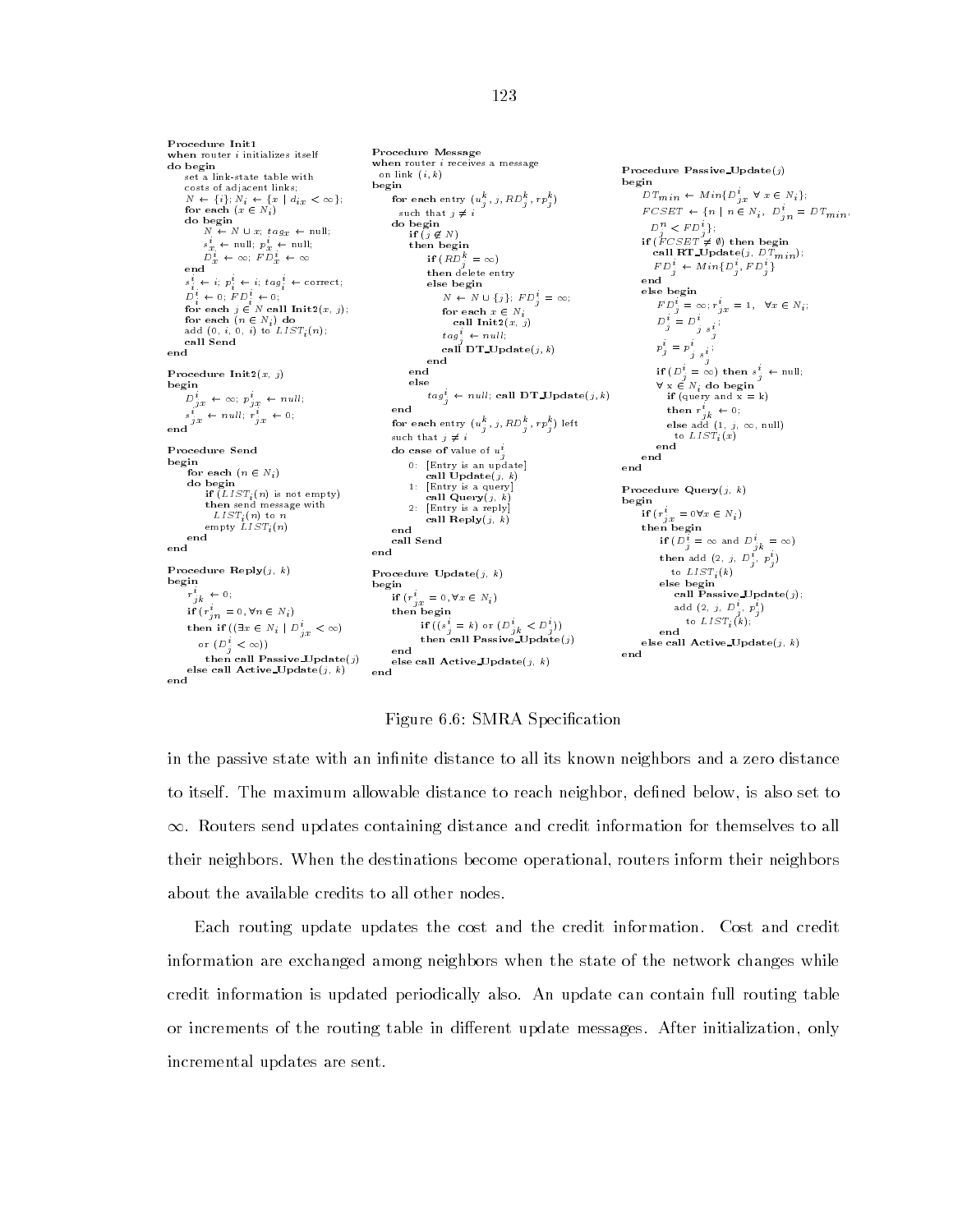```
Procedure Init1
when router i initializes itself
do begin
    set a link-state table with
    costs of adjacent links;
    N ← {i}; N_i ← {x | d_ix < ∞};
    for each (x ∈ N_i)
    do begin
        N ← N ∪ x; tag_x ← null;
        s^i_x ← null; p^i_x ← null;
        D^i_x ← ∞; FD^i_x ← ∞
    end
    s^i_i ← i; p^i_i ← i; tag^i_i ← correct;
    D^i_i ← 0; FD^i_i ← 0;
    for each j ∈ N call Init2(x, j);
    for each (n ∈ N_i) do
    add (0, i, 0, i) to LIST_i(n);
    call Send
end

Procedure Init2(x, j)
begin
    D^i_jx ← ∞; p^i_jx ← null;
    s^i_jx ← null; r^i_jx ← 0;
end

Procedure Send
begin
    for each (n ∈ N_i)
    do begin
        if (LIST_i(n) is not empty)
        then send message with
            LIST_i(n) to n
        empty LIST_i(n)
    end
end

Procedure Reply(j, k)
begin
    r^i_jk ← 0;
    if (r^i_jn = 0, ∀n ∈ N_i)
    then if ((∃x ∈ N_i | D^i_jx < ∞)
        or (D^i_j < ∞))
        then call Passive_Update(j)
    else call Active_Update(j, k)
end

Procedure Message
when router i receives a message
  on link (i, k)
begin
    for each entry (u^k_j, j, RD^k_j, rp^k_j)
      such that j ≠ i
    do begin
        if (j ∉ N)
        then begin
            if (RD^k_j = ∞)
            then delete entry
            else begin
                N ← N ∪ {j}; FD^i_j = ∞;
                for each x ∈ N_i
                    call Init2(x, j)
                tag^i_j ← null;
                call DT_Update(j, k)
            end
        end
        else
            tag^i_j ← null; call DT_Update(j, k)
    end
    for each entry (u^k_j, j, RD^k_j, rp^k_j) left
    such that j ≠ i
    do case of value of u^i_j
        0: [Entry is an update]
           call Update(j, k)
        1: [Entry is a query]
           call Query(j, k)
        2: [Entry is a reply]
           call Reply(j, k)
    end
    call Send
end

Procedure Update(j, k)
begin
    if (r^i_jx = 0, ∀x ∈ N_i)
    then begin
        if ((s^i_j = k) or (D^i_jk < D^i_j))
        then call Passive_Update(j)
    end
    else call Active_Update(j, k)
end

Procedure Passive_Update(j)
begin
    DT_min ← Min{D^i_jx ∀ x ∈ N_i};
    FCSET ← {n | n ∈ N_i, D^i_jn = DT_min,
      D^n_j < FD^i_j};
    if (FCSET ≠ ∅) then begin
      call RT_Update(j, DT_min);
      FD^i_j ← Min{D^i_j, FD^i_j}
    end
    else begin
        FD^i_j = ∞; r^i_jx = 1,  ∀x ∈ N_i;
        D^i_j = D^i_{j s^i_j};
        p^i_j = p^i_{j s^i_j};
        if (D^i_j = ∞) then s^i_j ← null;
        ∀ x ∈ N_i do begin
          if (query and x = k)
          then r^i_jk ← 0;
          else add (1, j, ∞, null)
            to LIST_i(x)
        end
    end
end

Procedure Query(j, k)
begin
    if (r^i_jx = 0∀x ∈ N_i)
    then begin
        if (D^i_j = ∞ and D^i_jk = ∞)
        then add (2, j, D^i_j, p^i_j)
          to LIST_i(k)
        else begin
            call Passive_Update(j);
            add (2, j, D^i_j, p^i_j)
              to LIST_i(k);
        end
    else call Active_Update(j, k)
end
```

Figure 6.6: SMRA Specification

in the passive state with an infinite distance to all its known neighbors and a zero distance to itself. The maximum allowable distance to reach neighbor, defined below, is also set to $\infty$. Routers send updates containing distance and credit information for themselves to all their neighbors. When the destinations become operational, routers inform their neighbors about the available credits to all other nodes.

Each routing update updates the cost and the credit information. Cost and credit information are exchanged among neighbors when the state of the network changes while credit information is updated periodically also. An update can contain full routing table or increments of the routing table in different update messages. After initialization, only incremental updates are sent.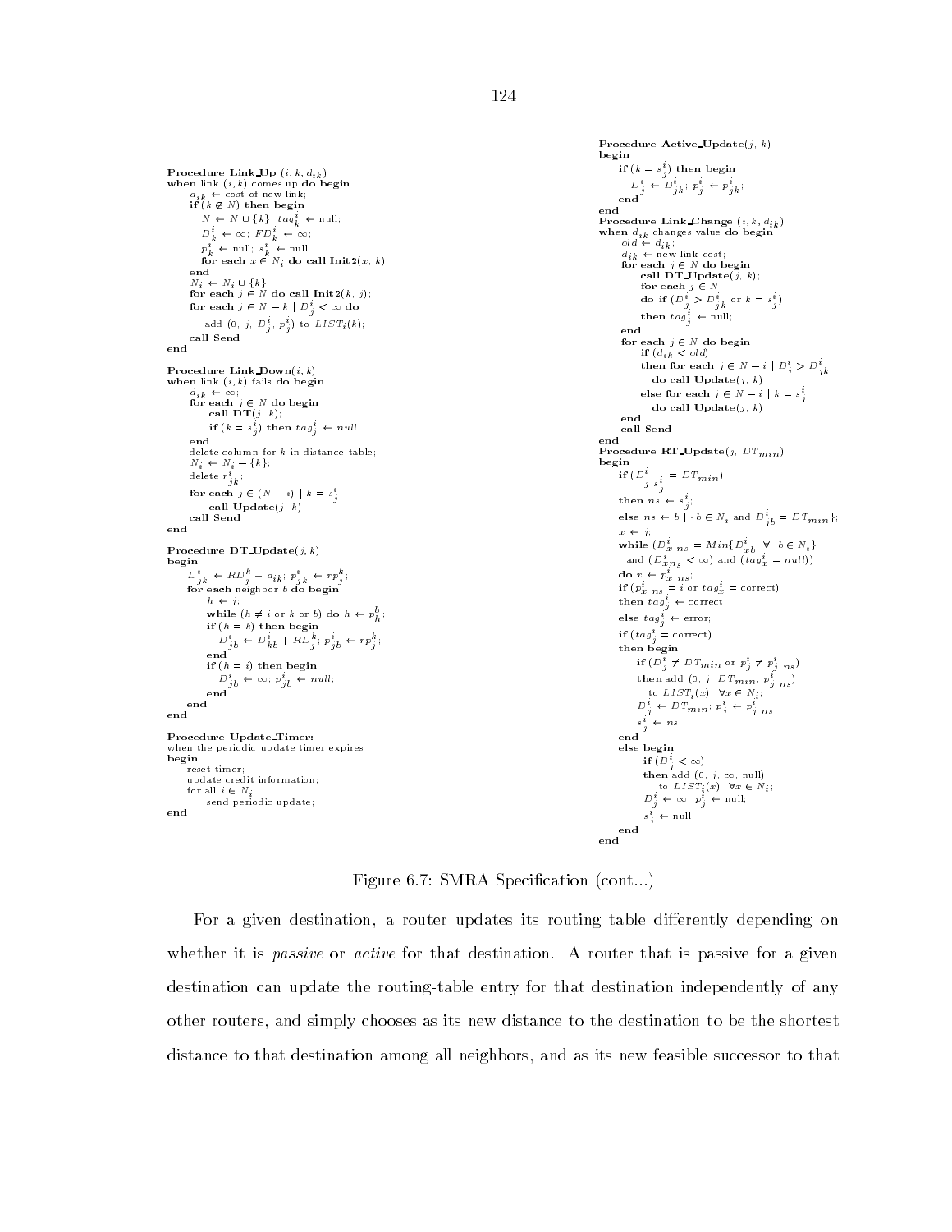```
Procedure Link_Up (i, k, d_ik)
when link (i, k) comes up do begin
    d_ik ← cost of new link;
    if (k ∉ N) then begin
        N ← N ∪ {k}; tag^i_k ← null;
        D^i_k ← ∞; FD^i_k ← ∞;
        p^i_k ← null; s^i_k ← null;
        for each x ∈ N_i do call Init2(x, k)
    end
    N_i ← N_i ∪ {k};
    for each j ∈ N do call Init2(k, j);
    for each j ∈ N − k | D^i_j < ∞ do
        add (0, j, D^i_j, p^i_j) to LIST_i(k);
    call Send
end

Procedure Link_Down(i, k)
when link (i, k) fails do begin
    d_ik ← ∞;
    for each j ∈ N do begin
        call DT(j, k);
        if (k = s^i_j) then tag^i_j ← null
    end
    delete column for k in distance table;
    N_i ← N_i − {k};
    delete r^i_jk;
    for each j ∈ (N − i) | k = s^i_j
        call Update(j, k)
    call Send
end

Procedure DT_Update(j, k)
begin
    D^i_jk ← RD^k_j + d_ik; p^i_jk ← rp^k_j;
    for each neighbor b do begin
        h ← j;
        while (h ≠ i or k or b) do h ← p^b_h;
        if (h = k) then begin
            D^i_jb ← D^i_kb + RD^k_j; p^i_jb ← rp^k_j;
        end
        if (h = i) then begin
            D^i_jb ← ∞; p^i_jb ← null;
        end
    end
end

Procedure Update_Timer:
when the periodic update timer expires
begin
    reset timer;
    update credit information;
    for all i ∈ N_i
        send periodic update;
end

Procedure Active_Update(j, k)
begin
    if (k = s^i_j) then begin
        D^i_j ← D^i_jk; p^i_j ← p^i_jk;
    end
end

Procedure Link_Change (i, k, d_ik)
when d_ik changes value do begin
    old ← d_ik;
    d_ik ← new link cost;
    for each j ∈ N do begin
        call DT_Update(j, k);
        for each j ∈ N
        do if (D^i_j > D^i_jk or k = s^i_j)
        then tag^i_j ← null;
    end
    for each j ∈ N do begin
        if (d_ik < old)
        then for each j ∈ N − i | D^i_j > D^i_jk
            do call Update(j, k)
        else for each j ∈ N − i | k = s^i_j
            do call Update(j, k)
    end
    call Send
end

Procedure RT_Update(j, DT_min)
begin
    if (D^i_{j s^i_j} = DT_min)
    then ns ← s^i_j;
    else ns ← b | {b ∈ N_i and D^i_jb = DT_min};
    x ← j;
    while (D^i_{x ns} = Min{D^i_xb ∀ b ∈ N_i}
        and (D^i_{x ns} < ∞) and (tag^i_x = null))
    do x ← p^i_{x ns};
    if (p^i_{x ns} = i or tag^i_x = correct)
    then tag^i_j ← correct;
    else tag^i_j ← error;
    if (tag^i_j = correct)
    then begin
        if (D^i_j ≠ DT_min or p^i_j ≠ p^i_{j ns})
        then add (0, j, DT_min, p^i_{j ns})
            to LIST_i(x) ∀x ∈ N_i;
        D^i_j ← DT_min; p^i_j ← p^i_{j ns};
        s^i_j ← ns;
    end
    else begin
        if (D^i_j < ∞)
        then add (0, j, ∞, null)
            to LIST_i(x) ∀x ∈ N_i;
        D^i_j ← ∞; p^i_j ← null;
        s^i_j ← null;
    end
end
```

Figure 6.7: SMRA Specification (cont...)

For a given destination, a router updates its routing table differently depending on whether it is *passive* or *active* for that destination. A router that is passive for a given destination can update the routing-table entry for that destination independently of any other routers, and simply chooses as its new distance to the destination to be the shortest distance to that destination among all neighbors, and as its new feasible successor to that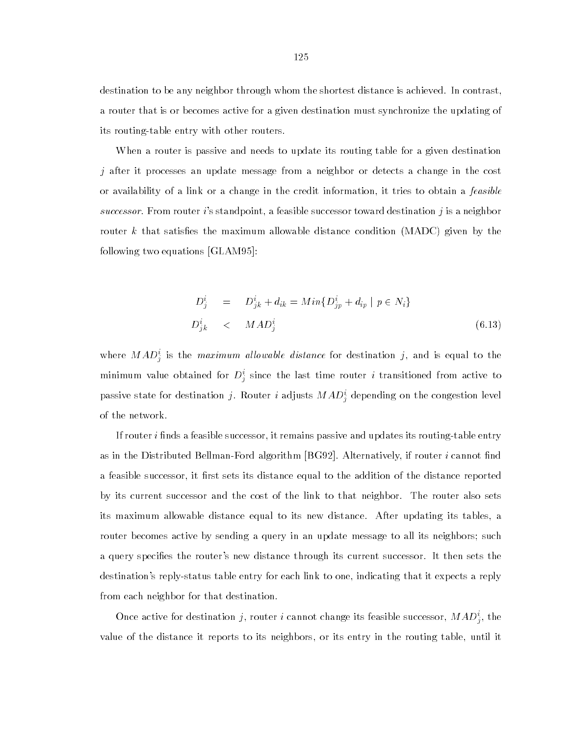destination to be any neighbor through whom the shortest distance is achieved. In contrast, a router that is or becomes active for a given destination must synchronize the updating of its routing-table entry with other routers.

When a router is passive and needs to update its routing table for a given destination $j$ after it processes an update message from a neighbor or detects a change in the cost or availability of a link or a change in the credit information, it tries to obtain a *feasible successor*. From router $i$'s standpoint, a feasible successor toward destination $j$ is a neighbor router $k$ that satisfies the maximum allowable distance condition (MADC) given by the following two equations [GLAM95]:

$$
\begin{aligned}
D_j^i &= D_{jk}^i + d_{ik} = Min\{D_{jp}^i + d_{ip} \mid p \in N_i\} \\
D_{jk}^i &< MAD_j^i
\end{aligned}
\tag{6.13}
$$

where $MAD_j^i$ is the *maximum allowable distance* for destination $j$, and is equal to the minimum value obtained for $D_j^i$ since the last time router $i$ transitioned from active to passive state for destination $j$. Router $i$ adjusts $MAD_j^i$ depending on the congestion level of the network.

If router $i$ finds a feasible successor, it remains passive and updates its routing-table entry as in the Distributed Bellman-Ford algorithm [BG92]. Alternatively, if router $i$ cannot find a feasible successor, it first sets its distance equal to the addition of the distance reported by its current successor and the cost of the link to that neighbor. The router also sets its maximum allowable distance equal to its new distance. After updating its tables, a router becomes active by sending a query in an update message to all its neighbors; such a query specifies the router's new distance through its current successor. It then sets the destination's reply-status table entry for each link to one, indicating that it expects a reply from each neighbor for that destination.

Once active for destination $j$, router $i$ cannot change its feasible successor, $MAD_j^i$, the value of the distance it reports to its neighbors, or its entry in the routing table, until it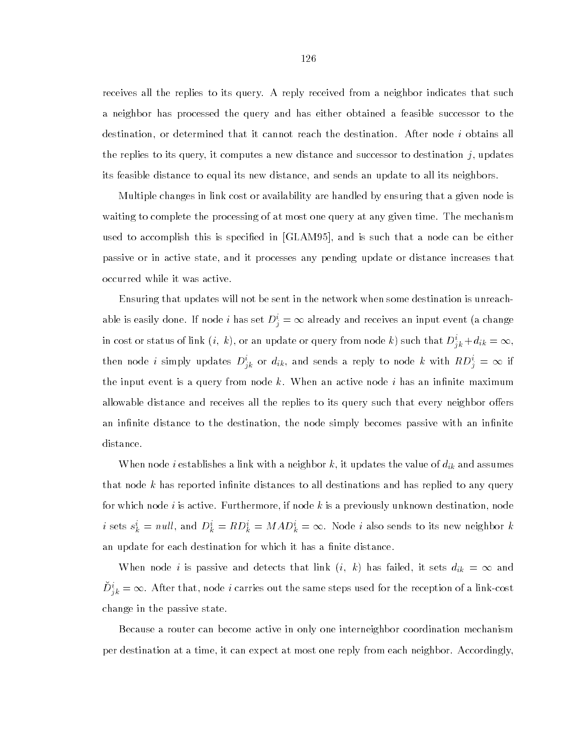receives all the replies to its query. A reply received from a neighbor indicates that such a neighbor has processed the query and has either obtained a feasible successor to the destination, or determined that it cannot reach the destination. After node $i$ obtains all the replies to its query, it computes a new distance and successor to destination $j$, updates its feasible distance to equal its new distance, and sends an update to all its neighbors.

Multiple changes in link cost or availability are handled by ensuring that a given node is waiting to complete the processing of at most one query at any given time. The mechanism used to accomplish this is specified in [GLAM95], and is such that a node can be either passive or in active state, and it processes any pending update or distance increases that occurred while it was active.

Ensuring that updates will not be sent in the network when some destination is unreachable is easily done. If node $i$ has set $D^i_j = \infty$ already and receives an input event (a change in cost or status of link $(i,\ k)$, or an update or query from node $k$) such that $D^i_{jk} + d_{ik} = \infty$, then node $i$ simply updates $D^i_{jk}$ or $d_{ik}$, and sends a reply to node $k$ with $RD^i_j = \infty$ if the input event is a query from node $k$. When an active node $i$ has an infinite maximum allowable distance and receives all the replies to its query such that every neighbor offers an infinite distance to the destination, the node simply becomes passive with an infinite distance.

When node $i$ establishes a link with a neighbor $k$, it updates the value of $d_{ik}$ and assumes that node $k$ has reported infinite distances to all destinations and has replied to any query for which node $i$ is active. Furthermore, if node $k$ is a previously unknown destination, node $i$ sets $s^i_k = null$, and $D^i_k = RD^i_k = MAD^i_k = \infty$. Node $i$ also sends to its new neighbor $k$ an update for each destination for which it has a finite distance.

When node $i$ is passive and detects that link $(i,\ k)$ has failed, it sets $d_{ik} = \infty$ and $\breve{D}^i_{jk} = \infty$. After that, node $i$ carries out the same steps used for the reception of a link-cost change in the passive state.

Because a router can become active in only one interneighbor coordination mechanism per destination at a time, it can expect at most one reply from each neighbor. Accordingly,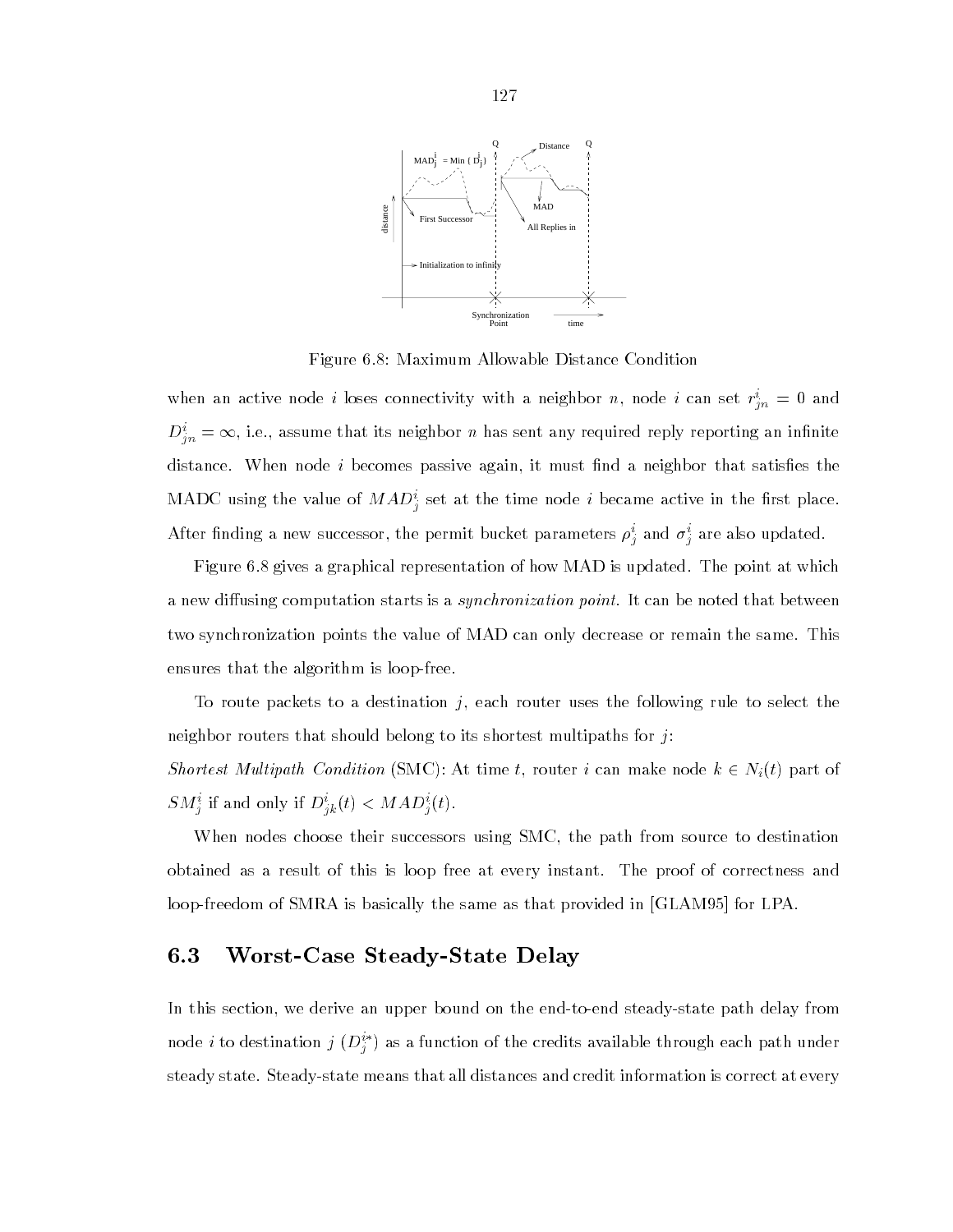Figure 6.8: Maximum Allowable Distance Condition

when an active node $i$ loses connectivity with a neighbor $n$, node $i$ can set $r^i_{jn} = 0$ and $D^i_{jn} = \infty$, i.e., assume that its neighbor $n$ has sent any required reply reporting an infinite distance. When node $i$ becomes passive again, it must find a neighbor that satisfies the MADC using the value of $MAD^i_j$ set at the time node $i$ became active in the first place. After finding a new successor, the permit bucket parameters $\rho^i_j$ and $\sigma^i_j$ are also updated.

Figure 6.8 gives a graphical representation of how MAD is updated. The point at which a new diffusing computation starts is a *synchronization point*. It can be noted that between two synchronization points the value of MAD can only decrease or remain the same. This ensures that the algorithm is loop-free.

To route packets to a destination $j$, each router uses the following rule to select the neighbor routers that should belong to its shortest multipaths for $j$:

*Shortest Multipath Condition* (SMC): At time $t$, router $i$ can make node $k \in N_i(t)$ part of $SM^i_j$ if and only if $D^i_{jk}(t) < MAD^i_j(t)$.

When nodes choose their successors using SMC, the path from source to destination obtained as a result of this is loop free at every instant. The proof of correctness and loop-freedom of SMRA is basically the same as that provided in [GLAM95] for LPA.

## 6.3 Worst-Case Steady-State Delay

In this section, we derive an upper bound on the end-to-end steady-state path delay from node $i$ to destination $j$ ($D^{i*}_j$) as a function of the credits available through each path under steady state. Steady-state means that all distances and credit information is correct at every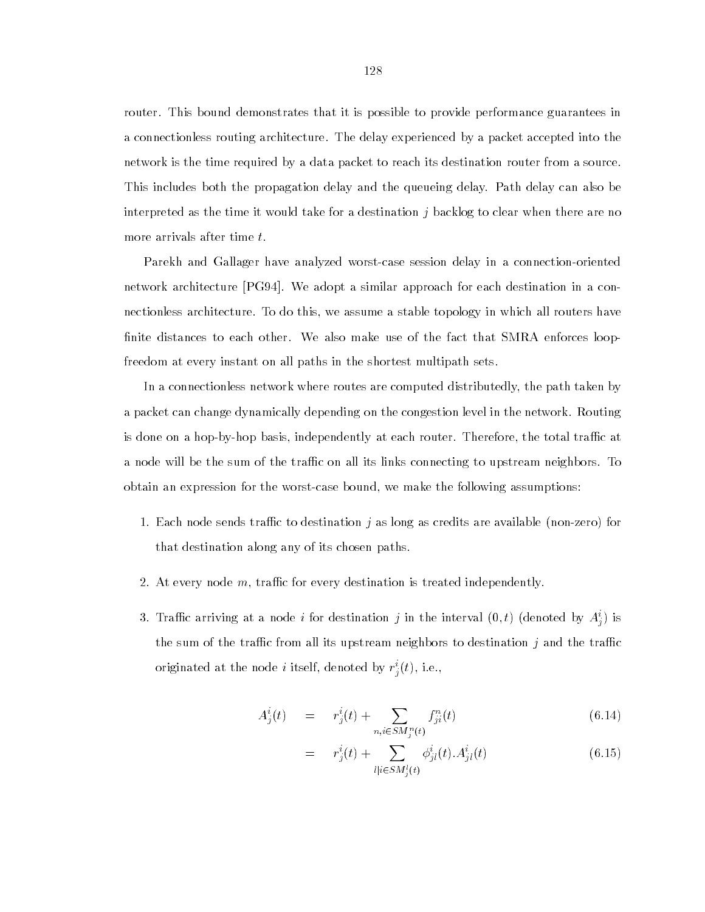router. This bound demonstrates that it is possible to provide performance guarantees in a connectionless routing architecture. The delay experienced by a packet accepted into the network is the time required by a data packet to reach its destination router from a source. This includes both the propagation delay and the queueing delay. Path delay can also be interpreted as the time it would take for a destination $j$ backlog to clear when there are no more arrivals after time $t$.

Parekh and Gallager have analyzed worst-case session delay in a connection-oriented network architecture [PG94]. We adopt a similar approach for each destination in a connectionless architecture. To do this, we assume a stable topology in which all routers have finite distances to each other. We also make use of the fact that SMRA enforces loop-freedom at every instant on all paths in the shortest multipath sets.

In a connectionless network where routes are computed distributedly, the path taken by a packet can change dynamically depending on the congestion level in the network. Routing is done on a hop-by-hop basis, independently at each router. Therefore, the total traffic at a node will be the sum of the traffic on all its links connecting to upstream neighbors. To obtain an expression for the worst-case bound, we make the following assumptions:

1. Each node sends traffic to destination $j$ as long as credits are available (non-zero) for that destination along any of its chosen paths.
2. At every node $m$, traffic for every destination is treated independently.
3. Traffic arriving at a node $i$ for destination $j$ in the interval $(0, t)$ (denoted by $A^i_j$) is the sum of the traffic from all its upstream neighbors to destination $j$ and the traffic originated at the node $i$ itself, denoted by $r^i_j(t)$, i.e.,

$$
\begin{aligned}
A^i_j(t) &= r^i_j(t) + \sum_{n, i \in SM^n_j(t)} f^n_{ji}(t) && (6.14) \\
&= r^i_j(t) + \sum_{l | i \in SM^l_j(t)} \phi^i_{jl}(t).A^i_{jl}(t) && (6.15)
\end{aligned}
$$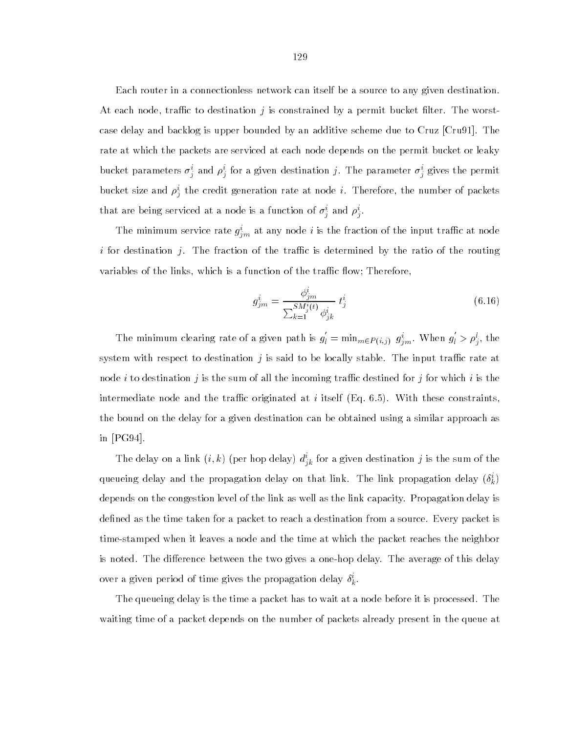Each router in a connectionless network can itself be a source to any given destination. At each node, traffic to destination $j$ is constrained by a permit bucket filter. The worst-case delay and backlog is upper bounded by an additive scheme due to Cruz [Cru91]. The rate at which the packets are serviced at each node depends on the permit bucket or leaky bucket parameters $\sigma_j^i$ and $\rho_j^i$ for a given destination $j$. The parameter $\sigma_j^i$ gives the permit bucket size and $\rho_j^i$ the credit generation rate at node $i$. Therefore, the number of packets that are being serviced at a node is a function of $\sigma_j^i$ and $\rho_j^i$.

The minimum service rate $g_{jm}^i$ at any node $i$ is the fraction of the input traffic at node $i$ for destination $j$. The fraction of the traffic is determined by the ratio of the routing variables of the links, which is a function of the traffic flow; Therefore,

$$g_{jm}^i = \frac{\phi_{jm}^i}{\sum_{k=1}^{SM_j^i(t)} \phi_{jk}^i} \, t_j^i \tag{6.16}$$

The minimum clearing rate of a given path is $g_l^{'} = \min_{m \in P(i,j)} \; g_{jm}^i$. When $g_l^{'} > \rho_j^l$, the system with respect to destination $j$ is said to be locally stable. The input traffic rate at node $i$ to destination $j$ is the sum of all the incoming traffic destined for $j$ for which $i$ is the intermediate node and the traffic originated at $i$ itself (Eq. 6.5). With these constraints, the bound on the delay for a given destination can be obtained using a similar approach as in [PG94].

The delay on a link $(i,k)$ (per hop delay) $d_{jk}^i$ for a given destination $j$ is the sum of the queueing delay and the propagation delay on that link. The link propagation delay ($\delta_k^i$) depends on the congestion level of the link as well as the link capacity. Propagation delay is defined as the time taken for a packet to reach a destination from a source. Every packet is time-stamped when it leaves a node and the time at which the packet reaches the neighbor is noted. The difference between the two gives a one-hop delay. The average of this delay over a given period of time gives the propagation delay $\delta_k^i$.

The queueing delay is the time a packet has to wait at a node before it is processed. The waiting time of a packet depends on the number of packets already present in the queue at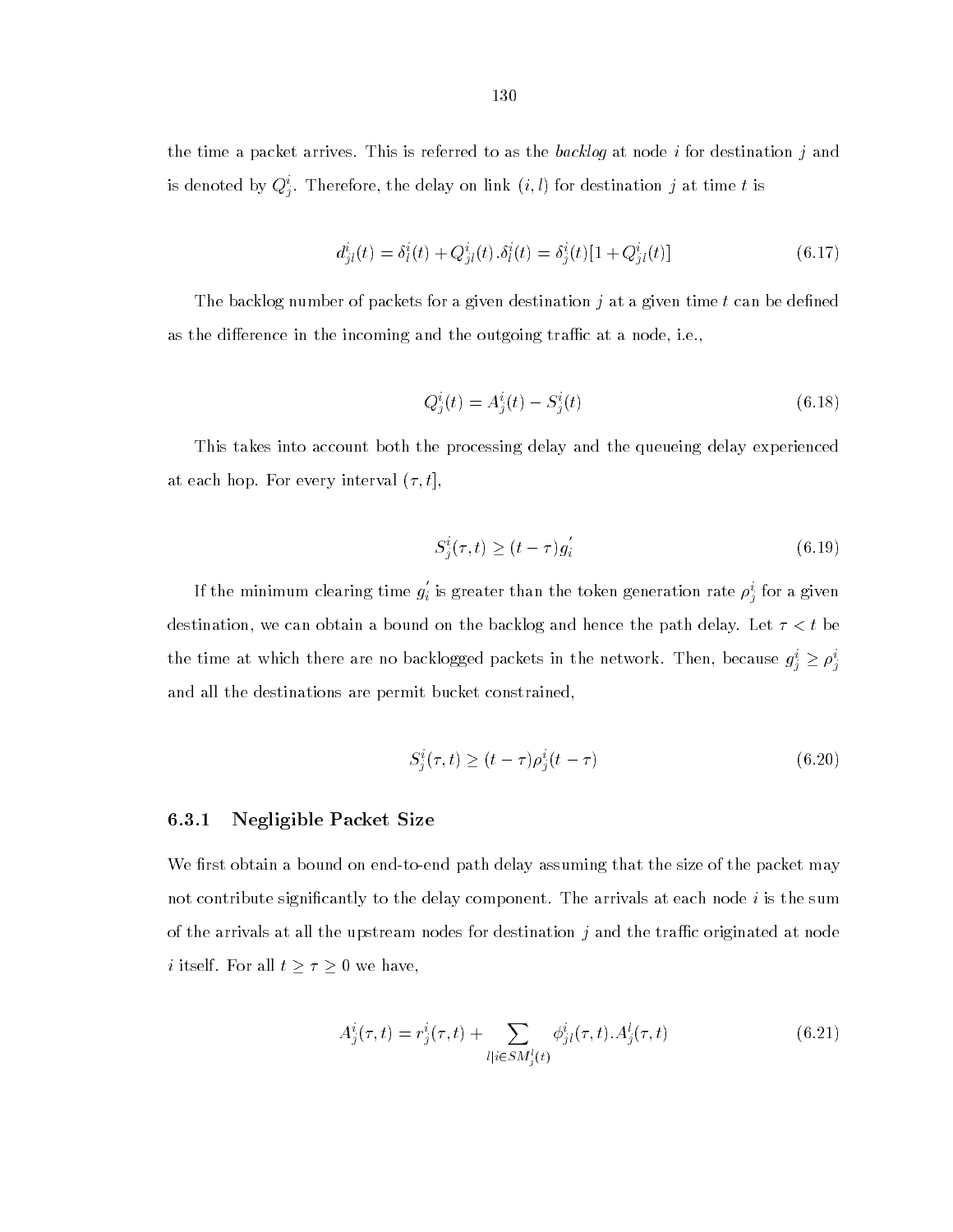the time a packet arrives. This is referred to as the *backlog* at node $i$ for destination $j$ and is denoted by $Q^i_j$. Therefore, the delay on link $(i, l)$ for destination $j$ at time $t$ is

$$d^i_{jl}(t) = \delta^i_l(t) + Q^i_{jl}(t).\delta^i_l(t) = \delta^i_j(t)[1 + Q^i_{jl}(t)] \tag{6.17}$$

The backlog number of packets for a given destination $j$ at a given time $t$ can be defined as the difference in the incoming and the outgoing traffic at a node, i.e.,

$$Q^i_j(t) = A^i_j(t) - S^i_j(t) \tag{6.18}$$

This takes into account both the processing delay and the queueing delay experienced at each hop. For every interval $(\tau, t]$,

$$S^i_j(\tau, t) \geq (t - \tau)g^{'}_i \tag{6.19}$$

If the minimum clearing time $g^{'}_i$ is greater than the token generation rate $\rho^i_j$ for a given destination, we can obtain a bound on the backlog and hence the path delay. Let $\tau < t$ be the time at which there are no backlogged packets in the network. Then, because $g^i_j \geq \rho^i_j$ and all the destinations are permit bucket constrained,

$$S^i_j(\tau, t) \geq (t - \tau)\rho^i_j(t - \tau) \tag{6.20}$$

### 6.3.1 Negligible Packet Size

We first obtain a bound on end-to-end path delay assuming that the size of the packet may not contribute significantly to the delay component. The arrivals at each node $i$ is the sum of the arrivals at all the upstream nodes for destination $j$ and the traffic originated at node $i$ itself. For all $t \geq \tau \geq 0$ we have,

$$A^i_j(\tau, t) = r^i_j(\tau, t) + \sum_{l | i \in SM^l_j(t)} \phi^i_{jl}(\tau, t).A^l_j(\tau, t) \tag{6.21}$$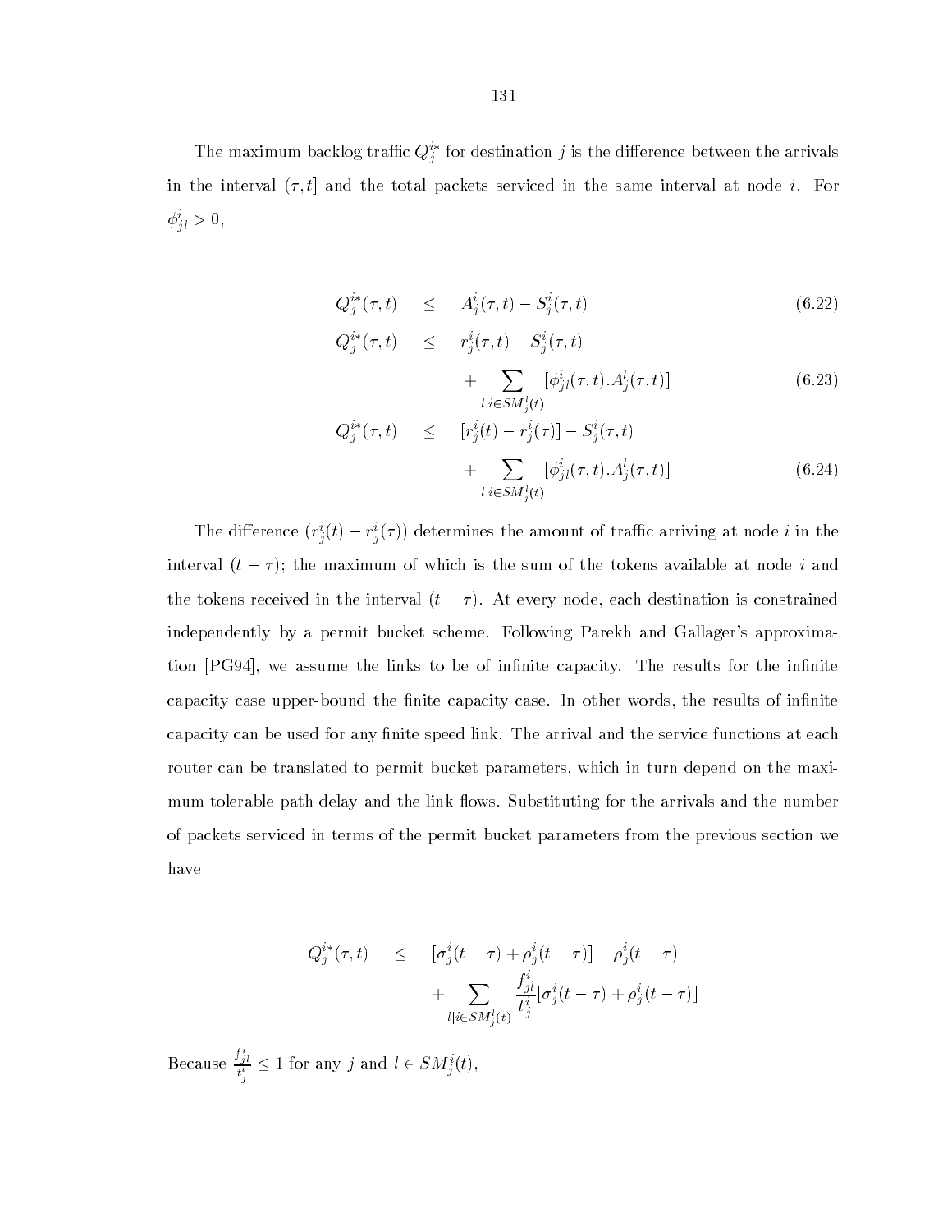The maximum backlog traffic $Q_j^{i*}$ for destination $j$ is the difference between the arrivals in the interval $(\tau, t]$ and the total packets serviced in the same interval at node $i$. For $\phi_{jl}^i > 0$,

$$Q_j^{i*}(\tau, t) \leq A_j^i(\tau, t) - S_j^i(\tau, t) \tag{6.22}$$

$$Q_j^{i*}(\tau, t) \leq r_j^i(\tau, t) - S_j^i(\tau, t) + \sum_{l | i \in SM_j^l(t)} [\phi_{jl}^i(\tau, t).A_j^l(\tau, t)] \tag{6.23}$$

$$Q_j^{i*}(\tau, t) \leq [r_j^i(t) - r_j^i(\tau)] - S_j^i(\tau, t) + \sum_{l | i \in SM_j^l(t)} [\phi_{jl}^i(\tau, t).A_j^l(\tau, t)] \tag{6.24}$$

The difference $(r_j^i(t) - r_j^i(\tau))$ determines the amount of traffic arriving at node $i$ in the interval $(t - \tau)$; the maximum of which is the sum of the tokens available at node $i$ and the tokens received in the interval $(t - \tau)$. At every node, each destination is constrained independently by a permit bucket scheme. Following Parekh and Gallager's approximation [PG94], we assume the links to be of infinite capacity. The results for the infinite capacity case upper-bound the finite capacity case. In other words, the results of infinite capacity can be used for any finite speed link. The arrival and the service functions at each router can be translated to permit bucket parameters, which in turn depend on the maximum tolerable path delay and the link flows. Substituting for the arrivals and the number of packets serviced in terms of the permit bucket parameters from the previous section we have

$$Q_j^{i*}(\tau, t) \leq [\sigma_j^i(t - \tau) + \rho_j^i(t - \tau)] - \rho_j^i(t - \tau) + \sum_{l | i \in SM_j^l(t)} \frac{f_{jl}^i}{t_j^i}[\sigma_j^i(t - \tau) + \rho_j^i(t - \tau)]$$

Because $\frac{f_{jl}^i}{t_j^i} \leq 1$ for any $j$ and $l \in SM_j^i(t)$,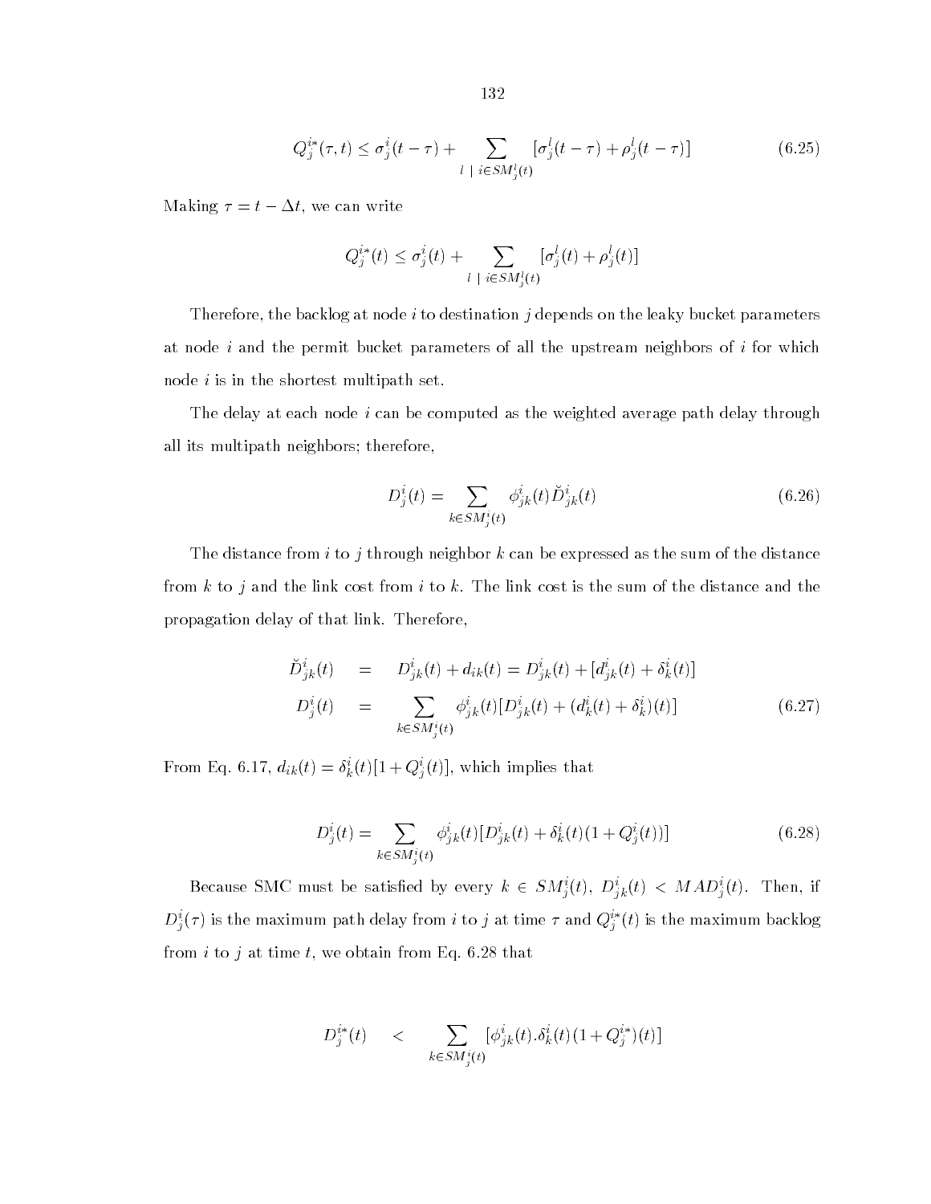$$Q_j^{i*}(\tau, t) \leq \sigma_j^i(t-\tau) + \sum_{l \mid i \in SM_j^l(t)} [\sigma_j^l(t-\tau) + \rho_j^l(t-\tau)] \tag{6.25}$$

Making $\tau = t - \Delta t$, we can write

$$Q_j^{i*}(t) \leq \sigma_j^i(t) + \sum_{l \mid i \in SM_j^l(t)} [\sigma_j^l(t) + \rho_j^l(t)]$$

Therefore, the backlog at node $i$ to destination $j$ depends on the leaky bucket parameters at node $i$ and the permit bucket parameters of all the upstream neighbors of $i$ for which node $i$ is in the shortest multipath set.

The delay at each node $i$ can be computed as the weighted average path delay through all its multipath neighbors; therefore,

$$D_j^i(t) = \sum_{k \in SM_j^i(t)} \phi_{jk}^i(t) \breve{D}_{jk}^i(t) \tag{6.26}$$

The distance from $i$ to $j$ through neighbor $k$ can be expressed as the sum of the distance from $k$ to $j$ and the link cost from $i$ to $k$. The link cost is the sum of the distance and the propagation delay of that link. Therefore,

$$\begin{aligned} \breve{D}_{jk}^i(t) &= D_{jk}^i(t) + d_{ik}(t) = D_{jk}^i(t) + [d_{jk}^i(t) + \delta_k^i(t)] \\ D_j^i(t) &= \sum_{k \in SM_j^i(t)} \phi_{jk}^i(t)[D_{jk}^i(t) + (d_k^i(t) + \delta_k^i)(t)] \end{aligned} \tag{6.27}$$

From Eq. 6.17, $d_{ik}(t) = \delta_k^i(t)[1 + Q_j^i(t)]$, which implies that

$$D_j^i(t) = \sum_{k \in SM_j^i(t)} \phi_{jk}^i(t)[D_{jk}^i(t) + \delta_k^i(t)(1 + Q_j^i(t))] \tag{6.28}$$

Because SMC must be satisfied by every $k \in SM_j^i(t)$, $D_{jk}^i(t) < MAD_j^i(t)$. Then, if $D_j^i(\tau)$ is the maximum path delay from $i$ to $j$ at time $\tau$ and $Q_j^{i*}(t)$ is the maximum backlog from $i$ to $j$ at time $t$, we obtain from Eq. 6.28 that

$$D_j^{i*}(t) < \sum_{k \in SM_j^i(t)} [\phi_{jk}^i(t).\delta_k^i(t)(1 + Q_j^{i*})(t)]$$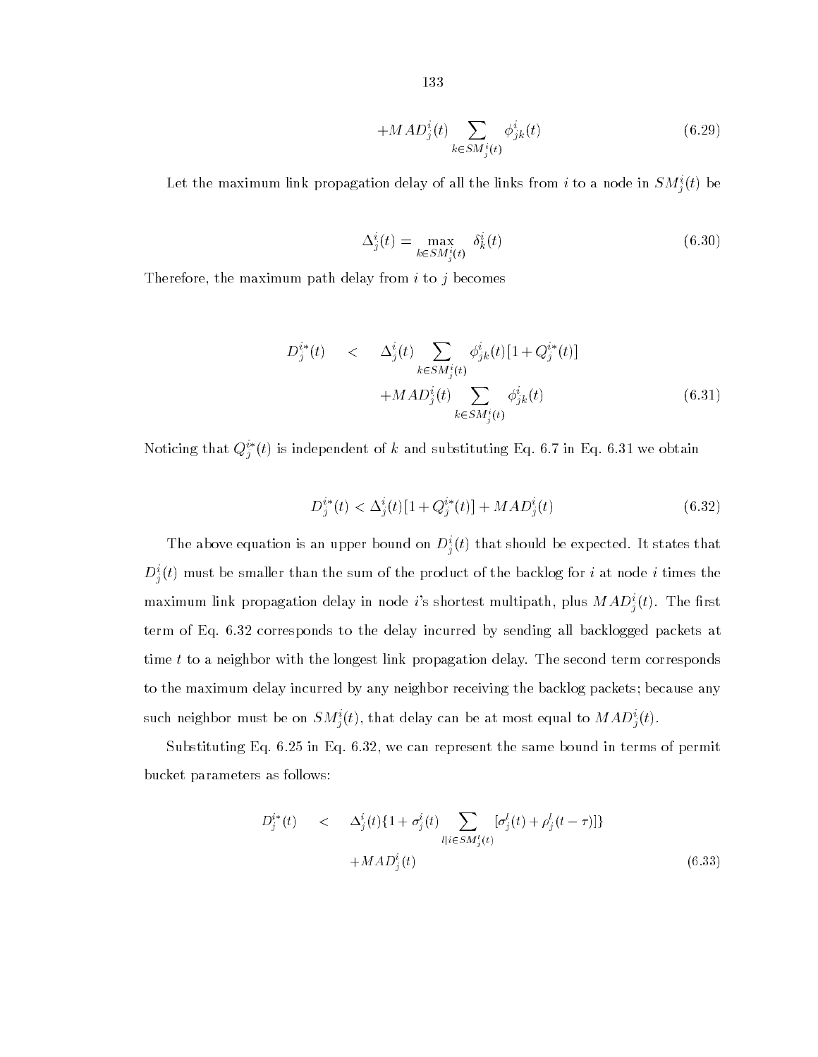$$+MAD_j^i(t) \sum_{k \in SM_j^i(t)} \phi_{jk}^i(t) \tag{6.29}$$

Let the maximum link propagation delay of all the links from $i$ to a node in $SM_j^i(t)$ be

$$\Delta_j^i(t) = \max_{k \in SM_j^i(t)} \delta_k^i(t) \tag{6.30}$$

Therefore, the maximum path delay from $i$ to $j$ becomes

$$\begin{aligned} D_j^{i*}(t) \quad < \quad & \Delta_j^i(t) \sum_{k \in SM_j^i(t)} \phi_{jk}^i(t)[1 + Q_j^{i*}(t)] \\ & + MAD_j^i(t) \sum_{k \in SM_j^i(t)} \phi_{jk}^i(t) \end{aligned} \tag{6.31}$$

Noticing that $Q_j^{i*}(t)$ is independent of $k$ and substituting Eq. 6.7 in Eq. 6.31 we obtain

$$D_j^{i*}(t) < \Delta_j^i(t)[1 + Q_j^{i*}(t)] + MAD_j^i(t) \tag{6.32}$$

The above equation is an upper bound on $D_j^i(t)$ that should be expected. It states that $D_j^i(t)$ must be smaller than the sum of the product of the backlog for $i$ at node $i$ times the maximum link propagation delay in node $i$'s shortest multipath, plus $MAD_j^i(t)$. The first term of Eq. 6.32 corresponds to the delay incurred by sending all backlogged packets at time $t$ to a neighbor with the longest link propagation delay. The second term corresponds to the maximum delay incurred by any neighbor receiving the backlog packets; because any such neighbor must be on $SM_j^i(t)$, that delay can be at most equal to $MAD_j^i(t)$.

Substituting Eq. 6.25 in Eq. 6.32, we can represent the same bound in terms of permit bucket parameters as follows:

$$\begin{aligned} D_j^{i*}(t) \quad < \quad & \Delta_j^i(t)\{1 + \sigma_j^i(t) \sum_{l | i \in SM_j^l(t)} [\sigma_j^l(t) + \rho_j^l(t - \tau)]\} \\ & + MAD_j^i(t) \end{aligned} \tag{6.33}$$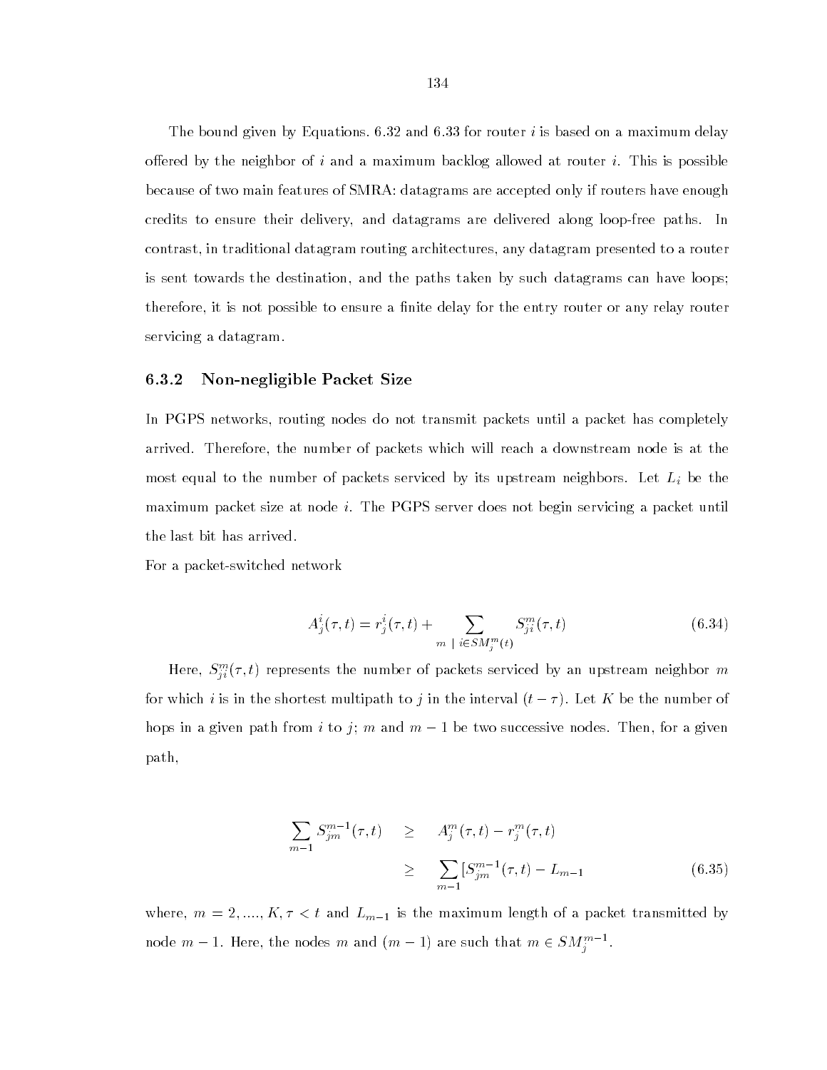The bound given by Equations. 6.32 and 6.33 for router $i$ is based on a maximum delay offered by the neighbor of $i$ and a maximum backlog allowed at router $i$. This is possible because of two main features of SMRA: datagrams are accepted only if routers have enough credits to ensure their delivery, and datagrams are delivered along loop-free paths. In contrast, in traditional datagram routing architectures, any datagram presented to a router is sent towards the destination, and the paths taken by such datagrams can have loops; therefore, it is not possible to ensure a finite delay for the entry router or any relay router servicing a datagram.

### 6.3.2 Non-negligible Packet Size

In PGPS networks, routing nodes do not transmit packets until a packet has completely arrived. Therefore, the number of packets which will reach a downstream node is at the most equal to the number of packets serviced by its upstream neighbors. Let $L_i$ be the maximum packet size at node $i$. The PGPS server does not begin servicing a packet until the last bit has arrived.

For a packet-switched network

$$A_j^i(\tau, t) = r_j^i(\tau, t) + \sum_{m \mid i \in SM_j^m(t)} S_{ji}^m(\tau, t) \tag{6.34}$$

Here, $S_{ji}^m(\tau, t)$ represents the number of packets serviced by an upstream neighbor $m$ for which $i$ is in the shortest multipath to $j$ in the interval $(t - \tau)$. Let $K$ be the number of hops in a given path from $i$ to $j$; $m$ and $m-1$ be two successive nodes. Then, for a given path,

$$\begin{aligned} \sum_{m-1} S_{jm}^{m-1}(\tau, t) &\geq A_j^m(\tau, t) - r_j^m(\tau, t) \\ &\geq \sum_{m-1} [S_{jm}^{m-1}(\tau, t) - L_{m-1} \end{aligned} \tag{6.35}$$

where, $m = 2, ...., K, \tau < t$ and $L_{m-1}$ is the maximum length of a packet transmitted by node $m-1$. Here, the nodes $m$ and $(m-1)$ are such that $m \in SM_j^{m-1}$.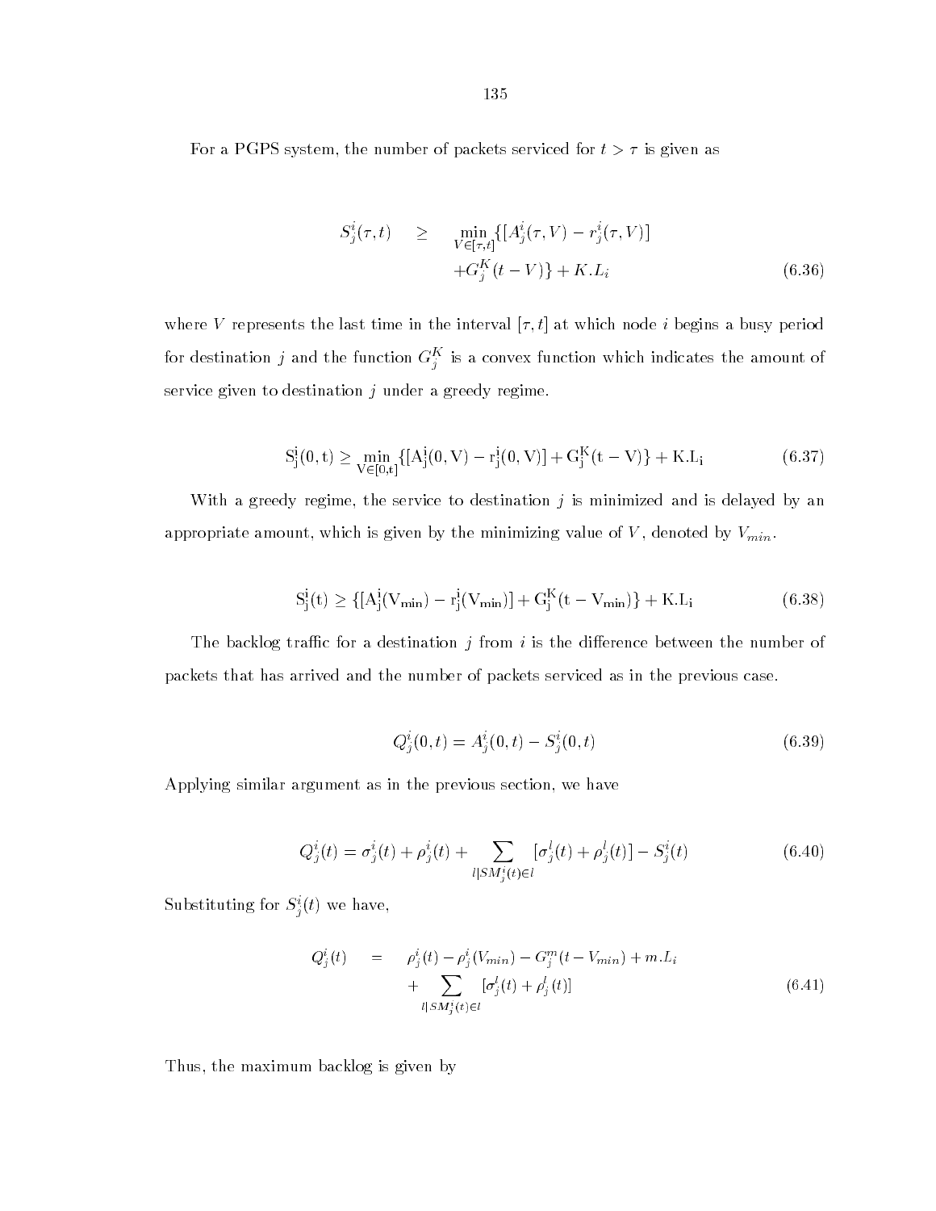For a PGPS system, the number of packets serviced for $t > \tau$ is given as

$$
\begin{aligned}
S_j^i(\tau, t) \quad &\geq \quad \min_{V \in [\tau, t]} \{[A_j^i(\tau, V) - r_j^i(\tau, V)] \\
&\quad + G_j^K(t - V)\} + K.L_i
\end{aligned} \tag{6.36}
$$

where $V$ represents the last time in the interval $[\tau, t]$ at which node $i$ begins a busy period for destination $j$ and the function $G_j^K$ is a convex function which indicates the amount of service given to destination $j$ under a greedy regime.

$$
\mathrm{S_j^i(0, t) \geq \min_{V \in [0,t]} \{[A_j^i(0, V) - r_j^i(0, V)] + G_j^K(t - V)\} + K.L_i} \tag{6.37}
$$

With a greedy regime, the service to destination $j$ is minimized and is delayed by an appropriate amount, which is given by the minimizing value of $V$, denoted by $V_{min}$.

$$
\mathrm{S_j^i(t) \geq \{[A_j^i(V_{min}) - r_j^i(V_{min})] + G_j^K(t - V_{min})\} + K.L_i} \tag{6.38}
$$

The backlog traffic for a destination $j$ from $i$ is the difference between the number of packets that has arrived and the number of packets serviced as in the previous case.

$$
Q_j^i(0, t) = A_j^i(0, t) - S_j^i(0, t) \tag{6.39}
$$

Applying similar argument as in the previous section, we have

$$
Q_j^i(t) = \sigma_j^i(t) + \rho_j^i(t) + \sum_{l | SM_j^i(t) \in l} [\sigma_j^l(t) + \rho_j^l(t)] - S_j^i(t) \tag{6.40}
$$

Substituting for $S_j^i(t)$ we have,

$$
\begin{aligned}
Q_j^i(t) \quad &= \quad \rho_j^i(t) - \rho_j^i(V_{min}) - G_j^m(t - V_{min}) + m.L_i \\
&\quad + \sum_{l | SM_j^i(t) \in l} [\sigma_j^l(t) + \rho_j^l(t)]
\end{aligned} \tag{6.41}
$$

Thus, the maximum backlog is given by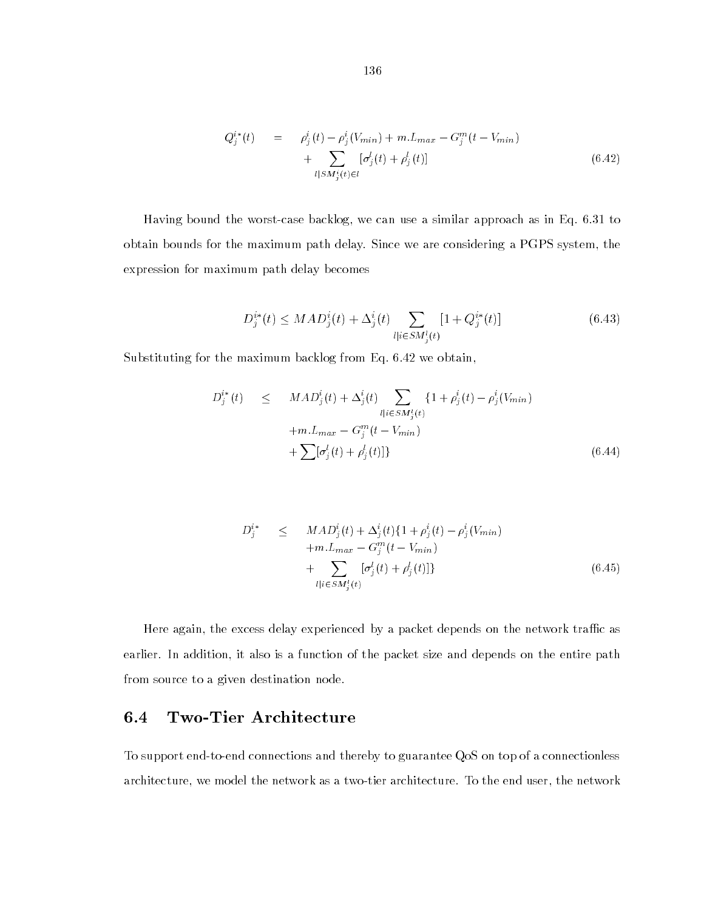$$
\begin{aligned}
Q_j^{i*}(t) \quad = \quad & \rho_j^i(t) - \rho_j^i(V_{min}) + m.L_{max} - G_j^m(t - V_{min}) \\
& + \sum_{l|SM_j^i(t) \in l} [\sigma_j^l(t) + \rho_j^l(t)]
\end{aligned} \tag{6.42}
$$

Having bound the worst-case backlog, we can use a similar approach as in Eq. 6.31 to obtain bounds for the maximum path delay. Since we are considering a PGPS system, the expression for maximum path delay becomes

$$
D_j^{i*}(t) \leq MAD_j^i(t) + \Delta_j^i(t) \sum_{l|i \in SM_j^l(t)} [1 + Q_j^{i*}(t)] \tag{6.43}
$$

Substituting for the maximum backlog from Eq. 6.42 we obtain,

$$
\begin{aligned}
D_j^{i*}(t) \quad \leq \quad & MAD_j^i(t) + \Delta_j^i(t) \sum_{l|i \in SM_j^l(t)} \{1 + \rho_j^i(t) - \rho_j^i(V_{min}) \\
& + m.L_{max} - G_j^m(t - V_{min}) \\
& + \sum [\sigma_j^l(t) + \rho_j^l(t)]\}
\end{aligned} \tag{6.44}
$$

$$
\begin{aligned}
D_j^{i*} \quad \leq \quad & MAD_j^i(t) + \Delta_j^i(t)\{1 + \rho_j^i(t) - \rho_j^i(V_{min}) \\
& + m.L_{max} - G_j^m(t - V_{min}) \\
& + \sum_{l|i \in SM_j^l(t)} [\sigma_j^l(t) + \rho_j^l(t)]\}
\end{aligned} \tag{6.45}
$$

Here again, the excess delay experienced by a packet depends on the network traffic as earlier. In addition, it also is a function of the packet size and depends on the entire path from source to a given destination node.

## 6.4 Two-Tier Architecture

To support end-to-end connections and thereby to guarantee QoS on top of a connectionless architecture, we model the network as a two-tier architecture. To the end user, the network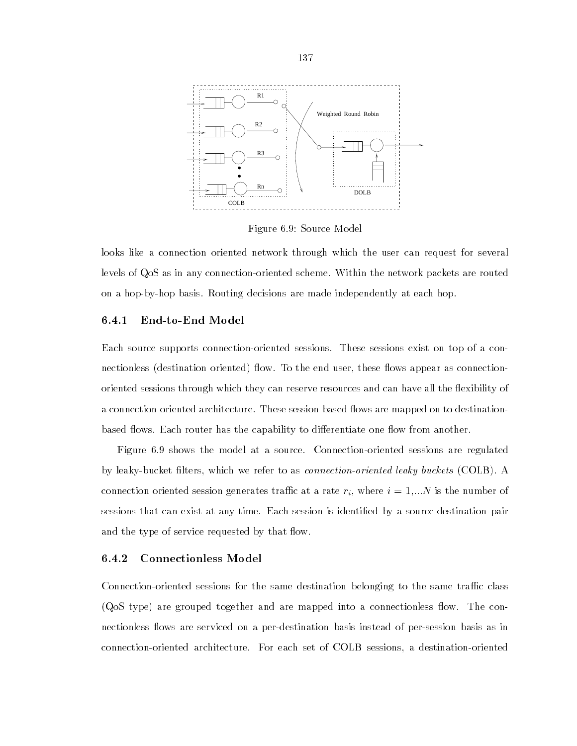Figure 6.9: Source Model

looks like a connection oriented network through which the user can request for several levels of QoS as in any connection-oriented scheme. Within the network packets are routed on a hop-by-hop basis. Routing decisions are made independently at each hop.

### 6.4.1 End-to-End Model

Each source supports connection-oriented sessions. These sessions exist on top of a connectionless (destination oriented) flow. To the end user, these flows appear as connection-oriented sessions through which they can reserve resources and can have all the flexibility of a connection oriented architecture. These session based flows are mapped on to destination-based flows. Each router has the capability to differentiate one flow from another.

Figure 6.9 shows the model at a source. Connection-oriented sessions are regulated by leaky-bucket filters, which we refer to as *connection-oriented leaky buckets* (COLB). A connection oriented session generates traffic at a rate $r_i$, where $i = 1,...N$ is the number of sessions that can exist at any time. Each session is identified by a source-destination pair and the type of service requested by that flow.

### 6.4.2 Connectionless Model

Connection-oriented sessions for the same destination belonging to the same traffic class (QoS type) are grouped together and are mapped into a connectionless flow. The connectionless flows are serviced on a per-destination basis instead of per-session basis as in connection-oriented architecture. For each set of COLB sessions, a destination-oriented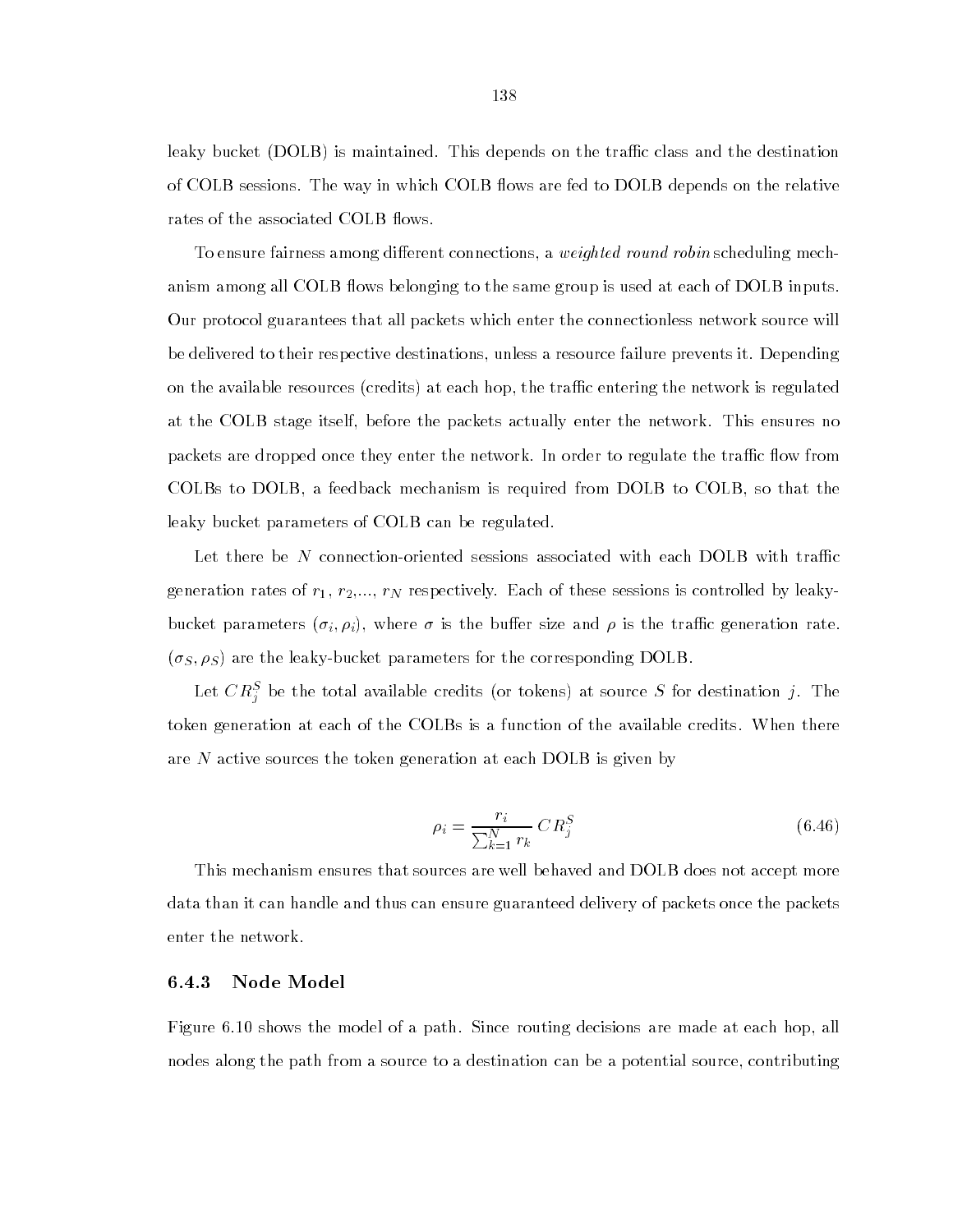leaky bucket (DOLB) is maintained. This depends on the traffic class and the destination of COLB sessions. The way in which COLB flows are fed to DOLB depends on the relative rates of the associated COLB flows.

To ensure fairness among different connections, a *weighted round robin* scheduling mechanism among all COLB flows belonging to the same group is used at each of DOLB inputs. Our protocol guarantees that all packets which enter the connectionless network source will be delivered to their respective destinations, unless a resource failure prevents it. Depending on the available resources (credits) at each hop, the traffic entering the network is regulated at the COLB stage itself, before the packets actually enter the network. This ensures no packets are dropped once they enter the network. In order to regulate the traffic flow from COLBs to DOLB, a feedback mechanism is required from DOLB to COLB, so that the leaky bucket parameters of COLB can be regulated.

Let there be $N$ connection-oriented sessions associated with each DOLB with traffic generation rates of $r_1$, $r_2$,..., $r_N$ respectively. Each of these sessions is controlled by leaky-bucket parameters $(\sigma_i, \rho_i)$, where $\sigma$ is the buffer size and $\rho$ is the traffic generation rate. $(\sigma_S, \rho_S)$ are the leaky-bucket parameters for the corresponding DOLB.

Let $CR_j^S$ be the total available credits (or tokens) at source $S$ for destination $j$. The token generation at each of the COLBs is a function of the available credits. When there are $N$ active sources the token generation at each DOLB is given by

$$\rho_i = \frac{r_i}{\sum_{k=1}^{N} r_k} CR_j^S \tag{6.46}$$

This mechanism ensures that sources are well behaved and DOLB does not accept more data than it can handle and thus can ensure guaranteed delivery of packets once the packets enter the network.

### 6.4.3 Node Model

Figure 6.10 shows the model of a path. Since routing decisions are made at each hop, all nodes along the path from a source to a destination can be a potential source, contributing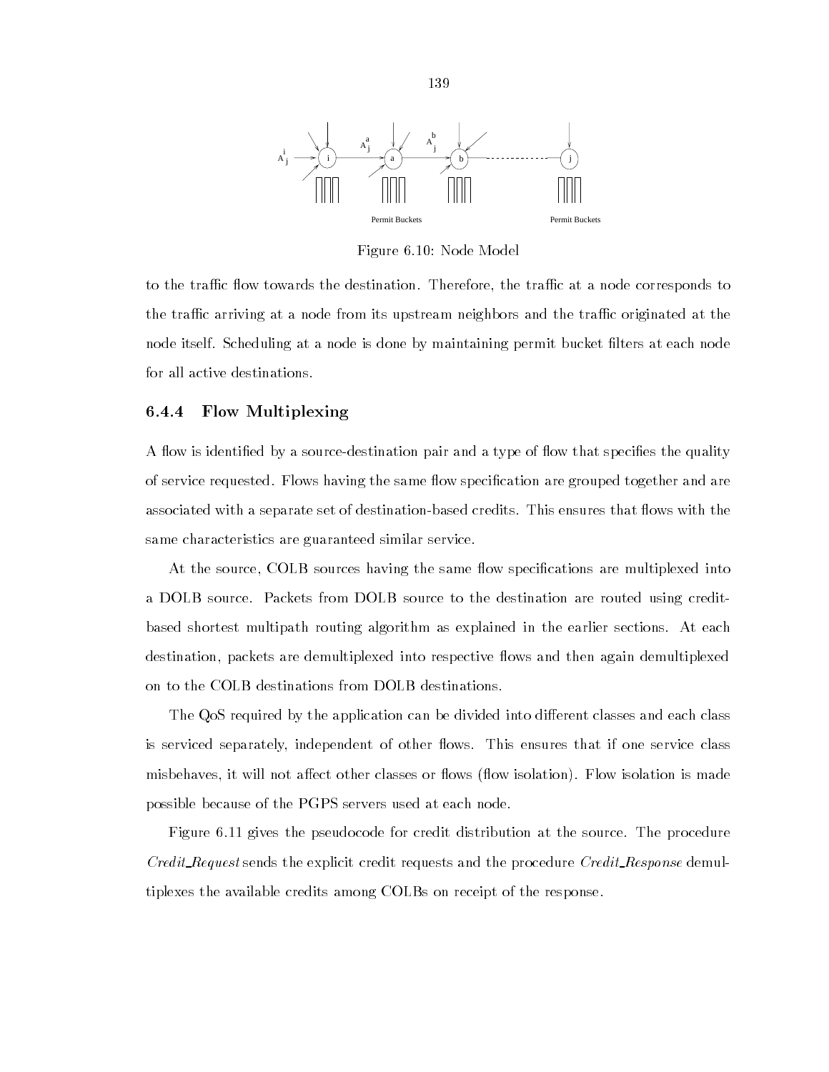Figure 6.10: Node Model

to the traffic flow towards the destination. Therefore, the traffic at a node corresponds to the traffic arriving at a node from its upstream neighbors and the traffic originated at the node itself. Scheduling at a node is done by maintaining permit bucket filters at each node for all active destinations.

### 6.4.4 Flow Multiplexing

A flow is identified by a source-destination pair and a type of flow that specifies the quality of service requested. Flows having the same flow specification are grouped together and are associated with a separate set of destination-based credits. This ensures that flows with the same characteristics are guaranteed similar service.

At the source, COLB sources having the same flow specifications are multiplexed into a DOLB source. Packets from DOLB source to the destination are routed using credit-based shortest multipath routing algorithm as explained in the earlier sections. At each destination, packets are demultiplexed into respective flows and then again demultiplexed on to the COLB destinations from DOLB destinations.

The QoS required by the application can be divided into different classes and each class is serviced separately, independent of other flows. This ensures that if one service class misbehaves, it will not affect other classes or flows (flow isolation). Flow isolation is made possible because of the PGPS servers used at each node.

Figure 6.11 gives the pseudocode for credit distribution at the source. The procedure *Credit_Request* sends the explicit credit requests and the procedure *Credit_Response* demultiplexes the available credits among COLBs on receipt of the response.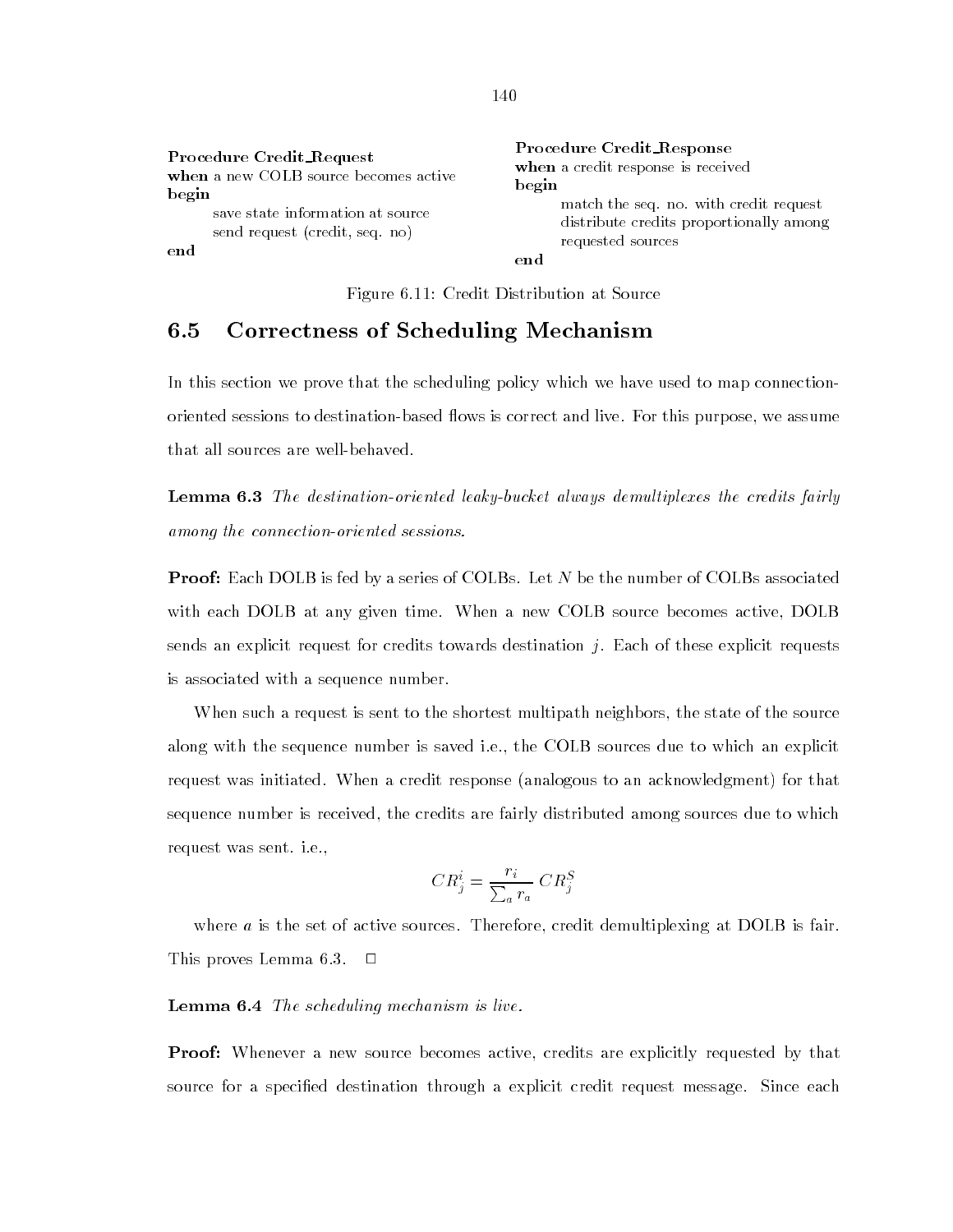```
Procedure Credit_Request
when a new COLB source becomes active
begin
      save state information at source
      send request (credit, seq. no)
end
```

```
Procedure Credit_Response
when a credit response is received
begin
      match the seq. no. with credit request
      distribute credits proportionally among
      requested sources
end
```

Figure 6.11: Credit Distribution at Source

## 6.5 Correctness of Scheduling Mechanism

In this section we prove that the scheduling policy which we have used to map connection-oriented sessions to destination-based flows is correct and live. For this purpose, we assume that all sources are well-behaved.

**Lemma 6.3** *The destination-oriented leaky-bucket always demultiplexes the credits fairly among the connection-oriented sessions.*

**Proof:** Each DOLB is fed by a series of COLBs. Let $N$ be the number of COLBs associated with each DOLB at any given time. When a new COLB source becomes active, DOLB sends an explicit request for credits towards destination $j$. Each of these explicit requests is associated with a sequence number.

When such a request is sent to the shortest multipath neighbors, the state of the source along with the sequence number is saved i.e., the COLB sources due to which an explicit request was initiated. When a credit response (analogous to an acknowledgment) for that sequence number is received, the credits are fairly distributed among sources due to which request was sent. i.e.,

$$CR_j^i = \frac{r_i}{\sum_a r_a} CR_j^S$$

where $a$ is the set of active sources. Therefore, credit demultiplexing at DOLB is fair. This proves Lemma 6.3. □

**Lemma 6.4** *The scheduling mechanism is live.*

**Proof:** Whenever a new source becomes active, credits are explicitly requested by that source for a specified destination through a explicit credit request message. Since each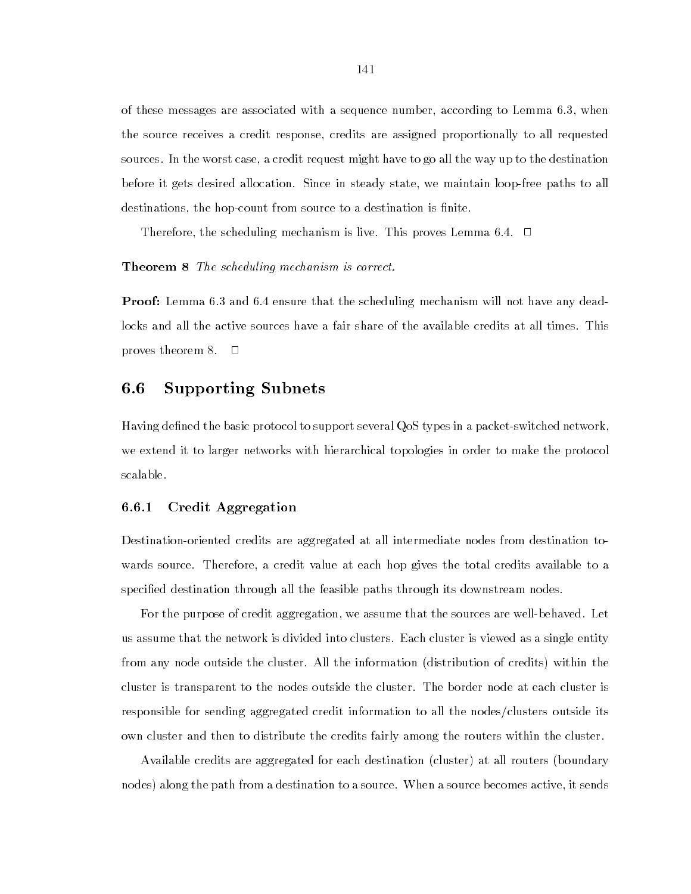of these messages are associated with a sequence number, according to Lemma 6.3, when the source receives a credit response, credits are assigned proportionally to all requested sources. In the worst case, a credit request might have to go all the way up to the destination before it gets desired allocation. Since in steady state, we maintain loop-free paths to all destinations, the hop-count from source to a destination is finite.

Therefore, the scheduling mechanism is live. This proves Lemma 6.4. □

**Theorem 8** *The scheduling mechanism is correct.*

**Proof:** Lemma 6.3 and 6.4 ensure that the scheduling mechanism will not have any deadlocks and all the active sources have a fair share of the available credits at all times. This proves theorem 8. □

## 6.6 Supporting Subnets

Having defined the basic protocol to support several QoS types in a packet-switched network, we extend it to larger networks with hierarchical topologies in order to make the protocol scalable.

### 6.6.1 Credit Aggregation

Destination-oriented credits are aggregated at all intermediate nodes from destination towards source. Therefore, a credit value at each hop gives the total credits available to a specified destination through all the feasible paths through its downstream nodes.

For the purpose of credit aggregation, we assume that the sources are well-behaved. Let us assume that the network is divided into clusters. Each cluster is viewed as a single entity from any node outside the cluster. All the information (distribution of credits) within the cluster is transparent to the nodes outside the cluster. The border node at each cluster is responsible for sending aggregated credit information to all the nodes/clusters outside its own cluster and then to distribute the credits fairly among the routers within the cluster.

Available credits are aggregated for each destination (cluster) at all routers (boundary nodes) along the path from a destination to a source. When a source becomes active, it sends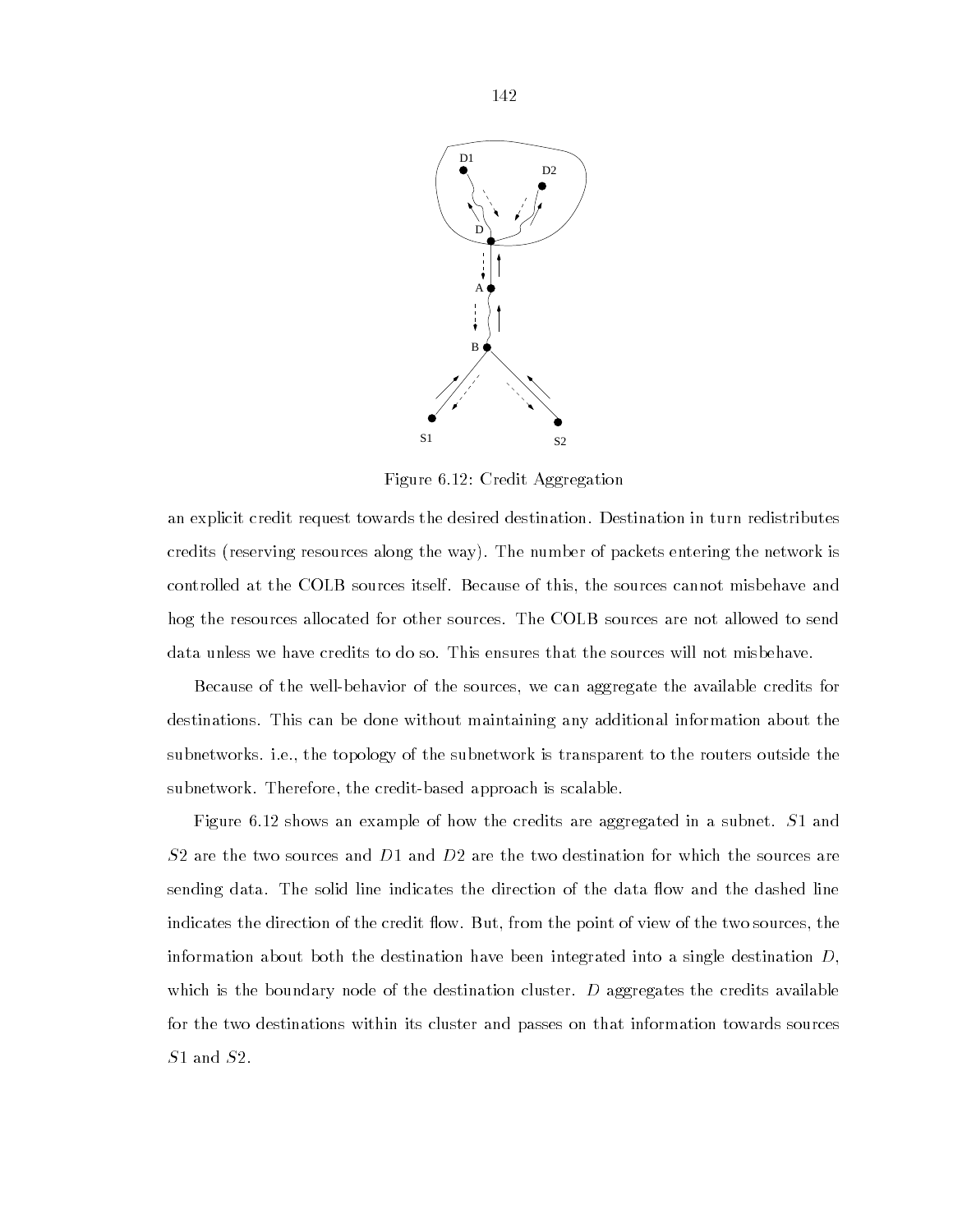Figure 6.12: Credit Aggregation

an explicit credit request towards the desired destination. Destination in turn redistributes credits (reserving resources along the way). The number of packets entering the network is controlled at the COLB sources itself. Because of this, the sources cannot misbehave and hog the resources allocated for other sources. The COLB sources are not allowed to send data unless we have credits to do so. This ensures that the sources will not misbehave.

Because of the well-behavior of the sources, we can aggregate the available credits for destinations. This can be done without maintaining any additional information about the subnetworks. i.e., the topology of the subnetwork is transparent to the routers outside the subnetwork. Therefore, the credit-based approach is scalable.

Figure 6.12 shows an example of how the credits are aggregated in a subnet. $S1$ and $S2$ are the two sources and $D1$ and $D2$ are the two destination for which the sources are sending data. The solid line indicates the direction of the data flow and the dashed line indicates the direction of the credit flow. But, from the point of view of the two sources, the information about both the destination have been integrated into a single destination $D$, which is the boundary node of the destination cluster. $D$ aggregates the credits available for the two destinations within its cluster and passes on that information towards sources $S1$ and $S2$.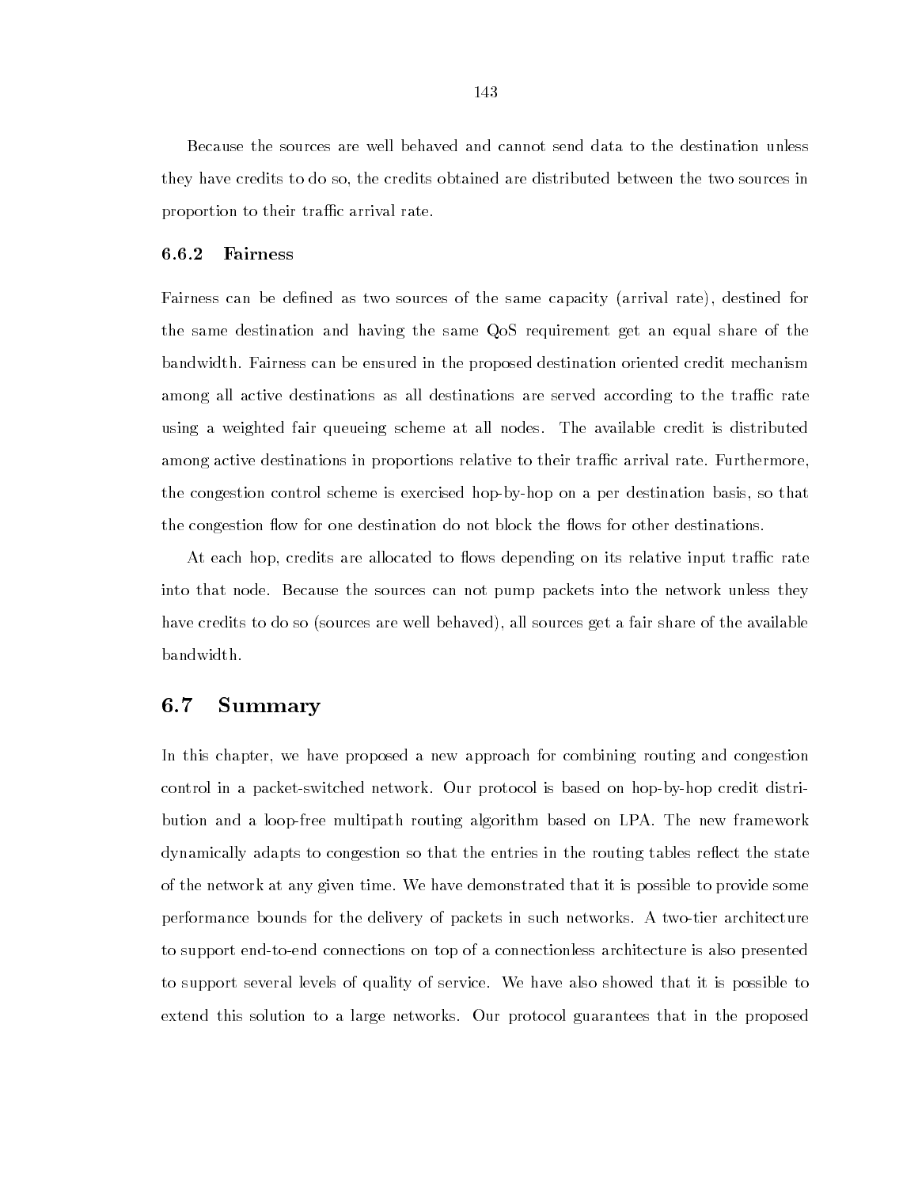Because the sources are well behaved and cannot send data to the destination unless they have credits to do so, the credits obtained are distributed between the two sources in proportion to their traffic arrival rate.

### 6.6.2 Fairness

Fairness can be defined as two sources of the same capacity (arrival rate), destined for the same destination and having the same QoS requirement get an equal share of the bandwidth. Fairness can be ensured in the proposed destination oriented credit mechanism among all active destinations as all destinations are served according to the traffic rate using a weighted fair queueing scheme at all nodes. The available credit is distributed among active destinations in proportions relative to their traffic arrival rate. Furthermore, the congestion control scheme is exercised hop-by-hop on a per destination basis, so that the congestion flow for one destination do not block the flows for other destinations.

At each hop, credits are allocated to flows depending on its relative input traffic rate into that node. Because the sources can not pump packets into the network unless they have credits to do so (sources are well behaved), all sources get a fair share of the available bandwidth.

## 6.7 Summary

In this chapter, we have proposed a new approach for combining routing and congestion control in a packet-switched network. Our protocol is based on hop-by-hop credit distribution and a loop-free multipath routing algorithm based on LPA. The new framework dynamically adapts to congestion so that the entries in the routing tables reflect the state of the network at any given time. We have demonstrated that it is possible to provide some performance bounds for the delivery of packets in such networks. A two-tier architecture to support end-to-end connections on top of a connectionless architecture is also presented to support several levels of quality of service. We have also showed that it is possible to extend this solution to a large networks. Our protocol guarantees that in the proposed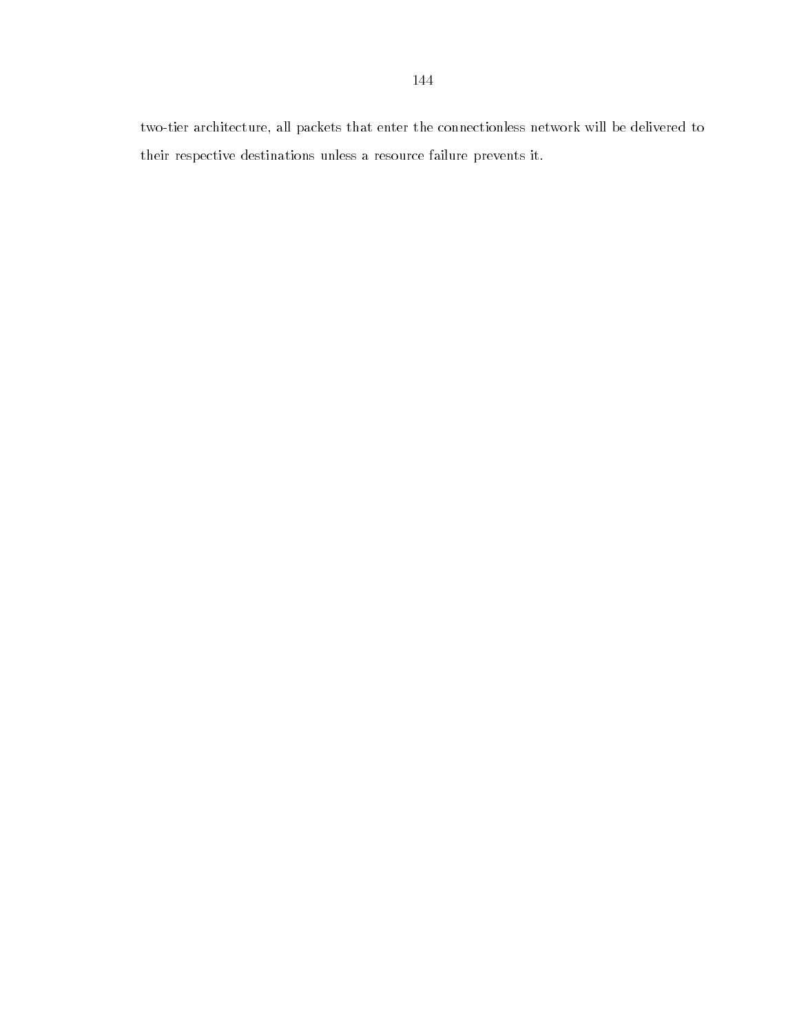two-tier architecture, all packets that enter the connectionless network will be delivered to their respective destinations unless a resource failure prevents it.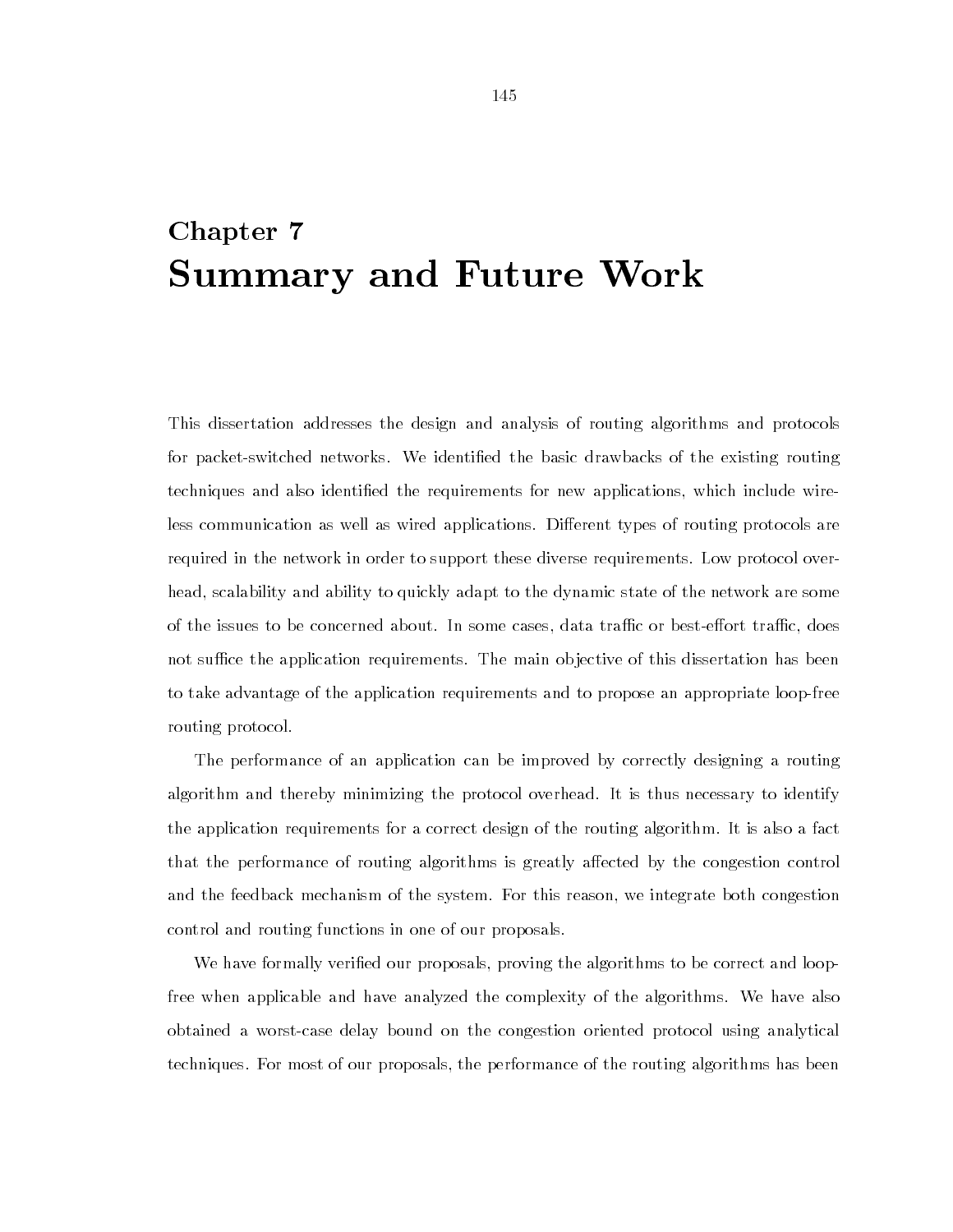# Chapter 7
# Summary and Future Work

This dissertation addresses the design and analysis of routing algorithms and protocols for packet-switched networks. We identified the basic drawbacks of the existing routing techniques and also identified the requirements for new applications, which include wireless communication as well as wired applications. Different types of routing protocols are required in the network in order to support these diverse requirements. Low protocol overhead, scalability and ability to quickly adapt to the dynamic state of the network are some of the issues to be concerned about. In some cases, data traffic or best-effort traffic, does not suffice the application requirements. The main objective of this dissertation has been to take advantage of the application requirements and to propose an appropriate loop-free routing protocol.

The performance of an application can be improved by correctly designing a routing algorithm and thereby minimizing the protocol overhead. It is thus necessary to identify the application requirements for a correct design of the routing algorithm. It is also a fact that the performance of routing algorithms is greatly affected by the congestion control and the feedback mechanism of the system. For this reason, we integrate both congestion control and routing functions in one of our proposals.

We have formally verified our proposals, proving the algorithms to be correct and loop-free when applicable and have analyzed the complexity of the algorithms. We have also obtained a worst-case delay bound on the congestion oriented protocol using analytical techniques. For most of our proposals, the performance of the routing algorithms has been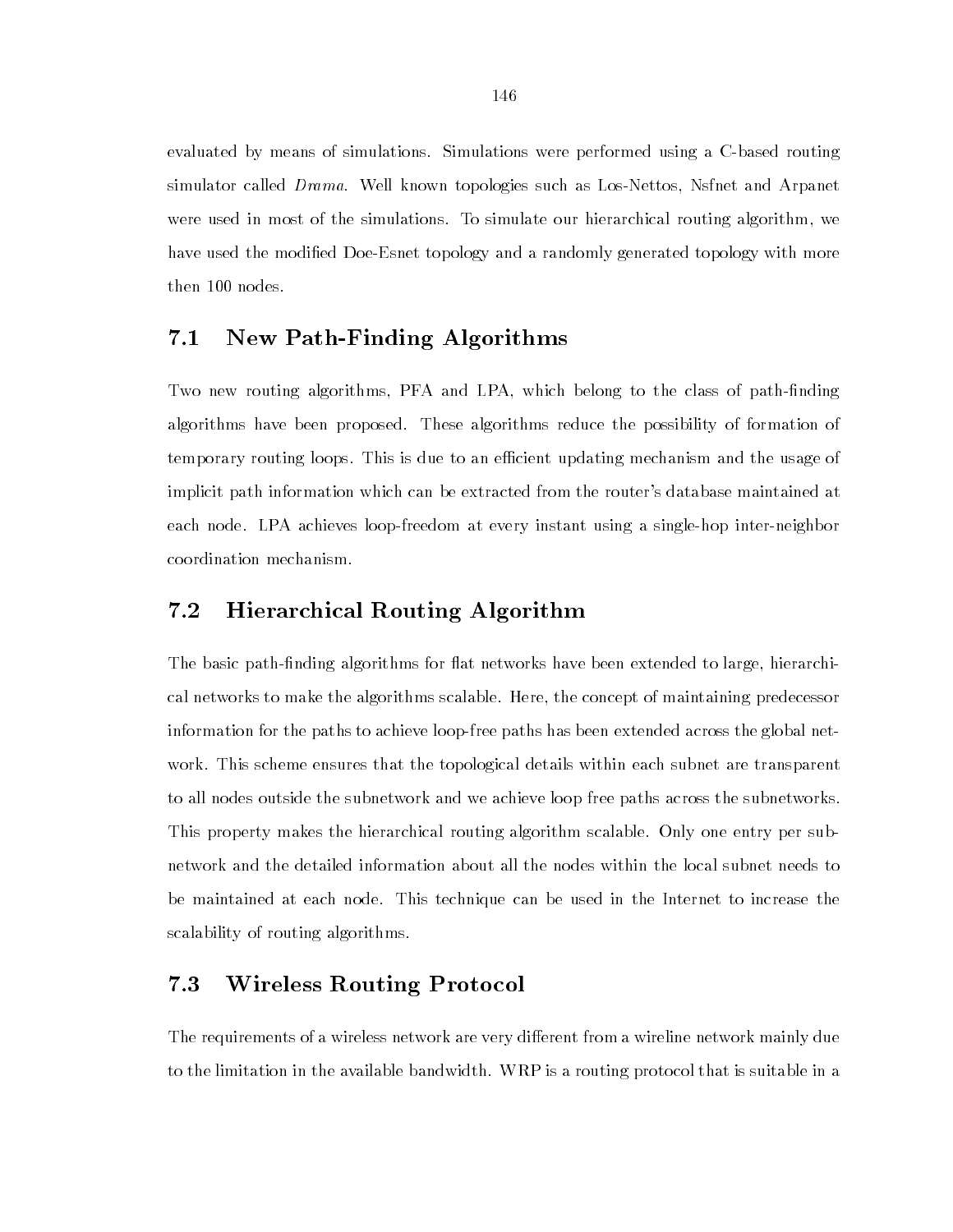evaluated by means of simulations. Simulations were performed using a C-based routing simulator called *Drama*. Well known topologies such as Los-Nettos, Nsfnet and Arpanet were used in most of the simulations. To simulate our hierarchical routing algorithm, we have used the modified Doe-Esnet topology and a randomly generated topology with more then 100 nodes.

## 7.1 New Path-Finding Algorithms

Two new routing algorithms, PFA and LPA, which belong to the class of path-finding algorithms have been proposed. These algorithms reduce the possibility of formation of temporary routing loops. This is due to an efficient updating mechanism and the usage of implicit path information which can be extracted from the router's database maintained at each node. LPA achieves loop-freedom at every instant using a single-hop inter-neighbor coordination mechanism.

## 7.2 Hierarchical Routing Algorithm

The basic path-finding algorithms for flat networks have been extended to large, hierarchical networks to make the algorithms scalable. Here, the concept of maintaining predecessor information for the paths to achieve loop-free paths has been extended across the global network. This scheme ensures that the topological details within each subnet are transparent to all nodes outside the subnetwork and we achieve loop free paths across the subnetworks. This property makes the hierarchical routing algorithm scalable. Only one entry per subnetwork and the detailed information about all the nodes within the local subnet needs to be maintained at each node. This technique can be used in the Internet to increase the scalability of routing algorithms.

## 7.3 Wireless Routing Protocol

The requirements of a wireless network are very different from a wireline network mainly due to the limitation in the available bandwidth. WRP is a routing protocol that is suitable in a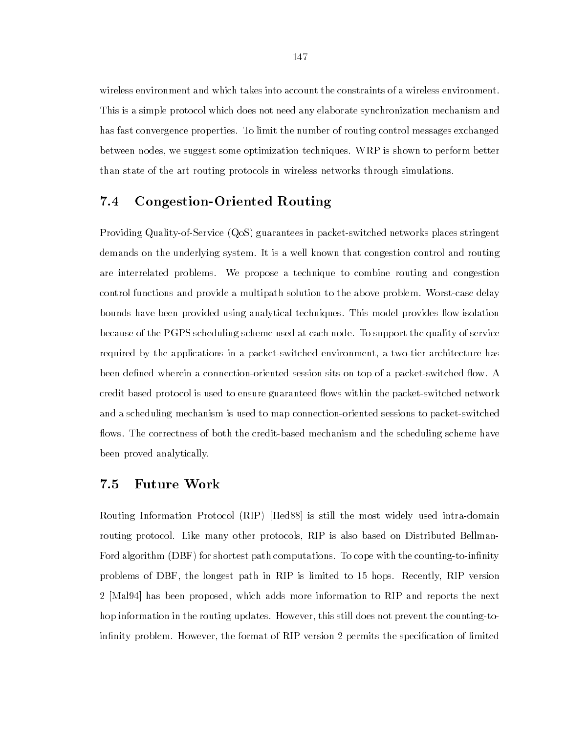wireless environment and which takes into account the constraints of a wireless environment. This is a simple protocol which does not need any elaborate synchronization mechanism and has fast convergence properties. To limit the number of routing control messages exchanged between nodes, we suggest some optimization techniques. WRP is shown to perform better than state of the art routing protocols in wireless networks through simulations.

## 7.4 Congestion-Oriented Routing

Providing Quality-of-Service (QoS) guarantees in packet-switched networks places stringent demands on the underlying system. It is a well known that congestion control and routing are interrelated problems. We propose a technique to combine routing and congestion control functions and provide a multipath solution to the above problem. Worst-case delay bounds have been provided using analytical techniques. This model provides flow isolation because of the PGPS scheduling scheme used at each node. To support the quality of service required by the applications in a packet-switched environment, a two-tier architecture has been defined wherein a connection-oriented session sits on top of a packet-switched flow. A credit based protocol is used to ensure guaranteed flows within the packet-switched network and a scheduling mechanism is used to map connection-oriented sessions to packet-switched flows. The correctness of both the credit-based mechanism and the scheduling scheme have been proved analytically.

## 7.5 Future Work

Routing Information Protocol (RIP) [Hed88] is still the most widely used intra-domain routing protocol. Like many other protocols, RIP is also based on Distributed Bellman-Ford algorithm (DBF) for shortest path computations. To cope with the counting-to-infinity problems of DBF, the longest path in RIP is limited to 15 hops. Recently, RIP version 2 [Mal94] has been proposed, which adds more information to RIP and reports the next hop information in the routing updates. However, this still does not prevent the counting-to-infinity problem. However, the format of RIP version 2 permits the specification of limited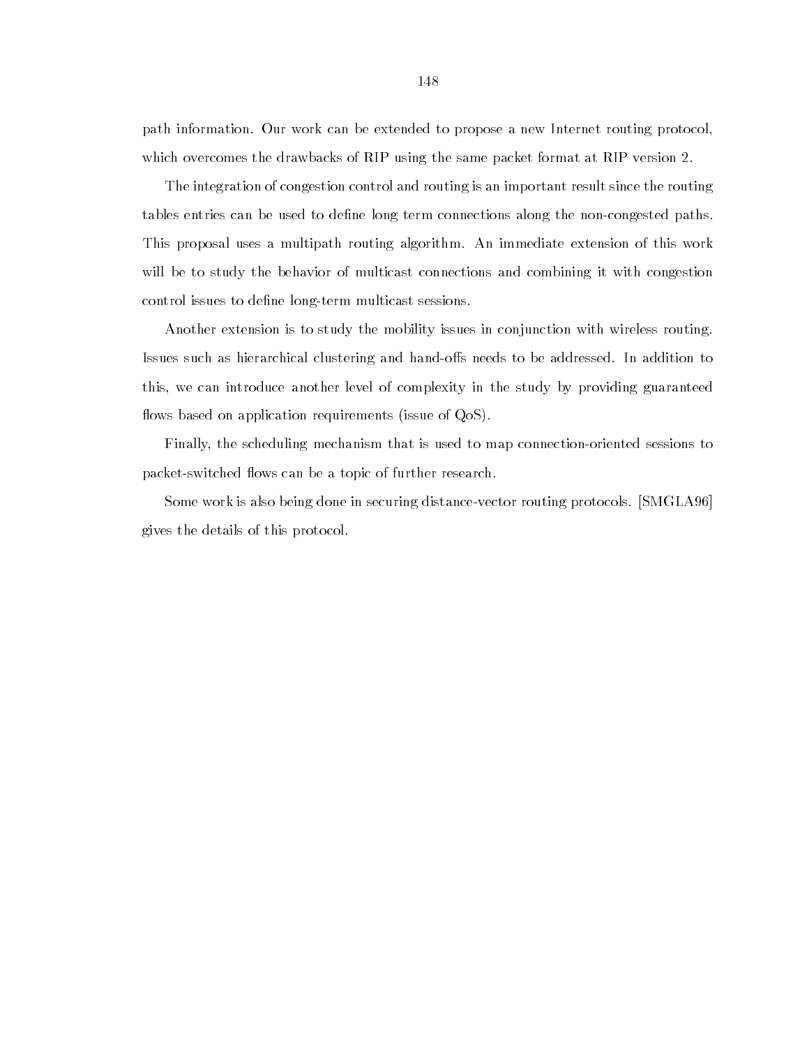path information. Our work can be extended to propose a new Internet routing protocol, which overcomes the drawbacks of RIP using the same packet format at RIP version 2.

The integration of congestion control and routing is an important result since the routing tables entries can be used to define long term connections along the non-congested paths. This proposal uses a multipath routing algorithm. An immediate extension of this work will be to study the behavior of multicast connections and combining it with congestion control issues to define long-term multicast sessions.

Another extension is to study the mobility issues in conjunction with wireless routing. Issues such as hierarchical clustering and hand-offs needs to be addressed. In addition to this, we can introduce another level of complexity in the study by providing guaranteed flows based on application requirements (issue of QoS).

Finally, the scheduling mechanism that is used to map connection-oriented sessions to packet-switched flows can be a topic of further research.

Some work is also being done in securing distance-vector routing protocols. [SMGLA96] gives the details of this protocol.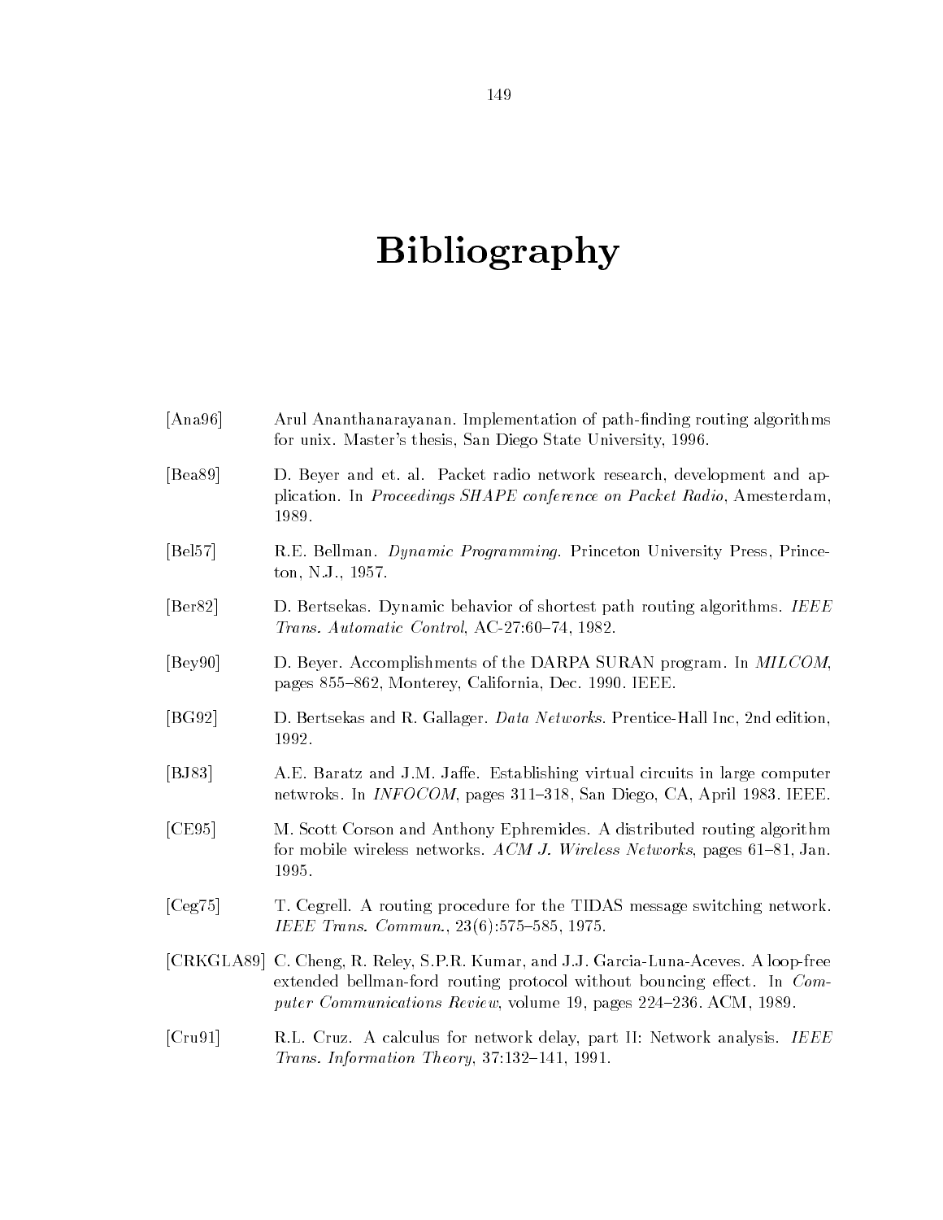# Bibliography

[Ana96] Arul Ananthanarayanan. Implementation of path-finding routing algorithms for unix. Master's thesis, San Diego State University, 1996.

[Bea89] D. Beyer and et. al. Packet radio network research, development and application. In *Proceedings SHAPE conference on Packet Radio*, Amesterdam, 1989.

[Bel57] R.E. Bellman. *Dynamic Programming*. Princeton University Press, Princeton, N.J., 1957.

[Ber82] D. Bertsekas. Dynamic behavior of shortest path routing algorithms. *IEEE Trans. Automatic Control*, AC-27:60–74, 1982.

[Bey90] D. Beyer. Accomplishments of the DARPA SURAN program. In *MILCOM*, pages 855–862, Monterey, California, Dec. 1990. IEEE.

[BG92] D. Bertsekas and R. Gallager. *Data Networks*. Prentice-Hall Inc, 2nd edition, 1992.

[BJ83] A.E. Baratz and J.M. Jaffe. Establishing virtual circuits in large computer netwroks. In *INFOCOM*, pages 311–318, San Diego, CA, April 1983. IEEE.

[CE95] M. Scott Corson and Anthony Ephremides. A distributed routing algorithm for mobile wireless networks. *ACM J. Wireless Networks*, pages 61–81, Jan. 1995.

[Ceg75] T. Cegrell. A routing procedure for the TIDAS message switching network. *IEEE Trans. Commun.*, 23(6):575–585, 1975.

[CRKGLA89] C. Cheng, R. Reley, S.P.R. Kumar, and J.J. Garcia-Luna-Aceves. A loop-free extended bellman-ford routing protocol without bouncing effect. In *Computer Communications Review*, volume 19, pages 224–236. ACM, 1989.

[Cru91] R.L. Cruz. A calculus for network delay, part II: Network analysis. *IEEE Trans. Information Theory*, 37:132–141, 1991.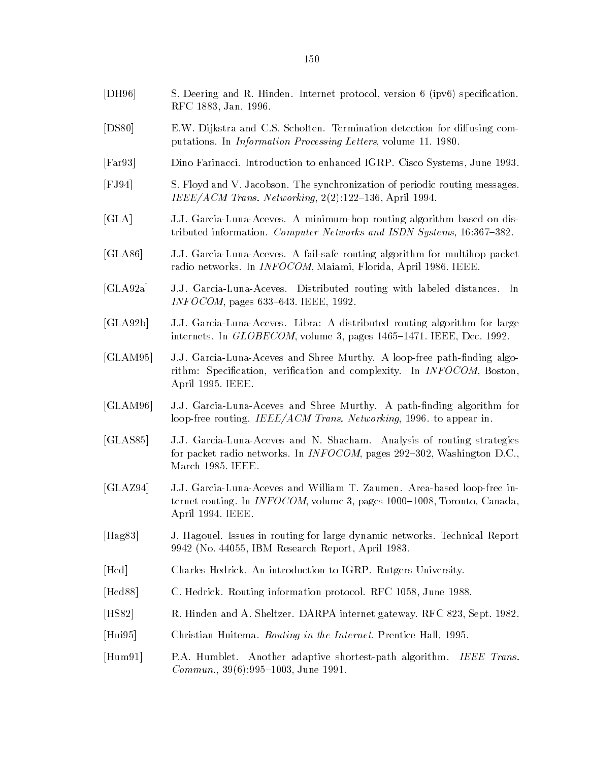[DH96] S. Deering and R. Hinden. Internet protocol, version 6 (ipv6) specification. RFC 1883, Jan. 1996.

[DS80] E.W. Dijkstra and C.S. Scholten. Termination detection for diffusing computations. In *Information Processing Letters*, volume 11. 1980.

[Far93] Dino Farinacci. Introduction to enhanced IGRP. Cisco Systems, June 1993.

[FJ94] S. Floyd and V. Jacobson. The synchronization of periodic routing messages. *IEEE/ACM Trans. Networking*, 2(2):122–136, April 1994.

[GLA] J.J. Garcia-Luna-Aceves. A minimum-hop routing algorithm based on distributed information. *Computer Networks and ISDN Systems*, 16:367–382.

[GLA86] J.J. Garcia-Luna-Aceves. A fail-safe routing algorithm for multihop packet radio networks. In *INFOCOM*, Maiami, Florida, April 1986. IEEE.

[GLA92a] J.J. Garcia-Luna-Aceves. Distributed routing with labeled distances. In *INFOCOM*, pages 633–643. IEEE, 1992.

[GLA92b] J.J. Garcia-Luna-Aceves. Libra: A distributed routing algorithm for large internets. In *GLOBECOM*, volume 3, pages 1465–1471. IEEE, Dec. 1992.

[GLAM95] J.J. Garcia-Luna-Aceves and Shree Murthy. A loop-free path-finding algorithm: Specification, verification and complexity. In *INFOCOM*, Boston, April 1995. IEEE.

[GLAM96] J.J. Garcia-Luna-Aceves and Shree Murthy. A path-finding algorithm for loop-free routing. *IEEE/ACM Trans. Networking*, 1996. to appear in.

[GLAS85] J.J. Garcia-Luna-Aceves and N. Shacham. Analysis of routing strategies for packet radio networks. In *INFOCOM*, pages 292–302, Washington D.C., March 1985. IEEE.

[GLAZ94] J.J. Garcia-Luna-Aceves and William T. Zaumen. Area-based loop-free internet routing. In *INFOCOM*, volume 3, pages 1000–1008, Toronto, Canada, April 1994. IEEE.

[Hag83] J. Hagouel. Issues in routing for large dynamic networks. Technical Report 9942 (No. 44055, IBM Research Report, April 1983.

[Hed] Charles Hedrick. An introduction to IGRP. Rutgers University.

[Hed88] C. Hedrick. Routing information protocol. RFC 1058, June 1988.

[HS82] R. Hinden and A. Sheltzer. DARPA internet gateway. RFC 823, Sept. 1982.

[Hui95] Christian Huitema. *Routing in the Internet*. Prentice Hall, 1995.

[Hum91] P.A. Humblet. Another adaptive shortest-path algorithm. *IEEE Trans. Commun.*, 39(6):995–1003, June 1991.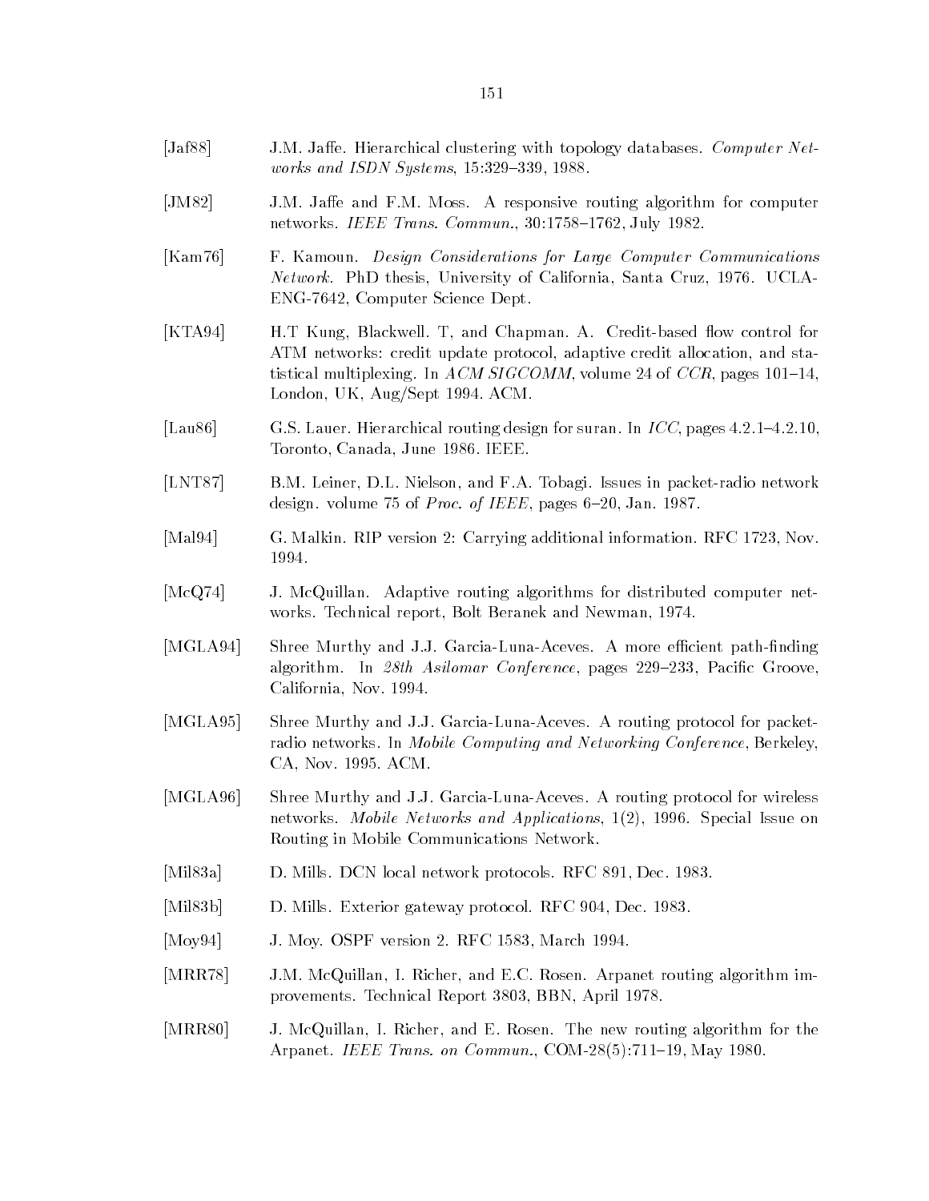[Jaf88] J.M. Jaffe. Hierarchical clustering with topology databases. *Computer Networks and ISDN Systems*, 15:329–339, 1988.

[JM82] J.M. Jaffe and F.M. Moss. A responsive routing algorithm for computer networks. *IEEE Trans. Commun.*, 30:1758–1762, July 1982.

[Kam76] F. Kamoun. *Design Considerations for Large Computer Communications Network*. PhD thesis, University of California, Santa Cruz, 1976. UCLA-ENG-7642, Computer Science Dept.

[KTA94] H.T Kung, Blackwell. T, and Chapman. A. Credit-based flow control for ATM networks: credit update protocol, adaptive credit allocation, and statistical multiplexing. In *ACM SIGCOMM*, volume 24 of *CCR*, pages 101–14, London, UK, Aug/Sept 1994. ACM.

[Lau86] G.S. Lauer. Hierarchical routing design for suran. In *ICC*, pages 4.2.1–4.2.10, Toronto, Canada, June 1986. IEEE.

[LNT87] B.M. Leiner, D.L. Nielson, and F.A. Tobagi. Issues in packet-radio network design. volume 75 of *Proc. of IEEE*, pages 6–20, Jan. 1987.

[Mal94] G. Malkin. RIP version 2: Carrying additional information. RFC 1723, Nov. 1994.

[McQ74] J. McQuillan. Adaptive routing algorithms for distributed computer networks. Technical report, Bolt Beranek and Newman, 1974.

[MGLA94] Shree Murthy and J.J. Garcia-Luna-Aceves. A more efficient path-finding algorithm. In *28th Asilomar Conference*, pages 229–233, Pacific Groove, California, Nov. 1994.

[MGLA95] Shree Murthy and J.J. Garcia-Luna-Aceves. A routing protocol for packet-radio networks. In *Mobile Computing and Networking Conference*, Berkeley, CA, Nov. 1995. ACM.

[MGLA96] Shree Murthy and J.J. Garcia-Luna-Aceves. A routing protocol for wireless networks. *Mobile Networks and Applications*, 1(2), 1996. Special Issue on Routing in Mobile Communications Network.

[Mil83a] D. Mills. DCN local network protocols. RFC 891, Dec. 1983.

[Mil83b] D. Mills. Exterior gateway protocol. RFC 904, Dec. 1983.

[Moy94] J. Moy. OSPF version 2. RFC 1583, March 1994.

[MRR78] J.M. McQuillan, I. Richer, and E.C. Rosen. Arpanet routing algorithm improvements. Technical Report 3803, BBN, April 1978.

[MRR80] J. McQuillan, I. Richer, and E. Rosen. The new routing algorithm for the Arpanet. *IEEE Trans. on Commun.*, COM-28(5):711–19, May 1980.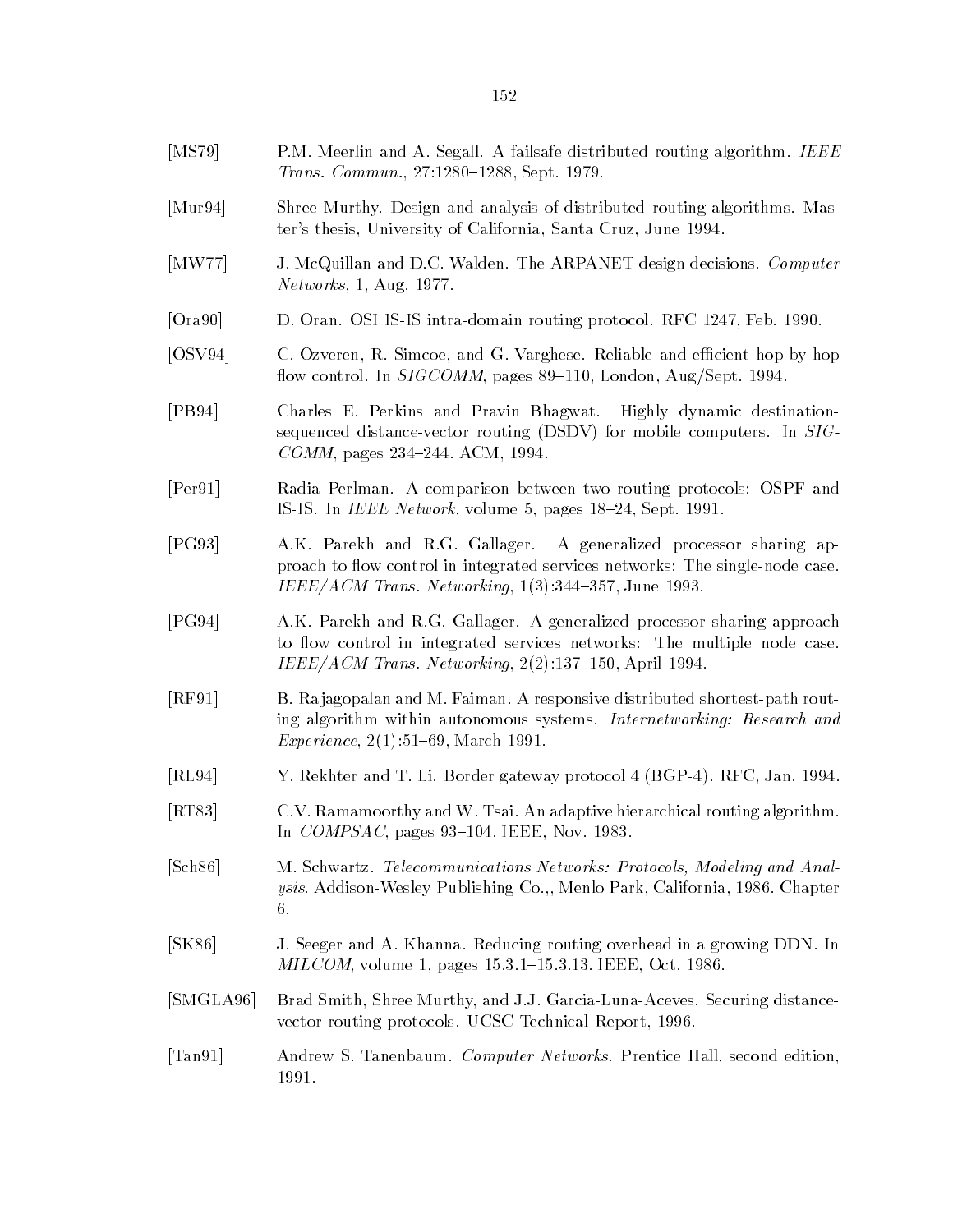[MS79] P.M. Meerlin and A. Segall. A failsafe distributed routing algorithm. *IEEE Trans. Commun.*, 27:1280–1288, Sept. 1979.

[Mur94] Shree Murthy. Design and analysis of distributed routing algorithms. Master's thesis, University of California, Santa Cruz, June 1994.

[MW77] J. McQuillan and D.C. Walden. The ARPANET design decisions. *Computer Networks*, 1, Aug. 1977.

[Ora90] D. Oran. OSI IS-IS intra-domain routing protocol. RFC 1247, Feb. 1990.

[OSV94] C. Ozveren, R. Simcoe, and G. Varghese. Reliable and efficient hop-by-hop flow control. In *SIGCOMM*, pages 89–110, London, Aug/Sept. 1994.

[PB94] Charles E. Perkins and Pravin Bhagwat. Highly dynamic destination-sequenced distance-vector routing (DSDV) for mobile computers. In *SIGCOMM*, pages 234–244. ACM, 1994.

[Per91] Radia Perlman. A comparison between two routing protocols: OSPF and IS-IS. In *IEEE Network*, volume 5, pages 18–24, Sept. 1991.

[PG93] A.K. Parekh and R.G. Gallager. A generalized processor sharing approach to flow control in integrated services networks: The single-node case. *IEEE/ACM Trans. Networking*, 1(3):344–357, June 1993.

[PG94] A.K. Parekh and R.G. Gallager. A generalized processor sharing approach to flow control in integrated services networks: The multiple node case. *IEEE/ACM Trans. Networking*, 2(2):137–150, April 1994.

[RF91] B. Rajagopalan and M. Faiman. A responsive distributed shortest-path routing algorithm within autonomous systems. *Internetworking: Research and Experience*, 2(1):51–69, March 1991.

[RL94] Y. Rekhter and T. Li. Border gateway protocol 4 (BGP-4). RFC, Jan. 1994.

[RT83] C.V. Ramamoorthy and W. Tsai. An adaptive hierarchical routing algorithm. In *COMPSAC*, pages 93–104. IEEE, Nov. 1983.

[Sch86] M. Schwartz. *Telecommunications Networks: Protocols, Modeling and Analysis*. Addison-Wesley Publishing Co.,, Menlo Park, California, 1986. Chapter 6.

[SK86] J. Seeger and A. Khanna. Reducing routing overhead in a growing DDN. In *MILCOM*, volume 1, pages 15.3.1–15.3.13. IEEE, Oct. 1986.

[SMGLA96] Brad Smith, Shree Murthy, and J.J. Garcia-Luna-Aceves. Securing distance-vector routing protocols. UCSC Technical Report, 1996.

[Tan91] Andrew S. Tanenbaum. *Computer Networks*. Prentice Hall, second edition, 1991.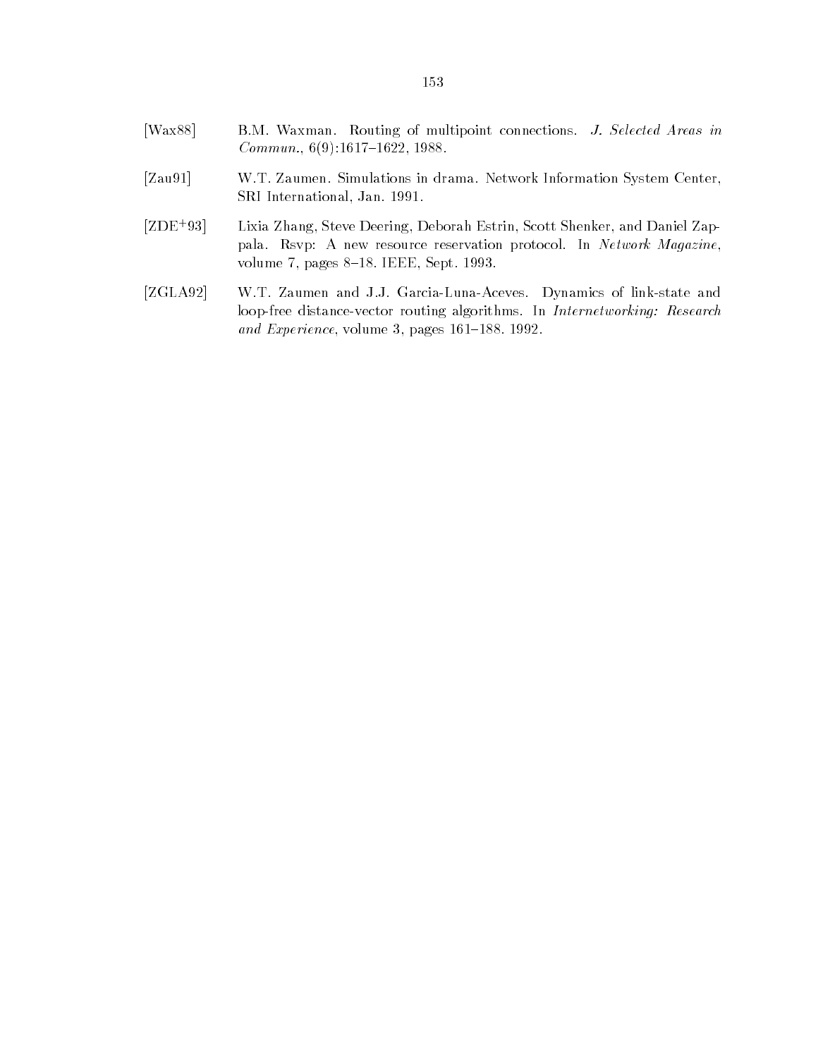[Wax88] B.M. Waxman. Routing of multipoint connections. *J. Selected Areas in Commun.*, 6(9):1617–1622, 1988.

[Zau91] W.T. Zaumen. Simulations in drama. Network Information System Center, SRI International, Jan. 1991.

[ZDE+93] Lixia Zhang, Steve Deering, Deborah Estrin, Scott Shenker, and Daniel Zappala. Rsvp: A new resource reservation protocol. In *Network Magazine*, volume 7, pages 8–18. IEEE, Sept. 1993.

[ZGLA92] W.T. Zaumen and J.J. Garcia-Luna-Aceves. Dynamics of link-state and loop-free distance-vector routing algorithms. In *Internetworking: Research and Experience*, volume 3, pages 161–188. 1992.